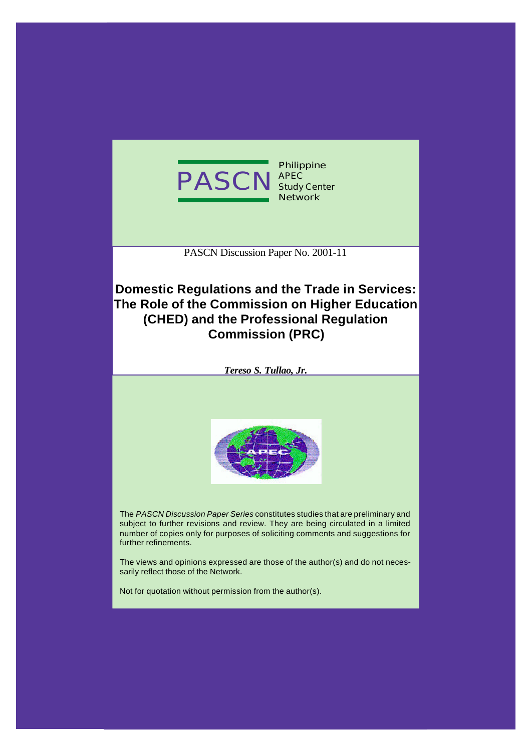PASCN Philippine APEC Study Center Network

PASCN Discussion Paper No. 2001-11

# Domestic Regulations and the Trade in Services: The Role of the Commission on Higher Education (CHED) and the Professional Regulation Commission (PRC)

***Tereso S. Tullao, Jr.***

The *PASCN Discussion Paper Series* constitutes studies that are preliminary and subject to further revisions and review. They are being circulated in a limited number of copies only for purposes of soliciting comments and suggestions for further refinements.

The views and opinions expressed are those of the author(s) and do not necessarily reflect those of the Network.

Not for quotation without permission from the author(s).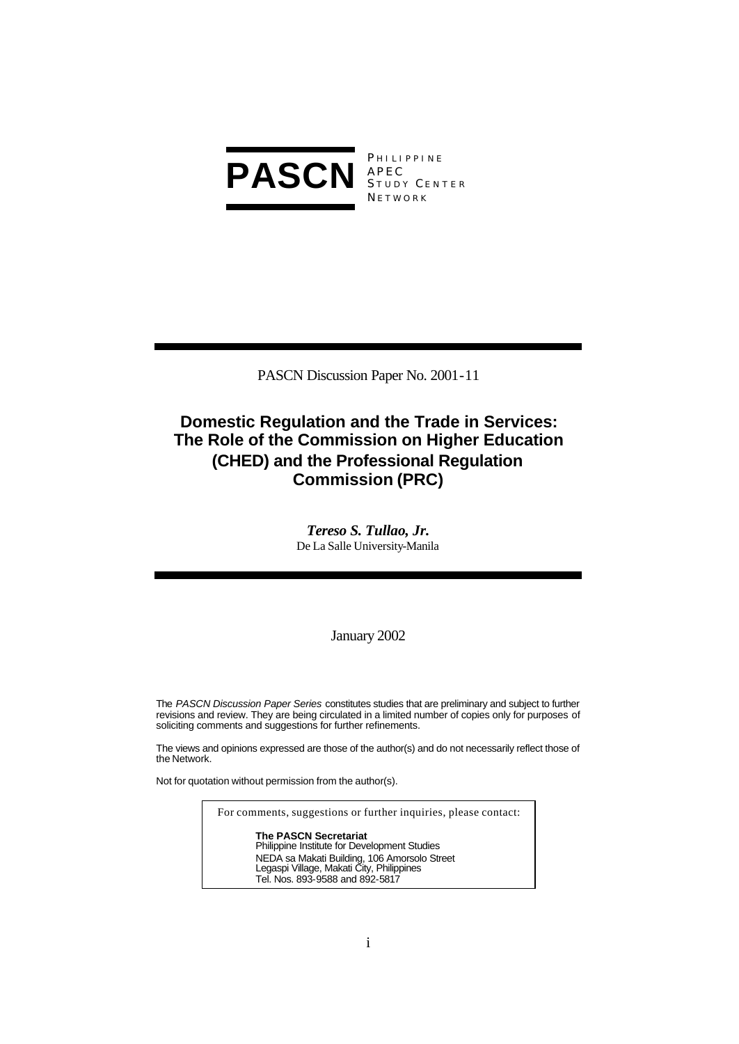**PASCN** PHILIPPINE APEC STUDY CENTER NETWORK

PASCN Discussion Paper No. 2001-11

# Domestic Regulation and the Trade in Services: The Role of the Commission on Higher Education (CHED) and the Professional Regulation Commission (PRC)

***Tereso S. Tullao, Jr.***
De La Salle University-Manila

January 2002

The *PASCN Discussion Paper Series* constitutes studies that are preliminary and subject to further revisions and review. They are being circulated in a limited number of copies only for purposes of soliciting comments and suggestions for further refinements.

The views and opinions expressed are those of the author(s) and do not necessarily reflect those of the Network.

Not for quotation without permission from the author(s).

For comments, suggestions or further inquiries, please contact:

**The PASCN Secretariat**
Philippine Institute for Development Studies
NEDA sa Makati Building, 106 Amorsolo Street
Legaspi Village, Makati City, Philippines
Tel. Nos. 893-9588 and 892-5817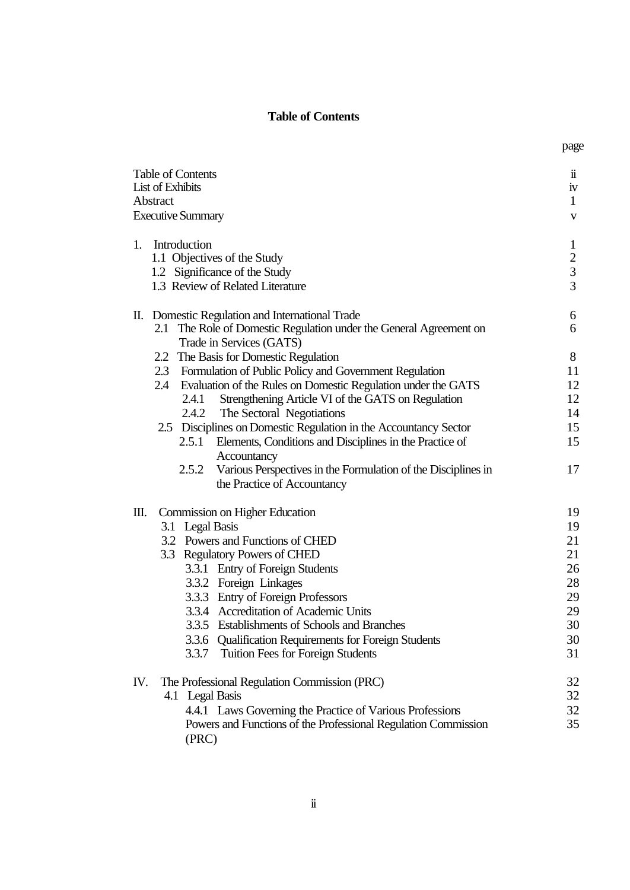# Table of Contents

| | page |
|---|---|
| Table of Contents | ii |
| List of Exhibits | iv |
| Abstract | 1 |
| Executive Summary | v |
| | |
| 1. Introduction | 1 |
| 1.1 Objectives of the Study | 2 |
| 1.2 Significance of the Study | 3 |
| 1.3 Review of Related Literature | 3 |
| | |
| II. Domestic Regulation and International Trade | 6 |
| 2.1 The Role of Domestic Regulation under the General Agreement on Trade in Services (GATS) | 6 |
| 2.2 The Basis for Domestic Regulation | 8 |
| 2.3 Formulation of Public Policy and Government Regulation | 11 |
| 2.4 Evaluation of the Rules on Domestic Regulation under the GATS | 12 |
| 2.4.1 Strengthening Article VI of the GATS on Regulation | 12 |
| 2.4.2 The Sectoral Negotiations | 14 |
| 2.5 Disciplines on Domestic Regulation in the Accountancy Sector | 15 |
| 2.5.1 Elements, Conditions and Disciplines in the Practice of Accountancy | 15 |
| 2.5.2 Various Perspectives in the Formulation of the Disciplines in the Practice of Accountancy | 17 |
| | |
| III. Commission on Higher Education | 19 |
| 3.1 Legal Basis | 19 |
| 3.2 Powers and Functions of CHED | 21 |
| 3.3 Regulatory Powers of CHED | 21 |
| 3.3.1 Entry of Foreign Students | 26 |
| 3.3.2 Foreign Linkages | 28 |
| 3.3.3 Entry of Foreign Professors | 29 |
| 3.3.4 Accreditation of Academic Units | 29 |
| 3.3.5 Establishments of Schools and Branches | 30 |
| 3.3.6 Qualification Requirements for Foreign Students | 30 |
| 3.3.7 Tuition Fees for Foreign Students | 31 |
| | |
| IV. The Professional Regulation Commission (PRC) | 32 |
| 4.1 Legal Basis | 32 |
| 4.4.1 Laws Governing the Practice of Various Professions | 32 |
| Powers and Functions of the Professional Regulation Commission (PRC) | 35 |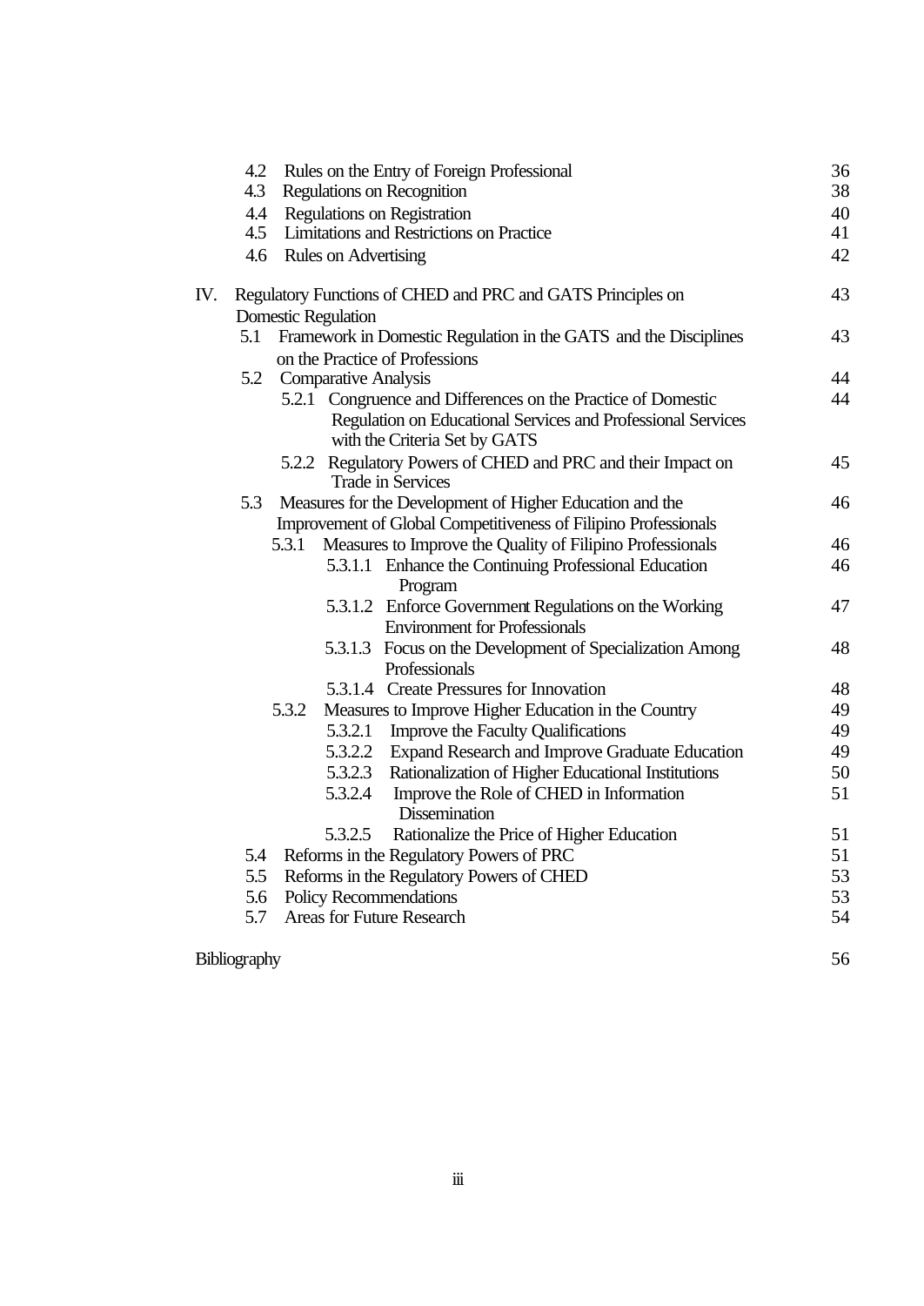| | |
|---|---|
| 4.2 Rules on the Entry of Foreign Professional | 36 |
| 4.3 Regulations on Recognition | 38 |
| 4.4 Regulations on Registration | 40 |
| 4.5 Limitations and Restrictions on Practice | 41 |
| 4.6 Rules on Advertising | 42 |
| IV. Regulatory Functions of CHED and PRC and GATS Principles on Domestic Regulation | 43 |
| 5.1 Framework in Domestic Regulation in the GATS and the Disciplines on the Practice of Professions | 43 |
| 5.2 Comparative Analysis | 44 |
| 5.2.1 Congruence and Differences on the Practice of Domestic Regulation on Educational Services and Professional Services with the Criteria Set by GATS | 44 |
| 5.2.2 Regulatory Powers of CHED and PRC and their Impact on Trade in Services | 45 |
| 5.3 Measures for the Development of Higher Education and the Improvement of Global Competitiveness of Filipino Professionals | 46 |
| 5.3.1 Measures to Improve the Quality of Filipino Professionals | 46 |
| 5.3.1.1 Enhance the Continuing Professional Education Program | 46 |
| 5.3.1.2 Enforce Government Regulations on the Working Environment for Professionals | 47 |
| 5.3.1.3 Focus on the Development of Specialization Among Professionals | 48 |
| 5.3.1.4 Create Pressures for Innovation | 48 |
| 5.3.2 Measures to Improve Higher Education in the Country | 49 |
| 5.3.2.1 Improve the Faculty Qualifications | 49 |
| 5.3.2.2 Expand Research and Improve Graduate Education | 49 |
| 5.3.2.3 Rationalization of Higher Educational Institutions | 50 |
| 5.3.2.4 Improve the Role of CHED in Information Dissemination | 51 |
| 5.3.2.5 Rationalize the Price of Higher Education | 51 |
| 5.4 Reforms in the Regulatory Powers of PRC | 51 |
| 5.5 Reforms in the Regulatory Powers of CHED | 53 |
| 5.6 Policy Recommendations | 53 |
| 5.7 Areas for Future Research | 54 |
| Bibliography | 56 |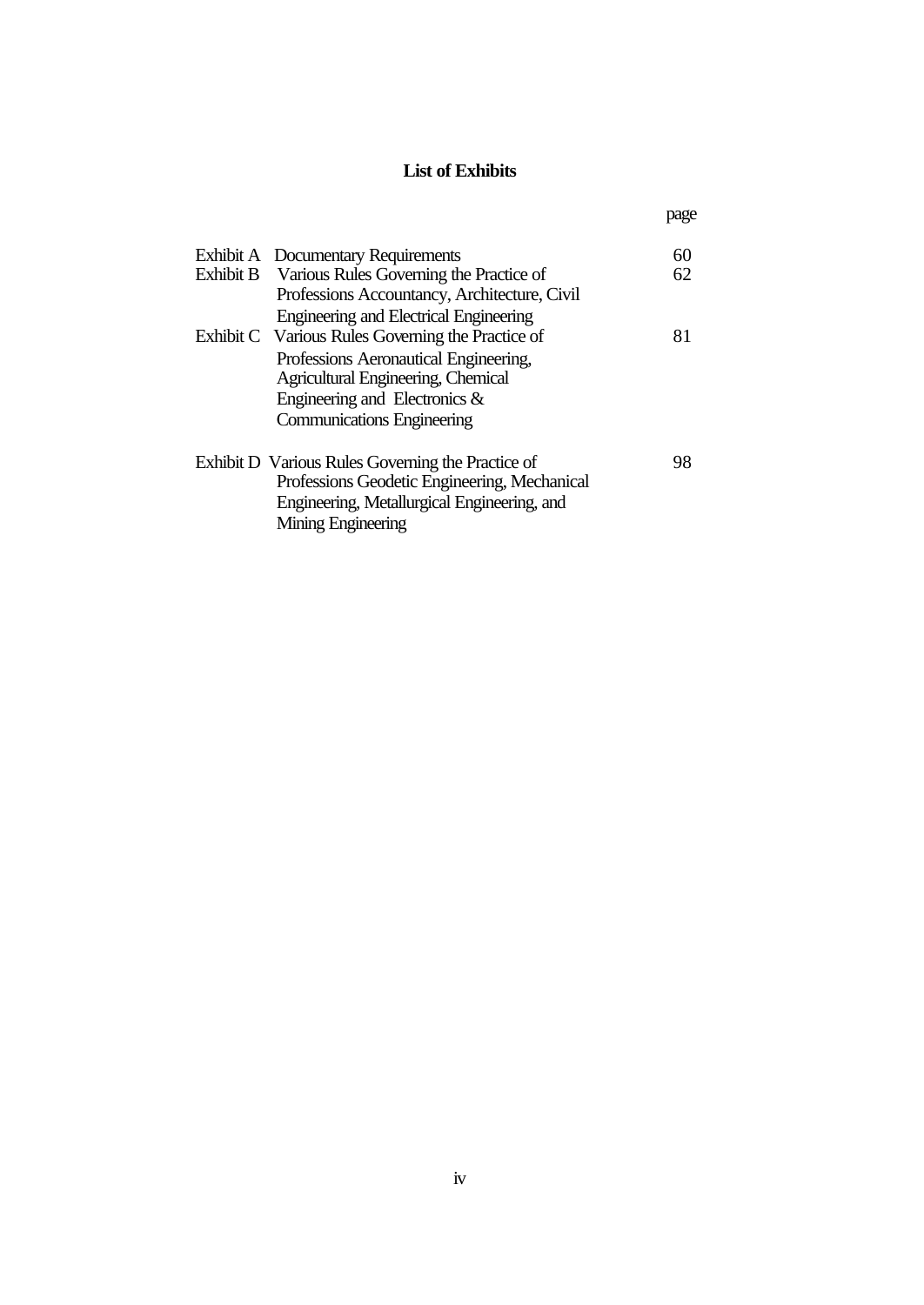## List of Exhibits

| | | page |
|---|---|---|
| Exhibit A | Documentary Requirements | 60 |
| Exhibit B | Various Rules Governing the Practice of Professions Accountancy, Architecture, Civil Engineering and Electrical Engineering | 62 |
| Exhibit C | Various Rules Governing the Practice of Professions Aeronautical Engineering, Agricultural Engineering, Chemical Engineering and Electronics & Communications Engineering | 81 |
| Exhibit D | Various Rules Governing the Practice of Professions Geodetic Engineering, Mechanical Engineering, Metallurgical Engineering, and Mining Engineering | 98 |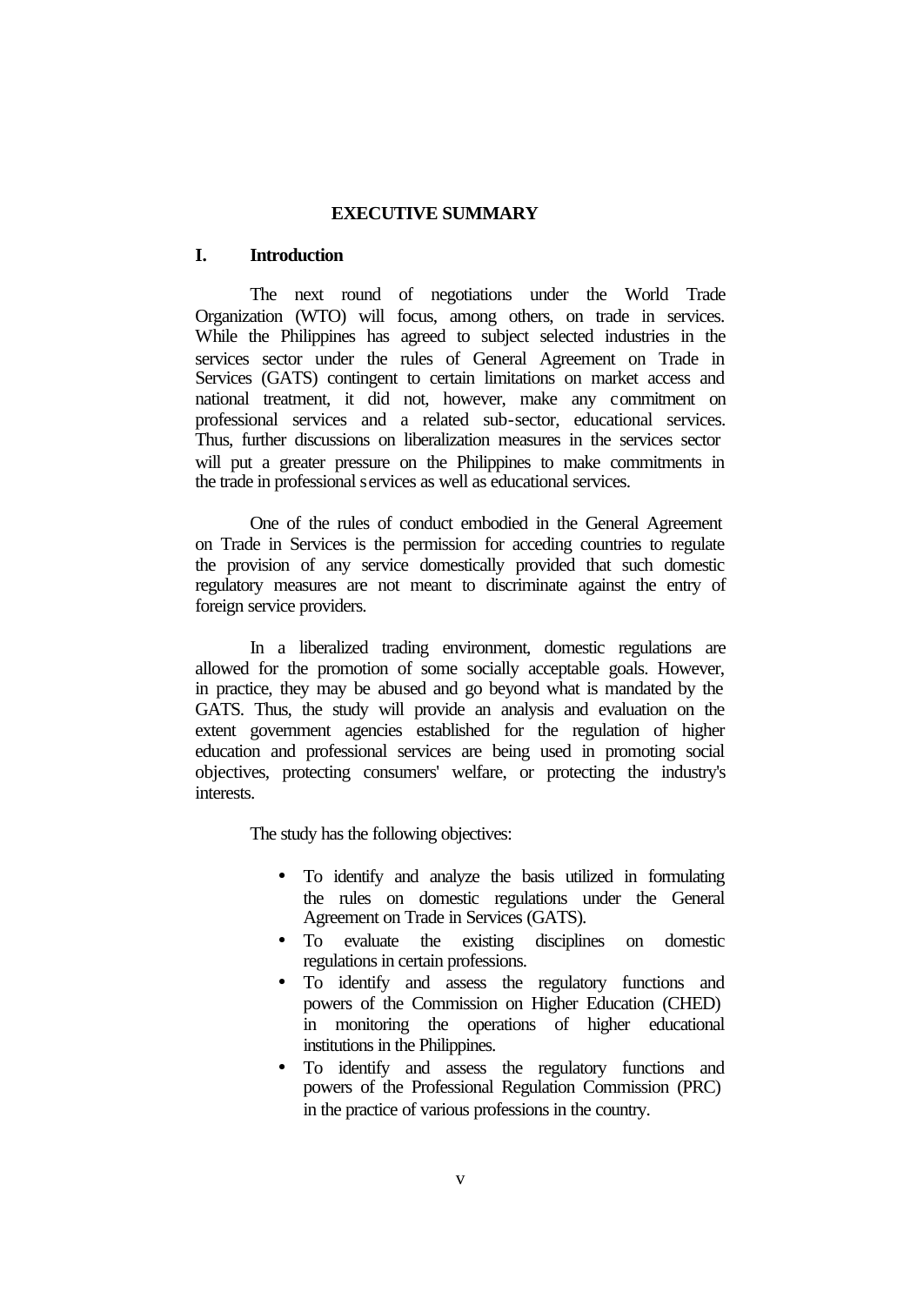# EXECUTIVE SUMMARY

## I. Introduction

The next round of negotiations under the World Trade Organization (WTO) will focus, among others, on trade in services. While the Philippines has agreed to subject selected industries in the services sector under the rules of General Agreement on Trade in Services (GATS) contingent to certain limitations on market access and national treatment, it did not, however, make any commitment on professional services and a related sub-sector, educational services. Thus, further discussions on liberalization measures in the services sector will put a greater pressure on the Philippines to make commitments in the trade in professional services as well as educational services.

One of the rules of conduct embodied in the General Agreement on Trade in Services is the permission for acceding countries to regulate the provision of any service domestically provided that such domestic regulatory measures are not meant to discriminate against the entry of foreign service providers.

In a liberalized trading environment, domestic regulations are allowed for the promotion of some socially acceptable goals. However, in practice, they may be abused and go beyond what is mandated by the GATS. Thus, the study will provide an analysis and evaluation on the extent government agencies established for the regulation of higher education and professional services are being used in promoting social objectives, protecting consumers' welfare, or protecting the industry's interests.

The study has the following objectives:

- To identify and analyze the basis utilized in formulating the rules on domestic regulations under the General Agreement on Trade in Services (GATS).
- To evaluate the existing disciplines on domestic regulations in certain professions.
- To identify and assess the regulatory functions and powers of the Commission on Higher Education (CHED) in monitoring the operations of higher educational institutions in the Philippines.
- To identify and assess the regulatory functions and powers of the Professional Regulation Commission (PRC) in the practice of various professions in the country.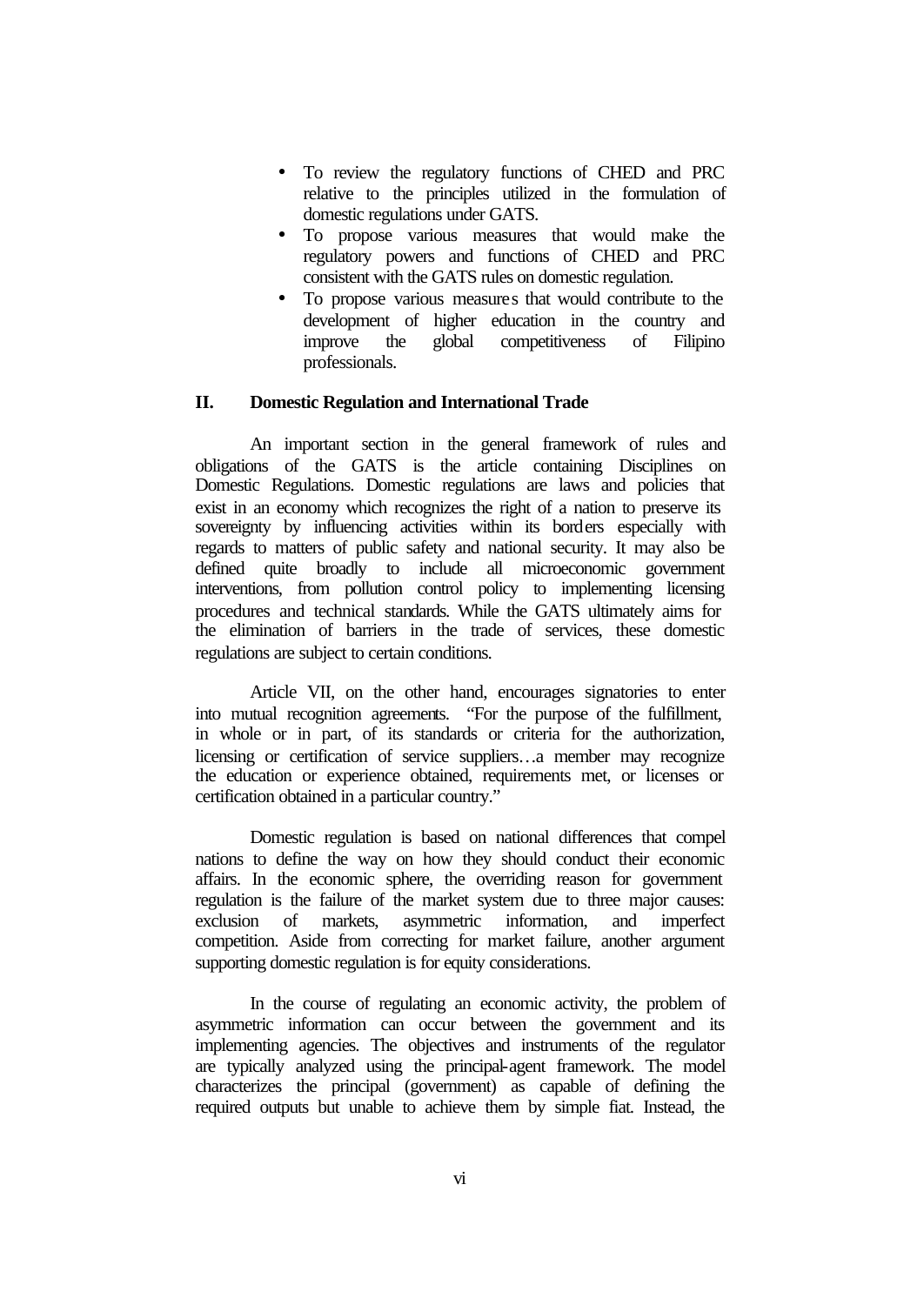- To review the regulatory functions of CHED and PRC relative to the principles utilized in the formulation of domestic regulations under GATS.
- To propose various measures that would make the regulatory powers and functions of CHED and PRC consistent with the GATS rules on domestic regulation.
- To propose various measures that would contribute to the development of higher education in the country and improve the global competitiveness of Filipino professionals.

## II. Domestic Regulation and International Trade

An important section in the general framework of rules and obligations of the GATS is the article containing Disciplines on Domestic Regulations. Domestic regulations are laws and policies that exist in an economy which recognizes the right of a nation to preserve its sovereignty by influencing activities within its borders especially with regards to matters of public safety and national security. It may also be defined quite broadly to include all microeconomic government interventions, from pollution control policy to implementing licensing procedures and technical standards. While the GATS ultimately aims for the elimination of barriers in the trade of services, these domestic regulations are subject to certain conditions.

Article VII, on the other hand, encourages signatories to enter into mutual recognition agreements. "For the purpose of the fulfillment, in whole or in part, of its standards or criteria for the authorization, licensing or certification of service suppliers…a member may recognize the education or experience obtained, requirements met, or licenses or certification obtained in a particular country."

Domestic regulation is based on national differences that compel nations to define the way on how they should conduct their economic affairs. In the economic sphere, the overriding reason for government regulation is the failure of the market system due to three major causes: exclusion of markets, asymmetric information, and imperfect competition. Aside from correcting for market failure, another argument supporting domestic regulation is for equity considerations.

In the course of regulating an economic activity, the problem of asymmetric information can occur between the government and its implementing agencies. The objectives and instruments of the regulator are typically analyzed using the principal-agent framework. The model characterizes the principal (government) as capable of defining the required outputs but unable to achieve them by simple fiat. Instead, the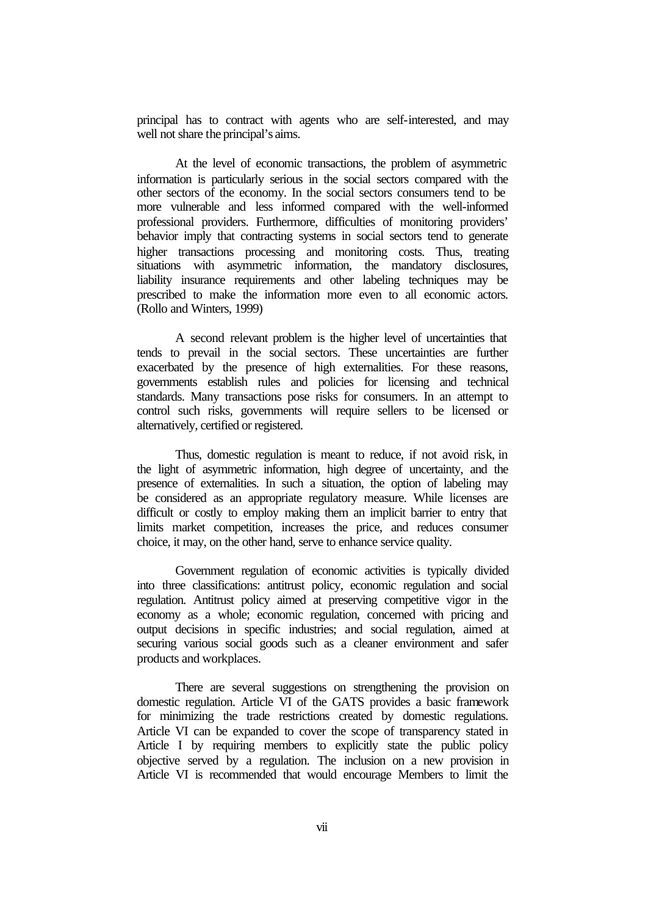principal has to contract with agents who are self-interested, and may well not share the principal's aims.

At the level of economic transactions, the problem of asymmetric information is particularly serious in the social sectors compared with the other sectors of the economy. In the social sectors consumers tend to be more vulnerable and less informed compared with the well-informed professional providers. Furthermore, difficulties of monitoring providers' behavior imply that contracting systems in social sectors tend to generate higher transactions processing and monitoring costs. Thus, treating situations with asymmetric information, the mandatory disclosures, liability insurance requirements and other labeling techniques may be prescribed to make the information more even to all economic actors. (Rollo and Winters, 1999)

A second relevant problem is the higher level of uncertainties that tends to prevail in the social sectors. These uncertainties are further exacerbated by the presence of high externalities. For these reasons, governments establish rules and policies for licensing and technical standards. Many transactions pose risks for consumers. In an attempt to control such risks, governments will require sellers to be licensed or alternatively, certified or registered.

Thus, domestic regulation is meant to reduce, if not avoid risk, in the light of asymmetric information, high degree of uncertainty, and the presence of externalities. In such a situation, the option of labeling may be considered as an appropriate regulatory measure. While licenses are difficult or costly to employ making them an implicit barrier to entry that limits market competition, increases the price, and reduces consumer choice, it may, on the other hand, serve to enhance service quality.

Government regulation of economic activities is typically divided into three classifications: antitrust policy, economic regulation and social regulation. Antitrust policy aimed at preserving competitive vigor in the economy as a whole; economic regulation, concerned with pricing and output decisions in specific industries; and social regulation, aimed at securing various social goods such as a cleaner environment and safer products and workplaces.

There are several suggestions on strengthening the provision on domestic regulation. Article VI of the GATS provides a basic framework for minimizing the trade restrictions created by domestic regulations. Article VI can be expanded to cover the scope of transparency stated in Article I by requiring members to explicitly state the public policy objective served by a regulation. The inclusion on a new provision in Article VI is recommended that would encourage Members to limit the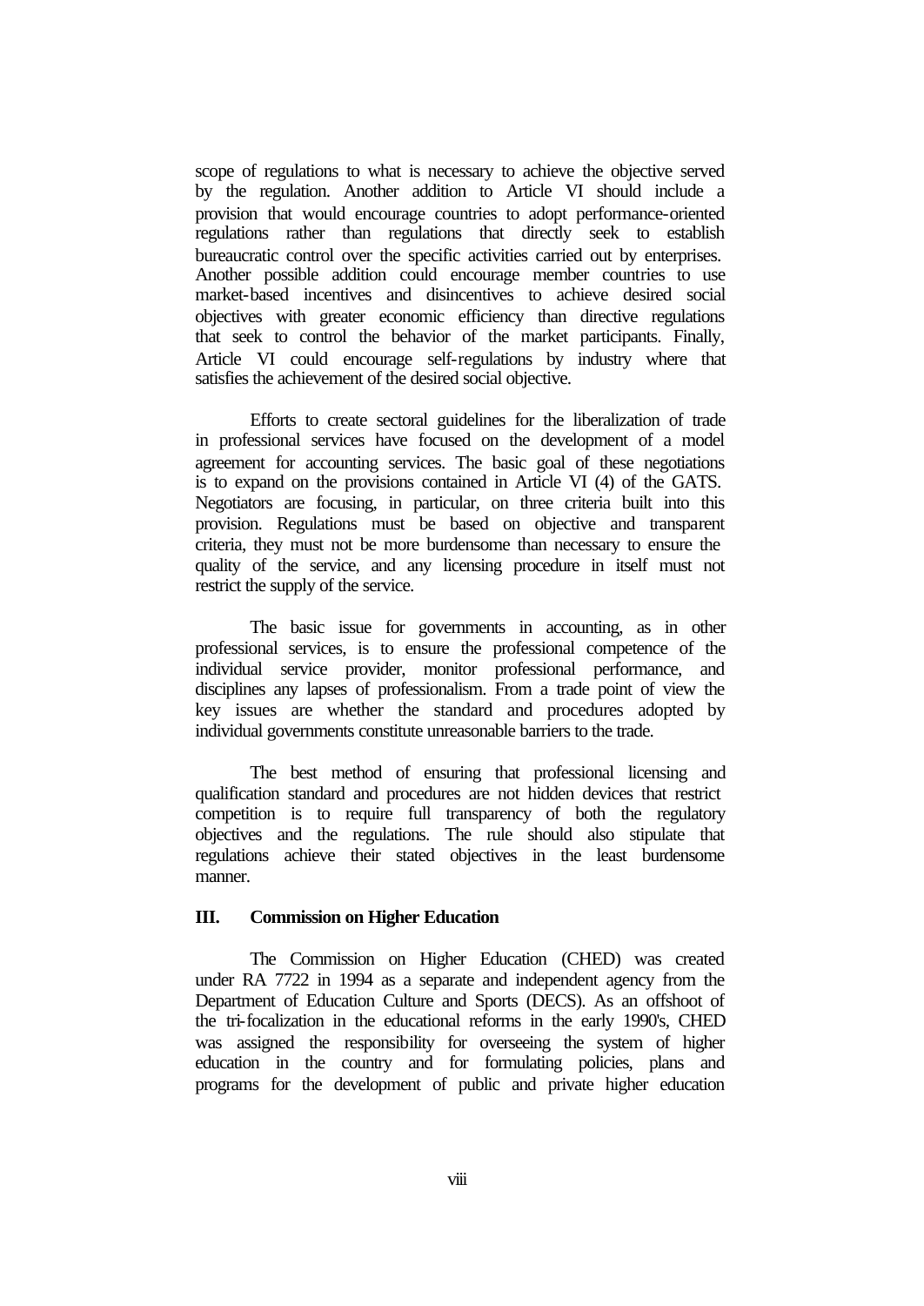scope of regulations to what is necessary to achieve the objective served by the regulation. Another addition to Article VI should include a provision that would encourage countries to adopt performance-oriented regulations rather than regulations that directly seek to establish bureaucratic control over the specific activities carried out by enterprises. Another possible addition could encourage member countries to use market-based incentives and disincentives to achieve desired social objectives with greater economic efficiency than directive regulations that seek to control the behavior of the market participants. Finally, Article VI could encourage self-regulations by industry where that satisfies the achievement of the desired social objective.

Efforts to create sectoral guidelines for the liberalization of trade in professional services have focused on the development of a model agreement for accounting services. The basic goal of these negotiations is to expand on the provisions contained in Article VI (4) of the GATS. Negotiators are focusing, in particular, on three criteria built into this provision. Regulations must be based on objective and transparent criteria, they must not be more burdensome than necessary to ensure the quality of the service, and any licensing procedure in itself must not restrict the supply of the service.

The basic issue for governments in accounting, as in other professional services, is to ensure the professional competence of the individual service provider, monitor professional performance, and disciplines any lapses of professionalism. From a trade point of view the key issues are whether the standard and procedures adopted by individual governments constitute unreasonable barriers to the trade.

The best method of ensuring that professional licensing and qualification standard and procedures are not hidden devices that restrict competition is to require full transparency of both the regulatory objectives and the regulations. The rule should also stipulate that regulations achieve their stated objectives in the least burdensome manner.

## III. Commission on Higher Education

The Commission on Higher Education (CHED) was created under RA 7722 in 1994 as a separate and independent agency from the Department of Education Culture and Sports (DECS). As an offshoot of the tri-focalization in the educational reforms in the early 1990's, CHED was assigned the responsibility for overseeing the system of higher education in the country and for formulating policies, plans and programs for the development of public and private higher education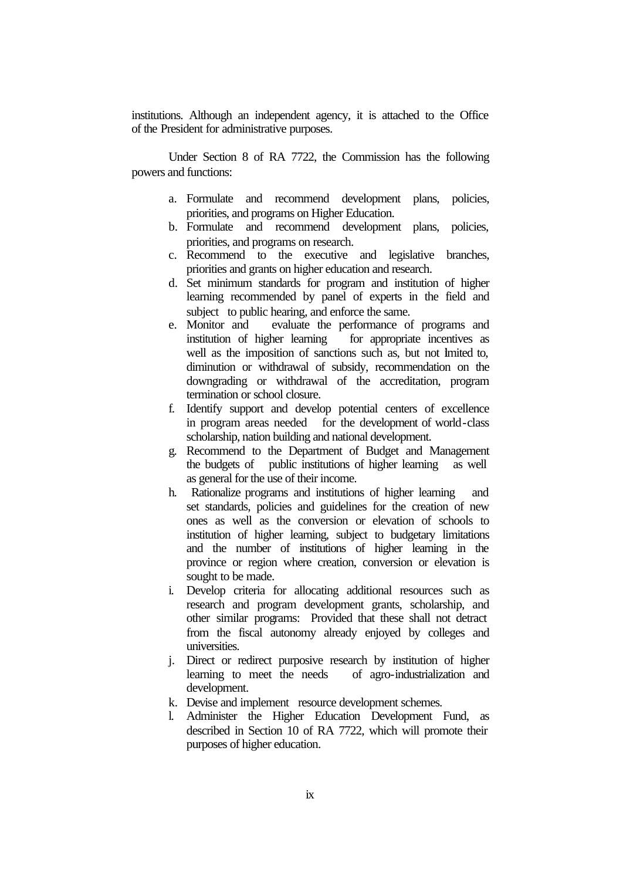institutions. Although an independent agency, it is attached to the Office of the President for administrative purposes.

Under Section 8 of RA 7722, the Commission has the following powers and functions:

a. Formulate and recommend development plans, policies, priorities, and programs on Higher Education.
b. Formulate and recommend development plans, policies, priorities, and programs on research.
c. Recommend to the executive and legislative branches, priorities and grants on higher education and research.
d. Set minimum standards for program and institution of higher learning recommended by panel of experts in the field and subject to public hearing, and enforce the same.
e. Monitor and evaluate the performance of programs and institution of higher learning for appropriate incentives as well as the imposition of sanctions such as, but not limited to, diminution or withdrawal of subsidy, recommendation on the downgrading or withdrawal of the accreditation, program termination or school closure.
f. Identify support and develop potential centers of excellence in program areas needed for the development of world-class scholarship, nation building and national development.
g. Recommend to the Department of Budget and Management the budgets of public institutions of higher learning as well as general for the use of their income.
h. Rationalize programs and institutions of higher learning and set standards, policies and guidelines for the creation of new ones as well as the conversion or elevation of schools to institution of higher learning, subject to budgetary limitations and the number of institutions of higher learning in the province or region where creation, conversion or elevation is sought to be made.
i. Develop criteria for allocating additional resources such as research and program development grants, scholarship, and other similar programs: Provided that these shall not detract from the fiscal autonomy already enjoyed by colleges and universities.
j. Direct or redirect purposive research by institution of higher learning to meet the needs of agro-industrialization and development.
k. Devise and implement resource development schemes.
l. Administer the Higher Education Development Fund, as described in Section 10 of RA 7722, which will promote their purposes of higher education.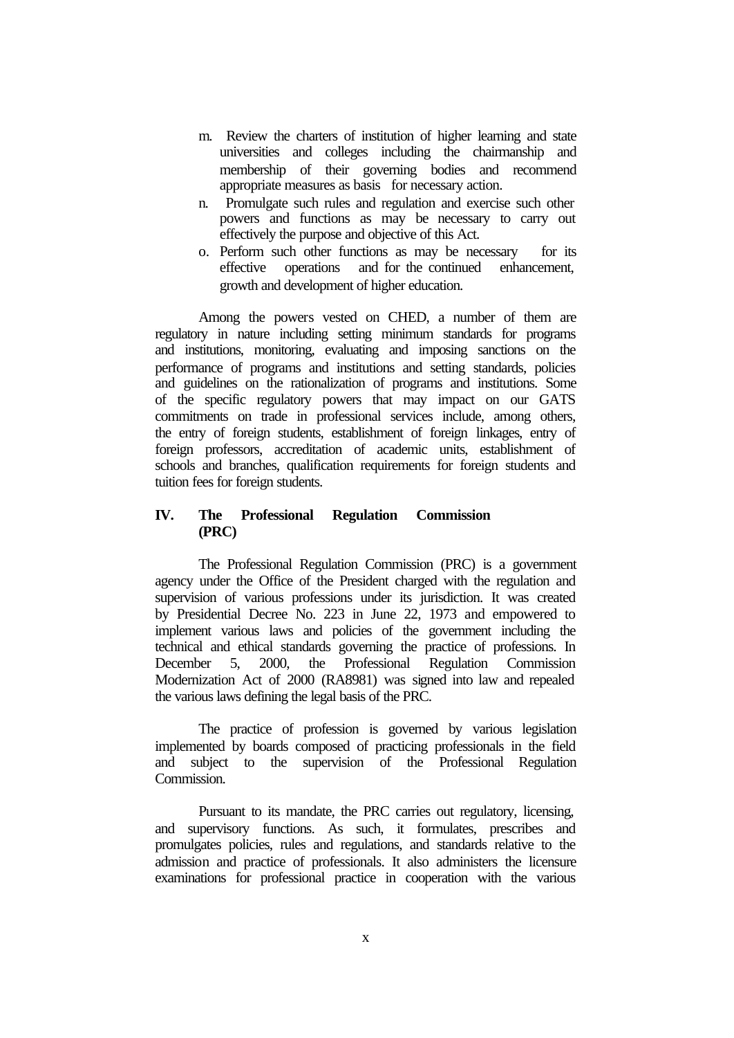m. Review the charters of institution of higher learning and state universities and colleges including the chairmanship and membership of their governing bodies and recommend appropriate measures as basis for necessary action.

n. Promulgate such rules and regulation and exercise such other powers and functions as may be necessary to carry out effectively the purpose and objective of this Act.

o. Perform such other functions as may be necessary for its effective operations and for the continued enhancement, growth and development of higher education.

Among the powers vested on CHED, a number of them are regulatory in nature including setting minimum standards for programs and institutions, monitoring, evaluating and imposing sanctions on the performance of programs and institutions and setting standards, policies and guidelines on the rationalization of programs and institutions. Some of the specific regulatory powers that may impact on our GATS commitments on trade in professional services include, among others, the entry of foreign students, establishment of foreign linkages, entry of foreign professors, accreditation of academic units, establishment of schools and branches, qualification requirements for foreign students and tuition fees for foreign students.

## IV. The Professional Regulation Commission (PRC)

The Professional Regulation Commission (PRC) is a government agency under the Office of the President charged with the regulation and supervision of various professions under its jurisdiction. It was created by Presidential Decree No. 223 in June 22, 1973 and empowered to implement various laws and policies of the government including the technical and ethical standards governing the practice of professions. In December 5, 2000, the Professional Regulation Commission Modernization Act of 2000 (RA8981) was signed into law and repealed the various laws defining the legal basis of the PRC.

The practice of profession is governed by various legislation implemented by boards composed of practicing professionals in the field and subject to the supervision of the Professional Regulation Commission.

Pursuant to its mandate, the PRC carries out regulatory, licensing, and supervisory functions. As such, it formulates, prescribes and promulgates policies, rules and regulations, and standards relative to the admission and practice of professionals. It also administers the licensure examinations for professional practice in cooperation with the various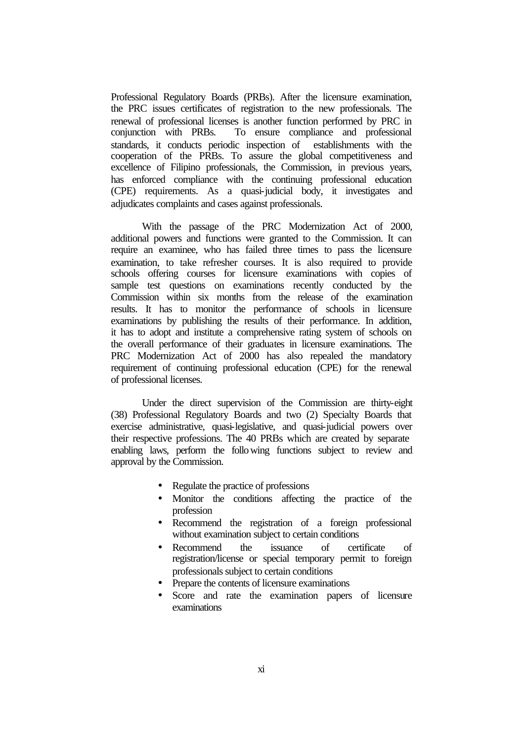Professional Regulatory Boards (PRBs). After the licensure examination, the PRC issues certificates of registration to the new professionals. The renewal of professional licenses is another function performed by PRC in conjunction with PRBs. To ensure compliance and professional standards, it conducts periodic inspection of establishments with the cooperation of the PRBs. To assure the global competitiveness and excellence of Filipino professionals, the Commission, in previous years, has enforced compliance with the continuing professional education (CPE) requirements. As a quasi-judicial body, it investigates and adjudicates complaints and cases against professionals.

With the passage of the PRC Modernization Act of 2000, additional powers and functions were granted to the Commission. It can require an examinee, who has failed three times to pass the licensure examination, to take refresher courses. It is also required to provide schools offering courses for licensure examinations with copies of sample test questions on examinations recently conducted by the Commission within six months from the release of the examination results. It has to monitor the performance of schools in licensure examinations by publishing the results of their performance. In addition, it has to adopt and institute a comprehensive rating system of schools on the overall performance of their graduates in licensure examinations. The PRC Modernization Act of 2000 has also repealed the mandatory requirement of continuing professional education (CPE) for the renewal of professional licenses.

Under the direct supervision of the Commission are thirty-eight (38) Professional Regulatory Boards and two (2) Specialty Boards that exercise administrative, quasi-legislative, and quasi-judicial powers over their respective professions. The 40 PRBs which are created by separate enabling laws, perform the following functions subject to review and approval by the Commission.

- Regulate the practice of professions
- Monitor the conditions affecting the practice of the profession
- Recommend the registration of a foreign professional without examination subject to certain conditions
- Recommend the issuance of certificate of registration/license or special temporary permit to foreign professionals subject to certain conditions
- Prepare the contents of licensure examinations
- Score and rate the examination papers of licensure examinations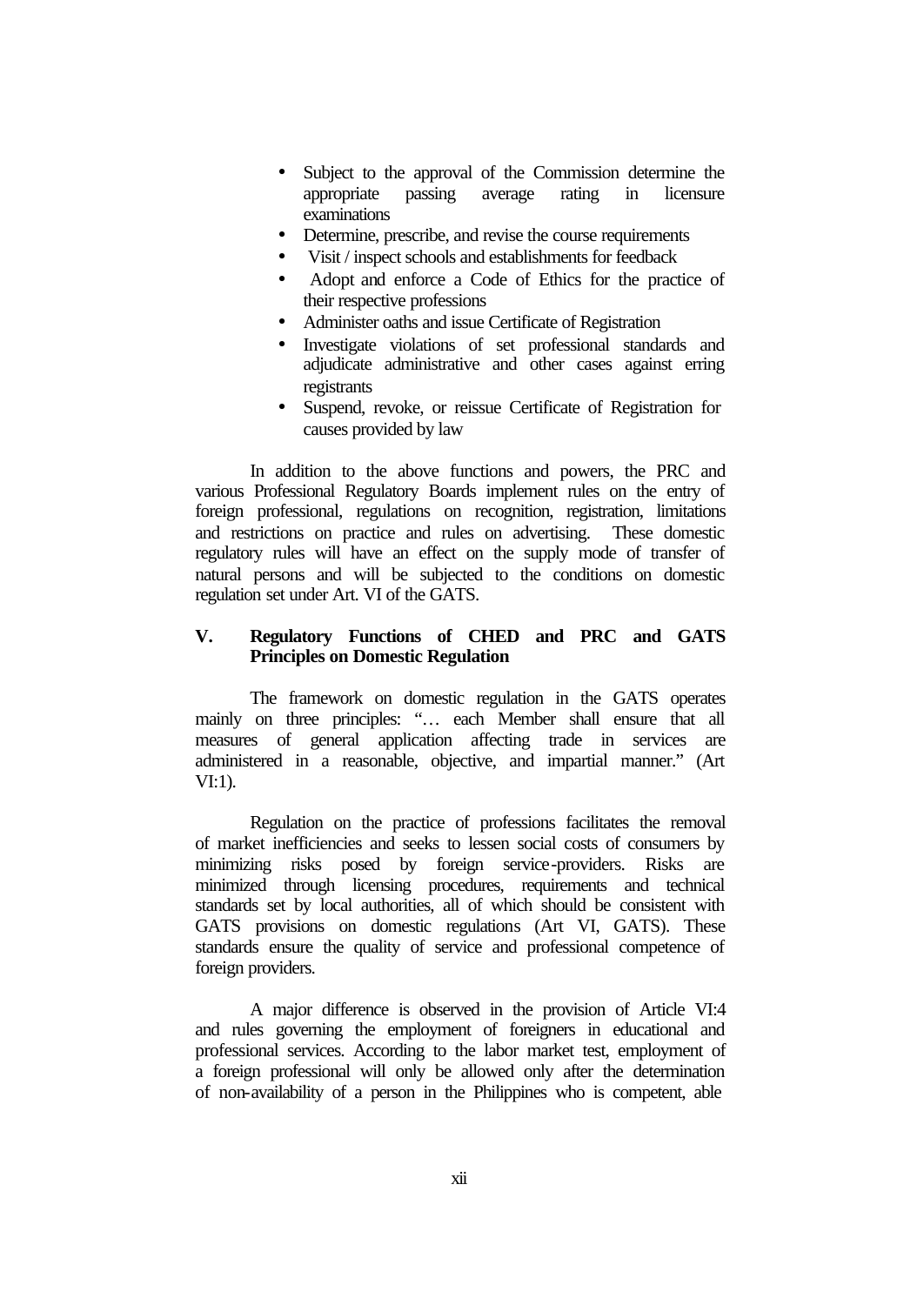- Subject to the approval of the Commission determine the appropriate passing average rating in licensure examinations
- Determine, prescribe, and revise the course requirements
- Visit / inspect schools and establishments for feedback
- Adopt and enforce a Code of Ethics for the practice of their respective professions
- Administer oaths and issue Certificate of Registration
- Investigate violations of set professional standards and adjudicate administrative and other cases against erring registrants
- Suspend, revoke, or reissue Certificate of Registration for causes provided by law

In addition to the above functions and powers, the PRC and various Professional Regulatory Boards implement rules on the entry of foreign professional, regulations on recognition, registration, limitations and restrictions on practice and rules on advertising. These domestic regulatory rules will have an effect on the supply mode of transfer of natural persons and will be subjected to the conditions on domestic regulation set under Art. VI of the GATS.

## V. Regulatory Functions of CHED and PRC and GATS Principles on Domestic Regulation

The framework on domestic regulation in the GATS operates mainly on three principles: "… each Member shall ensure that all measures of general application affecting trade in services are administered in a reasonable, objective, and impartial manner." (Art VI:1).

Regulation on the practice of professions facilitates the removal of market inefficiencies and seeks to lessen social costs of consumers by minimizing risks posed by foreign service-providers. Risks are minimized through licensing procedures, requirements and technical standards set by local authorities, all of which should be consistent with GATS provisions on domestic regulations (Art VI, GATS). These standards ensure the quality of service and professional competence of foreign providers.

A major difference is observed in the provision of Article VI:4 and rules governing the employment of foreigners in educational and professional services. According to the labor market test, employment of a foreign professional will only be allowed only after the determination of non-availability of a person in the Philippines who is competent, able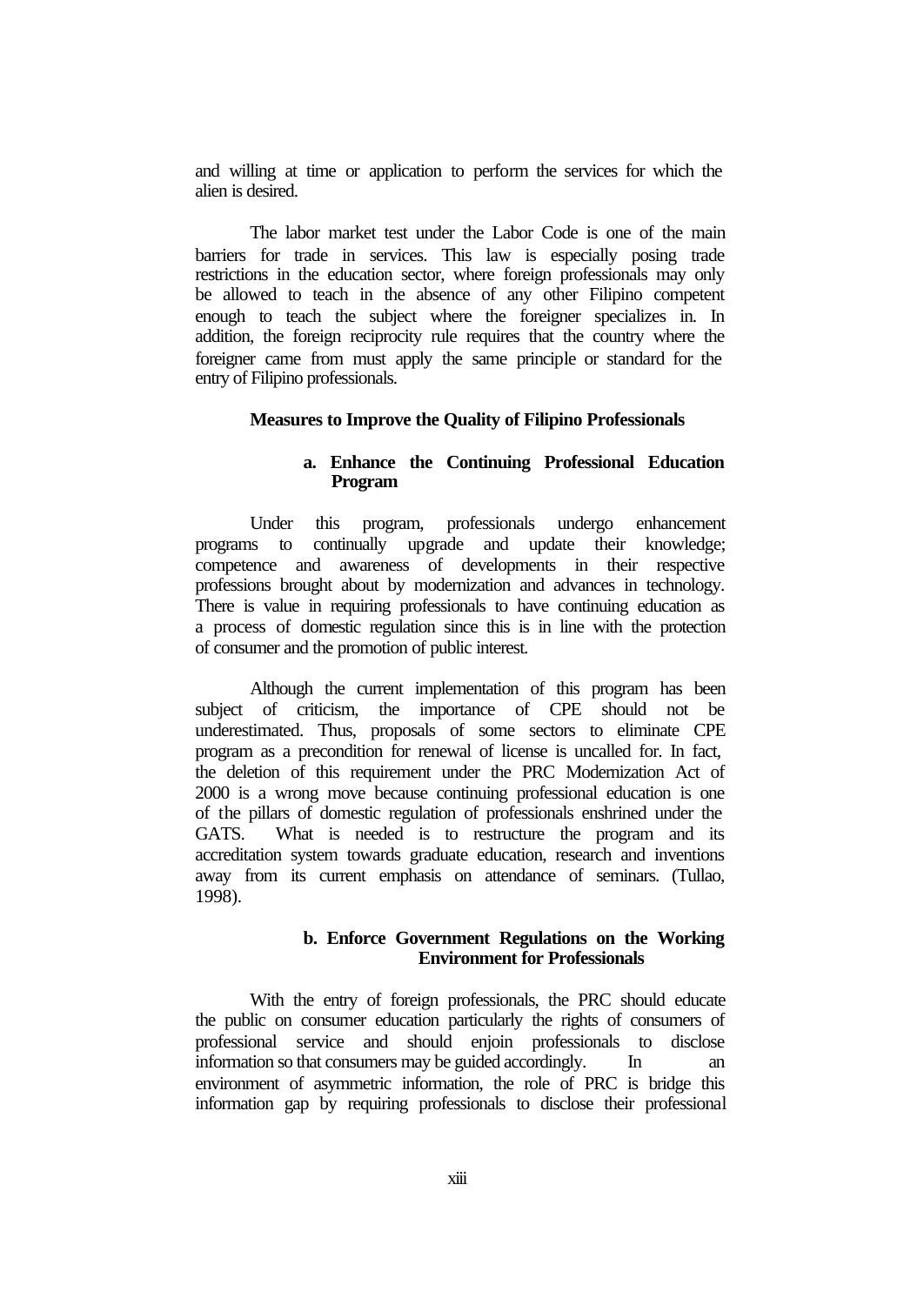and willing at time or application to perform the services for which the alien is desired.

The labor market test under the Labor Code is one of the main barriers for trade in services. This law is especially posing trade restrictions in the education sector, where foreign professionals may only be allowed to teach in the absence of any other Filipino competent enough to teach the subject where the foreigner specializes in. In addition, the foreign reciprocity rule requires that the country where the foreigner came from must apply the same principle or standard for the entry of Filipino professionals.

**Measures to Improve the Quality of Filipino Professionals**

**a. Enhance the Continuing Professional Education Program**

Under this program, professionals undergo enhancement programs to continually upgrade and update their knowledge; competence and awareness of developments in their respective professions brought about by modernization and advances in technology. There is value in requiring professionals to have continuing education as a process of domestic regulation since this is in line with the protection of consumer and the promotion of public interest.

Although the current implementation of this program has been subject of criticism, the importance of CPE should not be underestimated. Thus, proposals of some sectors to eliminate CPE program as a precondition for renewal of license is uncalled for. In fact, the deletion of this requirement under the PRC Modernization Act of 2000 is a wrong move because continuing professional education is one of the pillars of domestic regulation of professionals enshrined under the GATS. What is needed is to restructure the program and its accreditation system towards graduate education, research and inventions away from its current emphasis on attendance of seminars. (Tullao, 1998).

**b. Enforce Government Regulations on the Working Environment for Professionals**

With the entry of foreign professionals, the PRC should educate the public on consumer education particularly the rights of consumers of professional service and should enjoin professionals to disclose information so that consumers may be guided accordingly. In an environment of asymmetric information, the role of PRC is bridge this information gap by requiring professionals to disclose their professional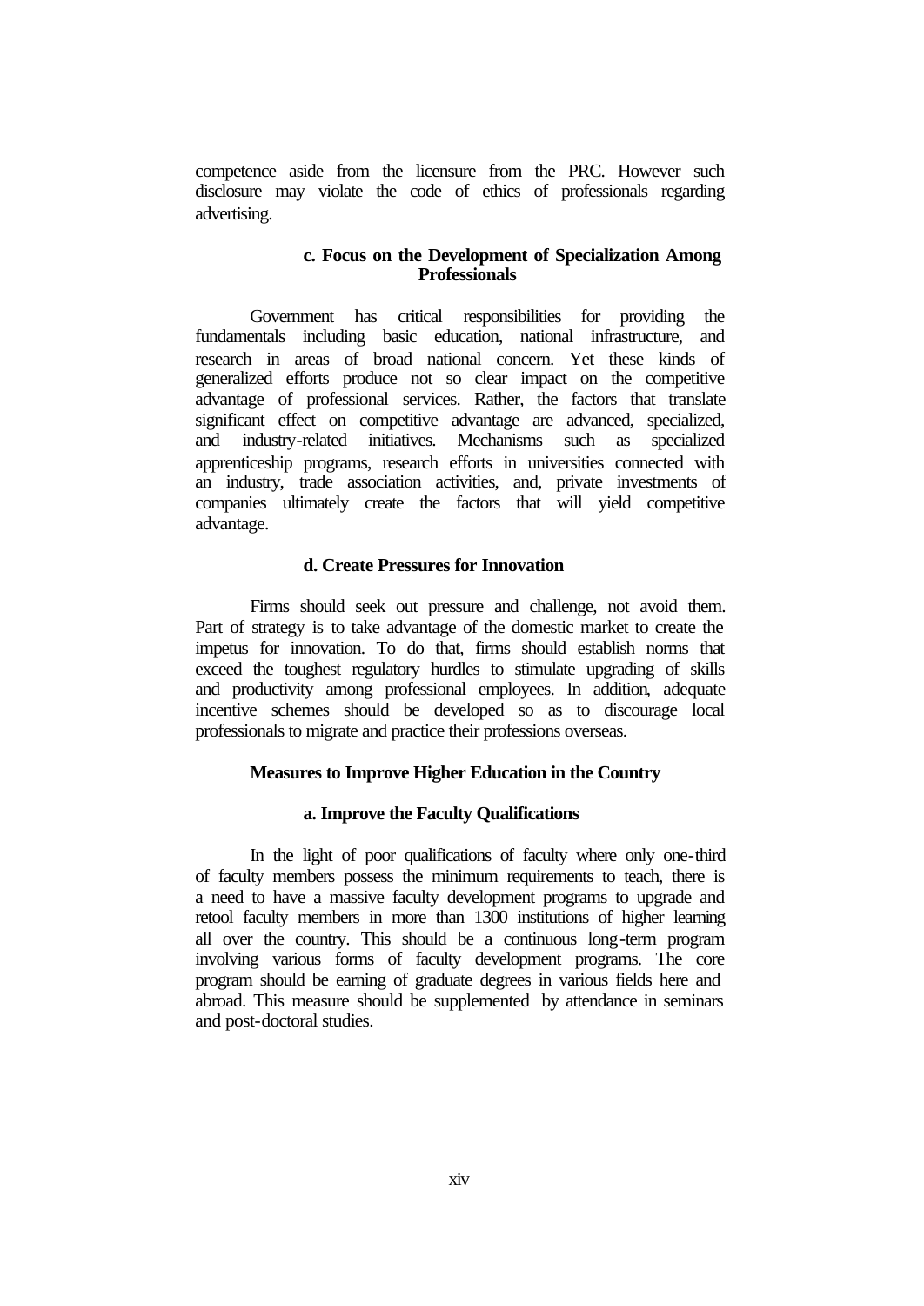competence aside from the licensure from the PRC. However such disclosure may violate the code of ethics of professionals regarding advertising.

#### c. Focus on the Development of Specialization Among Professionals

Government has critical responsibilities for providing the fundamentals including basic education, national infrastructure, and research in areas of broad national concern. Yet these kinds of generalized efforts produce not so clear impact on the competitive advantage of professional services. Rather, the factors that translate significant effect on competitive advantage are advanced, specialized, and industry-related initiatives. Mechanisms such as specialized apprenticeship programs, research efforts in universities connected with an industry, trade association activities, and, private investments of companies ultimately create the factors that will yield competitive advantage.

#### d. Create Pressures for Innovation

Firms should seek out pressure and challenge, not avoid them. Part of strategy is to take advantage of the domestic market to create the impetus for innovation. To do that, firms should establish norms that exceed the toughest regulatory hurdles to stimulate upgrading of skills and productivity among professional employees. In addition, adequate incentive schemes should be developed so as to discourage local professionals to migrate and practice their professions overseas.

### Measures to Improve Higher Education in the Country

#### a. Improve the Faculty Qualifications

In the light of poor qualifications of faculty where only one-third of faculty members possess the minimum requirements to teach, there is a need to have a massive faculty development programs to upgrade and retool faculty members in more than 1300 institutions of higher learning all over the country. This should be a continuous long-term program involving various forms of faculty development programs. The core program should be earning of graduate degrees in various fields here and abroad. This measure should be supplemented by attendance in seminars and post-doctoral studies.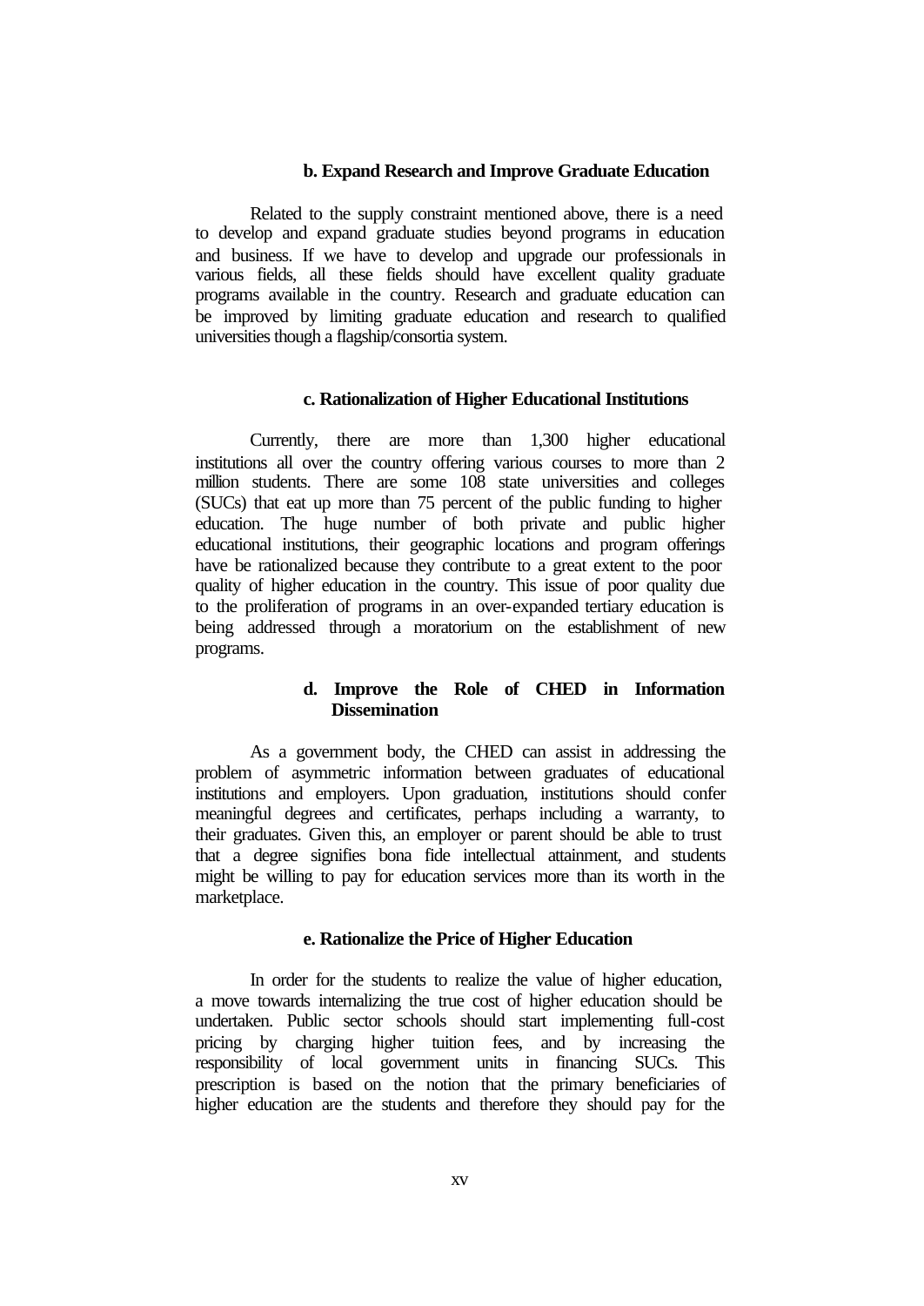#### b. Expand Research and Improve Graduate Education

Related to the supply constraint mentioned above, there is a need to develop and expand graduate studies beyond programs in education and business. If we have to develop and upgrade our professionals in various fields, all these fields should have excellent quality graduate programs available in the country. Research and graduate education can be improved by limiting graduate education and research to qualified universities though a flagship/consortia system.

#### c. Rationalization of Higher Educational Institutions

Currently, there are more than 1,300 higher educational institutions all over the country offering various courses to more than 2 million students. There are some 108 state universities and colleges (SUCs) that eat up more than 75 percent of the public funding to higher education. The huge number of both private and public higher educational institutions, their geographic locations and program offerings have be rationalized because they contribute to a great extent to the poor quality of higher education in the country. This issue of poor quality due to the proliferation of programs in an over-expanded tertiary education is being addressed through a moratorium on the establishment of new programs.

#### d. Improve the Role of CHED in Information Dissemination

As a government body, the CHED can assist in addressing the problem of asymmetric information between graduates of educational institutions and employers. Upon graduation, institutions should confer meaningful degrees and certificates, perhaps including a warranty, to their graduates. Given this, an employer or parent should be able to trust that a degree signifies bona fide intellectual attainment, and students might be willing to pay for education services more than its worth in the marketplace.

#### e. Rationalize the Price of Higher Education

In order for the students to realize the value of higher education, a move towards internalizing the true cost of higher education should be undertaken. Public sector schools should start implementing full-cost pricing by charging higher tuition fees, and by increasing the responsibility of local government units in financing SUCs. This prescription is based on the notion that the primary beneficiaries of higher education are the students and therefore they should pay for the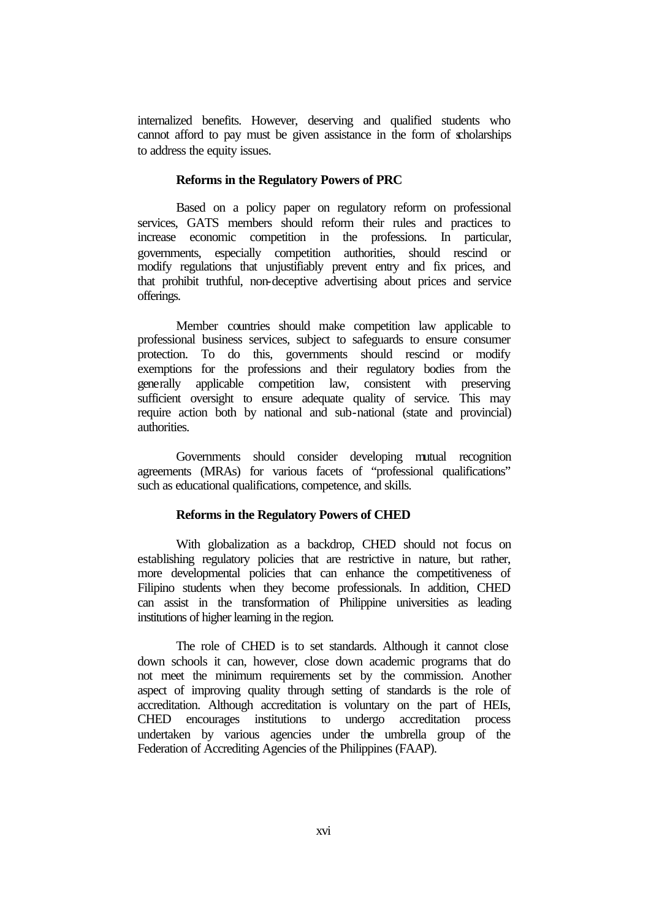internalized benefits. However, deserving and qualified students who cannot afford to pay must be given assistance in the form of scholarships to address the equity issues.

**Reforms in the Regulatory Powers of PRC**

Based on a policy paper on regulatory reform on professional services, GATS members should reform their rules and practices to increase economic competition in the professions. In particular, governments, especially competition authorities, should rescind or modify regulations that unjustifiably prevent entry and fix prices, and that prohibit truthful, non-deceptive advertising about prices and service offerings.

Member countries should make competition law applicable to professional business services, subject to safeguards to ensure consumer protection. To do this, governments should rescind or modify exemptions for the professions and their regulatory bodies from the generally applicable competition law, consistent with preserving sufficient oversight to ensure adequate quality of service. This may require action both by national and sub-national (state and provincial) authorities.

Governments should consider developing mutual recognition agreements (MRAs) for various facets of "professional qualifications" such as educational qualifications, competence, and skills.

**Reforms in the Regulatory Powers of CHED**

With globalization as a backdrop, CHED should not focus on establishing regulatory policies that are restrictive in nature, but rather, more developmental policies that can enhance the competitiveness of Filipino students when they become professionals. In addition, CHED can assist in the transformation of Philippine universities as leading institutions of higher learning in the region.

The role of CHED is to set standards. Although it cannot close down schools it can, however, close down academic programs that do not meet the minimum requirements set by the commission. Another aspect of improving quality through setting of standards is the role of accreditation. Although accreditation is voluntary on the part of HEIs, CHED encourages institutions to undergo accreditation process undertaken by various agencies under the umbrella group of the Federation of Accrediting Agencies of the Philippines (FAAP).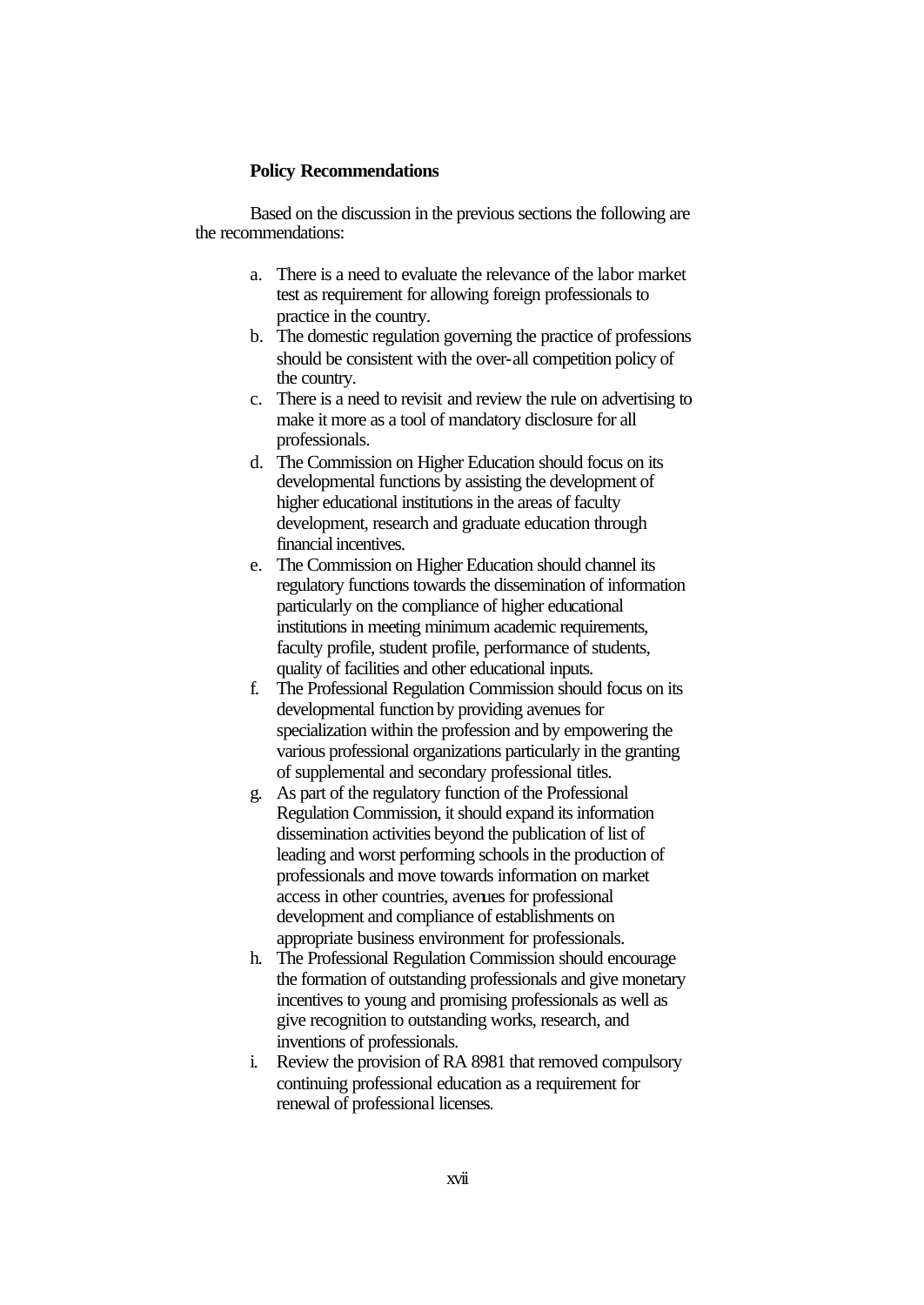**Policy Recommendations**

Based on the discussion in the previous sections the following are the recommendations:

a. There is a need to evaluate the relevance of the labor market test as requirement for allowing foreign professionals to practice in the country.
b. The domestic regulation governing the practice of professions should be consistent with the over-all competition policy of the country.
c. There is a need to revisit and review the rule on advertising to make it more as a tool of mandatory disclosure for all professionals.
d. The Commission on Higher Education should focus on its developmental functions by assisting the development of higher educational institutions in the areas of faculty development, research and graduate education through financial incentives.
e. The Commission on Higher Education should channel its regulatory functions towards the dissemination of information particularly on the compliance of higher educational institutions in meeting minimum academic requirements, faculty profile, student profile, performance of students, quality of facilities and other educational inputs.
f. The Professional Regulation Commission should focus on its developmental function by providing avenues for specialization within the profession and by empowering the various professional organizations particularly in the granting of supplemental and secondary professional titles.
g. As part of the regulatory function of the Professional Regulation Commission, it should expand its information dissemination activities beyond the publication of list of leading and worst performing schools in the production of professionals and move towards information on market access in other countries, avenues for professional development and compliance of establishments on appropriate business environment for professionals.
h. The Professional Regulation Commission should encourage the formation of outstanding professionals and give monetary incentives to young and promising professionals as well as give recognition to outstanding works, research, and inventions of professionals.
i. Review the provision of RA 8981 that removed compulsory continuing professional education as a requirement for renewal of professional licenses.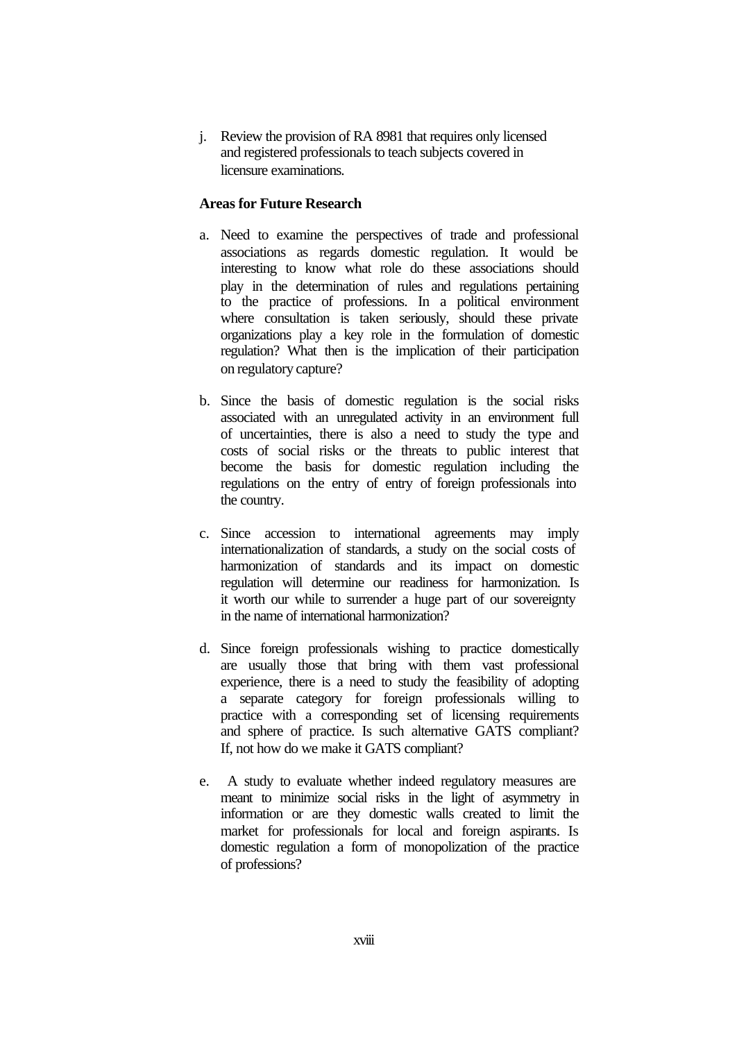j. Review the provision of RA 8981 that requires only licensed and registered professionals to teach subjects covered in licensure examinations.

**Areas for Future Research**

a. Need to examine the perspectives of trade and professional associations as regards domestic regulation. It would be interesting to know what role do these associations should play in the determination of rules and regulations pertaining to the practice of professions. In a political environment where consultation is taken seriously, should these private organizations play a key role in the formulation of domestic regulation? What then is the implication of their participation on regulatory capture?

b. Since the basis of domestic regulation is the social risks associated with an unregulated activity in an environment full of uncertainties, there is also a need to study the type and costs of social risks or the threats to public interest that become the basis for domestic regulation including the regulations on the entry of entry of foreign professionals into the country.

c. Since accession to international agreements may imply internationalization of standards, a study on the social costs of harmonization of standards and its impact on domestic regulation will determine our readiness for harmonization. Is it worth our while to surrender a huge part of our sovereignty in the name of international harmonization?

d. Since foreign professionals wishing to practice domestically are usually those that bring with them vast professional experience, there is a need to study the feasibility of adopting a separate category for foreign professionals willing to practice with a corresponding set of licensing requirements and sphere of practice. Is such alternative GATS compliant? If, not how do we make it GATS compliant?

e. A study to evaluate whether indeed regulatory measures are meant to minimize social risks in the light of asymmetry in information or are they domestic walls created to limit the market for professionals for local and foreign aspirants. Is domestic regulation a form of monopolization of the practice of professions?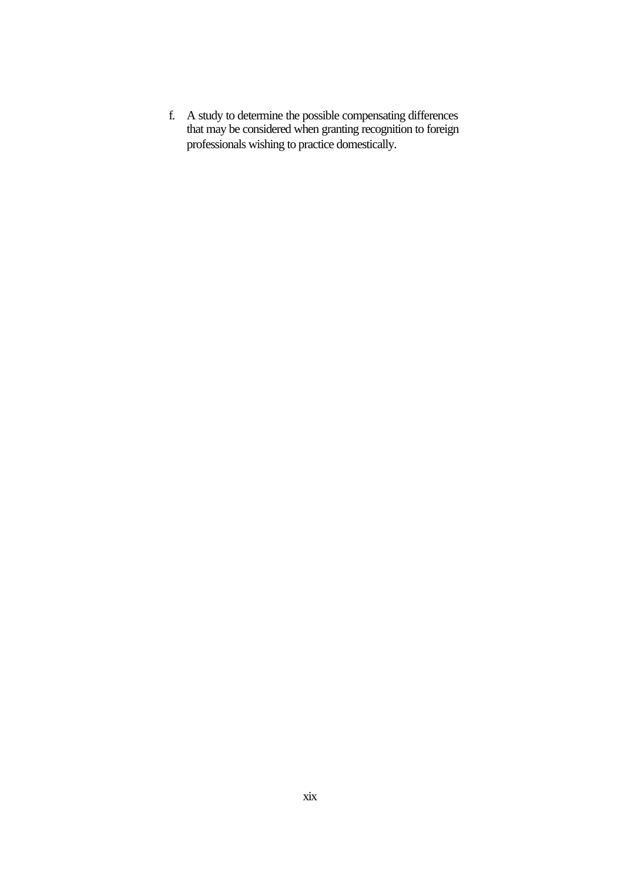f. A study to determine the possible compensating differences that may be considered when granting recognition to foreign professionals wishing to practice domestically.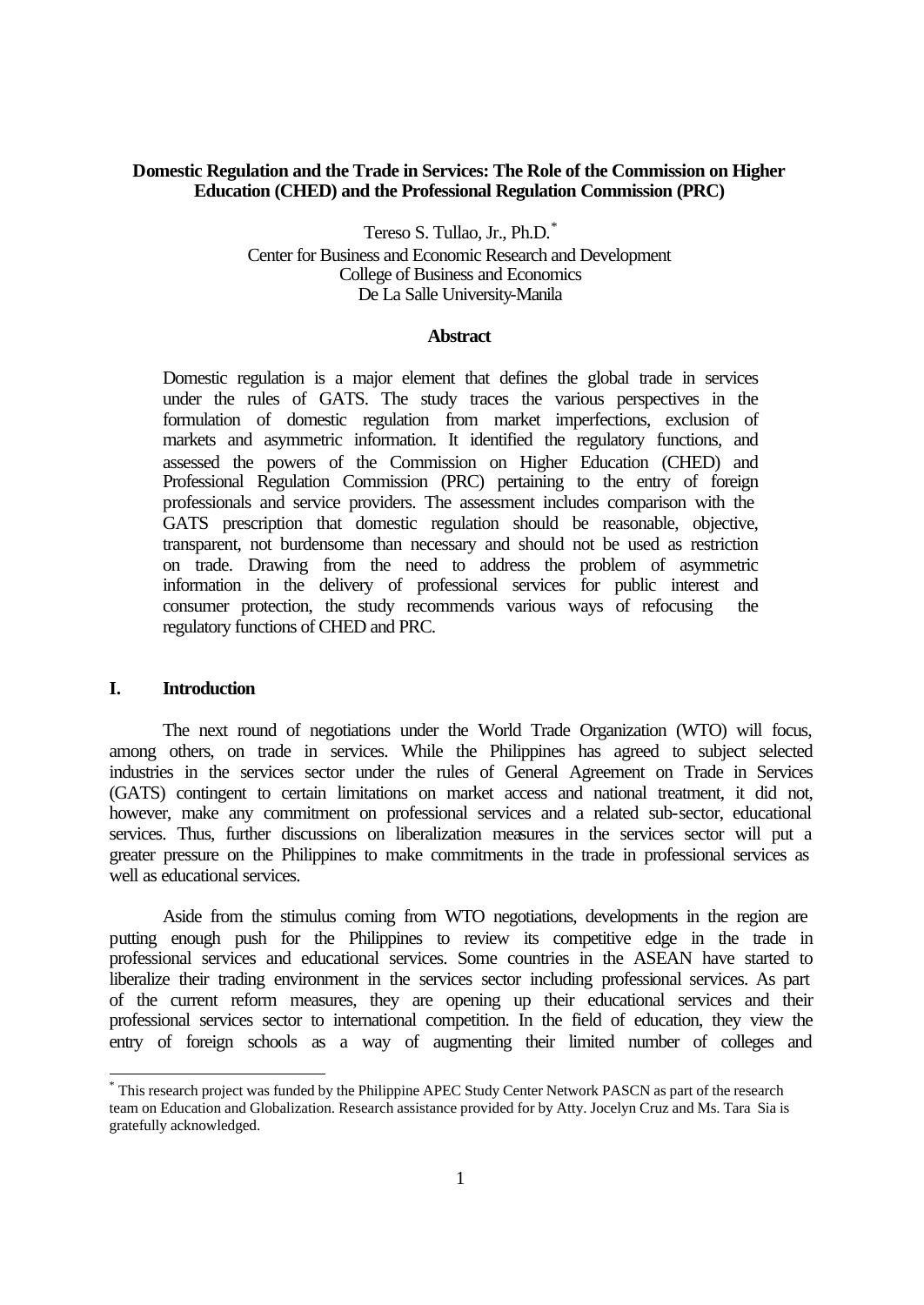**Domestic Regulation and the Trade in Services: The Role of the Commission on Higher Education (CHED) and the Professional Regulation Commission (PRC)**

Tereso S. Tullao, Jr., Ph.D.*
Center for Business and Economic Research and Development
College of Business and Economics
De La Salle University-Manila

**Abstract**

Domestic regulation is a major element that defines the global trade in services under the rules of GATS. The study traces the various perspectives in the formulation of domestic regulation from market imperfections, exclusion of markets and asymmetric information. It identified the regulatory functions, and assessed the powers of the Commission on Higher Education (CHED) and Professional Regulation Commission (PRC) pertaining to the entry of foreign professionals and service providers. The assessment includes comparison with the GATS prescription that domestic regulation should be reasonable, objective, transparent, not burdensome than necessary and should not be used as restriction on trade. Drawing from the need to address the problem of asymmetric information in the delivery of professional services for public interest and consumer protection, the study recommends various ways of refocusing the regulatory functions of CHED and PRC.

## I. Introduction

The next round of negotiations under the World Trade Organization (WTO) will focus, among others, on trade in services. While the Philippines has agreed to subject selected industries in the services sector under the rules of General Agreement on Trade in Services (GATS) contingent to certain limitations on market access and national treatment, it did not, however, make any commitment on professional services and a related sub-sector, educational services. Thus, further discussions on liberalization measures in the services sector will put a greater pressure on the Philippines to make commitments in the trade in professional services as well as educational services.

Aside from the stimulus coming from WTO negotiations, developments in the region are putting enough push for the Philippines to review its competitive edge in the trade in professional services and educational services. Some countries in the ASEAN have started to liberalize their trading environment in the services sector including professional services. As part of the current reform measures, they are opening up their educational services and their professional services sector to international competition. In the field of education, they view the entry of foreign schools as a way of augmenting their limited number of colleges and

* This research project was funded by the Philippine APEC Study Center Network PASCN as part of the research team on Education and Globalization. Research assistance provided for by Atty. Jocelyn Cruz and Ms. Tara Sia is gratefully acknowledged.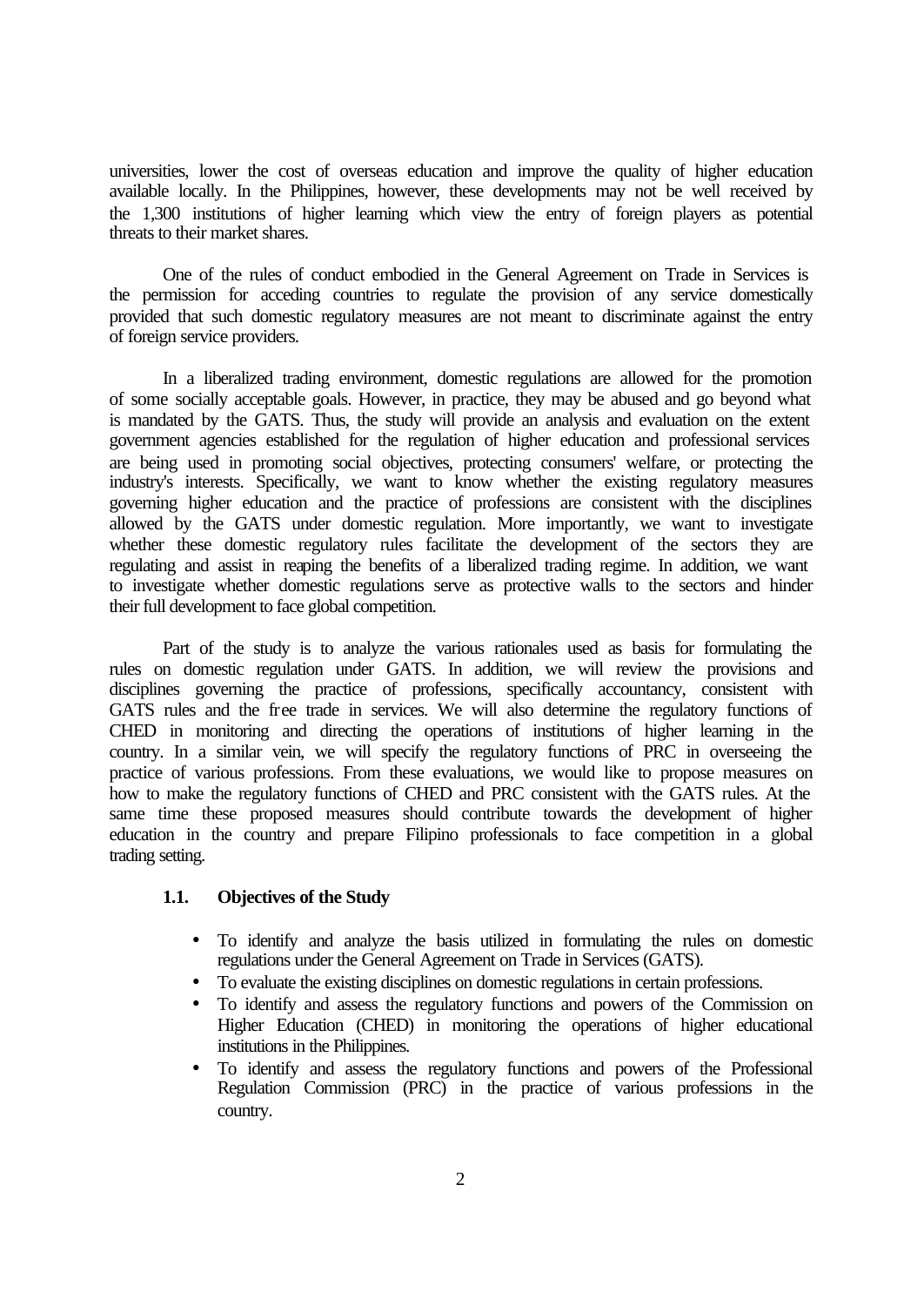universities, lower the cost of overseas education and improve the quality of higher education available locally. In the Philippines, however, these developments may not be well received by the 1,300 institutions of higher learning which view the entry of foreign players as potential threats to their market shares.

One of the rules of conduct embodied in the General Agreement on Trade in Services is the permission for acceding countries to regulate the provision of any service domestically provided that such domestic regulatory measures are not meant to discriminate against the entry of foreign service providers.

In a liberalized trading environment, domestic regulations are allowed for the promotion of some socially acceptable goals. However, in practice, they may be abused and go beyond what is mandated by the GATS. Thus, the study will provide an analysis and evaluation on the extent government agencies established for the regulation of higher education and professional services are being used in promoting social objectives, protecting consumers' welfare, or protecting the industry's interests. Specifically, we want to know whether the existing regulatory measures governing higher education and the practice of professions are consistent with the disciplines allowed by the GATS under domestic regulation. More importantly, we want to investigate whether these domestic regulatory rules facilitate the development of the sectors they are regulating and assist in reaping the benefits of a liberalized trading regime. In addition, we want to investigate whether domestic regulations serve as protective walls to the sectors and hinder their full development to face global competition.

Part of the study is to analyze the various rationales used as basis for formulating the rules on domestic regulation under GATS. In addition, we will review the provisions and disciplines governing the practice of professions, specifically accountancy, consistent with GATS rules and the free trade in services. We will also determine the regulatory functions of CHED in monitoring and directing the operations of institutions of higher learning in the country. In a similar vein, we will specify the regulatory functions of PRC in overseeing the practice of various professions. From these evaluations, we would like to propose measures on how to make the regulatory functions of CHED and PRC consistent with the GATS rules. At the same time these proposed measures should contribute towards the development of higher education in the country and prepare Filipino professionals to face competition in a global trading setting.

### 1.1. Objectives of the Study

- To identify and analyze the basis utilized in formulating the rules on domestic regulations under the General Agreement on Trade in Services (GATS).
- To evaluate the existing disciplines on domestic regulations in certain professions.
- To identify and assess the regulatory functions and powers of the Commission on Higher Education (CHED) in monitoring the operations of higher educational institutions in the Philippines.
- To identify and assess the regulatory functions and powers of the Professional Regulation Commission (PRC) in the practice of various professions in the country.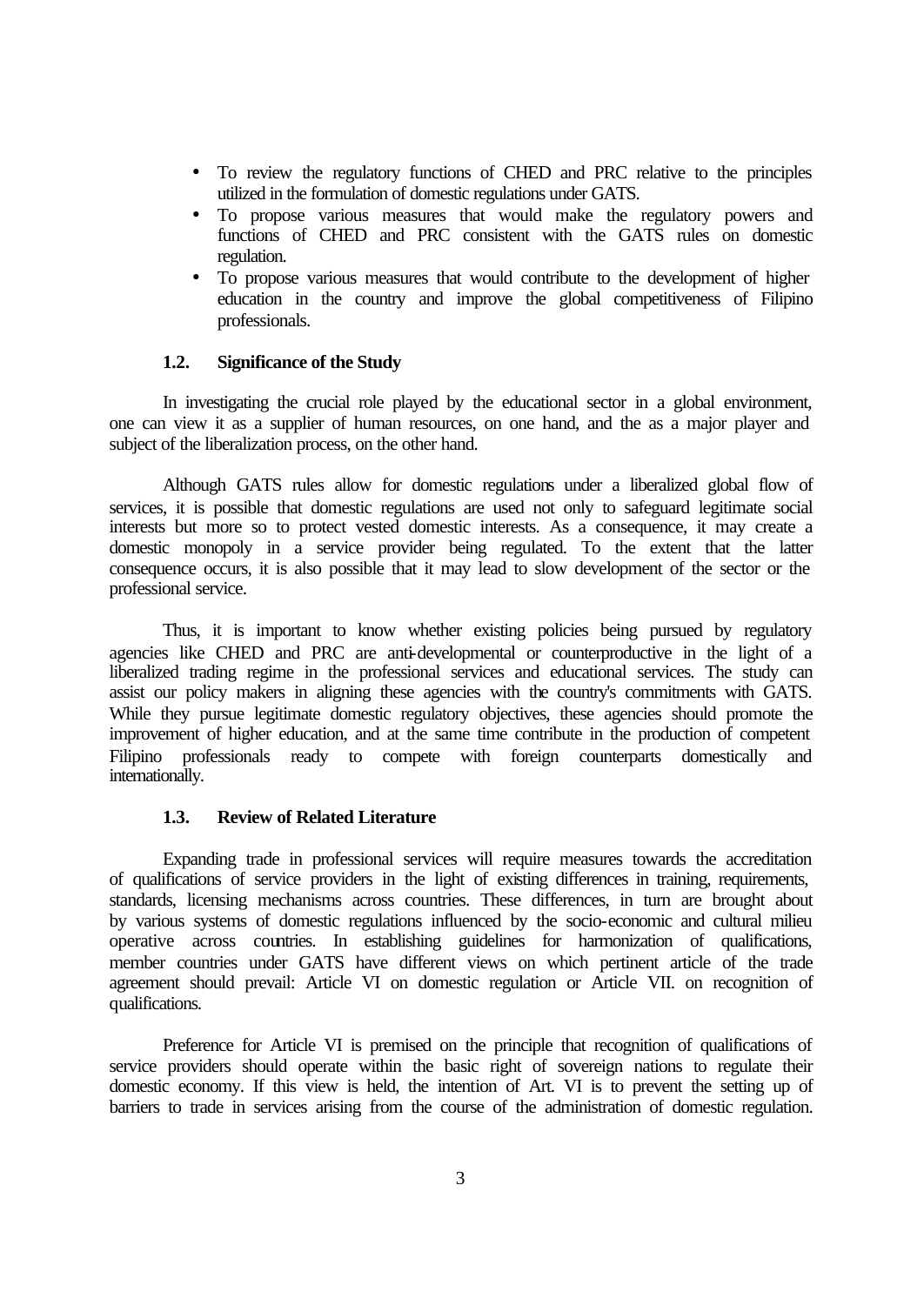- To review the regulatory functions of CHED and PRC relative to the principles utilized in the formulation of domestic regulations under GATS.
- To propose various measures that would make the regulatory powers and functions of CHED and PRC consistent with the GATS rules on domestic regulation.
- To propose various measures that would contribute to the development of higher education in the country and improve the global competitiveness of Filipino professionals.

### 1.2. Significance of the Study

In investigating the crucial role played by the educational sector in a global environment, one can view it as a supplier of human resources, on one hand, and the as a major player and subject of the liberalization process, on the other hand.

Although GATS rules allow for domestic regulations under a liberalized global flow of services, it is possible that domestic regulations are used not only to safeguard legitimate social interests but more so to protect vested domestic interests. As a consequence, it may create a domestic monopoly in a service provider being regulated. To the extent that the latter consequence occurs, it is also possible that it may lead to slow development of the sector or the professional service.

Thus, it is important to know whether existing policies being pursued by regulatory agencies like CHED and PRC are anti-developmental or counterproductive in the light of a liberalized trading regime in the professional services and educational services. The study can assist our policy makers in aligning these agencies with the country's commitments with GATS. While they pursue legitimate domestic regulatory objectives, these agencies should promote the improvement of higher education, and at the same time contribute in the production of competent Filipino professionals ready to compete with foreign counterparts domestically and internationally.

### 1.3. Review of Related Literature

Expanding trade in professional services will require measures towards the accreditation of qualifications of service providers in the light of existing differences in training, requirements, standards, licensing mechanisms across countries. These differences, in turn are brought about by various systems of domestic regulations influenced by the socio-economic and cultural milieu operative across countries. In establishing guidelines for harmonization of qualifications, member countries under GATS have different views on which pertinent article of the trade agreement should prevail: Article VI on domestic regulation or Article VII. on recognition of qualifications.

Preference for Article VI is premised on the principle that recognition of qualifications of service providers should operate within the basic right of sovereign nations to regulate their domestic economy. If this view is held, the intention of Art. VI is to prevent the setting up of barriers to trade in services arising from the course of the administration of domestic regulation.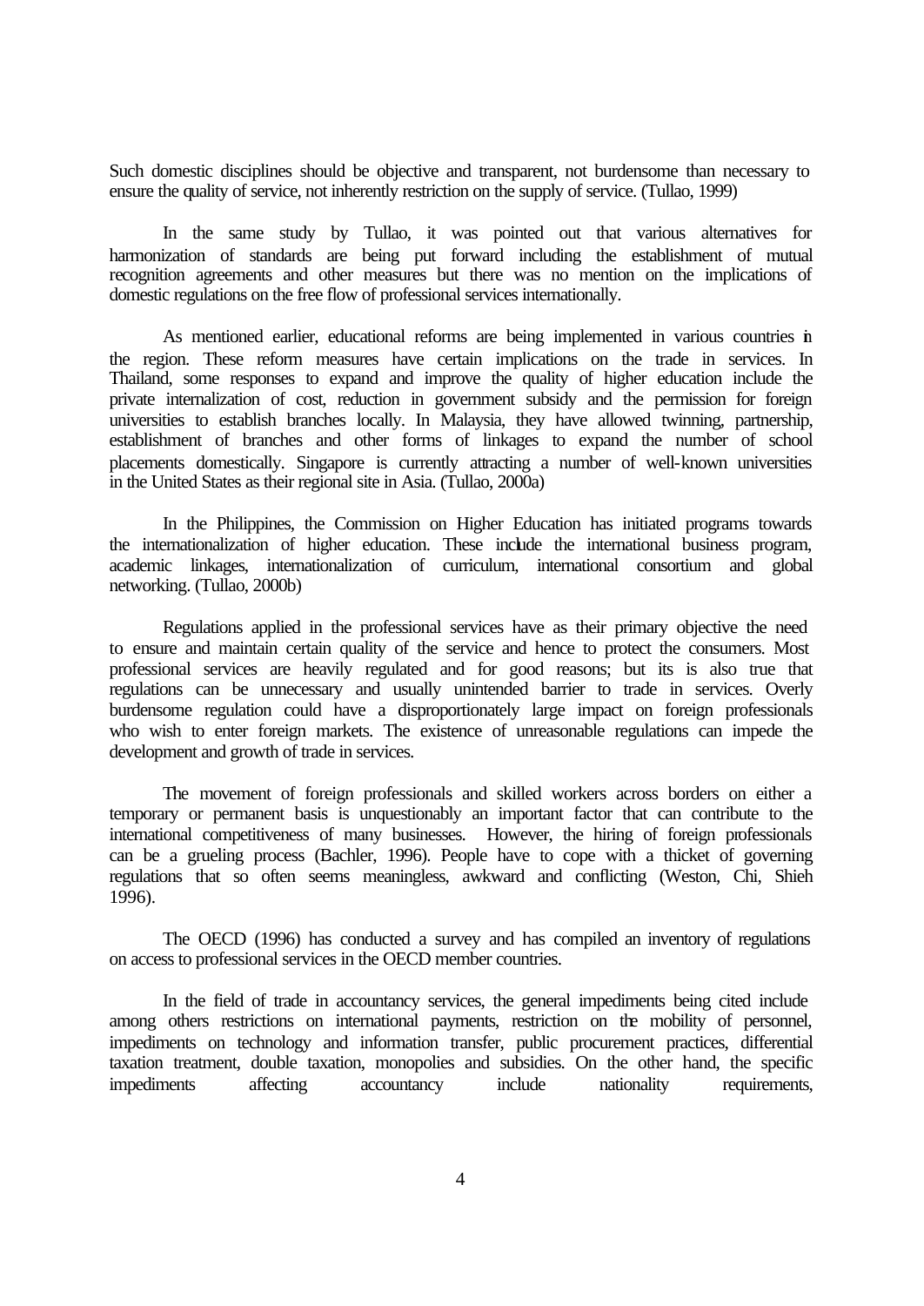Such domestic disciplines should be objective and transparent, not burdensome than necessary to ensure the quality of service, not inherently restriction on the supply of service. (Tullao, 1999)

In the same study by Tullao, it was pointed out that various alternatives for harmonization of standards are being put forward including the establishment of mutual recognition agreements and other measures but there was no mention on the implications of domestic regulations on the free flow of professional services internationally.

As mentioned earlier, educational reforms are being implemented in various countries in the region. These reform measures have certain implications on the trade in services. In Thailand, some responses to expand and improve the quality of higher education include the private internalization of cost, reduction in government subsidy and the permission for foreign universities to establish branches locally. In Malaysia, they have allowed twinning, partnership, establishment of branches and other forms of linkages to expand the number of school placements domestically. Singapore is currently attracting a number of well-known universities in the United States as their regional site in Asia. (Tullao, 2000a)

In the Philippines, the Commission on Higher Education has initiated programs towards the internationalization of higher education. These include the international business program, academic linkages, internationalization of curriculum, international consortium and global networking. (Tullao, 2000b)

Regulations applied in the professional services have as their primary objective the need to ensure and maintain certain quality of the service and hence to protect the consumers. Most professional services are heavily regulated and for good reasons; but its is also true that regulations can be unnecessary and usually unintended barrier to trade in services. Overly burdensome regulation could have a disproportionately large impact on foreign professionals who wish to enter foreign markets. The existence of unreasonable regulations can impede the development and growth of trade in services.

The movement of foreign professionals and skilled workers across borders on either a temporary or permanent basis is unquestionably an important factor that can contribute to the international competitiveness of many businesses. However, the hiring of foreign professionals can be a grueling process (Bachler, 1996). People have to cope with a thicket of governing regulations that so often seems meaningless, awkward and conflicting (Weston, Chi, Shieh 1996).

The OECD (1996) has conducted a survey and has compiled an inventory of regulations on access to professional services in the OECD member countries.

In the field of trade in accountancy services, the general impediments being cited include among others restrictions on international payments, restriction on the mobility of personnel, impediments on technology and information transfer, public procurement practices, differential taxation treatment, double taxation, monopolies and subsidies. On the other hand, the specific impediments affecting accountancy include nationality requirements,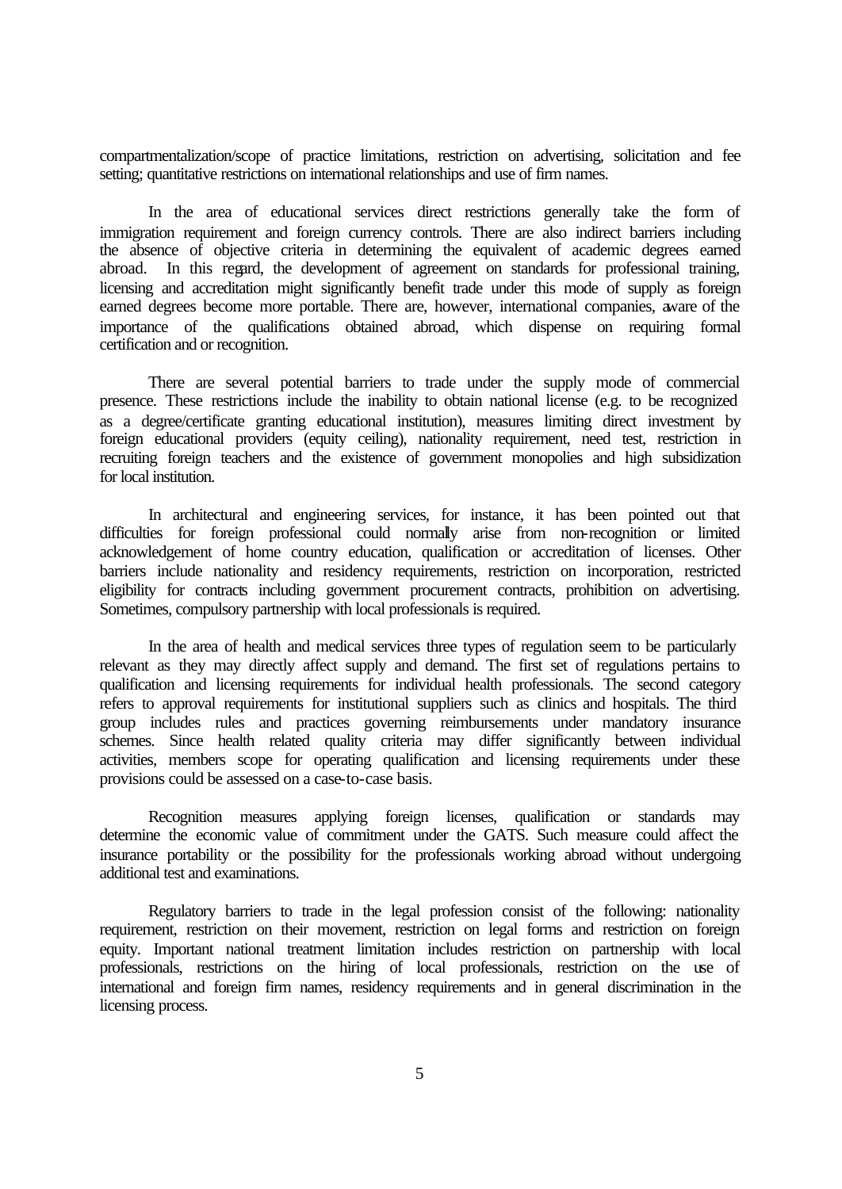compartmentalization/scope of practice limitations, restriction on advertising, solicitation and fee setting; quantitative restrictions on international relationships and use of firm names.

In the area of educational services direct restrictions generally take the form of immigration requirement and foreign currency controls. There are also indirect barriers including the absence of objective criteria in determining the equivalent of academic degrees earned abroad. In this regard, the development of agreement on standards for professional training, licensing and accreditation might significantly benefit trade under this mode of supply as foreign earned degrees become more portable. There are, however, international companies, aware of the importance of the qualifications obtained abroad, which dispense on requiring formal certification and or recognition.

There are several potential barriers to trade under the supply mode of commercial presence. These restrictions include the inability to obtain national license (e.g. to be recognized as a degree/certificate granting educational institution), measures limiting direct investment by foreign educational providers (equity ceiling), nationality requirement, need test, restriction in recruiting foreign teachers and the existence of government monopolies and high subsidization for local institution.

In architectural and engineering services, for instance, it has been pointed out that difficulties for foreign professional could normally arise from non-recognition or limited acknowledgement of home country education, qualification or accreditation of licenses. Other barriers include nationality and residency requirements, restriction on incorporation, restricted eligibility for contracts including government procurement contracts, prohibition on advertising. Sometimes, compulsory partnership with local professionals is required.

In the area of health and medical services three types of regulation seem to be particularly relevant as they may directly affect supply and demand. The first set of regulations pertains to qualification and licensing requirements for individual health professionals. The second category refers to approval requirements for institutional suppliers such as clinics and hospitals. The third group includes rules and practices governing reimbursements under mandatory insurance schemes. Since health related quality criteria may differ significantly between individual activities, members scope for operating qualification and licensing requirements under these provisions could be assessed on a case-to-case basis.

Recognition measures applying foreign licenses, qualification or standards may determine the economic value of commitment under the GATS. Such measure could affect the insurance portability or the possibility for the professionals working abroad without undergoing additional test and examinations.

Regulatory barriers to trade in the legal profession consist of the following: nationality requirement, restriction on their movement, restriction on legal forms and restriction on foreign equity. Important national treatment limitation includes restriction on partnership with local professionals, restrictions on the hiring of local professionals, restriction on the use of international and foreign firm names, residency requirements and in general discrimination in the licensing process.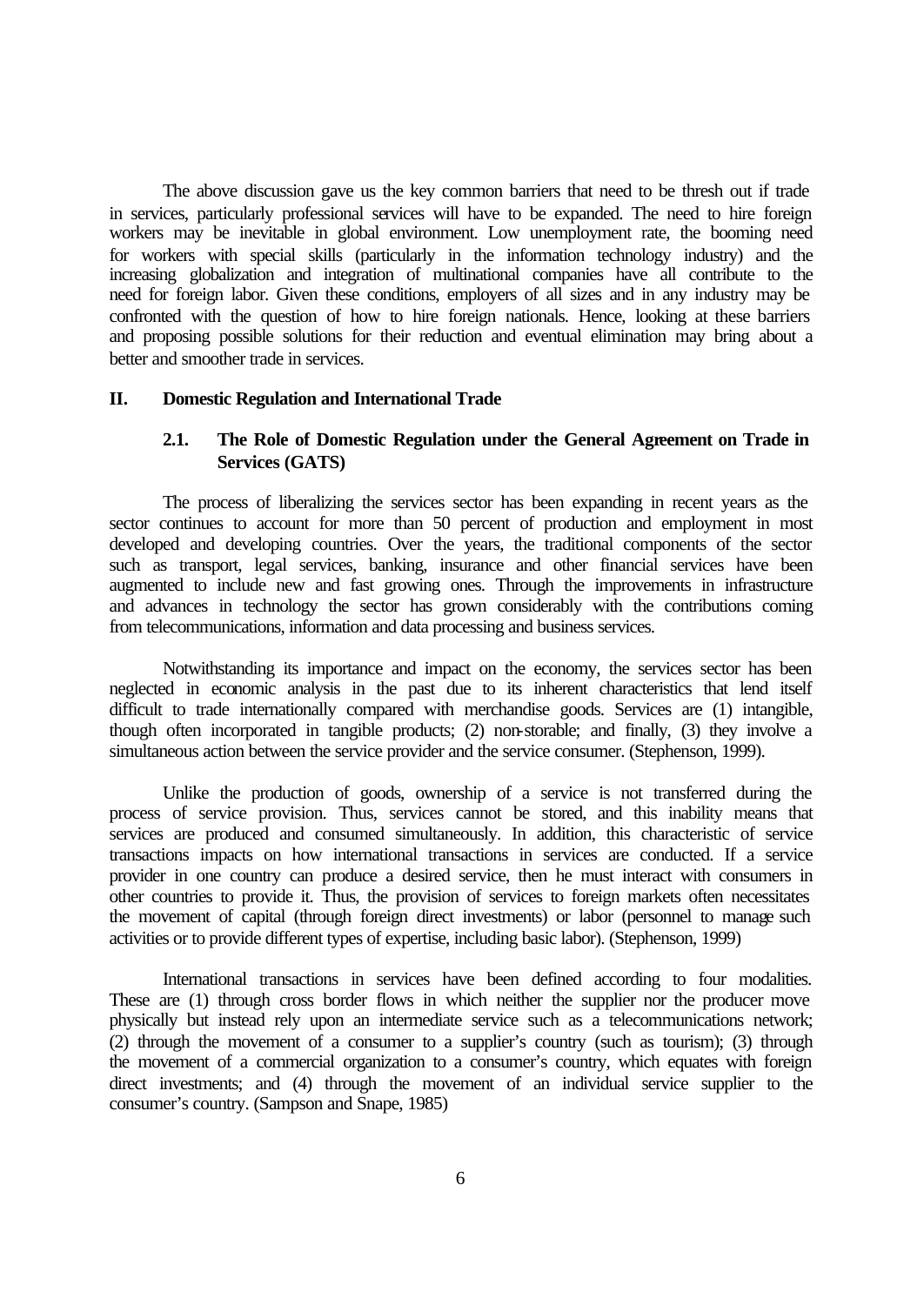The above discussion gave us the key common barriers that need to be thresh out if trade in services, particularly professional services will have to be expanded. The need to hire foreign workers may be inevitable in global environment. Low unemployment rate, the booming need for workers with special skills (particularly in the information technology industry) and the increasing globalization and integration of multinational companies have all contribute to the need for foreign labor. Given these conditions, employers of all sizes and in any industry may be confronted with the question of how to hire foreign nationals. Hence, looking at these barriers and proposing possible solutions for their reduction and eventual elimination may bring about a better and smoother trade in services.

## II. Domestic Regulation and International Trade

### 2.1. The Role of Domestic Regulation under the General Agreement on Trade in Services (GATS)

The process of liberalizing the services sector has been expanding in recent years as the sector continues to account for more than 50 percent of production and employment in most developed and developing countries. Over the years, the traditional components of the sector such as transport, legal services, banking, insurance and other financial services have been augmented to include new and fast growing ones. Through the improvements in infrastructure and advances in technology the sector has grown considerably with the contributions coming from telecommunications, information and data processing and business services.

Notwithstanding its importance and impact on the economy, the services sector has been neglected in economic analysis in the past due to its inherent characteristics that lend itself difficult to trade internationally compared with merchandise goods. Services are (1) intangible, though often incorporated in tangible products; (2) non-storable; and finally, (3) they involve a simultaneous action between the service provider and the service consumer. (Stephenson, 1999).

Unlike the production of goods, ownership of a service is not transferred during the process of service provision. Thus, services cannot be stored, and this inability means that services are produced and consumed simultaneously. In addition, this characteristic of service transactions impacts on how international transactions in services are conducted. If a service provider in one country can produce a desired service, then he must interact with consumers in other countries to provide it. Thus, the provision of services to foreign markets often necessitates the movement of capital (through foreign direct investments) or labor (personnel to manage such activities or to provide different types of expertise, including basic labor). (Stephenson, 1999)

International transactions in services have been defined according to four modalities. These are (1) through cross border flows in which neither the supplier nor the producer move physically but instead rely upon an intermediate service such as a telecommunications network; (2) through the movement of a consumer to a supplier's country (such as tourism); (3) through the movement of a commercial organization to a consumer's country, which equates with foreign direct investments; and (4) through the movement of an individual service supplier to the consumer's country. (Sampson and Snape, 1985)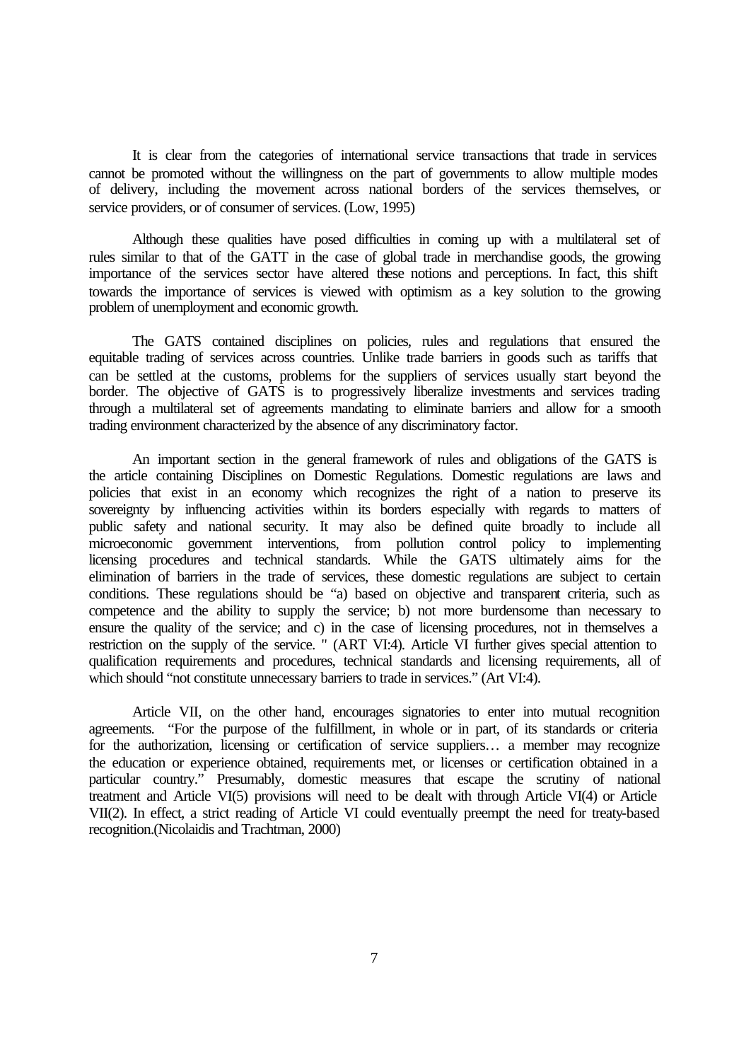It is clear from the categories of international service transactions that trade in services cannot be promoted without the willingness on the part of governments to allow multiple modes of delivery, including the movement across national borders of the services themselves, or service providers, or of consumer of services. (Low, 1995)

Although these qualities have posed difficulties in coming up with a multilateral set of rules similar to that of the GATT in the case of global trade in merchandise goods, the growing importance of the services sector have altered these notions and perceptions. In fact, this shift towards the importance of services is viewed with optimism as a key solution to the growing problem of unemployment and economic growth.

The GATS contained disciplines on policies, rules and regulations that ensured the equitable trading of services across countries. Unlike trade barriers in goods such as tariffs that can be settled at the customs, problems for the suppliers of services usually start beyond the border. The objective of GATS is to progressively liberalize investments and services trading through a multilateral set of agreements mandating to eliminate barriers and allow for a smooth trading environment characterized by the absence of any discriminatory factor.

An important section in the general framework of rules and obligations of the GATS is the article containing Disciplines on Domestic Regulations. Domestic regulations are laws and policies that exist in an economy which recognizes the right of a nation to preserve its sovereignty by influencing activities within its borders especially with regards to matters of public safety and national security. It may also be defined quite broadly to include all microeconomic government interventions, from pollution control policy to implementing licensing procedures and technical standards. While the GATS ultimately aims for the elimination of barriers in the trade of services, these domestic regulations are subject to certain conditions. These regulations should be "a) based on objective and transparent criteria, such as competence and the ability to supply the service; b) not more burdensome than necessary to ensure the quality of the service; and c) in the case of licensing procedures, not in themselves a restriction on the supply of the service. " (ART VI:4). Article VI further gives special attention to qualification requirements and procedures, technical standards and licensing requirements, all of which should "not constitute unnecessary barriers to trade in services." (Art VI:4).

Article VII, on the other hand, encourages signatories to enter into mutual recognition agreements. "For the purpose of the fulfillment, in whole or in part, of its standards or criteria for the authorization, licensing or certification of service suppliers… a member may recognize the education or experience obtained, requirements met, or licenses or certification obtained in a particular country." Presumably, domestic measures that escape the scrutiny of national treatment and Article VI(5) provisions will need to be dealt with through Article VI(4) or Article VII(2). In effect, a strict reading of Article VI could eventually preempt the need for treaty-based recognition.(Nicolaidis and Trachtman, 2000)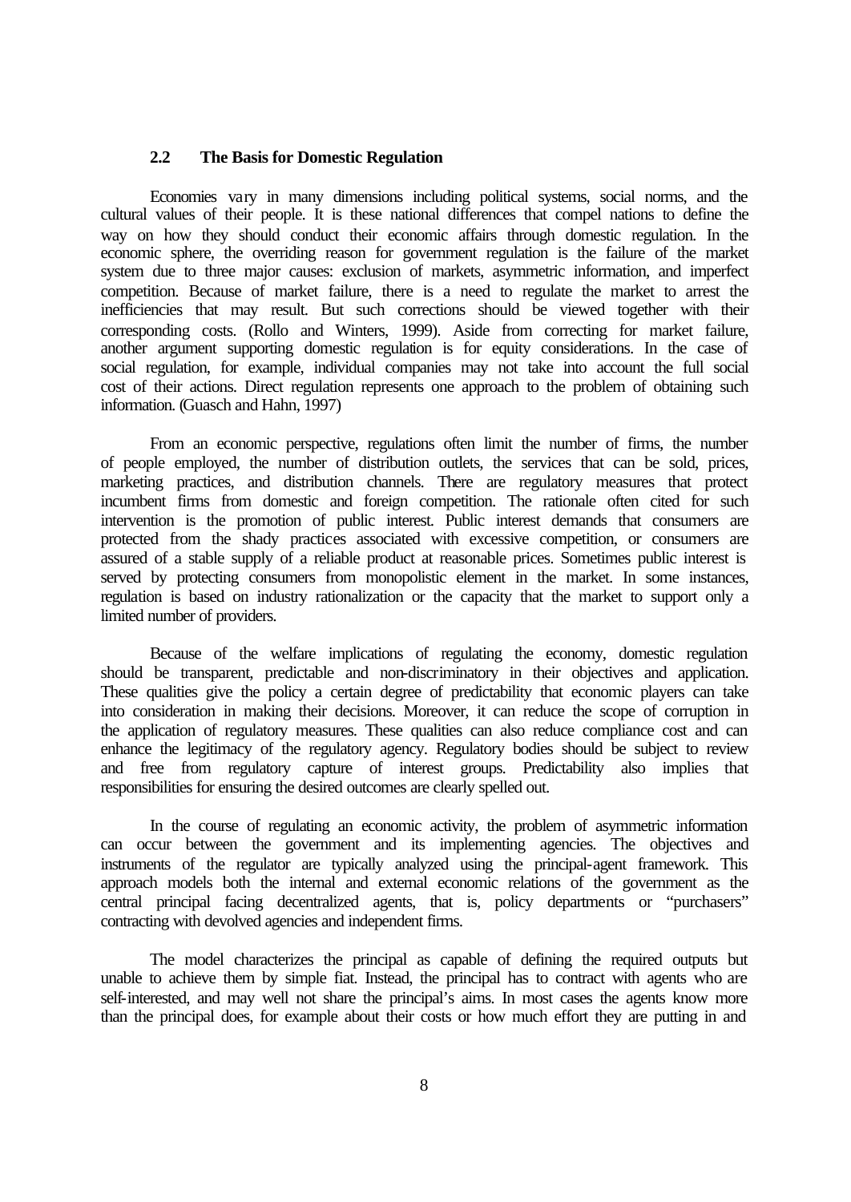### 2.2 The Basis for Domestic Regulation

Economies vary in many dimensions including political systems, social norms, and the cultural values of their people. It is these national differences that compel nations to define the way on how they should conduct their economic affairs through domestic regulation. In the economic sphere, the overriding reason for government regulation is the failure of the market system due to three major causes: exclusion of markets, asymmetric information, and imperfect competition. Because of market failure, there is a need to regulate the market to arrest the inefficiencies that may result. But such corrections should be viewed together with their corresponding costs. (Rollo and Winters, 1999). Aside from correcting for market failure, another argument supporting domestic regulation is for equity considerations. In the case of social regulation, for example, individual companies may not take into account the full social cost of their actions. Direct regulation represents one approach to the problem of obtaining such information. (Guasch and Hahn, 1997)

From an economic perspective, regulations often limit the number of firms, the number of people employed, the number of distribution outlets, the services that can be sold, prices, marketing practices, and distribution channels. There are regulatory measures that protect incumbent firms from domestic and foreign competition. The rationale often cited for such intervention is the promotion of public interest. Public interest demands that consumers are protected from the shady practices associated with excessive competition, or consumers are assured of a stable supply of a reliable product at reasonable prices. Sometimes public interest is served by protecting consumers from monopolistic element in the market. In some instances, regulation is based on industry rationalization or the capacity that the market to support only a limited number of providers.

Because of the welfare implications of regulating the economy, domestic regulation should be transparent, predictable and non-discriminatory in their objectives and application. These qualities give the policy a certain degree of predictability that economic players can take into consideration in making their decisions. Moreover, it can reduce the scope of corruption in the application of regulatory measures. These qualities can also reduce compliance cost and can enhance the legitimacy of the regulatory agency. Regulatory bodies should be subject to review and free from regulatory capture of interest groups. Predictability also implies that responsibilities for ensuring the desired outcomes are clearly spelled out.

In the course of regulating an economic activity, the problem of asymmetric information can occur between the government and its implementing agencies. The objectives and instruments of the regulator are typically analyzed using the principal-agent framework. This approach models both the internal and external economic relations of the government as the central principal facing decentralized agents, that is, policy departments or "purchasers" contracting with devolved agencies and independent firms.

The model characterizes the principal as capable of defining the required outputs but unable to achieve them by simple fiat. Instead, the principal has to contract with agents who are self-interested, and may well not share the principal's aims. In most cases the agents know more than the principal does, for example about their costs or how much effort they are putting in and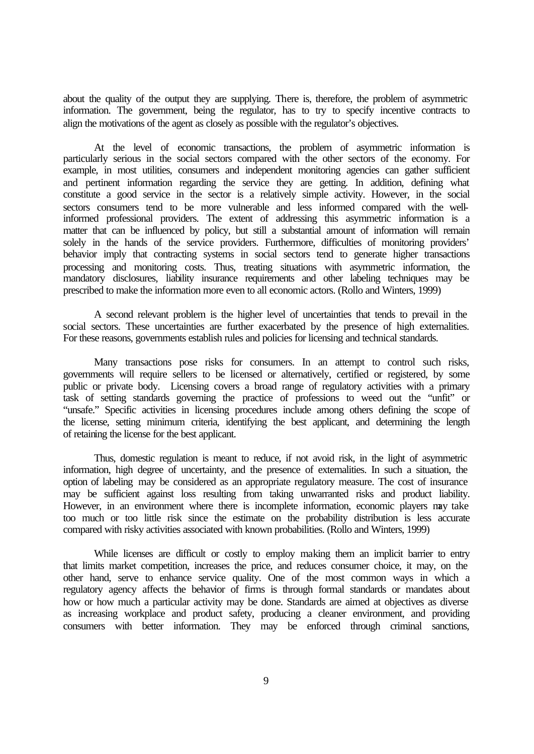about the quality of the output they are supplying. There is, therefore, the problem of asymmetric information. The government, being the regulator, has to try to specify incentive contracts to align the motivations of the agent as closely as possible with the regulator's objectives.

At the level of economic transactions, the problem of asymmetric information is particularly serious in the social sectors compared with the other sectors of the economy. For example, in most utilities, consumers and independent monitoring agencies can gather sufficient and pertinent information regarding the service they are getting. In addition, defining what constitute a good service in the sector is a relatively simple activity. However, in the social sectors consumers tend to be more vulnerable and less informed compared with the well-informed professional providers. The extent of addressing this asymmetric information is a matter that can be influenced by policy, but still a substantial amount of information will remain solely in the hands of the service providers. Furthermore, difficulties of monitoring providers' behavior imply that contracting systems in social sectors tend to generate higher transactions processing and monitoring costs. Thus, treating situations with asymmetric information, the mandatory disclosures, liability insurance requirements and other labeling techniques may be prescribed to make the information more even to all economic actors. (Rollo and Winters, 1999)

A second relevant problem is the higher level of uncertainties that tends to prevail in the social sectors. These uncertainties are further exacerbated by the presence of high externalities. For these reasons, governments establish rules and policies for licensing and technical standards.

Many transactions pose risks for consumers. In an attempt to control such risks, governments will require sellers to be licensed or alternatively, certified or registered, by some public or private body. Licensing covers a broad range of regulatory activities with a primary task of setting standards governing the practice of professions to weed out the "unfit" or "unsafe." Specific activities in licensing procedures include among others defining the scope of the license, setting minimum criteria, identifying the best applicant, and determining the length of retaining the license for the best applicant.

Thus, domestic regulation is meant to reduce, if not avoid risk, in the light of asymmetric information, high degree of uncertainty, and the presence of externalities. In such a situation, the option of labeling may be considered as an appropriate regulatory measure. The cost of insurance may be sufficient against loss resulting from taking unwarranted risks and product liability. However, in an environment where there is incomplete information, economic players may take too much or too little risk since the estimate on the probability distribution is less accurate compared with risky activities associated with known probabilities. (Rollo and Winters, 1999)

While licenses are difficult or costly to employ making them an implicit barrier to entry that limits market competition, increases the price, and reduces consumer choice, it may, on the other hand, serve to enhance service quality. One of the most common ways in which a regulatory agency affects the behavior of firms is through formal standards or mandates about how or how much a particular activity may be done. Standards are aimed at objectives as diverse as increasing workplace and product safety, producing a cleaner environment, and providing consumers with better information. They may be enforced through criminal sanctions,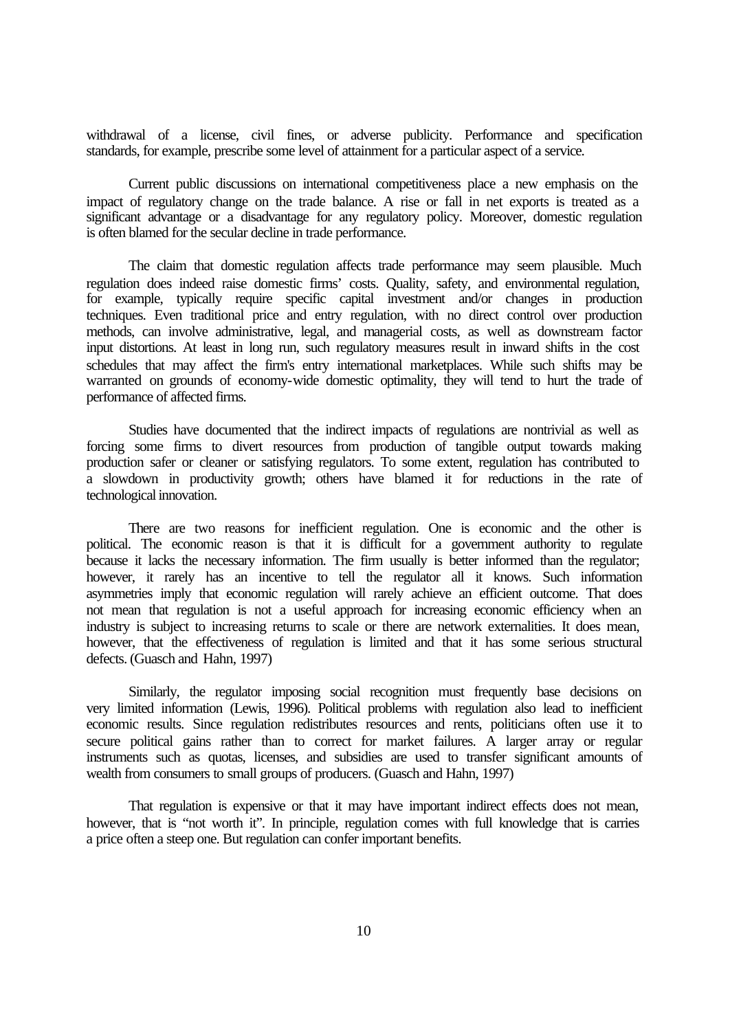withdrawal of a license, civil fines, or adverse publicity. Performance and specification standards, for example, prescribe some level of attainment for a particular aspect of a service.

Current public discussions on international competitiveness place a new emphasis on the impact of regulatory change on the trade balance. A rise or fall in net exports is treated as a significant advantage or a disadvantage for any regulatory policy. Moreover, domestic regulation is often blamed for the secular decline in trade performance.

The claim that domestic regulation affects trade performance may seem plausible. Much regulation does indeed raise domestic firms' costs. Quality, safety, and environmental regulation, for example, typically require specific capital investment and/or changes in production techniques. Even traditional price and entry regulation, with no direct control over production methods, can involve administrative, legal, and managerial costs, as well as downstream factor input distortions. At least in long run, such regulatory measures result in inward shifts in the cost schedules that may affect the firm's entry international marketplaces. While such shifts may be warranted on grounds of economy-wide domestic optimality, they will tend to hurt the trade of performance of affected firms.

Studies have documented that the indirect impacts of regulations are nontrivial as well as forcing some firms to divert resources from production of tangible output towards making production safer or cleaner or satisfying regulators. To some extent, regulation has contributed to a slowdown in productivity growth; others have blamed it for reductions in the rate of technological innovation.

There are two reasons for inefficient regulation. One is economic and the other is political. The economic reason is that it is difficult for a government authority to regulate because it lacks the necessary information. The firm usually is better informed than the regulator; however, it rarely has an incentive to tell the regulator all it knows. Such information asymmetries imply that economic regulation will rarely achieve an efficient outcome. That does not mean that regulation is not a useful approach for increasing economic efficiency when an industry is subject to increasing returns to scale or there are network externalities. It does mean, however, that the effectiveness of regulation is limited and that it has some serious structural defects. (Guasch and Hahn, 1997)

Similarly, the regulator imposing social recognition must frequently base decisions on very limited information (Lewis, 1996). Political problems with regulation also lead to inefficient economic results. Since regulation redistributes resources and rents, politicians often use it to secure political gains rather than to correct for market failures. A larger array or regular instruments such as quotas, licenses, and subsidies are used to transfer significant amounts of wealth from consumers to small groups of producers. (Guasch and Hahn, 1997)

That regulation is expensive or that it may have important indirect effects does not mean, however, that is "not worth it". In principle, regulation comes with full knowledge that is carries a price often a steep one. But regulation can confer important benefits.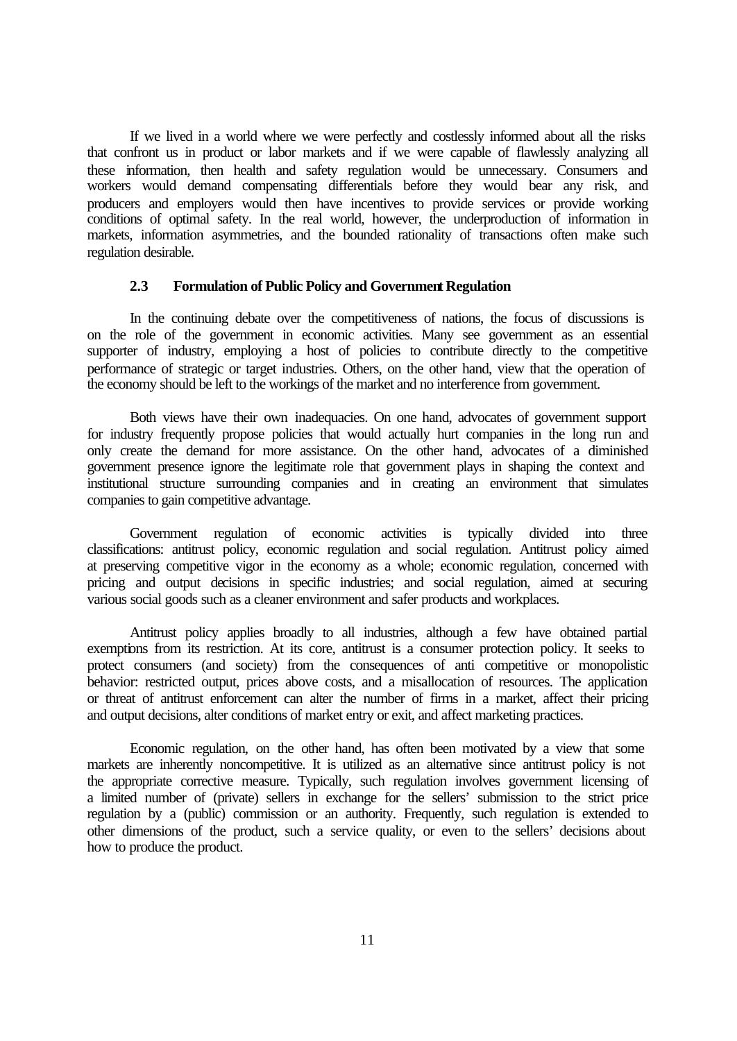If we lived in a world where we were perfectly and costlessly informed about all the risks that confront us in product or labor markets and if we were capable of flawlessly analyzing all these information, then health and safety regulation would be unnecessary. Consumers and workers would demand compensating differentials before they would bear any risk, and producers and employers would then have incentives to provide services or provide working conditions of optimal safety. In the real world, however, the underproduction of information in markets, information asymmetries, and the bounded rationality of transactions often make such regulation desirable.

### 2.3 Formulation of Public Policy and Government Regulation

In the continuing debate over the competitiveness of nations, the focus of discussions is on the role of the government in economic activities. Many see government as an essential supporter of industry, employing a host of policies to contribute directly to the competitive performance of strategic or target industries. Others, on the other hand, view that the operation of the economy should be left to the workings of the market and no interference from government.

Both views have their own inadequacies. On one hand, advocates of government support for industry frequently propose policies that would actually hurt companies in the long run and only create the demand for more assistance. On the other hand, advocates of a diminished government presence ignore the legitimate role that government plays in shaping the context and institutional structure surrounding companies and in creating an environment that simulates companies to gain competitive advantage.

Government regulation of economic activities is typically divided into three classifications: antitrust policy, economic regulation and social regulation. Antitrust policy aimed at preserving competitive vigor in the economy as a whole; economic regulation, concerned with pricing and output decisions in specific industries; and social regulation, aimed at securing various social goods such as a cleaner environment and safer products and workplaces.

Antitrust policy applies broadly to all industries, although a few have obtained partial exemptions from its restriction. At its core, antitrust is a consumer protection policy. It seeks to protect consumers (and society) from the consequences of anti competitive or monopolistic behavior: restricted output, prices above costs, and a misallocation of resources. The application or threat of antitrust enforcement can alter the number of firms in a market, affect their pricing and output decisions, alter conditions of market entry or exit, and affect marketing practices.

Economic regulation, on the other hand, has often been motivated by a view that some markets are inherently noncompetitive. It is utilized as an alternative since antitrust policy is not the appropriate corrective measure. Typically, such regulation involves government licensing of a limited number of (private) sellers in exchange for the sellers' submission to the strict price regulation by a (public) commission or an authority. Frequently, such regulation is extended to other dimensions of the product, such a service quality, or even to the sellers' decisions about how to produce the product.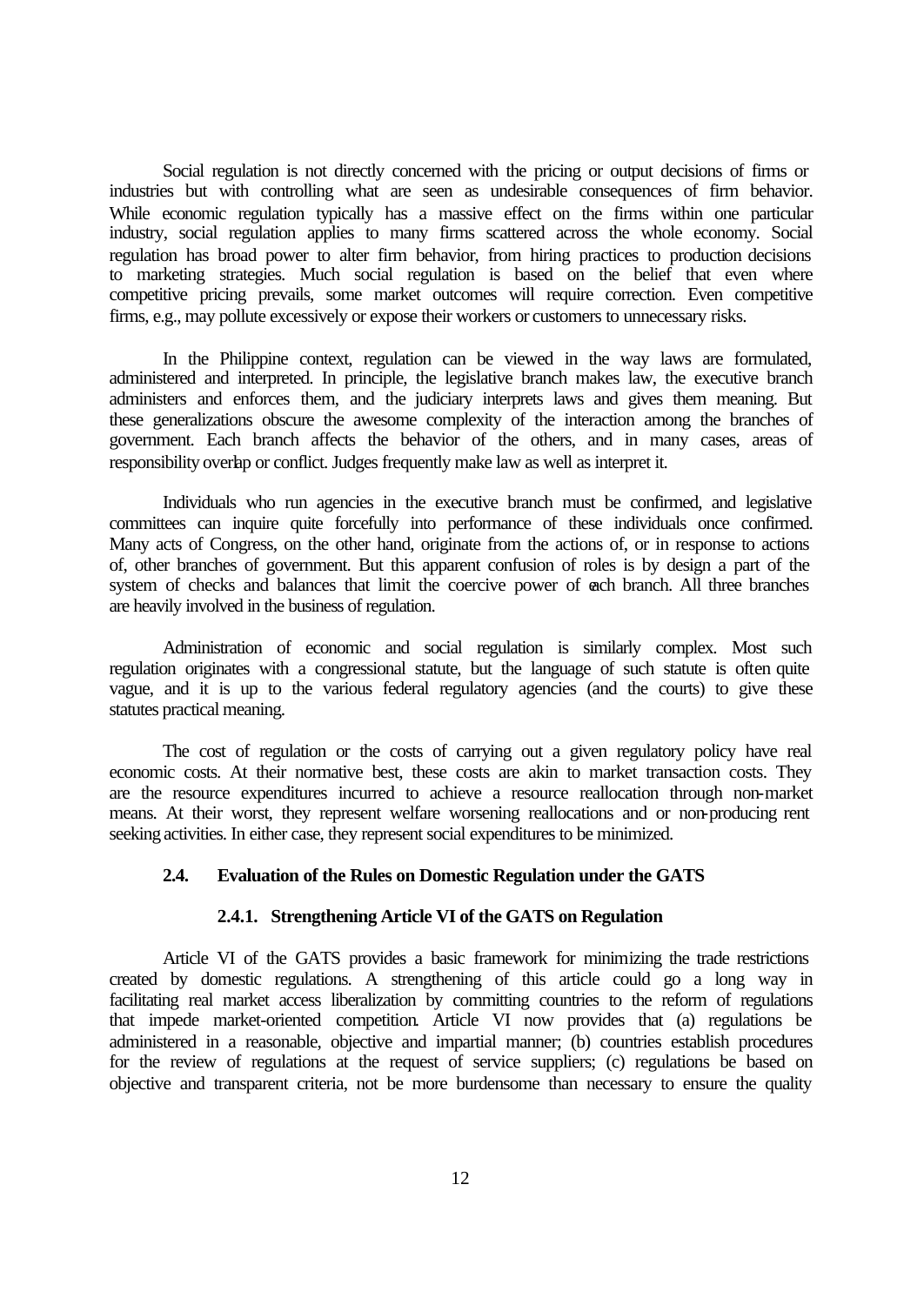Social regulation is not directly concerned with the pricing or output decisions of firms or industries but with controlling what are seen as undesirable consequences of firm behavior. While economic regulation typically has a massive effect on the firms within one particular industry, social regulation applies to many firms scattered across the whole economy. Social regulation has broad power to alter firm behavior, from hiring practices to production decisions to marketing strategies. Much social regulation is based on the belief that even where competitive pricing prevails, some market outcomes will require correction. Even competitive firms, e.g., may pollute excessively or expose their workers or customers to unnecessary risks.

In the Philippine context, regulation can be viewed in the way laws are formulated, administered and interpreted. In principle, the legislative branch makes law, the executive branch administers and enforces them, and the judiciary interprets laws and gives them meaning. But these generalizations obscure the awesome complexity of the interaction among the branches of government. Each branch affects the behavior of the others, and in many cases, areas of responsibility overlap or conflict. Judges frequently make law as well as interpret it.

Individuals who run agencies in the executive branch must be confirmed, and legislative committees can inquire quite forcefully into performance of these individuals once confirmed. Many acts of Congress, on the other hand, originate from the actions of, or in response to actions of, other branches of government. But this apparent confusion of roles is by design a part of the system of checks and balances that limit the coercive power of each branch. All three branches are heavily involved in the business of regulation.

Administration of economic and social regulation is similarly complex. Most such regulation originates with a congressional statute, but the language of such statute is often quite vague, and it is up to the various federal regulatory agencies (and the courts) to give these statutes practical meaning.

The cost of regulation or the costs of carrying out a given regulatory policy have real economic costs. At their normative best, these costs are akin to market transaction costs. They are the resource expenditures incurred to achieve a resource reallocation through non-market means. At their worst, they represent welfare worsening reallocations and or non-producing rent seeking activities. In either case, they represent social expenditures to be minimized.

### 2.4. Evaluation of the Rules on Domestic Regulation under the GATS

#### 2.4.1. Strengthening Article VI of the GATS on Regulation

Article VI of the GATS provides a basic framework for minimizing the trade restrictions created by domestic regulations. A strengthening of this article could go a long way in facilitating real market access liberalization by committing countries to the reform of regulations that impede market-oriented competition. Article VI now provides that (a) regulations be administered in a reasonable, objective and impartial manner; (b) countries establish procedures for the review of regulations at the request of service suppliers; (c) regulations be based on objective and transparent criteria, not be more burdensome than necessary to ensure the quality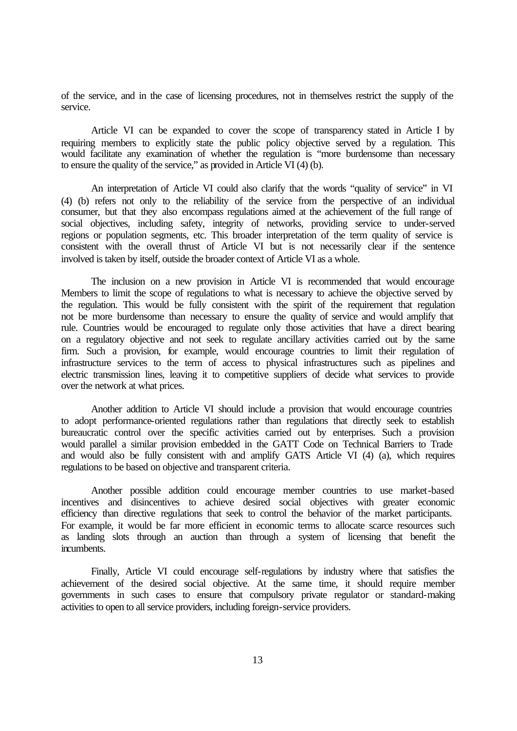of the service, and in the case of licensing procedures, not in themselves restrict the supply of the service.

Article VI can be expanded to cover the scope of transparency stated in Article I by requiring members to explicitly state the public policy objective served by a regulation. This would facilitate any examination of whether the regulation is "more burdensome than necessary to ensure the quality of the service," as provided in Article VI (4) (b).

An interpretation of Article VI could also clarify that the words "quality of service" in VI (4) (b) refers not only to the reliability of the service from the perspective of an individual consumer, but that they also encompass regulations aimed at the achievement of the full range of social objectives, including safety, integrity of networks, providing service to under-served regions or population segments, etc. This broader interpretation of the term quality of service is consistent with the overall thrust of Article VI but is not necessarily clear if the sentence involved is taken by itself, outside the broader context of Article VI as a whole.

The inclusion on a new provision in Article VI is recommended that would encourage Members to limit the scope of regulations to what is necessary to achieve the objective served by the regulation. This would be fully consistent with the spirit of the requirement that regulation not be more burdensome than necessary to ensure the quality of service and would amplify that rule. Countries would be encouraged to regulate only those activities that have a direct bearing on a regulatory objective and not seek to regulate ancillary activities carried out by the same firm. Such a provision, for example, would encourage countries to limit their regulation of infrastructure services to the term of access to physical infrastructures such as pipelines and electric transmission lines, leaving it to competitive suppliers of decide what services to provide over the network at what prices.

Another addition to Article VI should include a provision that would encourage countries to adopt performance-oriented regulations rather than regulations that directly seek to establish bureaucratic control over the specific activities carried out by enterprises. Such a provision would parallel a similar provision embedded in the GATT Code on Technical Barriers to Trade and would also be fully consistent with and amplify GATS Article VI (4) (a), which requires regulations to be based on objective and transparent criteria.

Another possible addition could encourage member countries to use market-based incentives and disincentives to achieve desired social objectives with greater economic efficiency than directive regulations that seek to control the behavior of the market participants. For example, it would be far more efficient in economic terms to allocate scarce resources such as landing slots through an auction than through a system of licensing that benefit the incumbents.

Finally, Article VI could encourage self-regulations by industry where that satisfies the achievement of the desired social objective. At the same time, it should require member governments in such cases to ensure that compulsory private regulator or standard-making activities to open to all service providers, including foreign-service providers.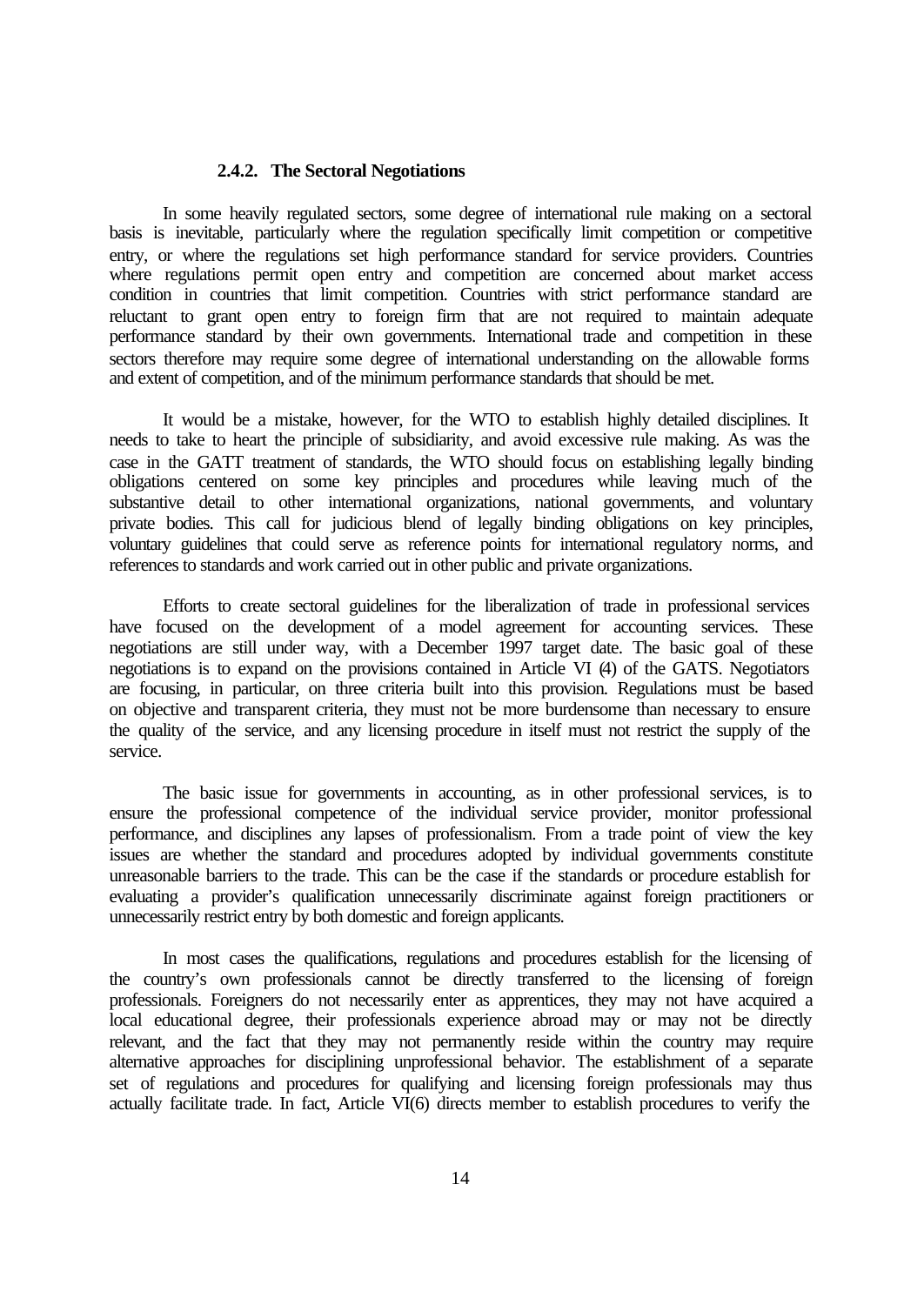### 2.4.2. The Sectoral Negotiations

In some heavily regulated sectors, some degree of international rule making on a sectoral basis is inevitable, particularly where the regulation specifically limit competition or competitive entry, or where the regulations set high performance standard for service providers. Countries where regulations permit open entry and competition are concerned about market access condition in countries that limit competition. Countries with strict performance standard are reluctant to grant open entry to foreign firm that are not required to maintain adequate performance standard by their own governments. International trade and competition in these sectors therefore may require some degree of international understanding on the allowable forms and extent of competition, and of the minimum performance standards that should be met.

It would be a mistake, however, for the WTO to establish highly detailed disciplines. It needs to take to heart the principle of subsidiarity, and avoid excessive rule making. As was the case in the GATT treatment of standards, the WTO should focus on establishing legally binding obligations centered on some key principles and procedures while leaving much of the substantive detail to other international organizations, national governments, and voluntary private bodies. This call for judicious blend of legally binding obligations on key principles, voluntary guidelines that could serve as reference points for international regulatory norms, and references to standards and work carried out in other public and private organizations.

Efforts to create sectoral guidelines for the liberalization of trade in professional services have focused on the development of a model agreement for accounting services. These negotiations are still under way, with a December 1997 target date. The basic goal of these negotiations is to expand on the provisions contained in Article VI (4) of the GATS. Negotiators are focusing, in particular, on three criteria built into this provision. Regulations must be based on objective and transparent criteria, they must not be more burdensome than necessary to ensure the quality of the service, and any licensing procedure in itself must not restrict the supply of the service.

The basic issue for governments in accounting, as in other professional services, is to ensure the professional competence of the individual service provider, monitor professional performance, and disciplines any lapses of professionalism. From a trade point of view the key issues are whether the standard and procedures adopted by individual governments constitute unreasonable barriers to the trade. This can be the case if the standards or procedure establish for evaluating a provider's qualification unnecessarily discriminate against foreign practitioners or unnecessarily restrict entry by both domestic and foreign applicants.

In most cases the qualifications, regulations and procedures establish for the licensing of the country's own professionals cannot be directly transferred to the licensing of foreign professionals. Foreigners do not necessarily enter as apprentices, they may not have acquired a local educational degree, their professionals experience abroad may or may not be directly relevant, and the fact that they may not permanently reside within the country may require alternative approaches for disciplining unprofessional behavior. The establishment of a separate set of regulations and procedures for qualifying and licensing foreign professionals may thus actually facilitate trade. In fact, Article VI(6) directs member to establish procedures to verify the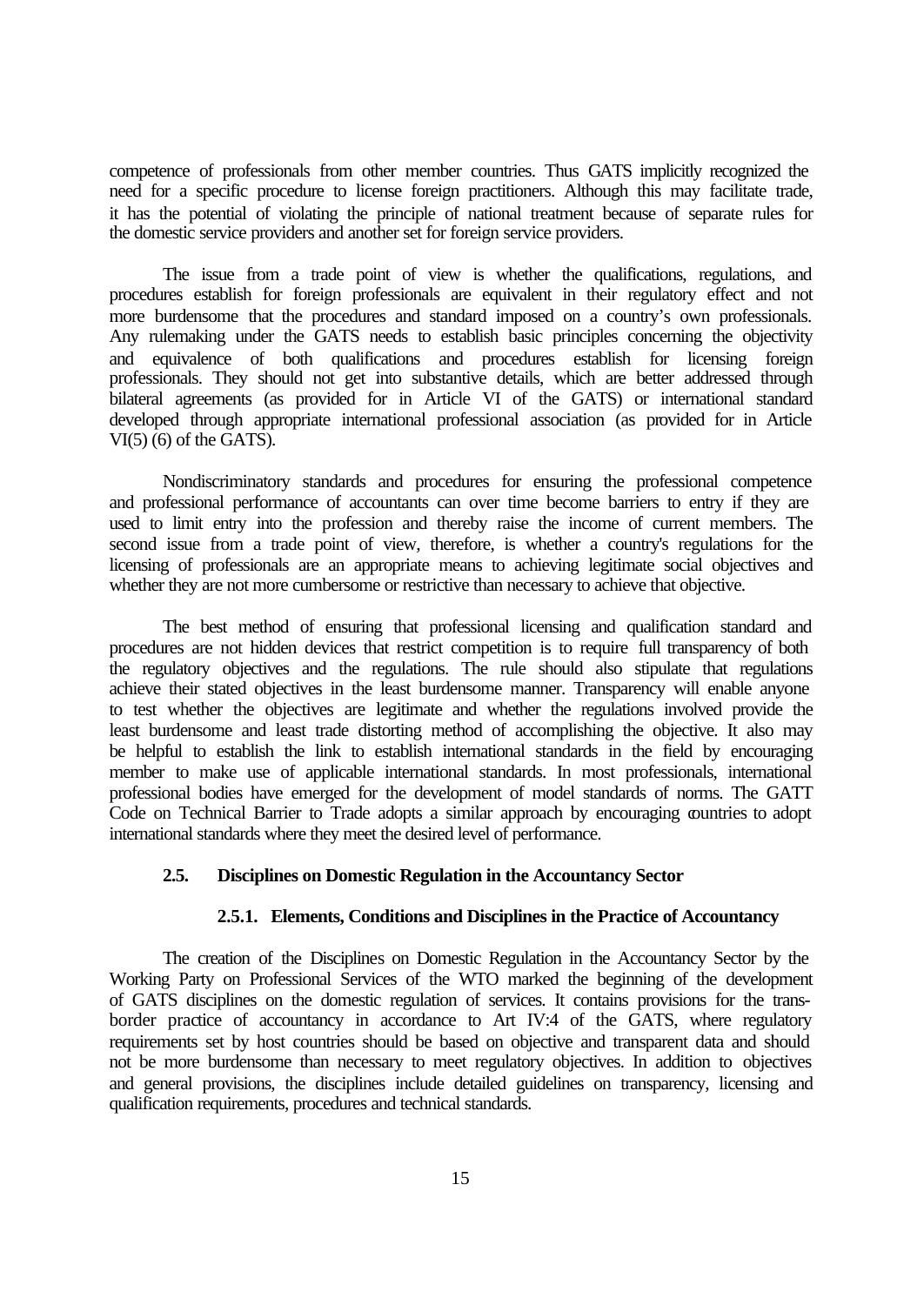competence of professionals from other member countries. Thus GATS implicitly recognized the need for a specific procedure to license foreign practitioners. Although this may facilitate trade, it has the potential of violating the principle of national treatment because of separate rules for the domestic service providers and another set for foreign service providers.

The issue from a trade point of view is whether the qualifications, regulations, and procedures establish for foreign professionals are equivalent in their regulatory effect and not more burdensome that the procedures and standard imposed on a country's own professionals. Any rulemaking under the GATS needs to establish basic principles concerning the objectivity and equivalence of both qualifications and procedures establish for licensing foreign professionals. They should not get into substantive details, which are better addressed through bilateral agreements (as provided for in Article VI of the GATS) or international standard developed through appropriate international professional association (as provided for in Article VI(5) (6) of the GATS).

Nondiscriminatory standards and procedures for ensuring the professional competence and professional performance of accountants can over time become barriers to entry if they are used to limit entry into the profession and thereby raise the income of current members. The second issue from a trade point of view, therefore, is whether a country's regulations for the licensing of professionals are an appropriate means to achieving legitimate social objectives and whether they are not more cumbersome or restrictive than necessary to achieve that objective.

The best method of ensuring that professional licensing and qualification standard and procedures are not hidden devices that restrict competition is to require full transparency of both the regulatory objectives and the regulations. The rule should also stipulate that regulations achieve their stated objectives in the least burdensome manner. Transparency will enable anyone to test whether the objectives are legitimate and whether the regulations involved provide the least burdensome and least trade distorting method of accomplishing the objective. It also may be helpful to establish the link to establish international standards in the field by encouraging member to make use of applicable international standards. In most professionals, international professional bodies have emerged for the development of model standards of norms. The GATT Code on Technical Barrier to Trade adopts a similar approach by encouraging countries to adopt international standards where they meet the desired level of performance.

## 2.5. Disciplines on Domestic Regulation in the Accountancy Sector

### 2.5.1. Elements, Conditions and Disciplines in the Practice of Accountancy

The creation of the Disciplines on Domestic Regulation in the Accountancy Sector by the Working Party on Professional Services of the WTO marked the beginning of the development of GATS disciplines on the domestic regulation of services. It contains provisions for the trans-border practice of accountancy in accordance to Art IV:4 of the GATS, where regulatory requirements set by host countries should be based on objective and transparent data and should not be more burdensome than necessary to meet regulatory objectives. In addition to objectives and general provisions, the disciplines include detailed guidelines on transparency, licensing and qualification requirements, procedures and technical standards.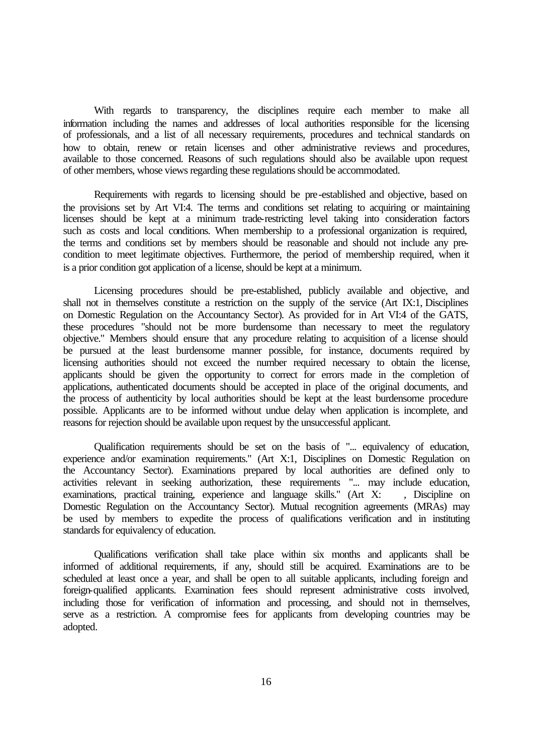With regards to transparency, the disciplines require each member to make all information including the names and addresses of local authorities responsible for the licensing of professionals, and a list of all necessary requirements, procedures and technical standards on how to obtain, renew or retain licenses and other administrative reviews and procedures, available to those concerned. Reasons of such regulations should also be available upon request of other members, whose views regarding these regulations should be accommodated.

Requirements with regards to licensing should be pre-established and objective, based on the provisions set by Art VI:4. The terms and conditions set relating to acquiring or maintaining licenses should be kept at a minimum trade-restricting level taking into consideration factors such as costs and local conditions. When membership to a professional organization is required, the terms and conditions set by members should be reasonable and should not include any pre-condition to meet legitimate objectives. Furthermore, the period of membership required, when it is a prior condition got application of a license, should be kept at a minimum.

Licensing procedures should be pre-established, publicly available and objective, and shall not in themselves constitute a restriction on the supply of the service (Art IX:1, Disciplines on Domestic Regulation on the Accountancy Sector). As provided for in Art VI:4 of the GATS, these procedures "should not be more burdensome than necessary to meet the regulatory objective." Members should ensure that any procedure relating to acquisition of a license should be pursued at the least burdensome manner possible, for instance, documents required by licensing authorities should not exceed the number required necessary to obtain the license, applicants should be given the opportunity to correct for errors made in the completion of applications, authenticated documents should be accepted in place of the original documents, and the process of authenticity by local authorities should be kept at the least burdensome procedure possible. Applicants are to be informed without undue delay when application is incomplete, and reasons for rejection should be available upon request by the unsuccessful applicant.

Qualification requirements should be set on the basis of "... equivalency of education, experience and/or examination requirements." (Art X:1, Disciplines on Domestic Regulation on the Accountancy Sector). Examinations prepared by local authorities are defined only to activities relevant in seeking authorization, these requirements "... may include education, examinations, practical training, experience and language skills." (Art X: , Discipline on Domestic Regulation on the Accountancy Sector). Mutual recognition agreements (MRAs) may be used by members to expedite the process of qualifications verification and in instituting standards for equivalency of education.

Qualifications verification shall take place within six months and applicants shall be informed of additional requirements, if any, should still be acquired. Examinations are to be scheduled at least once a year, and shall be open to all suitable applicants, including foreign and foreign-qualified applicants. Examination fees should represent administrative costs involved, including those for verification of information and processing, and should not in themselves, serve as a restriction. A compromise fees for applicants from developing countries may be adopted.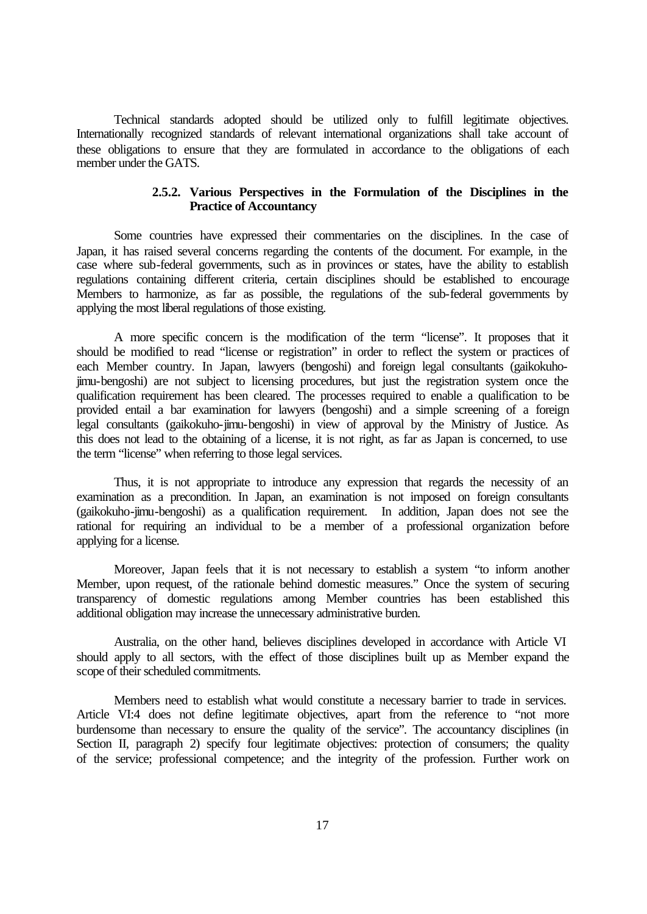Technical standards adopted should be utilized only to fulfill legitimate objectives. Internationally recognized standards of relevant international organizations shall take account of these obligations to ensure that they are formulated in accordance to the obligations of each member under the GATS.

### 2.5.2. Various Perspectives in the Formulation of the Disciplines in the Practice of Accountancy

Some countries have expressed their commentaries on the disciplines. In the case of Japan, it has raised several concerns regarding the contents of the document. For example, in the case where sub-federal governments, such as in provinces or states, have the ability to establish regulations containing different criteria, certain disciplines should be established to encourage Members to harmonize, as far as possible, the regulations of the sub-federal governments by applying the most liberal regulations of those existing.

A more specific concern is the modification of the term "license". It proposes that it should be modified to read "license or registration" in order to reflect the system or practices of each Member country. In Japan, lawyers (bengoshi) and foreign legal consultants (gaikokuho-jimu-bengoshi) are not subject to licensing procedures, but just the registration system once the qualification requirement has been cleared. The processes required to enable a qualification to be provided entail a bar examination for lawyers (bengoshi) and a simple screening of a foreign legal consultants (gaikokuho-jimu-bengoshi) in view of approval by the Ministry of Justice. As this does not lead to the obtaining of a license, it is not right, as far as Japan is concerned, to use the term "license" when referring to those legal services.

Thus, it is not appropriate to introduce any expression that regards the necessity of an examination as a precondition. In Japan, an examination is not imposed on foreign consultants (gaikokuho-jimu-bengoshi) as a qualification requirement. In addition, Japan does not see the rational for requiring an individual to be a member of a professional organization before applying for a license.

Moreover, Japan feels that it is not necessary to establish a system "to inform another Member, upon request, of the rationale behind domestic measures." Once the system of securing transparency of domestic regulations among Member countries has been established this additional obligation may increase the unnecessary administrative burden.

Australia, on the other hand, believes disciplines developed in accordance with Article VI should apply to all sectors, with the effect of those disciplines built up as Member expand the scope of their scheduled commitments.

Members need to establish what would constitute a necessary barrier to trade in services. Article VI:4 does not define legitimate objectives, apart from the reference to "not more burdensome than necessary to ensure the quality of the service". The accountancy disciplines (in Section II, paragraph 2) specify four legitimate objectives: protection of consumers; the quality of the service; professional competence; and the integrity of the profession. Further work on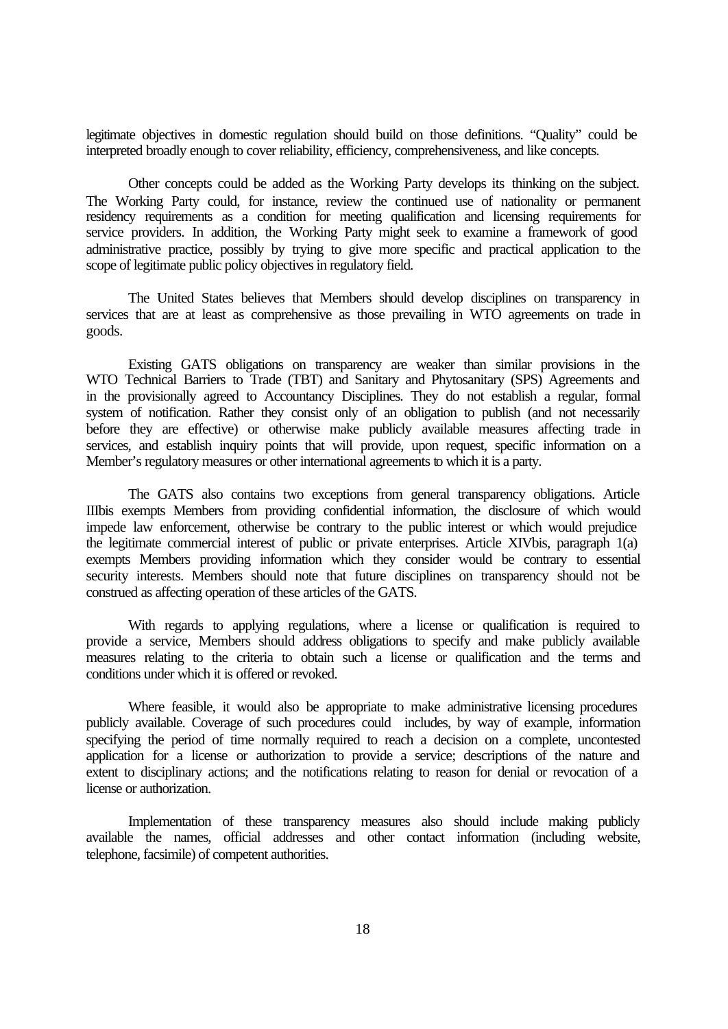legitimate objectives in domestic regulation should build on those definitions. "Quality" could be interpreted broadly enough to cover reliability, efficiency, comprehensiveness, and like concepts.

Other concepts could be added as the Working Party develops its thinking on the subject. The Working Party could, for instance, review the continued use of nationality or permanent residency requirements as a condition for meeting qualification and licensing requirements for service providers. In addition, the Working Party might seek to examine a framework of good administrative practice, possibly by trying to give more specific and practical application to the scope of legitimate public policy objectives in regulatory field.

The United States believes that Members should develop disciplines on transparency in services that are at least as comprehensive as those prevailing in WTO agreements on trade in goods.

Existing GATS obligations on transparency are weaker than similar provisions in the WTO Technical Barriers to Trade (TBT) and Sanitary and Phytosanitary (SPS) Agreements and in the provisionally agreed to Accountancy Disciplines. They do not establish a regular, formal system of notification. Rather they consist only of an obligation to publish (and not necessarily before they are effective) or otherwise make publicly available measures affecting trade in services, and establish inquiry points that will provide, upon request, specific information on a Member's regulatory measures or other international agreements to which it is a party.

The GATS also contains two exceptions from general transparency obligations. Article IIIbis exempts Members from providing confidential information, the disclosure of which would impede law enforcement, otherwise be contrary to the public interest or which would prejudice the legitimate commercial interest of public or private enterprises. Article XIVbis, paragraph 1(a) exempts Members providing information which they consider would be contrary to essential security interests. Members should note that future disciplines on transparency should not be construed as affecting operation of these articles of the GATS.

With regards to applying regulations, where a license or qualification is required to provide a service, Members should address obligations to specify and make publicly available measures relating to the criteria to obtain such a license or qualification and the terms and conditions under which it is offered or revoked.

Where feasible, it would also be appropriate to make administrative licensing procedures publicly available. Coverage of such procedures could includes, by way of example, information specifying the period of time normally required to reach a decision on a complete, uncontested application for a license or authorization to provide a service; descriptions of the nature and extent to disciplinary actions; and the notifications relating to reason for denial or revocation of a license or authorization.

Implementation of these transparency measures also should include making publicly available the names, official addresses and other contact information (including website, telephone, facsimile) of competent authorities.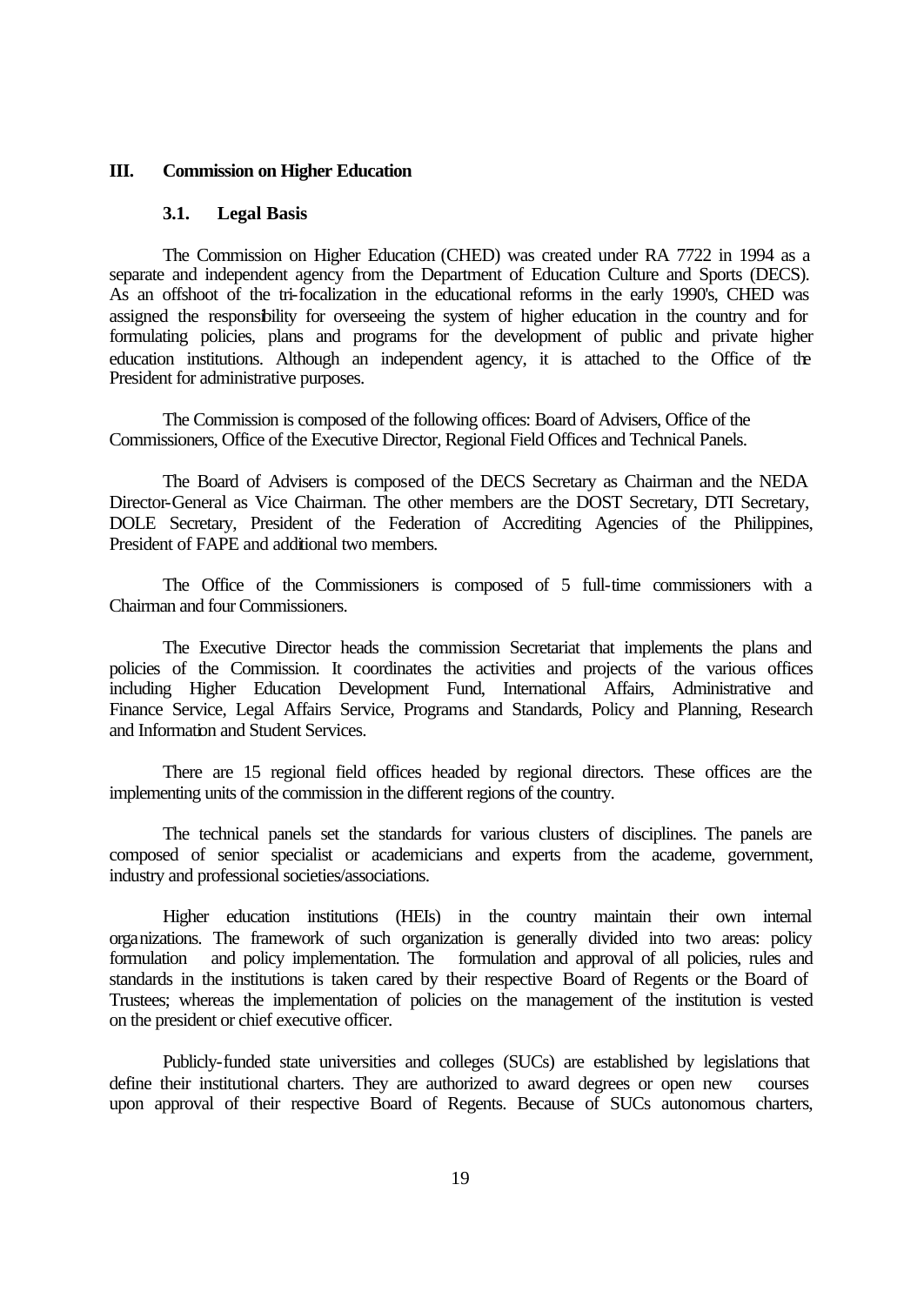## III. Commission on Higher Education

### 3.1. Legal Basis

The Commission on Higher Education (CHED) was created under RA 7722 in 1994 as a separate and independent agency from the Department of Education Culture and Sports (DECS). As an offshoot of the tri-focalization in the educational reforms in the early 1990's, CHED was assigned the responsibility for overseeing the system of higher education in the country and for formulating policies, plans and programs for the development of public and private higher education institutions. Although an independent agency, it is attached to the Office of the President for administrative purposes.

The Commission is composed of the following offices: Board of Advisers, Office of the Commissioners, Office of the Executive Director, Regional Field Offices and Technical Panels.

The Board of Advisers is composed of the DECS Secretary as Chairman and the NEDA Director-General as Vice Chairman. The other members are the DOST Secretary, DTI Secretary, DOLE Secretary, President of the Federation of Accrediting Agencies of the Philippines, President of FAPE and additional two members.

The Office of the Commissioners is composed of 5 full-time commissioners with a Chairman and four Commissioners.

The Executive Director heads the commission Secretariat that implements the plans and policies of the Commission. It coordinates the activities and projects of the various offices including Higher Education Development Fund, International Affairs, Administrative and Finance Service, Legal Affairs Service, Programs and Standards, Policy and Planning, Research and Information and Student Services.

There are 15 regional field offices headed by regional directors. These offices are the implementing units of the commission in the different regions of the country.

The technical panels set the standards for various clusters of disciplines. The panels are composed of senior specialist or academicians and experts from the academe, government, industry and professional societies/associations.

Higher education institutions (HEIs) in the country maintain their own internal organizations. The framework of such organization is generally divided into two areas: policy formulation and policy implementation. The formulation and approval of all policies, rules and standards in the institutions is taken cared by their respective Board of Regents or the Board of Trustees; whereas the implementation of policies on the management of the institution is vested on the president or chief executive officer.

Publicly-funded state universities and colleges (SUCs) are established by legislations that define their institutional charters. They are authorized to award degrees or open new courses upon approval of their respective Board of Regents. Because of SUCs autonomous charters,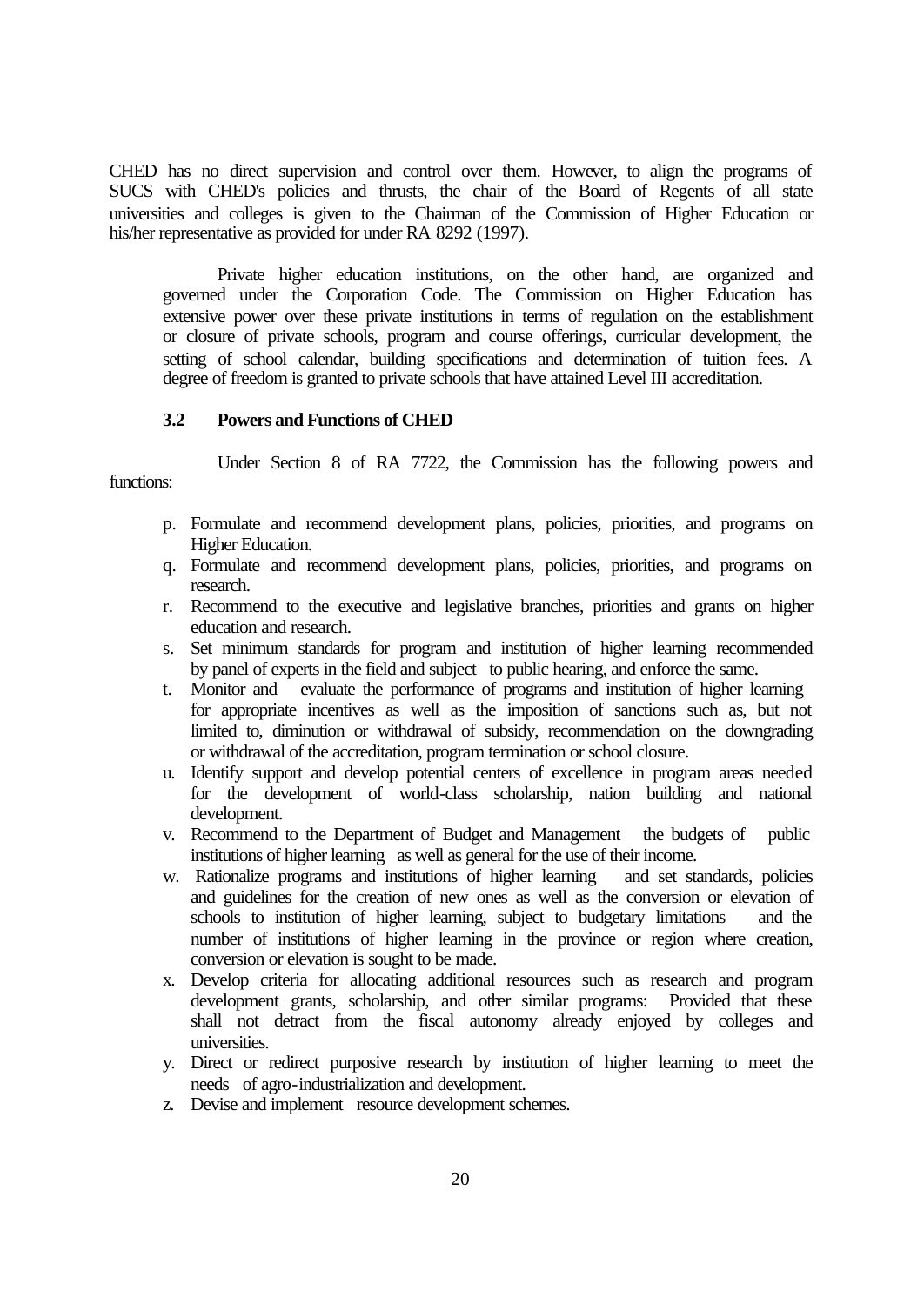CHED has no direct supervision and control over them. However, to align the programs of SUCS with CHED's policies and thrusts, the chair of the Board of Regents of all state universities and colleges is given to the Chairman of the Commission of Higher Education or his/her representative as provided for under RA 8292 (1997).

Private higher education institutions, on the other hand, are organized and governed under the Corporation Code. The Commission on Higher Education has extensive power over these private institutions in terms of regulation on the establishment or closure of private schools, program and course offerings, curricular development, the setting of school calendar, building specifications and determination of tuition fees. A degree of freedom is granted to private schools that have attained Level III accreditation.

### 3.2 Powers and Functions of CHED

Under Section 8 of RA 7722, the Commission has the following powers and functions:

p. Formulate and recommend development plans, policies, priorities, and programs on Higher Education.
q. Formulate and recommend development plans, policies, priorities, and programs on research.
r. Recommend to the executive and legislative branches, priorities and grants on higher education and research.
s. Set minimum standards for program and institution of higher learning recommended by panel of experts in the field and subject to public hearing, and enforce the same.
t. Monitor and evaluate the performance of programs and institution of higher learning for appropriate incentives as well as the imposition of sanctions such as, but not limited to, diminution or withdrawal of subsidy, recommendation on the downgrading or withdrawal of the accreditation, program termination or school closure.
u. Identify support and develop potential centers of excellence in program areas needed for the development of world-class scholarship, nation building and national development.
v. Recommend to the Department of Budget and Management the budgets of public institutions of higher learning as well as general for the use of their income.
w. Rationalize programs and institutions of higher learning and set standards, policies and guidelines for the creation of new ones as well as the conversion or elevation of schools to institution of higher learning, subject to budgetary limitations and the number of institutions of higher learning in the province or region where creation, conversion or elevation is sought to be made.
x. Develop criteria for allocating additional resources such as research and program development grants, scholarship, and other similar programs: Provided that these shall not detract from the fiscal autonomy already enjoyed by colleges and universities.
y. Direct or redirect purposive research by institution of higher learning to meet the needs of agro-industrialization and development.
z. Devise and implement resource development schemes.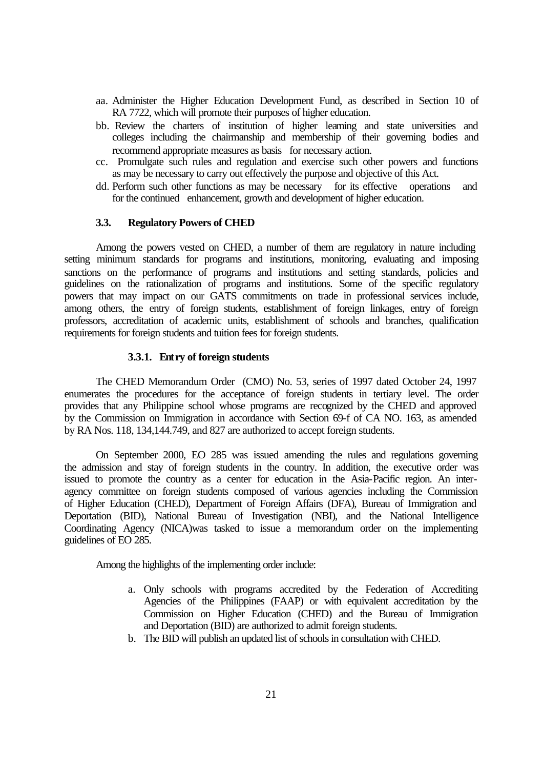aa. Administer the Higher Education Development Fund, as described in Section 10 of RA 7722, which will promote their purposes of higher education.

bb. Review the charters of institution of higher learning and state universities and colleges including the chairmanship and membership of their governing bodies and recommend appropriate measures as basis for necessary action.

cc. Promulgate such rules and regulation and exercise such other powers and functions as may be necessary to carry out effectively the purpose and objective of this Act.

dd. Perform such other functions as may be necessary for its effective operations and for the continued enhancement, growth and development of higher education.

### 3.3. Regulatory Powers of CHED

Among the powers vested on CHED, a number of them are regulatory in nature including setting minimum standards for programs and institutions, monitoring, evaluating and imposing sanctions on the performance of programs and institutions and setting standards, policies and guidelines on the rationalization of programs and institutions. Some of the specific regulatory powers that may impact on our GATS commitments on trade in professional services include, among others, the entry of foreign students, establishment of foreign linkages, entry of foreign professors, accreditation of academic units, establishment of schools and branches, qualification requirements for foreign students and tuition fees for foreign students.

#### 3.3.1. Entry of foreign students

The CHED Memorandum Order (CMO) No. 53, series of 1997 dated October 24, 1997 enumerates the procedures for the acceptance of foreign students in tertiary level. The order provides that any Philippine school whose programs are recognized by the CHED and approved by the Commission on Immigration in accordance with Section 69-f of CA NO. 163, as amended by RA Nos. 118, 134,144.749, and 827 are authorized to accept foreign students.

On September 2000, EO 285 was issued amending the rules and regulations governing the admission and stay of foreign students in the country. In addition, the executive order was issued to promote the country as a center for education in the Asia-Pacific region. An inter-agency committee on foreign students composed of various agencies including the Commission of Higher Education (CHED), Department of Foreign Affairs (DFA), Bureau of Immigration and Deportation (BID), National Bureau of Investigation (NBI), and the National Intelligence Coordinating Agency (NICA)was tasked to issue a memorandum order on the implementing guidelines of EO 285.

Among the highlights of the implementing order include:

a. Only schools with programs accredited by the Federation of Accrediting Agencies of the Philippines (FAAP) or with equivalent accreditation by the Commission on Higher Education (CHED) and the Bureau of Immigration and Deportation (BID) are authorized to admit foreign students.

b. The BID will publish an updated list of schools in consultation with CHED.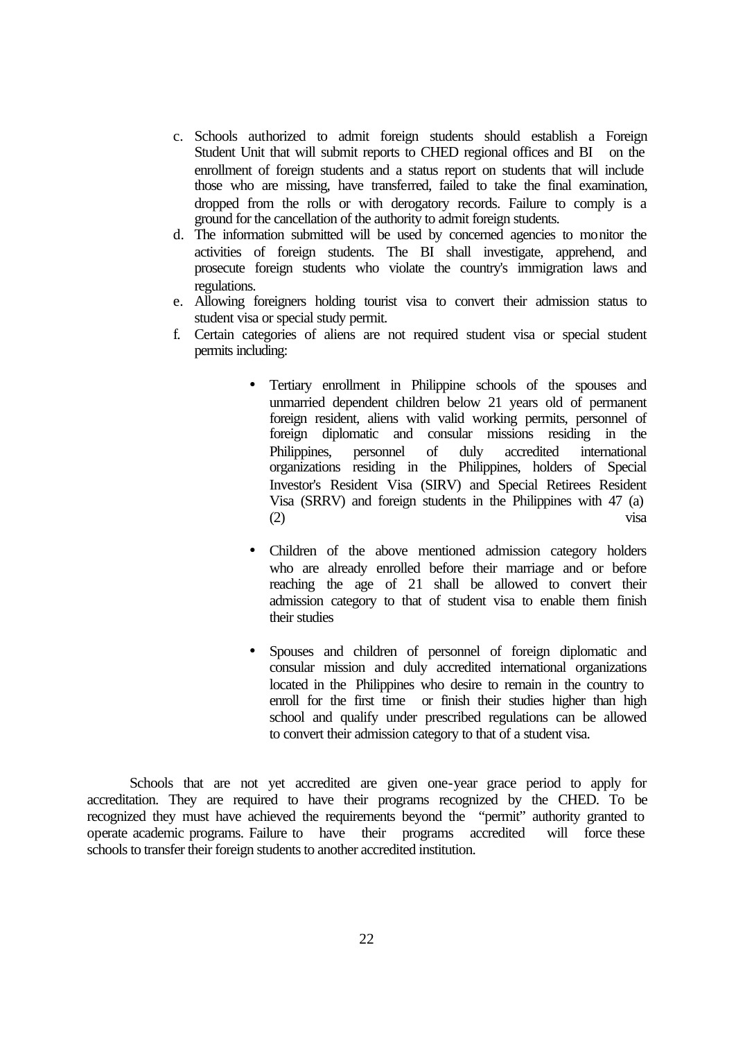c. Schools authorized to admit foreign students should establish a Foreign Student Unit that will submit reports to CHED regional offices and BI on the enrollment of foreign students and a status report on students that will include those who are missing, have transferred, failed to take the final examination, dropped from the rolls or with derogatory records. Failure to comply is a ground for the cancellation of the authority to admit foreign students.
d. The information submitted will be used by concerned agencies to monitor the activities of foreign students. The BI shall investigate, apprehend, and prosecute foreign students who violate the country's immigration laws and regulations.
e. Allowing foreigners holding tourist visa to convert their admission status to student visa or special study permit.
f. Certain categories of aliens are not required student visa or special student permits including:

    - Tertiary enrollment in Philippine schools of the spouses and unmarried dependent children below 21 years old of permanent foreign resident, aliens with valid working permits, personnel of foreign diplomatic and consular missions residing in the Philippines, personnel of duly accredited international organizations residing in the Philippines, holders of Special Investor's Resident Visa (SIRV) and Special Retirees Resident Visa (SRRV) and foreign students in the Philippines with 47 (a) (2) visa

    - Children of the above mentioned admission category holders who are already enrolled before their marriage and or before reaching the age of 21 shall be allowed to convert their admission category to that of student visa to enable them finish their studies

    - Spouses and children of personnel of foreign diplomatic and consular mission and duly accredited international organizations located in the Philippines who desire to remain in the country to enroll for the first time or finish their studies higher than high school and qualify under prescribed regulations can be allowed to convert their admission category to that of a student visa.

Schools that are not yet accredited are given one-year grace period to apply for accreditation. They are required to have their programs recognized by the CHED. To be recognized they must have achieved the requirements beyond the "permit" authority granted to operate academic programs. Failure to have their programs accredited will force these schools to transfer their foreign students to another accredited institution.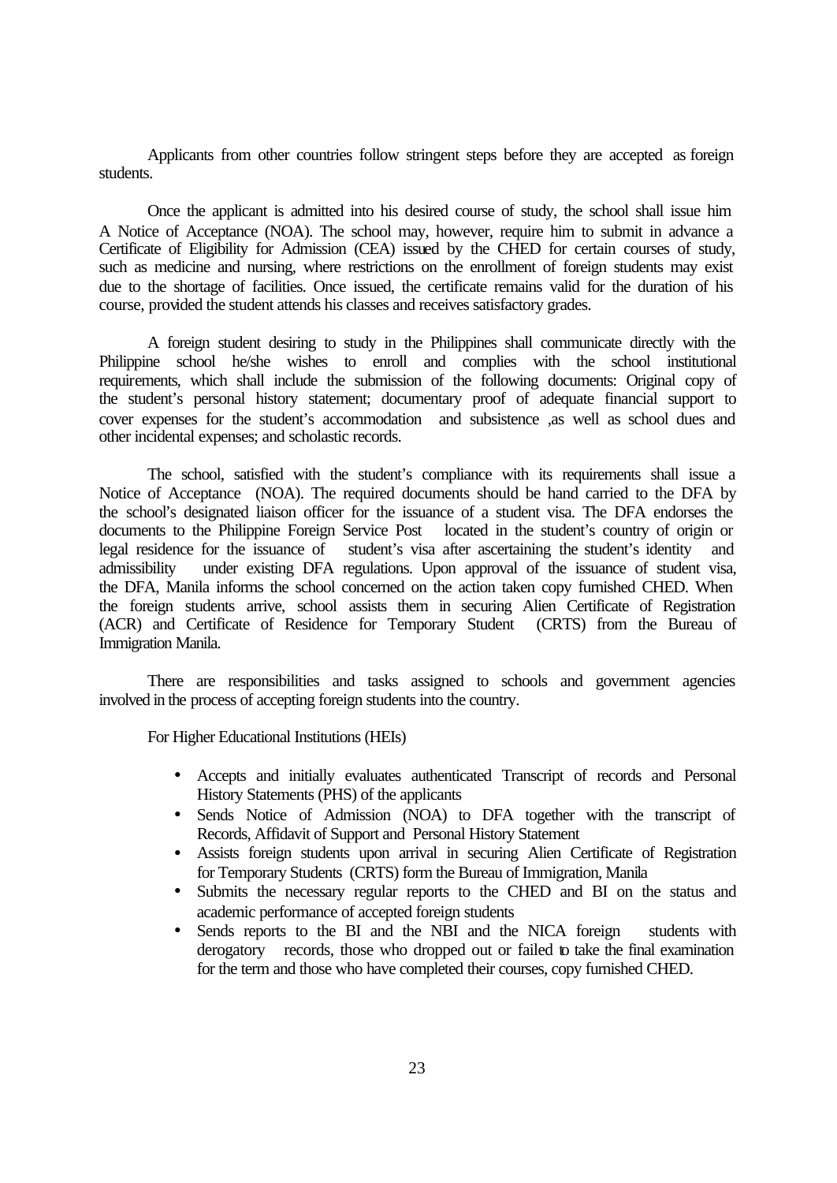Applicants from other countries follow stringent steps before they are accepted as foreign students.

Once the applicant is admitted into his desired course of study, the school shall issue him A Notice of Acceptance (NOA). The school may, however, require him to submit in advance a Certificate of Eligibility for Admission (CEA) issued by the CHED for certain courses of study, such as medicine and nursing, where restrictions on the enrollment of foreign students may exist due to the shortage of facilities. Once issued, the certificate remains valid for the duration of his course, provided the student attends his classes and receives satisfactory grades.

A foreign student desiring to study in the Philippines shall communicate directly with the Philippine school he/she wishes to enroll and complies with the school institutional requirements, which shall include the submission of the following documents: Original copy of the student's personal history statement; documentary proof of adequate financial support to cover expenses for the student's accommodation and subsistence ,as well as school dues and other incidental expenses; and scholastic records.

The school, satisfied with the student's compliance with its requirements shall issue a Notice of Acceptance (NOA). The required documents should be hand carried to the DFA by the school's designated liaison officer for the issuance of a student visa. The DFA endorses the documents to the Philippine Foreign Service Post located in the student's country of origin or legal residence for the issuance of student's visa after ascertaining the student's identity and admissibility under existing DFA regulations. Upon approval of the issuance of student visa, the DFA, Manila informs the school concerned on the action taken copy furnished CHED. When the foreign students arrive, school assists them in securing Alien Certificate of Registration (ACR) and Certificate of Residence for Temporary Student (CRTS) from the Bureau of Immigration Manila.

There are responsibilities and tasks assigned to schools and government agencies involved in the process of accepting foreign students into the country.

For Higher Educational Institutions (HEIs)

- Accepts and initially evaluates authenticated Transcript of records and Personal History Statements (PHS) of the applicants
- Sends Notice of Admission (NOA) to DFA together with the transcript of Records, Affidavit of Support and Personal History Statement
- Assists foreign students upon arrival in securing Alien Certificate of Registration for Temporary Students (CRTS) form the Bureau of Immigration, Manila
- Submits the necessary regular reports to the CHED and BI on the status and academic performance of accepted foreign students
- Sends reports to the BI and the NBI and the NICA foreign students with derogatory records, those who dropped out or failed to take the final examination for the term and those who have completed their courses, copy furnished CHED.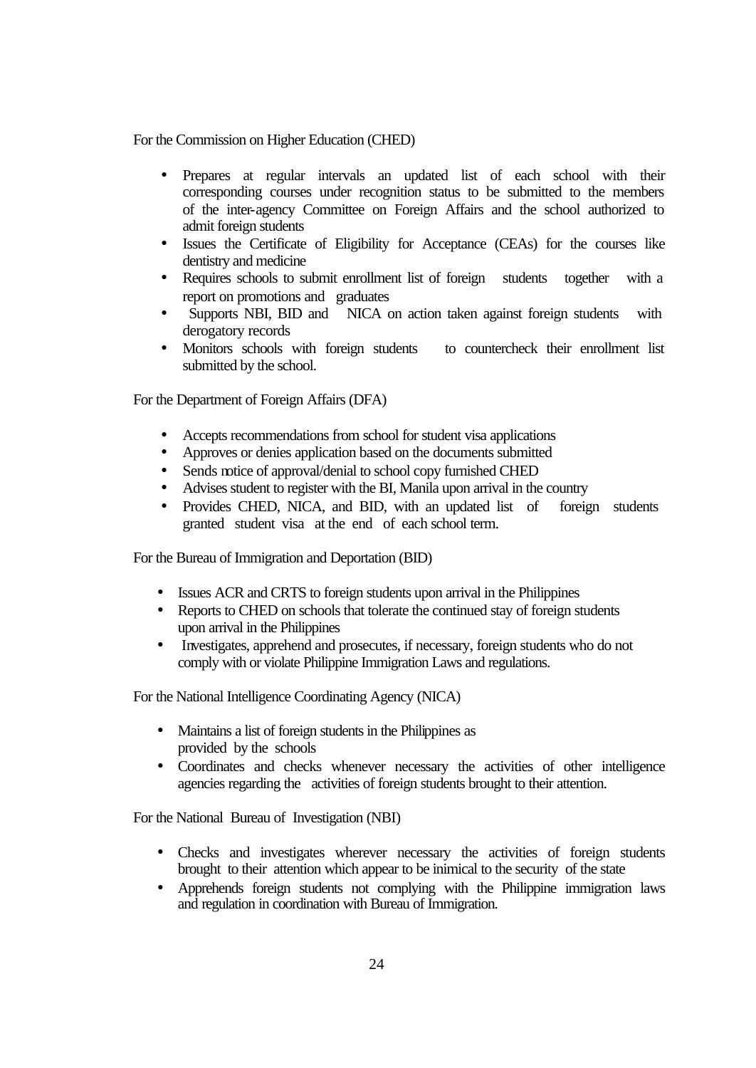For the Commission on Higher Education (CHED)

- Prepares at regular intervals an updated list of each school with their corresponding courses under recognition status to be submitted to the members of the inter-agency Committee on Foreign Affairs and the school authorized to admit foreign students
- Issues the Certificate of Eligibility for Acceptance (CEAs) for the courses like dentistry and medicine
- Requires schools to submit enrollment list of foreign students together with a report on promotions and graduates
- Supports NBI, BID and NICA on action taken against foreign students with derogatory records
- Monitors schools with foreign students to countercheck their enrollment list submitted by the school.

For the Department of Foreign Affairs (DFA)

- Accepts recommendations from school for student visa applications
- Approves or denies application based on the documents submitted
- Sends notice of approval/denial to school copy furnished CHED
- Advises student to register with the BI, Manila upon arrival in the country
- Provides CHED, NICA, and BID, with an updated list of foreign students granted student visa at the end of each school term.

For the Bureau of Immigration and Deportation (BID)

- Issues ACR and CRTS to foreign students upon arrival in the Philippines
- Reports to CHED on schools that tolerate the continued stay of foreign students upon arrival in the Philippines
- Investigates, apprehend and prosecutes, if necessary, foreign students who do not comply with or violate Philippine Immigration Laws and regulations.

For the National Intelligence Coordinating Agency (NICA)

- Maintains a list of foreign students in the Philippines as provided by the schools
- Coordinates and checks whenever necessary the activities of other intelligence agencies regarding the activities of foreign students brought to their attention.

For the National Bureau of Investigation (NBI)

- Checks and investigates wherever necessary the activities of foreign students brought to their attention which appear to be inimical to the security of the state
- Apprehends foreign students not complying with the Philippine immigration laws and regulation in coordination with Bureau of Immigration.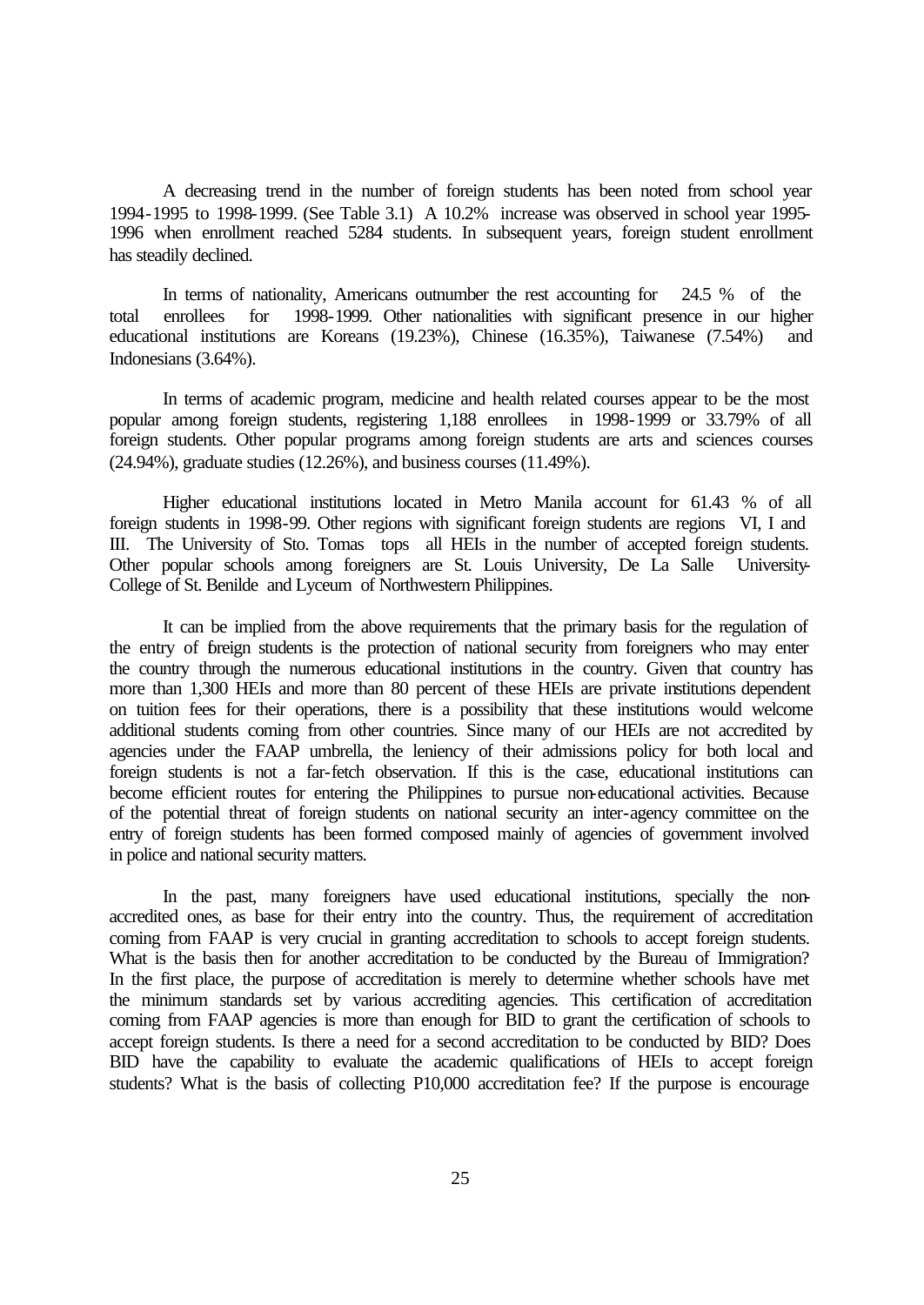A decreasing trend in the number of foreign students has been noted from school year 1994-1995 to 1998-1999. (See Table 3.1) A 10.2% increase was observed in school year 1995-1996 when enrollment reached 5284 students. In subsequent years, foreign student enrollment has steadily declined.

In terms of nationality, Americans outnumber the rest accounting for 24.5 % of the total enrollees for 1998-1999. Other nationalities with significant presence in our higher educational institutions are Koreans (19.23%), Chinese (16.35%), Taiwanese (7.54%) and Indonesians (3.64%).

In terms of academic program, medicine and health related courses appear to be the most popular among foreign students, registering 1,188 enrollees in 1998-1999 or 33.79% of all foreign students. Other popular programs among foreign students are arts and sciences courses (24.94%), graduate studies (12.26%), and business courses (11.49%).

Higher educational institutions located in Metro Manila account for 61.43 % of all foreign students in 1998-99. Other regions with significant foreign students are regions VI, I and III. The University of Sto. Tomas tops all HEIs in the number of accepted foreign students. Other popular schools among foreigners are St. Louis University, De La Salle University-College of St. Benilde and Lyceum of Northwestern Philippines.

It can be implied from the above requirements that the primary basis for the regulation of the entry of foreign students is the protection of national security from foreigners who may enter the country through the numerous educational institutions in the country. Given that country has more than 1,300 HEIs and more than 80 percent of these HEIs are private institutions dependent on tuition fees for their operations, there is a possibility that these institutions would welcome additional students coming from other countries. Since many of our HEIs are not accredited by agencies under the FAAP umbrella, the leniency of their admissions policy for both local and foreign students is not a far-fetch observation. If this is the case, educational institutions can become efficient routes for entering the Philippines to pursue non-educational activities. Because of the potential threat of foreign students on national security an inter-agency committee on the entry of foreign students has been formed composed mainly of agencies of government involved in police and national security matters.

In the past, many foreigners have used educational institutions, specially the non-accredited ones, as base for their entry into the country. Thus, the requirement of accreditation coming from FAAP is very crucial in granting accreditation to schools to accept foreign students. What is the basis then for another accreditation to be conducted by the Bureau of Immigration? In the first place, the purpose of accreditation is merely to determine whether schools have met the minimum standards set by various accrediting agencies. This certification of accreditation coming from FAAP agencies is more than enough for BID to grant the certification of schools to accept foreign students. Is there a need for a second accreditation to be conducted by BID? Does BID have the capability to evaluate the academic qualifications of HEIs to accept foreign students? What is the basis of collecting P10,000 accreditation fee? If the purpose is encourage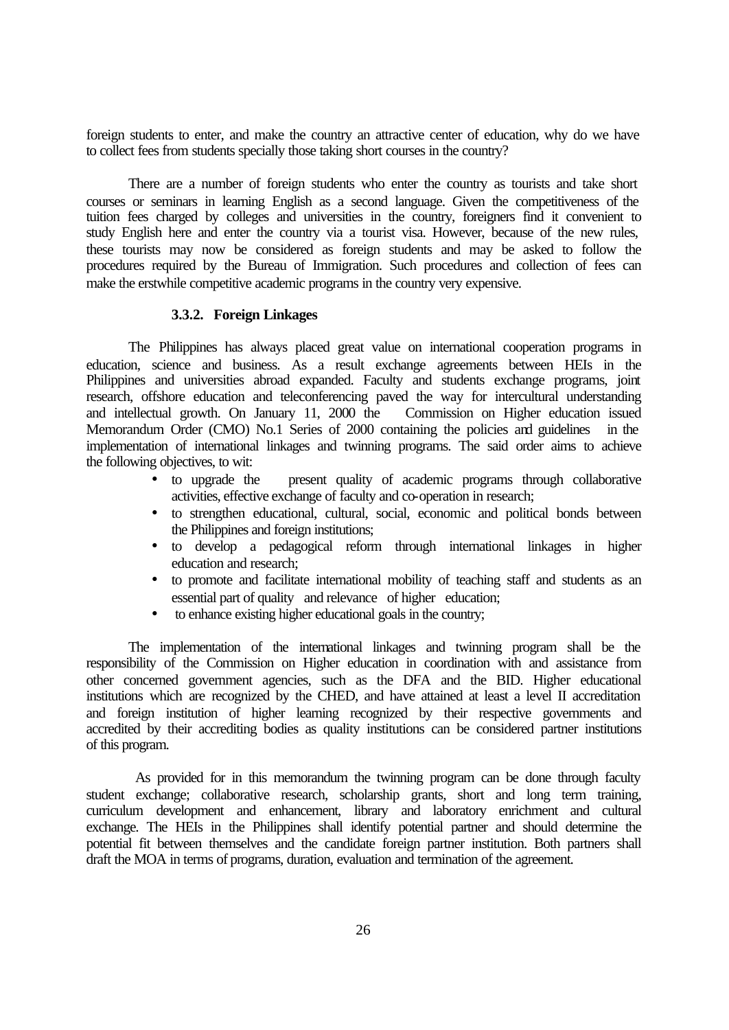foreign students to enter, and make the country an attractive center of education, why do we have to collect fees from students specially those taking short courses in the country?

There are a number of foreign students who enter the country as tourists and take short courses or seminars in learning English as a second language. Given the competitiveness of the tuition fees charged by colleges and universities in the country, foreigners find it convenient to study English here and enter the country via a tourist visa. However, because of the new rules, these tourists may now be considered as foreign students and may be asked to follow the procedures required by the Bureau of Immigration. Such procedures and collection of fees can make the erstwhile competitive academic programs in the country very expensive.

#### 3.3.2. Foreign Linkages

The Philippines has always placed great value on international cooperation programs in education, science and business. As a result exchange agreements between HEIs in the Philippines and universities abroad expanded. Faculty and students exchange programs, joint research, offshore education and teleconferencing paved the way for intercultural understanding and intellectual growth. On January 11, 2000 the Commission on Higher education issued Memorandum Order (CMO) No.1 Series of 2000 containing the policies and guidelines in the implementation of international linkages and twinning programs. The said order aims to achieve the following objectives, to wit:

- to upgrade the present quality of academic programs through collaborative activities, effective exchange of faculty and co-operation in research;
- to strengthen educational, cultural, social, economic and political bonds between the Philippines and foreign institutions;
- to develop a pedagogical reform through international linkages in higher education and research;
- to promote and facilitate international mobility of teaching staff and students as an essential part of quality and relevance of higher education;
- to enhance existing higher educational goals in the country;

The implementation of the international linkages and twinning program shall be the responsibility of the Commission on Higher education in coordination with and assistance from other concerned government agencies, such as the DFA and the BID. Higher educational institutions which are recognized by the CHED, and have attained at least a level II accreditation and foreign institution of higher learning recognized by their respective governments and accredited by their accrediting bodies as quality institutions can be considered partner institutions of this program.

As provided for in this memorandum the twinning program can be done through faculty student exchange; collaborative research, scholarship grants, short and long term training, curriculum development and enhancement, library and laboratory enrichment and cultural exchange. The HEIs in the Philippines shall identify potential partner and should determine the potential fit between themselves and the candidate foreign partner institution. Both partners shall draft the MOA in terms of programs, duration, evaluation and termination of the agreement.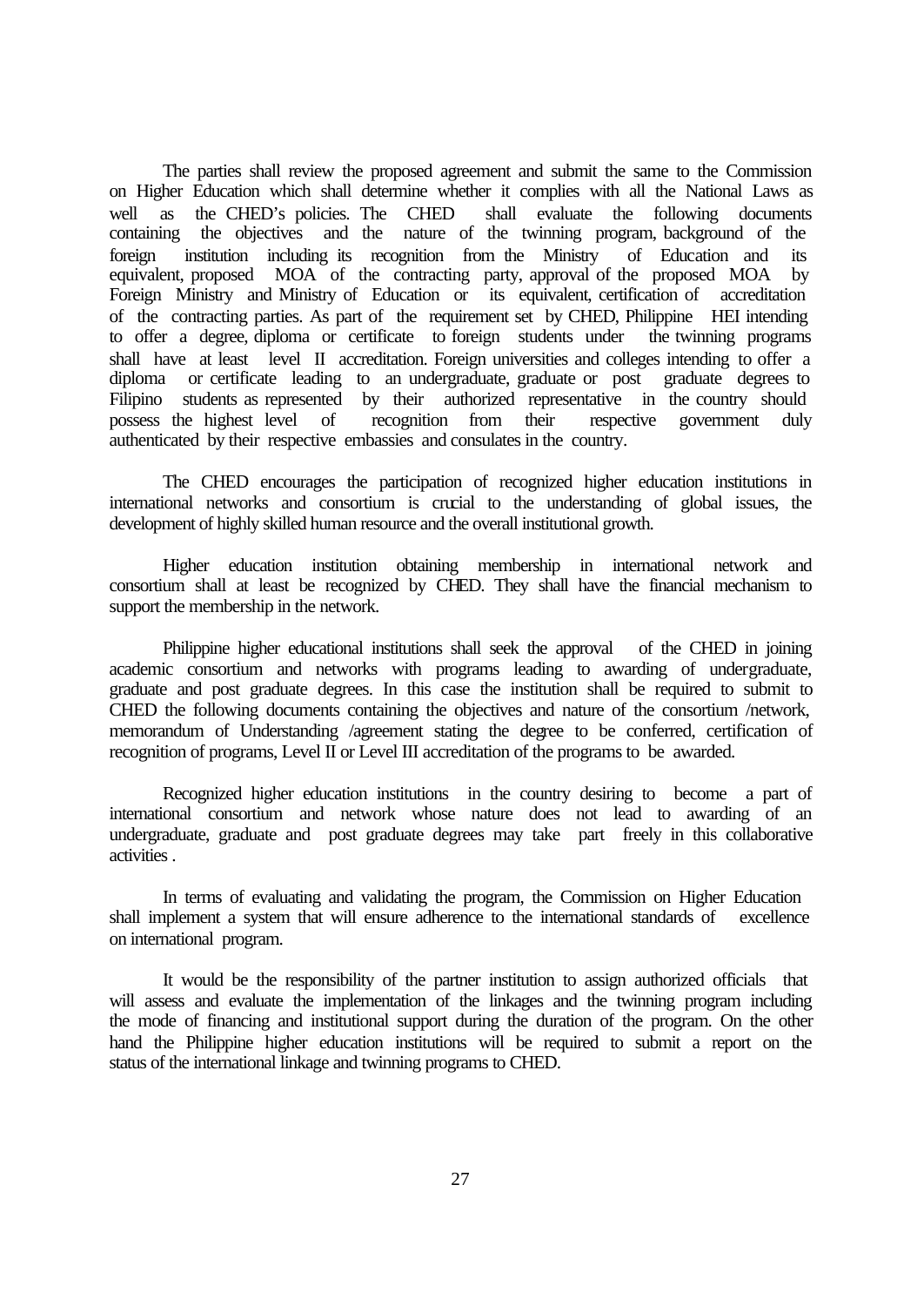The parties shall review the proposed agreement and submit the same to the Commission on Higher Education which shall determine whether it complies with all the National Laws as well as the CHED's policies. The CHED shall evaluate the following documents containing the objectives and the nature of the twinning program, background of the foreign institution including its recognition from the Ministry of Education and its equivalent, proposed MOA of the contracting party, approval of the proposed MOA by Foreign Ministry and Ministry of Education or its equivalent, certification of accreditation of the contracting parties. As part of the requirement set by CHED, Philippine HEI intending to offer a degree, diploma or certificate to foreign students under the twinning programs shall have at least level II accreditation. Foreign universities and colleges intending to offer a diploma or certificate leading to an undergraduate, graduate or post graduate degrees to Filipino students as represented by their authorized representative in the country should possess the highest level of recognition from their respective government duly authenticated by their respective embassies and consulates in the country.

The CHED encourages the participation of recognized higher education institutions in international networks and consortium is crucial to the understanding of global issues, the development of highly skilled human resource and the overall institutional growth.

Higher education institution obtaining membership in international network and consortium shall at least be recognized by CHED. They shall have the financial mechanism to support the membership in the network.

Philippine higher educational institutions shall seek the approval of the CHED in joining academic consortium and networks with programs leading to awarding of undergraduate, graduate and post graduate degrees. In this case the institution shall be required to submit to CHED the following documents containing the objectives and nature of the consortium /network, memorandum of Understanding /agreement stating the degree to be conferred, certification of recognition of programs, Level II or Level III accreditation of the programs to be awarded.

Recognized higher education institutions in the country desiring to become a part of international consortium and network whose nature does not lead to awarding of an undergraduate, graduate and post graduate degrees may take part freely in this collaborative activities .

In terms of evaluating and validating the program, the Commission on Higher Education shall implement a system that will ensure adherence to the international standards of excellence on international program.

It would be the responsibility of the partner institution to assign authorized officials that will assess and evaluate the implementation of the linkages and the twinning program including the mode of financing and institutional support during the duration of the program. On the other hand the Philippine higher education institutions will be required to submit a report on the status of the international linkage and twinning programs to CHED.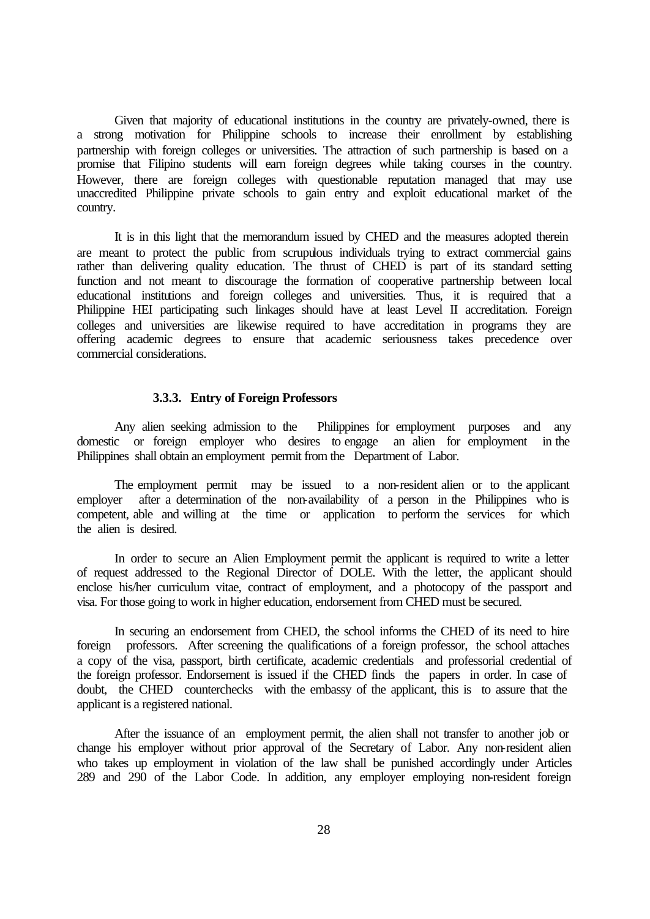Given that majority of educational institutions in the country are privately-owned, there is a strong motivation for Philippine schools to increase their enrollment by establishing partnership with foreign colleges or universities. The attraction of such partnership is based on a promise that Filipino students will earn foreign degrees while taking courses in the country. However, there are foreign colleges with questionable reputation managed that may use unaccredited Philippine private schools to gain entry and exploit educational market of the country.

It is in this light that the memorandum issued by CHED and the measures adopted therein are meant to protect the public from scrupulous individuals trying to extract commercial gains rather than delivering quality education. The thrust of CHED is part of its standard setting function and not meant to discourage the formation of cooperative partnership between local educational institutions and foreign colleges and universities. Thus, it is required that a Philippine HEI participating such linkages should have at least Level II accreditation. Foreign colleges and universities are likewise required to have accreditation in programs they are offering academic degrees to ensure that academic seriousness takes precedence over commercial considerations.

### 3.3.3. Entry of Foreign Professors

Any alien seeking admission to the Philippines for employment purposes and any domestic or foreign employer who desires to engage an alien for employment in the Philippines shall obtain an employment permit from the Department of Labor.

The employment permit may be issued to a non-resident alien or to the applicant employer after a determination of the non-availability of a person in the Philippines who is competent, able and willing at the time or application to perform the services for which the alien is desired.

In order to secure an Alien Employment permit the applicant is required to write a letter of request addressed to the Regional Director of DOLE. With the letter, the applicant should enclose his/her curriculum vitae, contract of employment, and a photocopy of the passport and visa. For those going to work in higher education, endorsement from CHED must be secured.

In securing an endorsement from CHED, the school informs the CHED of its need to hire foreign professors. After screening the qualifications of a foreign professor, the school attaches a copy of the visa, passport, birth certificate, academic credentials and professorial credential of the foreign professor. Endorsement is issued if the CHED finds the papers in order. In case of doubt, the CHED counterchecks with the embassy of the applicant, this is to assure that the applicant is a registered national.

After the issuance of an employment permit, the alien shall not transfer to another job or change his employer without prior approval of the Secretary of Labor. Any non-resident alien who takes up employment in violation of the law shall be punished accordingly under Articles 289 and 290 of the Labor Code. In addition, any employer employing non-resident foreign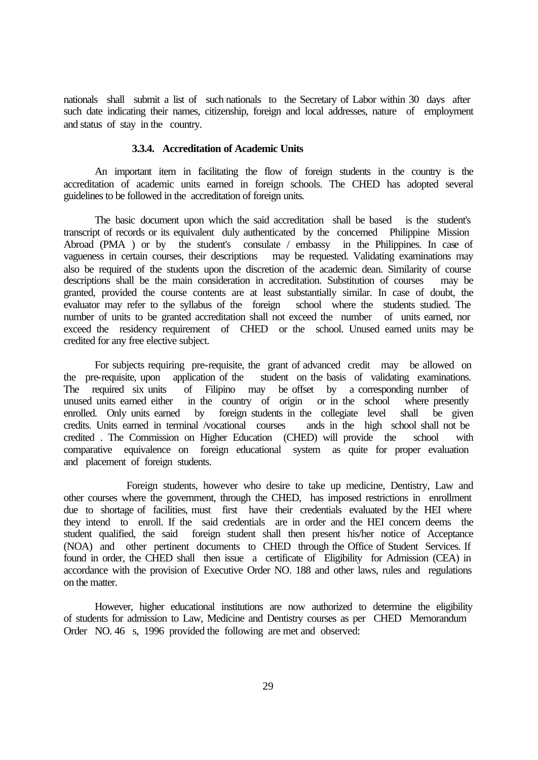nationals shall submit a list of such nationals to the Secretary of Labor within 30 days after such date indicating their names, citizenship, foreign and local addresses, nature of employment and status of stay in the country.

#### 3.3.4. Accreditation of Academic Units

An important item in facilitating the flow of foreign students in the country is the accreditation of academic units earned in foreign schools. The CHED has adopted several guidelines to be followed in the accreditation of foreign units.

The basic document upon which the said accreditation shall be based is the student's transcript of records or its equivalent duly authenticated by the concerned Philippine Mission Abroad (PMA ) or by the student's consulate / embassy in the Philippines. In case of vagueness in certain courses, their descriptions may be requested. Validating examinations may also be required of the students upon the discretion of the academic dean. Similarity of course descriptions shall be the main consideration in accreditation. Substitution of courses may be granted, provided the course contents are at least substantially similar. In case of doubt, the evaluator may refer to the syllabus of the foreign school where the students studied. The number of units to be granted accreditation shall not exceed the number of units earned, nor exceed the residency requirement of CHED or the school. Unused earned units may be credited for any free elective subject.

For subjects requiring pre-requisite, the grant of advanced credit may be allowed on the pre-requisite, upon application of the student on the basis of validating examinations. The required six units of Filipino may be offset by a corresponding number of unused units earned either in the country of origin or in the school where presently enrolled. Only units earned by foreign students in the collegiate level shall be given credits. Units earned in terminal /vocational courses ands in the high school shall not be credited . The Commission on Higher Education (CHED) will provide the school with comparative equivalence on foreign educational system as quite for proper evaluation and placement of foreign students.

Foreign students, however who desire to take up medicine, Dentistry, Law and other courses where the government, through the CHED, has imposed restrictions in enrollment due to shortage of facilities, must first have their credentials evaluated by the HEI where they intend to enroll. If the said credentials are in order and the HEI concern deems the student qualified, the said foreign student shall then present his/her notice of Acceptance (NOA) and other pertinent documents to CHED through the Office of Student Services. If found in order, the CHED shall then issue a certificate of Eligibility for Admission (CEA) in accordance with the provision of Executive Order NO. 188 and other laws, rules and regulations on the matter.

However, higher educational institutions are now authorized to determine the eligibility of students for admission to Law, Medicine and Dentistry courses as per CHED Memorandum Order NO. 46 s, 1996 provided the following are met and observed: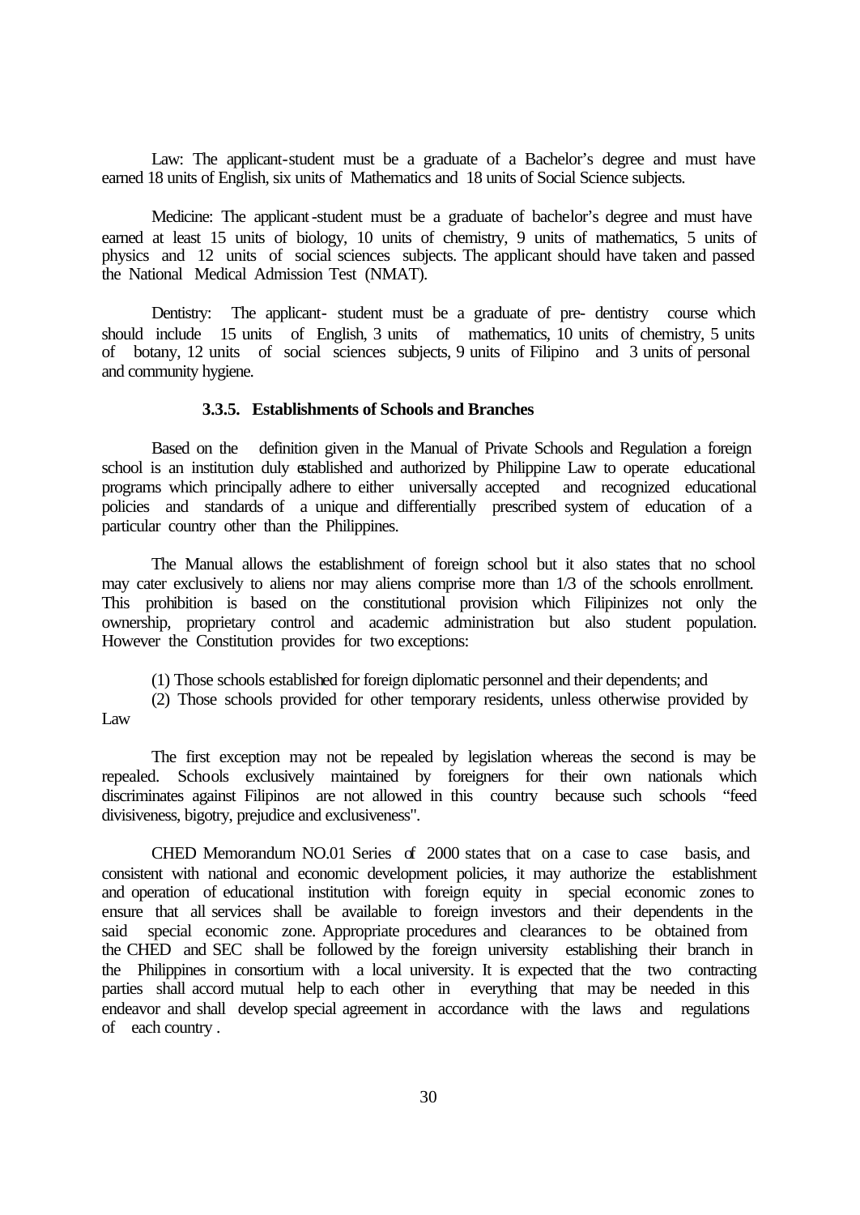Law: The applicant-student must be a graduate of a Bachelor's degree and must have earned 18 units of English, six units of Mathematics and 18 units of Social Science subjects.

Medicine: The applicant-student must be a graduate of bachelor's degree and must have earned at least 15 units of biology, 10 units of chemistry, 9 units of mathematics, 5 units of physics and 12 units of social sciences subjects. The applicant should have taken and passed the National Medical Admission Test (NMAT).

Dentistry: The applicant- student must be a graduate of pre- dentistry course which should include 15 units of English, 3 units of mathematics, 10 units of chemistry, 5 units of botany, 12 units of social sciences subjects, 9 units of Filipino and 3 units of personal and community hygiene.

### 3.3.5. Establishments of Schools and Branches

Based on the definition given in the Manual of Private Schools and Regulation a foreign school is an institution duly established and authorized by Philippine Law to operate educational programs which principally adhere to either universally accepted and recognized educational policies and standards of a unique and differentially prescribed system of education of a particular country other than the Philippines.

The Manual allows the establishment of foreign school but it also states that no school may cater exclusively to aliens nor may aliens comprise more than 1/3 of the schools enrollment. This prohibition is based on the constitutional provision which Filipinizes not only the ownership, proprietary control and academic administration but also student population. However the Constitution provides for two exceptions:

(1) Those schools established for foreign diplomatic personnel and their dependents; and

(2) Those schools provided for other temporary residents, unless otherwise provided by Law

The first exception may not be repealed by legislation whereas the second is may be repealed. Schools exclusively maintained by foreigners for their own nationals which discriminates against Filipinos are not allowed in this country because such schools "feed divisiveness, bigotry, prejudice and exclusiveness".

CHED Memorandum NO.01 Series of 2000 states that on a case to case basis, and consistent with national and economic development policies, it may authorize the establishment and operation of educational institution with foreign equity in special economic zones to ensure that all services shall be available to foreign investors and their dependents in the said special economic zone. Appropriate procedures and clearances to be obtained from the CHED and SEC shall be followed by the foreign university establishing their branch in the Philippines in consortium with a local university. It is expected that the two contracting parties shall accord mutual help to each other in everything that may be needed in this endeavor and shall develop special agreement in accordance with the laws and regulations of each country .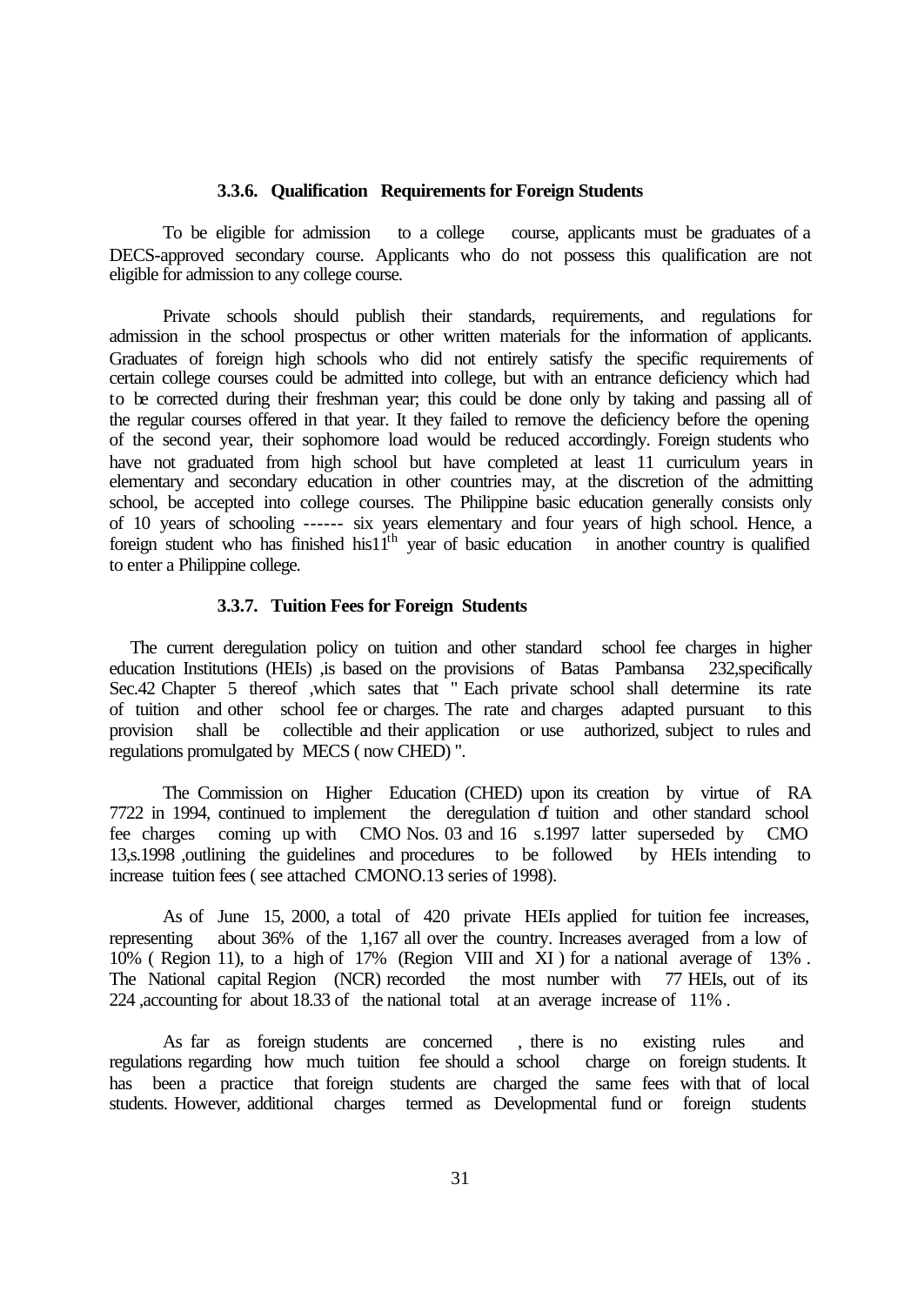#### 3.3.6. Qualification Requirements for Foreign Students

To be eligible for admission to a college course, applicants must be graduates of a DECS-approved secondary course. Applicants who do not possess this qualification are not eligible for admission to any college course.

Private schools should publish their standards, requirements, and regulations for admission in the school prospectus or other written materials for the information of applicants. Graduates of foreign high schools who did not entirely satisfy the specific requirements of certain college courses could be admitted into college, but with an entrance deficiency which had to be corrected during their freshman year; this could be done only by taking and passing all of the regular courses offered in that year. It they failed to remove the deficiency before the opening of the second year, their sophomore load would be reduced accordingly. Foreign students who have not graduated from high school but have completed at least 11 curriculum years in elementary and secondary education in other countries may, at the discretion of the admitting school, be accepted into college courses. The Philippine basic education generally consists only of 10 years of schooling ------ six years elementary and four years of high school. Hence, a foreign student who has finished his11th year of basic education in another country is qualified to enter a Philippine college.

#### 3.3.7. Tuition Fees for Foreign Students

The current deregulation policy on tuition and other standard school fee charges in higher education Institutions (HEIs) ,is based on the provisions of Batas Pambansa 232,specifically Sec.42 Chapter 5 thereof ,which sates that " Each private school shall determine its rate of tuition and other school fee or charges. The rate and charges adapted pursuant to this provision shall be collectible and their application or use authorized, subject to rules and regulations promulgated by MECS ( now CHED) ".

The Commission on Higher Education (CHED) upon its creation by virtue of RA 7722 in 1994, continued to implement the deregulation of tuition and other standard school fee charges coming up with CMO Nos. 03 and 16 s.1997 latter superseded by CMO 13,s.1998 ,outlining the guidelines and procedures to be followed by HEIs intending to increase tuition fees ( see attached CMONO.13 series of 1998).

As of June 15, 2000, a total of 420 private HEIs applied for tuition fee increases, representing about 36% of the 1,167 all over the country. Increases averaged from a low of 10% ( Region 11), to a high of 17% (Region VIII and XI ) for a national average of 13% . The National capital Region (NCR) recorded the most number with 77 HEIs, out of its 224 ,accounting for about 18.33 of the national total at an average increase of 11% .

As far as foreign students are concerned , there is no existing rules and regulations regarding how much tuition fee should a school charge on foreign students. It has been a practice that foreign students are charged the same fees with that of local students. However, additional charges termed as Developmental fund or foreign students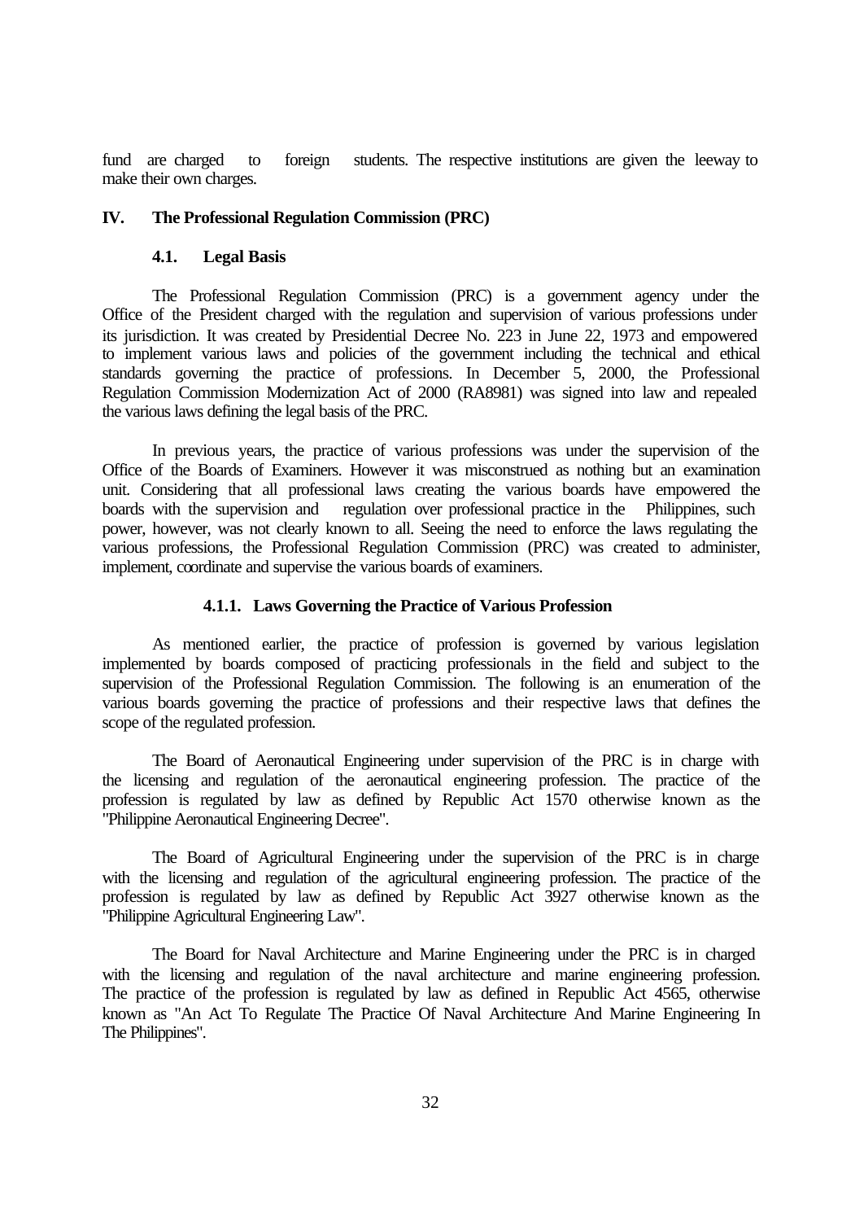fund are charged to foreign students. The respective institutions are given the leeway to make their own charges.

## IV. The Professional Regulation Commission (PRC)

### 4.1. Legal Basis

The Professional Regulation Commission (PRC) is a government agency under the Office of the President charged with the regulation and supervision of various professions under its jurisdiction. It was created by Presidential Decree No. 223 in June 22, 1973 and empowered to implement various laws and policies of the government including the technical and ethical standards governing the practice of professions. In December 5, 2000, the Professional Regulation Commission Modernization Act of 2000 (RA8981) was signed into law and repealed the various laws defining the legal basis of the PRC.

In previous years, the practice of various professions was under the supervision of the Office of the Boards of Examiners. However it was misconstrued as nothing but an examination unit. Considering that all professional laws creating the various boards have empowered the boards with the supervision and regulation over professional practice in the Philippines, such power, however, was not clearly known to all. Seeing the need to enforce the laws regulating the various professions, the Professional Regulation Commission (PRC) was created to administer, implement, coordinate and supervise the various boards of examiners.

#### 4.1.1. Laws Governing the Practice of Various Profession

As mentioned earlier, the practice of profession is governed by various legislation implemented by boards composed of practicing professionals in the field and subject to the supervision of the Professional Regulation Commission. The following is an enumeration of the various boards governing the practice of professions and their respective laws that defines the scope of the regulated profession.

The Board of Aeronautical Engineering under supervision of the PRC is in charge with the licensing and regulation of the aeronautical engineering profession. The practice of the profession is regulated by law as defined by Republic Act 1570 otherwise known as the "Philippine Aeronautical Engineering Decree".

The Board of Agricultural Engineering under the supervision of the PRC is in charge with the licensing and regulation of the agricultural engineering profession. The practice of the profession is regulated by law as defined by Republic Act 3927 otherwise known as the "Philippine Agricultural Engineering Law".

The Board for Naval Architecture and Marine Engineering under the PRC is in charged with the licensing and regulation of the naval architecture and marine engineering profession. The practice of the profession is regulated by law as defined in Republic Act 4565, otherwise known as "An Act To Regulate The Practice Of Naval Architecture And Marine Engineering In The Philippines".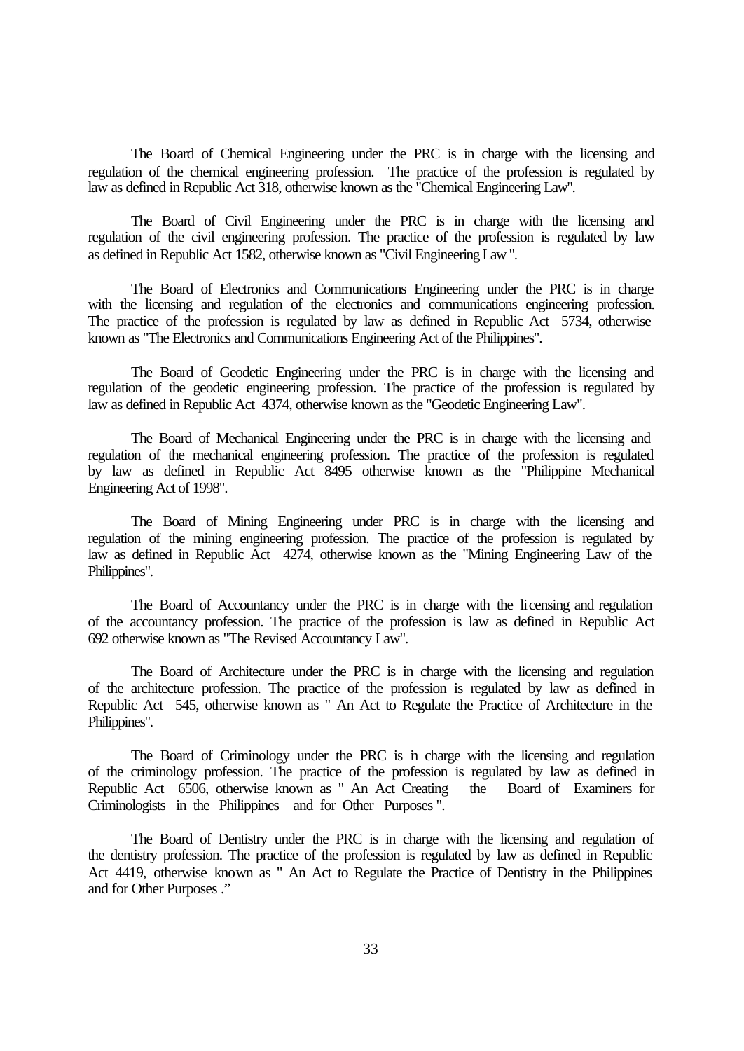The Board of Chemical Engineering under the PRC is in charge with the licensing and regulation of the chemical engineering profession. The practice of the profession is regulated by law as defined in Republic Act 318, otherwise known as the "Chemical Engineering Law".

The Board of Civil Engineering under the PRC is in charge with the licensing and regulation of the civil engineering profession. The practice of the profession is regulated by law as defined in Republic Act 1582, otherwise known as "Civil Engineering Law ".

The Board of Electronics and Communications Engineering under the PRC is in charge with the licensing and regulation of the electronics and communications engineering profession. The practice of the profession is regulated by law as defined in Republic Act 5734, otherwise known as "The Electronics and Communications Engineering Act of the Philippines".

The Board of Geodetic Engineering under the PRC is in charge with the licensing and regulation of the geodetic engineering profession. The practice of the profession is regulated by law as defined in Republic Act 4374, otherwise known as the "Geodetic Engineering Law".

The Board of Mechanical Engineering under the PRC is in charge with the licensing and regulation of the mechanical engineering profession. The practice of the profession is regulated by law as defined in Republic Act 8495 otherwise known as the "Philippine Mechanical Engineering Act of 1998".

The Board of Mining Engineering under PRC is in charge with the licensing and regulation of the mining engineering profession. The practice of the profession is regulated by law as defined in Republic Act 4274, otherwise known as the "Mining Engineering Law of the Philippines".

The Board of Accountancy under the PRC is in charge with the licensing and regulation of the accountancy profession. The practice of the profession is law as defined in Republic Act 692 otherwise known as "The Revised Accountancy Law".

The Board of Architecture under the PRC is in charge with the licensing and regulation of the architecture profession. The practice of the profession is regulated by law as defined in Republic Act 545, otherwise known as " An Act to Regulate the Practice of Architecture in the Philippines".

The Board of Criminology under the PRC is in charge with the licensing and regulation of the criminology profession. The practice of the profession is regulated by law as defined in Republic Act 6506, otherwise known as " An Act Creating the Board of Examiners for Criminologists in the Philippines and for Other Purposes ".

The Board of Dentistry under the PRC is in charge with the licensing and regulation of the dentistry profession. The practice of the profession is regulated by law as defined in Republic Act 4419, otherwise known as " An Act to Regulate the Practice of Dentistry in the Philippines and for Other Purposes ."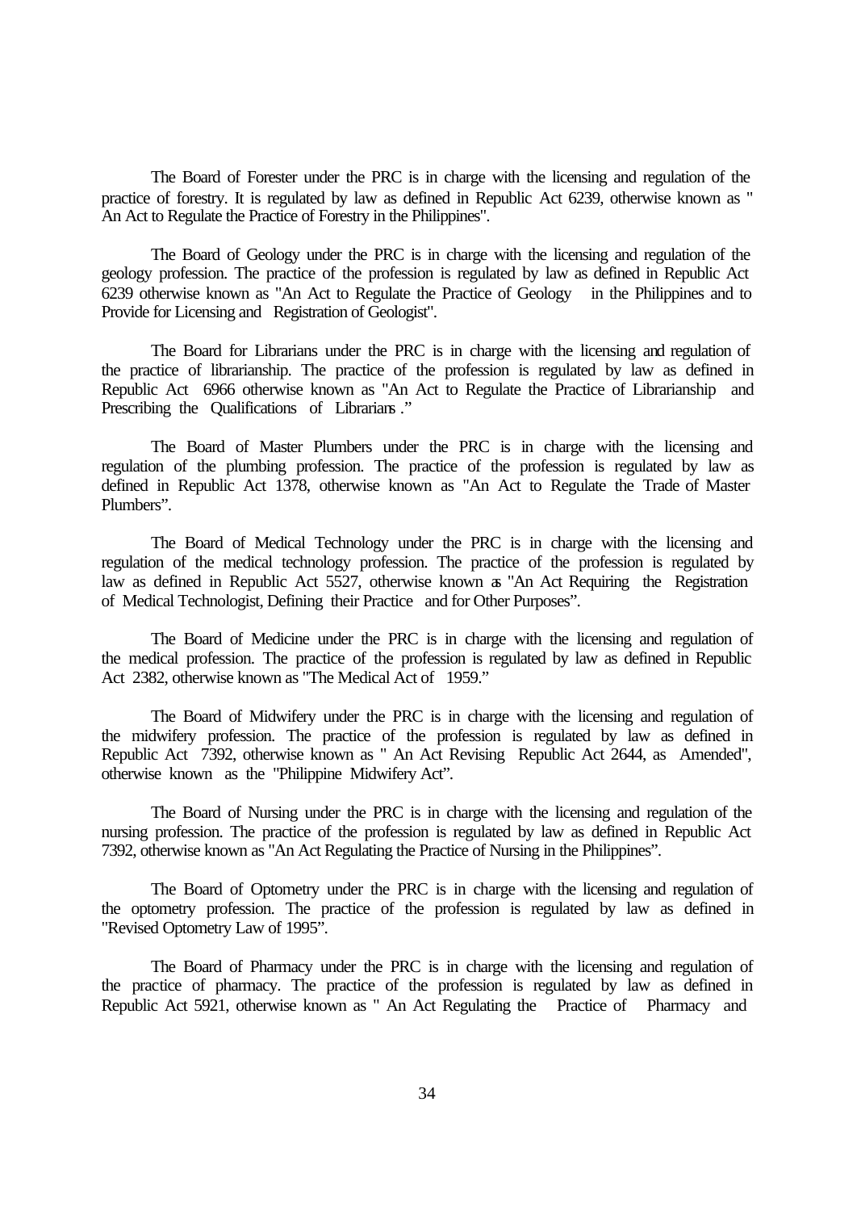The Board of Forester under the PRC is in charge with the licensing and regulation of the practice of forestry. It is regulated by law as defined in Republic Act 6239, otherwise known as " An Act to Regulate the Practice of Forestry in the Philippines".

The Board of Geology under the PRC is in charge with the licensing and regulation of the geology profession. The practice of the profession is regulated by law as defined in Republic Act 6239 otherwise known as "An Act to Regulate the Practice of Geology in the Philippines and to Provide for Licensing and Registration of Geologist".

The Board for Librarians under the PRC is in charge with the licensing and regulation of the practice of librarianship. The practice of the profession is regulated by law as defined in Republic Act 6966 otherwise known as "An Act to Regulate the Practice of Librarianship and Prescribing the Qualifications of Librarians."

The Board of Master Plumbers under the PRC is in charge with the licensing and regulation of the plumbing profession. The practice of the profession is regulated by law as defined in Republic Act 1378, otherwise known as "An Act to Regulate the Trade of Master Plumbers".

The Board of Medical Technology under the PRC is in charge with the licensing and regulation of the medical technology profession. The practice of the profession is regulated by law as defined in Republic Act 5527, otherwise known as "An Act Requiring the Registration of Medical Technologist, Defining their Practice and for Other Purposes".

The Board of Medicine under the PRC is in charge with the licensing and regulation of the medical profession. The practice of the profession is regulated by law as defined in Republic Act 2382, otherwise known as "The Medical Act of 1959."

The Board of Midwifery under the PRC is in charge with the licensing and regulation of the midwifery profession. The practice of the profession is regulated by law as defined in Republic Act 7392, otherwise known as " An Act Revising Republic Act 2644, as Amended", otherwise known as the "Philippine Midwifery Act".

The Board of Nursing under the PRC is in charge with the licensing and regulation of the nursing profession. The practice of the profession is regulated by law as defined in Republic Act 7392, otherwise known as "An Act Regulating the Practice of Nursing in the Philippines".

The Board of Optometry under the PRC is in charge with the licensing and regulation of the optometry profession. The practice of the profession is regulated by law as defined in "Revised Optometry Law of 1995".

The Board of Pharmacy under the PRC is in charge with the licensing and regulation of the practice of pharmacy. The practice of the profession is regulated by law as defined in Republic Act 5921, otherwise known as " An Act Regulating the Practice of Pharmacy and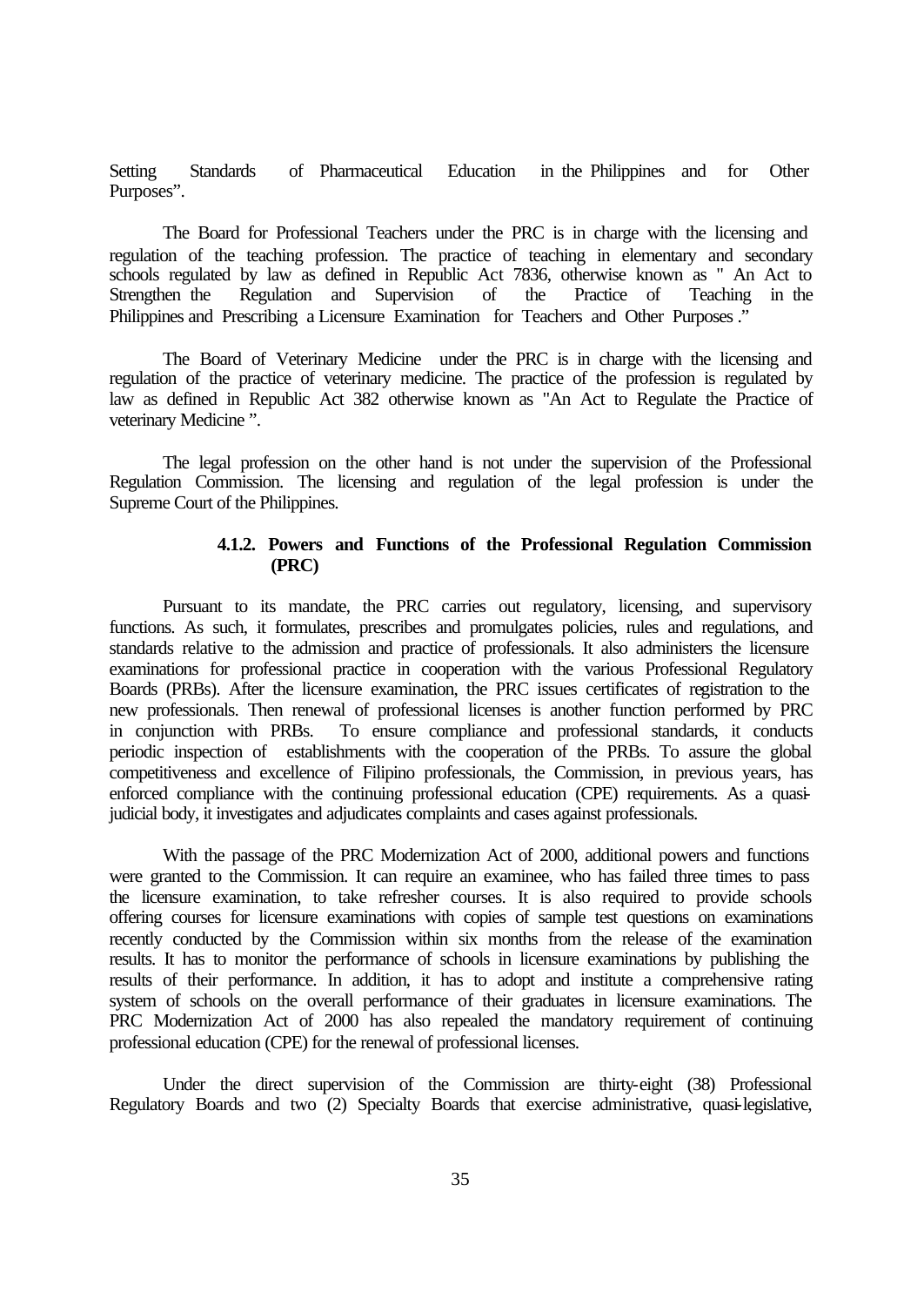Setting Standards of Pharmaceutical Education in the Philippines and for Other Purposes".

The Board for Professional Teachers under the PRC is in charge with the licensing and regulation of the teaching profession. The practice of teaching in elementary and secondary schools regulated by law as defined in Republic Act 7836, otherwise known as " An Act to Strengthen the Regulation and Supervision of the Practice of Teaching in the Philippines and Prescribing a Licensure Examination for Teachers and Other Purposes ."

The Board of Veterinary Medicine under the PRC is in charge with the licensing and regulation of the practice of veterinary medicine. The practice of the profession is regulated by law as defined in Republic Act 382 otherwise known as "An Act to Regulate the Practice of veterinary Medicine ".

The legal profession on the other hand is not under the supervision of the Professional Regulation Commission. The licensing and regulation of the legal profession is under the Supreme Court of the Philippines.

#### 4.1.2. Powers and Functions of the Professional Regulation Commission (PRC)

Pursuant to its mandate, the PRC carries out regulatory, licensing, and supervisory functions. As such, it formulates, prescribes and promulgates policies, rules and regulations, and standards relative to the admission and practice of professionals. It also administers the licensure examinations for professional practice in cooperation with the various Professional Regulatory Boards (PRBs). After the licensure examination, the PRC issues certificates of registration to the new professionals. Then renewal of professional licenses is another function performed by PRC in conjunction with PRBs. To ensure compliance and professional standards, it conducts periodic inspection of establishments with the cooperation of the PRBs. To assure the global competitiveness and excellence of Filipino professionals, the Commission, in previous years, has enforced compliance with the continuing professional education (CPE) requirements. As a quasi-judicial body, it investigates and adjudicates complaints and cases against professionals.

With the passage of the PRC Modernization Act of 2000, additional powers and functions were granted to the Commission. It can require an examinee, who has failed three times to pass the licensure examination, to take refresher courses. It is also required to provide schools offering courses for licensure examinations with copies of sample test questions on examinations recently conducted by the Commission within six months from the release of the examination results. It has to monitor the performance of schools in licensure examinations by publishing the results of their performance. In addition, it has to adopt and institute a comprehensive rating system of schools on the overall performance of their graduates in licensure examinations. The PRC Modernization Act of 2000 has also repealed the mandatory requirement of continuing professional education (CPE) for the renewal of professional licenses.

Under the direct supervision of the Commission are thirty-eight (38) Professional Regulatory Boards and two (2) Specialty Boards that exercise administrative, quasi-legislative,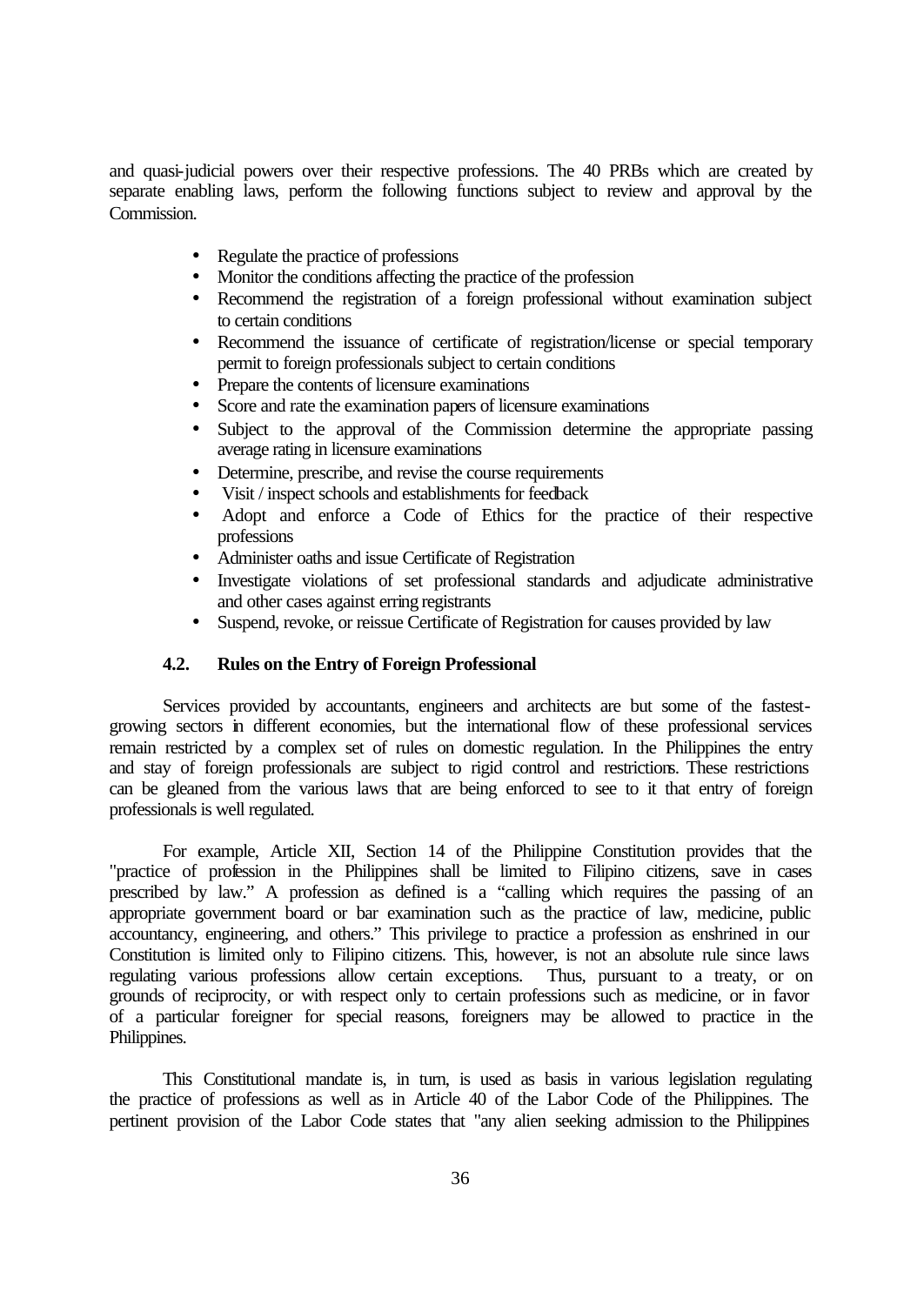and quasi-judicial powers over their respective professions. The 40 PRBs which are created by separate enabling laws, perform the following functions subject to review and approval by the Commission.

- Regulate the practice of professions
- Monitor the conditions affecting the practice of the profession
- Recommend the registration of a foreign professional without examination subject to certain conditions
- Recommend the issuance of certificate of registration/license or special temporary permit to foreign professionals subject to certain conditions
- Prepare the contents of licensure examinations
- Score and rate the examination papers of licensure examinations
- Subject to the approval of the Commission determine the appropriate passing average rating in licensure examinations
- Determine, prescribe, and revise the course requirements
- Visit / inspect schools and establishments for feedback
- Adopt and enforce a Code of Ethics for the practice of their respective professions
- Administer oaths and issue Certificate of Registration
- Investigate violations of set professional standards and adjudicate administrative and other cases against erring registrants
- Suspend, revoke, or reissue Certificate of Registration for causes provided by law

### 4.2. Rules on the Entry of Foreign Professional

Services provided by accountants, engineers and architects are but some of the fastest-growing sectors in different economies, but the international flow of these professional services remain restricted by a complex set of rules on domestic regulation. In the Philippines the entry and stay of foreign professionals are subject to rigid control and restrictions. These restrictions can be gleaned from the various laws that are being enforced to see to it that entry of foreign professionals is well regulated.

For example, Article XII, Section 14 of the Philippine Constitution provides that the "practice of profession in the Philippines shall be limited to Filipino citizens, save in cases prescribed by law." A profession as defined is a "calling which requires the passing of an appropriate government board or bar examination such as the practice of law, medicine, public accountancy, engineering, and others." This privilege to practice a profession as enshrined in our Constitution is limited only to Filipino citizens. This, however, is not an absolute rule since laws regulating various professions allow certain exceptions. Thus, pursuant to a treaty, or on grounds of reciprocity, or with respect only to certain professions such as medicine, or in favor of a particular foreigner for special reasons, foreigners may be allowed to practice in the Philippines.

This Constitutional mandate is, in turn, is used as basis in various legislation regulating the practice of professions as well as in Article 40 of the Labor Code of the Philippines. The pertinent provision of the Labor Code states that "any alien seeking admission to the Philippines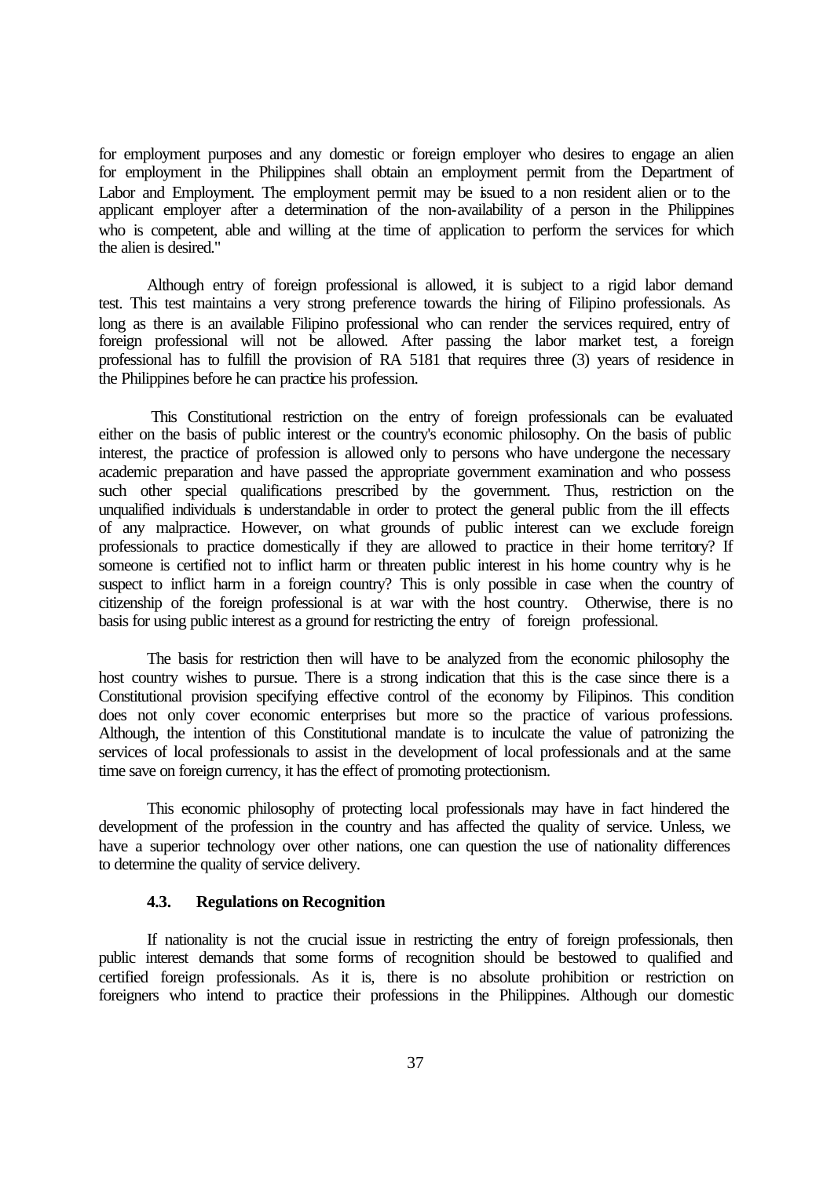for employment purposes and any domestic or foreign employer who desires to engage an alien for employment in the Philippines shall obtain an employment permit from the Department of Labor and Employment. The employment permit may be issued to a non resident alien or to the applicant employer after a determination of the non-availability of a person in the Philippines who is competent, able and willing at the time of application to perform the services for which the alien is desired."

Although entry of foreign professional is allowed, it is subject to a rigid labor demand test. This test maintains a very strong preference towards the hiring of Filipino professionals. As long as there is an available Filipino professional who can render the services required, entry of foreign professional will not be allowed. After passing the labor market test, a foreign professional has to fulfill the provision of RA 5181 that requires three (3) years of residence in the Philippines before he can practice his profession.

This Constitutional restriction on the entry of foreign professionals can be evaluated either on the basis of public interest or the country's economic philosophy. On the basis of public interest, the practice of profession is allowed only to persons who have undergone the necessary academic preparation and have passed the appropriate government examination and who possess such other special qualifications prescribed by the government. Thus, restriction on the unqualified individuals is understandable in order to protect the general public from the ill effects of any malpractice. However, on what grounds of public interest can we exclude foreign professionals to practice domestically if they are allowed to practice in their home territory? If someone is certified not to inflict harm or threaten public interest in his home country why is he suspect to inflict harm in a foreign country? This is only possible in case when the country of citizenship of the foreign professional is at war with the host country. Otherwise, there is no basis for using public interest as a ground for restricting the entry of foreign professional.

The basis for restriction then will have to be analyzed from the economic philosophy the host country wishes to pursue. There is a strong indication that this is the case since there is a Constitutional provision specifying effective control of the economy by Filipinos. This condition does not only cover economic enterprises but more so the practice of various professions. Although, the intention of this Constitutional mandate is to inculcate the value of patronizing the services of local professionals to assist in the development of local professionals and at the same time save on foreign currency, it has the effect of promoting protectionism.

This economic philosophy of protecting local professionals may have in fact hindered the development of the profession in the country and has affected the quality of service. Unless, we have a superior technology over other nations, one can question the use of nationality differences to determine the quality of service delivery.

### 4.3. Regulations on Recognition

If nationality is not the crucial issue in restricting the entry of foreign professionals, then public interest demands that some forms of recognition should be bestowed to qualified and certified foreign professionals. As it is, there is no absolute prohibition or restriction on foreigners who intend to practice their professions in the Philippines. Although our domestic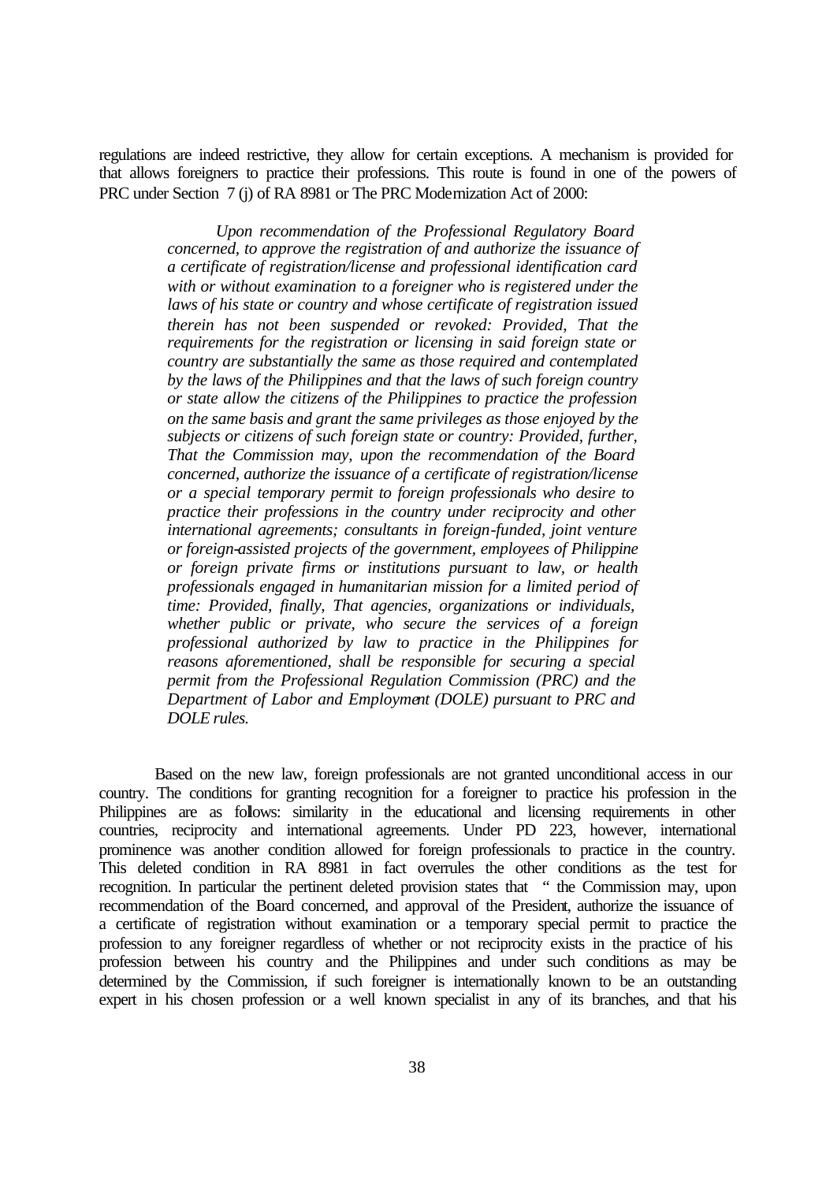regulations are indeed restrictive, they allow for certain exceptions. A mechanism is provided for that allows foreigners to practice their professions. This route is found in one of the powers of PRC under Section 7 (j) of RA 8981 or The PRC Modernization Act of 2000:

> *Upon recommendation of the Professional Regulatory Board concerned, to approve the registration of and authorize the issuance of a certificate of registration/license and professional identification card with or without examination to a foreigner who is registered under the laws of his state or country and whose certificate of registration issued therein has not been suspended or revoked: Provided, That the requirements for the registration or licensing in said foreign state or country are substantially the same as those required and contemplated by the laws of the Philippines and that the laws of such foreign country or state allow the citizens of the Philippines to practice the profession on the same basis and grant the same privileges as those enjoyed by the subjects or citizens of such foreign state or country: Provided, further, That the Commission may, upon the recommendation of the Board concerned, authorize the issuance of a certificate of registration/license or a special temporary permit to foreign professionals who desire to practice their professions in the country under reciprocity and other international agreements; consultants in foreign-funded, joint venture or foreign-assisted projects of the government, employees of Philippine or foreign private firms or institutions pursuant to law, or health professionals engaged in humanitarian mission for a limited period of time: Provided, finally, That agencies, organizations or individuals, whether public or private, who secure the services of a foreign professional authorized by law to practice in the Philippines for reasons aforementioned, shall be responsible for securing a special permit from the Professional Regulation Commission (PRC) and the Department of Labor and Employment (DOLE) pursuant to PRC and DOLE rules.*

Based on the new law, foreign professionals are not granted unconditional access in our country. The conditions for granting recognition for a foreigner to practice his profession in the Philippines are as follows: similarity in the educational and licensing requirements in other countries, reciprocity and international agreements. Under PD 223, however, international prominence was another condition allowed for foreign professionals to practice in the country. This deleted condition in RA 8981 in fact overrules the other conditions as the test for recognition. In particular the pertinent deleted provision states that " the Commission may, upon recommendation of the Board concerned, and approval of the President, authorize the issuance of a certificate of registration without examination or a temporary special permit to practice the profession to any foreigner regardless of whether or not reciprocity exists in the practice of his profession between his country and the Philippines and under such conditions as may be determined by the Commission, if such foreigner is internationally known to be an outstanding expert in his chosen profession or a well known specialist in any of its branches, and that his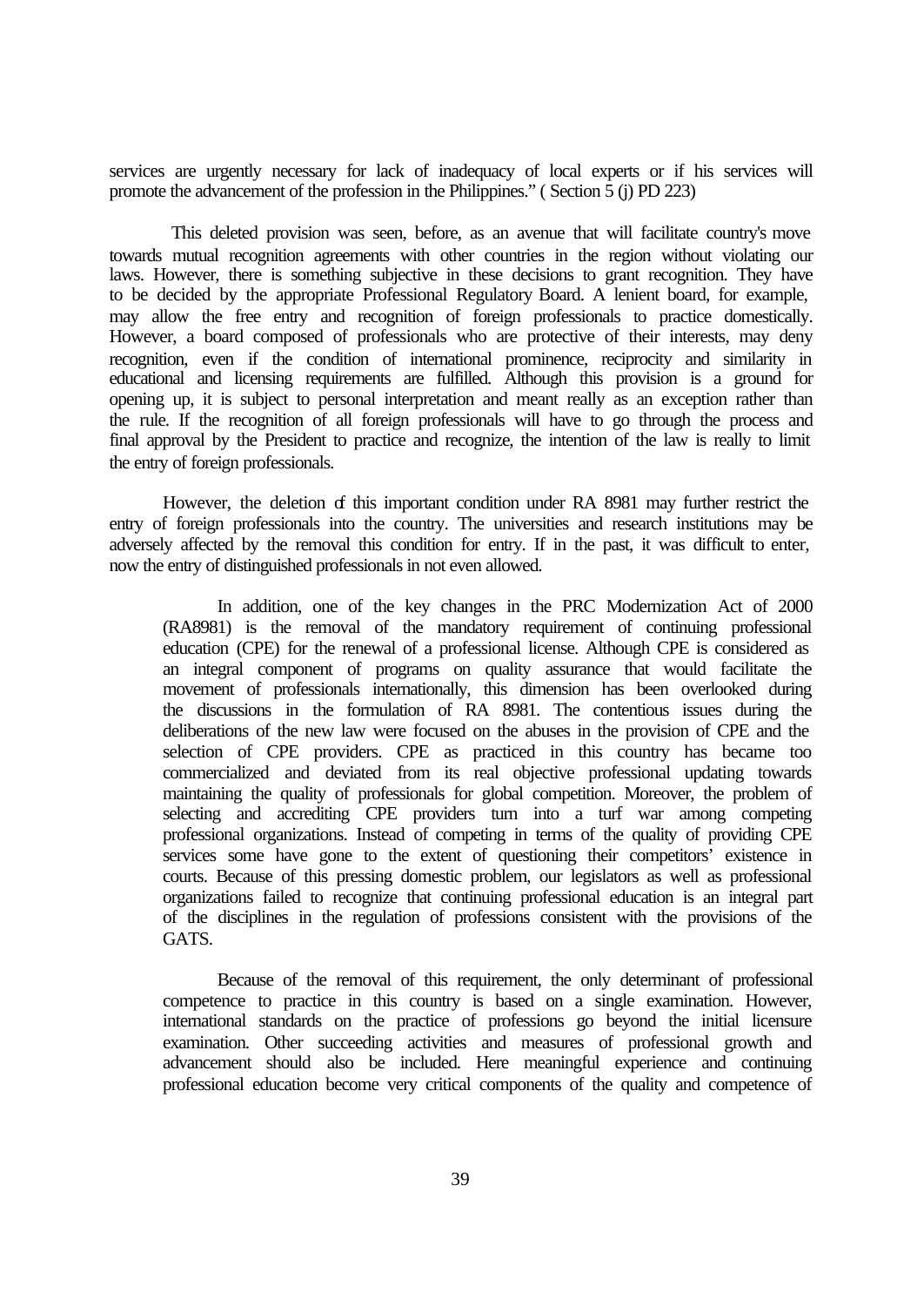services are urgently necessary for lack of inadequacy of local experts or if his services will promote the advancement of the profession in the Philippines." ( Section 5 (j) PD 223)

This deleted provision was seen, before, as an avenue that will facilitate country's move towards mutual recognition agreements with other countries in the region without violating our laws. However, there is something subjective in these decisions to grant recognition. They have to be decided by the appropriate Professional Regulatory Board. A lenient board, for example, may allow the free entry and recognition of foreign professionals to practice domestically. However, a board composed of professionals who are protective of their interests, may deny recognition, even if the condition of international prominence, reciprocity and similarity in educational and licensing requirements are fulfilled. Although this provision is a ground for opening up, it is subject to personal interpretation and meant really as an exception rather than the rule. If the recognition of all foreign professionals will have to go through the process and final approval by the President to practice and recognize, the intention of the law is really to limit the entry of foreign professionals.

However, the deletion of this important condition under RA 8981 may further restrict the entry of foreign professionals into the country. The universities and research institutions may be adversely affected by the removal this condition for entry. If in the past, it was difficult to enter, now the entry of distinguished professionals in not even allowed.

> In addition, one of the key changes in the PRC Modernization Act of 2000 (RA8981) is the removal of the mandatory requirement of continuing professional education (CPE) for the renewal of a professional license. Although CPE is considered as an integral component of programs on quality assurance that would facilitate the movement of professionals internationally, this dimension has been overlooked during the discussions in the formulation of RA 8981. The contentious issues during the deliberations of the new law were focused on the abuses in the provision of CPE and the selection of CPE providers. CPE as practiced in this country has became too commercialized and deviated from its real objective professional updating towards maintaining the quality of professionals for global competition. Moreover, the problem of selecting and accrediting CPE providers turn into a turf war among competing professional organizations. Instead of competing in terms of the quality of providing CPE services some have gone to the extent of questioning their competitors' existence in courts. Because of this pressing domestic problem, our legislators as well as professional organizations failed to recognize that continuing professional education is an integral part of the disciplines in the regulation of professions consistent with the provisions of the GATS.
>
> Because of the removal of this requirement, the only determinant of professional competence to practice in this country is based on a single examination. However, international standards on the practice of professions go beyond the initial licensure examination. Other succeeding activities and measures of professional growth and advancement should also be included. Here meaningful experience and continuing professional education become very critical components of the quality and competence of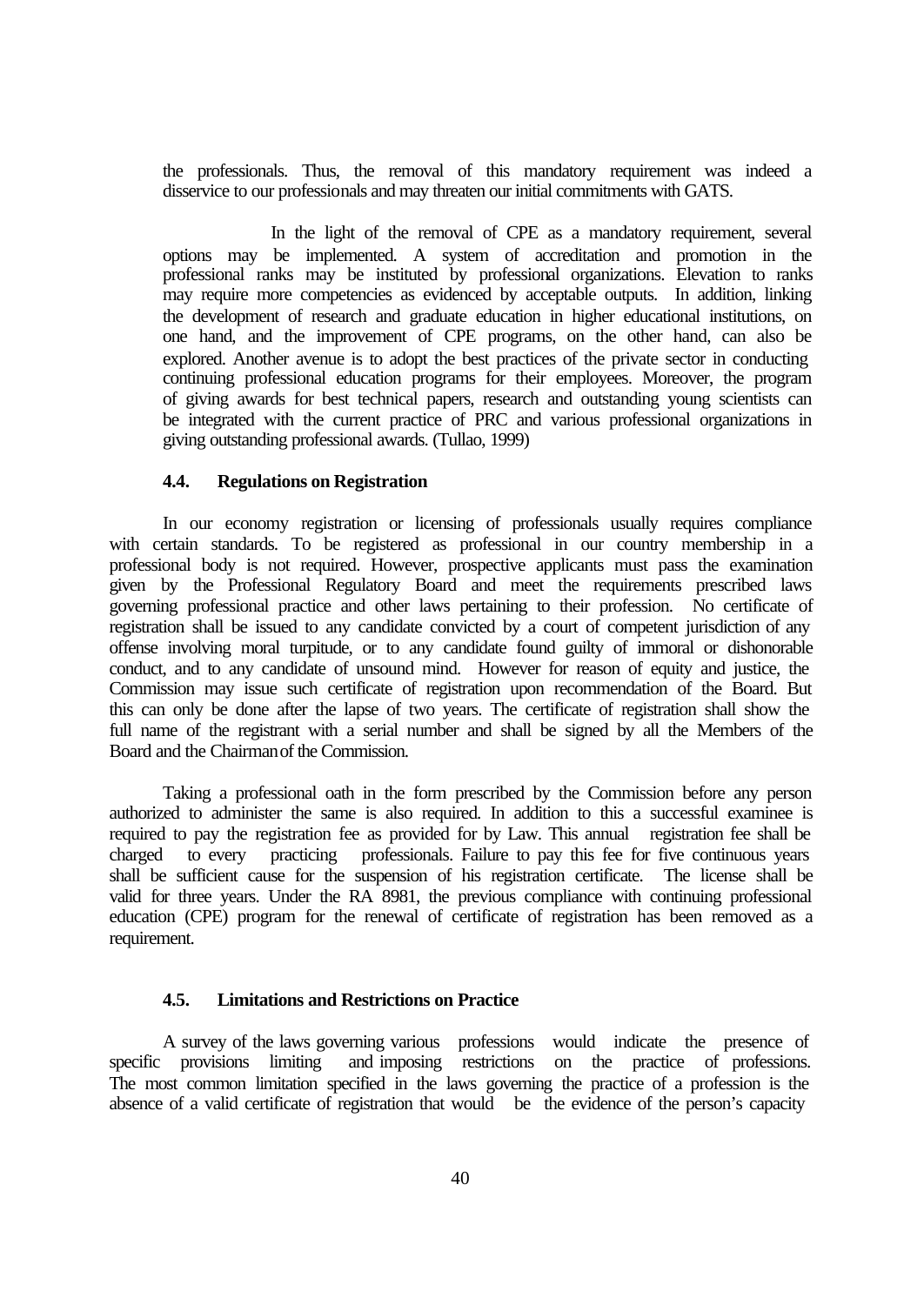the professionals. Thus, the removal of this mandatory requirement was indeed a disservice to our professionals and may threaten our initial commitments with GATS.

In the light of the removal of CPE as a mandatory requirement, several options may be implemented. A system of accreditation and promotion in the professional ranks may be instituted by professional organizations. Elevation to ranks may require more competencies as evidenced by acceptable outputs. In addition, linking the development of research and graduate education in higher educational institutions, on one hand, and the improvement of CPE programs, on the other hand, can also be explored. Another avenue is to adopt the best practices of the private sector in conducting continuing professional education programs for their employees. Moreover, the program of giving awards for best technical papers, research and outstanding young scientists can be integrated with the current practice of PRC and various professional organizations in giving outstanding professional awards. (Tullao, 1999)

### 4.4. Regulations on Registration

In our economy registration or licensing of professionals usually requires compliance with certain standards. To be registered as professional in our country membership in a professional body is not required. However, prospective applicants must pass the examination given by the Professional Regulatory Board and meet the requirements prescribed laws governing professional practice and other laws pertaining to their profession. No certificate of registration shall be issued to any candidate convicted by a court of competent jurisdiction of any offense involving moral turpitude, or to any candidate found guilty of immoral or dishonorable conduct, and to any candidate of unsound mind. However for reason of equity and justice, the Commission may issue such certificate of registration upon recommendation of the Board. But this can only be done after the lapse of two years. The certificate of registration shall show the full name of the registrant with a serial number and shall be signed by all the Members of the Board and the Chairman of the Commission.

Taking a professional oath in the form prescribed by the Commission before any person authorized to administer the same is also required. In addition to this a successful examinee is required to pay the registration fee as provided for by Law. This annual registration fee shall be charged to every practicing professionals. Failure to pay this fee for five continuous years shall be sufficient cause for the suspension of his registration certificate. The license shall be valid for three years. Under the RA 8981, the previous compliance with continuing professional education (CPE) program for the renewal of certificate of registration has been removed as a requirement.

### 4.5. Limitations and Restrictions on Practice

A survey of the laws governing various professions would indicate the presence of specific provisions limiting and imposing restrictions on the practice of professions. The most common limitation specified in the laws governing the practice of a profession is the absence of a valid certificate of registration that would be the evidence of the person's capacity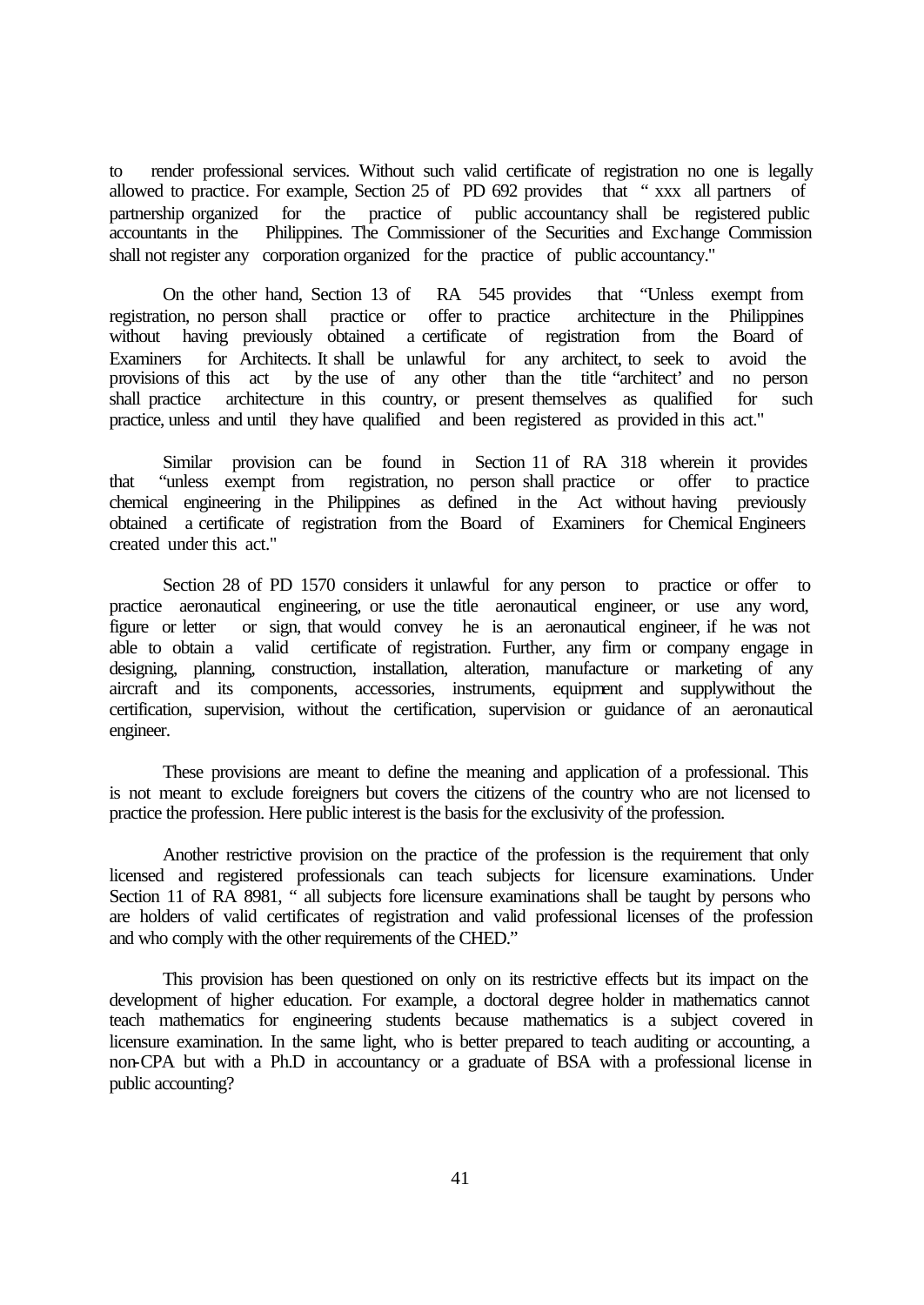to render professional services. Without such valid certificate of registration no one is legally allowed to practice. For example, Section 25 of PD 692 provides that " xxx all partners of partnership organized for the practice of public accountancy shall be registered public accountants in the Philippines. The Commissioner of the Securities and Exchange Commission shall not register any corporation organized for the practice of public accountancy."

On the other hand, Section 13 of RA 545 provides that "Unless exempt from registration, no person shall practice or offer to practice architecture in the Philippines without having previously obtained a certificate of registration from the Board of Examiners for Architects. It shall be unlawful for any architect, to seek to avoid the provisions of this act by the use of any other than the title "architect' and no person shall practice architecture in this country, or present themselves as qualified for such practice, unless and until they have qualified and been registered as provided in this act."

Similar provision can be found in Section 11 of RA 318 wherein it provides that "unless exempt from registration, no person shall practice or offer to practice chemical engineering in the Philippines as defined in the Act without having previously obtained a certificate of registration from the Board of Examiners for Chemical Engineers created under this act."

Section 28 of PD 1570 considers it unlawful for any person to practice or offer to practice aeronautical engineering, or use the title aeronautical engineer, or use any word, figure or letter or sign, that would convey he is an aeronautical engineer, if he was not able to obtain a valid certificate of registration. Further, any firm or company engage in designing, planning, construction, installation, alteration, manufacture or marketing of any aircraft and its components, accessories, instruments, equipment and supplywithout the certification, supervision, without the certification, supervision or guidance of an aeronautical engineer.

These provisions are meant to define the meaning and application of a professional. This is not meant to exclude foreigners but covers the citizens of the country who are not licensed to practice the profession. Here public interest is the basis for the exclusivity of the profession.

Another restrictive provision on the practice of the profession is the requirement that only licensed and registered professionals can teach subjects for licensure examinations. Under Section 11 of RA 8981, " all subjects fore licensure examinations shall be taught by persons who are holders of valid certificates of registration and valid professional licenses of the profession and who comply with the other requirements of the CHED."

This provision has been questioned on only on its restrictive effects but its impact on the development of higher education. For example, a doctoral degree holder in mathematics cannot teach mathematics for engineering students because mathematics is a subject covered in licensure examination. In the same light, who is better prepared to teach auditing or accounting, a non-CPA but with a Ph.D in accountancy or a graduate of BSA with a professional license in public accounting?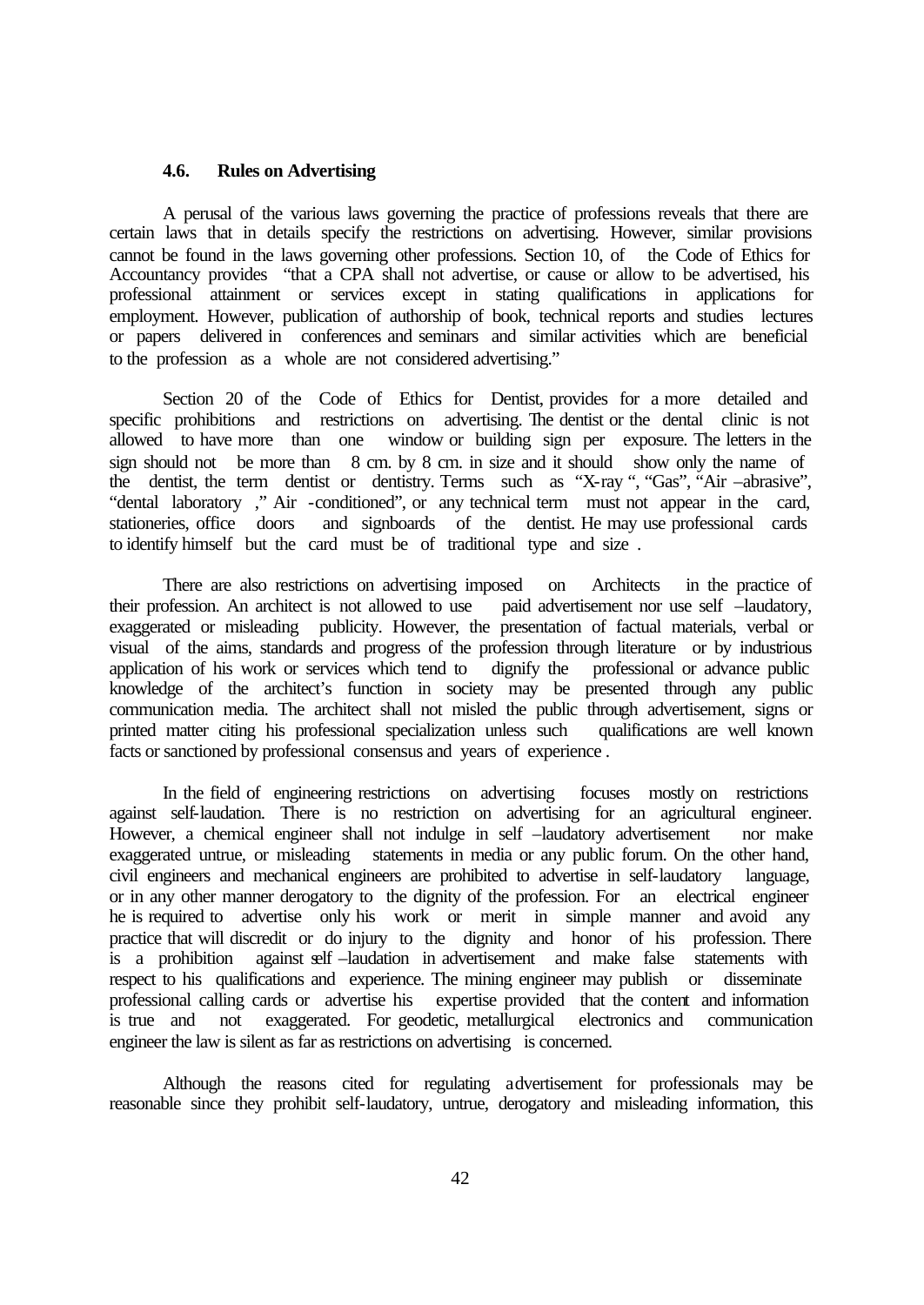### 4.6. Rules on Advertising

A perusal of the various laws governing the practice of professions reveals that there are certain laws that in details specify the restrictions on advertising. However, similar provisions cannot be found in the laws governing other professions. Section 10, of the Code of Ethics for Accountancy provides "that a CPA shall not advertise, or cause or allow to be advertised, his professional attainment or services except in stating qualifications in applications for employment. However, publication of authorship of book, technical reports and studies lectures or papers delivered in conferences and seminars and similar activities which are beneficial to the profession as a whole are not considered advertising."

Section 20 of the Code of Ethics for Dentist, provides for a more detailed and specific prohibitions and restrictions on advertising. The dentist or the dental clinic is not allowed to have more than one window or building sign per exposure. The letters in the sign should not be more than 8 cm. by 8 cm. in size and it should show only the name of the dentist, the term dentist or dentistry. Terms such as "X-ray ", "Gas", "Air –abrasive", "dental laboratory ," Air -conditioned", or any technical term must not appear in the card, stationeries, office doors and signboards of the dentist. He may use professional cards to identify himself but the card must be of traditional type and size .

There are also restrictions on advertising imposed on Architects in the practice of their profession. An architect is not allowed to use paid advertisement nor use self –laudatory, exaggerated or misleading publicity. However, the presentation of factual materials, verbal or visual of the aims, standards and progress of the profession through literature or by industrious application of his work or services which tend to dignify the professional or advance public knowledge of the architect's function in society may be presented through any public communication media. The architect shall not misled the public through advertisement, signs or printed matter citing his professional specialization unless such qualifications are well known facts or sanctioned by professional consensus and years of experience .

In the field of engineering restrictions on advertising focuses mostly on restrictions against self-laudation. There is no restriction on advertising for an agricultural engineer. However, a chemical engineer shall not indulge in self –laudatory advertisement nor make exaggerated untrue, or misleading statements in media or any public forum. On the other hand, civil engineers and mechanical engineers are prohibited to advertise in self-laudatory language, or in any other manner derogatory to the dignity of the profession. For an electrical engineer he is required to advertise only his work or merit in simple manner and avoid any practice that will discredit or do injury to the dignity and honor of his profession. There is a prohibition against self –laudation in advertisement and make false statements with respect to his qualifications and experience. The mining engineer may publish or disseminate professional calling cards or advertise his expertise provided that the content and information is true and not exaggerated. For geodetic, metallurgical electronics and communication engineer the law is silent as far as restrictions on advertising is concerned.

Although the reasons cited for regulating advertisement for professionals may be reasonable since they prohibit self-laudatory, untrue, derogatory and misleading information, this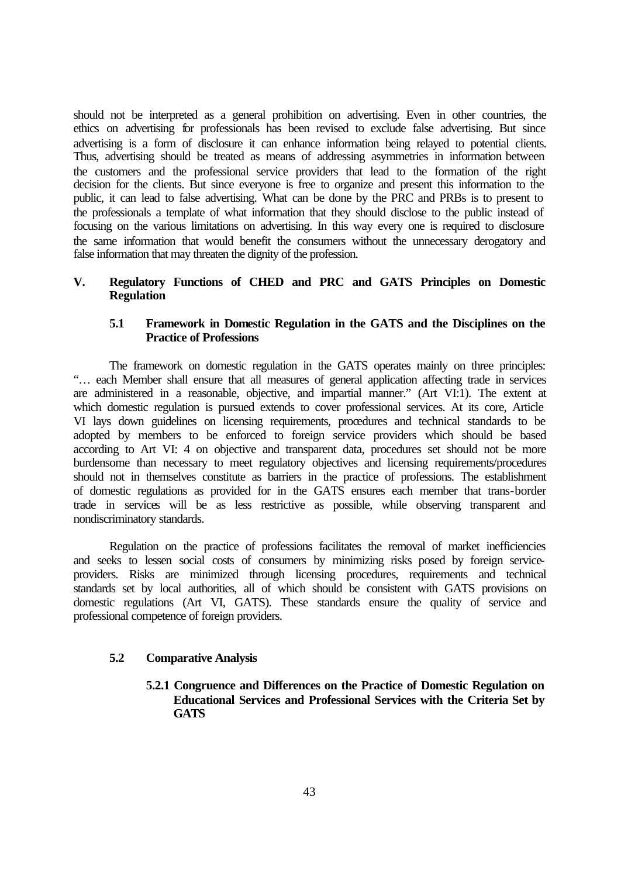should not be interpreted as a general prohibition on advertising. Even in other countries, the ethics on advertising for professionals has been revised to exclude false advertising. But since advertising is a form of disclosure it can enhance information being relayed to potential clients. Thus, advertising should be treated as means of addressing asymmetries in information between the customers and the professional service providers that lead to the formation of the right decision for the clients. But since everyone is free to organize and present this information to the public, it can lead to false advertising. What can be done by the PRC and PRBs is to present to the professionals a template of what information that they should disclose to the public instead of focusing on the various limitations on advertising. In this way every one is required to disclosure the same information that would benefit the consumers without the unnecessary derogatory and false information that may threaten the dignity of the profession.

## V. Regulatory Functions of CHED and PRC and GATS Principles on Domestic Regulation

### 5.1 Framework in Domestic Regulation in the GATS and the Disciplines on the Practice of Professions

The framework on domestic regulation in the GATS operates mainly on three principles: "… each Member shall ensure that all measures of general application affecting trade in services are administered in a reasonable, objective, and impartial manner." (Art VI:1). The extent at which domestic regulation is pursued extends to cover professional services. At its core, Article VI lays down guidelines on licensing requirements, procedures and technical standards to be adopted by members to be enforced to foreign service providers which should be based according to Art VI: 4 on objective and transparent data, procedures set should not be more burdensome than necessary to meet regulatory objectives and licensing requirements/procedures should not in themselves constitute as barriers in the practice of professions. The establishment of domestic regulations as provided for in the GATS ensures each member that trans-border trade in services will be as less restrictive as possible, while observing transparent and nondiscriminatory standards.

Regulation on the practice of professions facilitates the removal of market inefficiencies and seeks to lessen social costs of consumers by minimizing risks posed by foreign service-providers. Risks are minimized through licensing procedures, requirements and technical standards set by local authorities, all of which should be consistent with GATS provisions on domestic regulations (Art VI, GATS). These standards ensure the quality of service and professional competence of foreign providers.

### 5.2 Comparative Analysis

#### 5.2.1 Congruence and Differences on the Practice of Domestic Regulation on Educational Services and Professional Services with the Criteria Set by GATS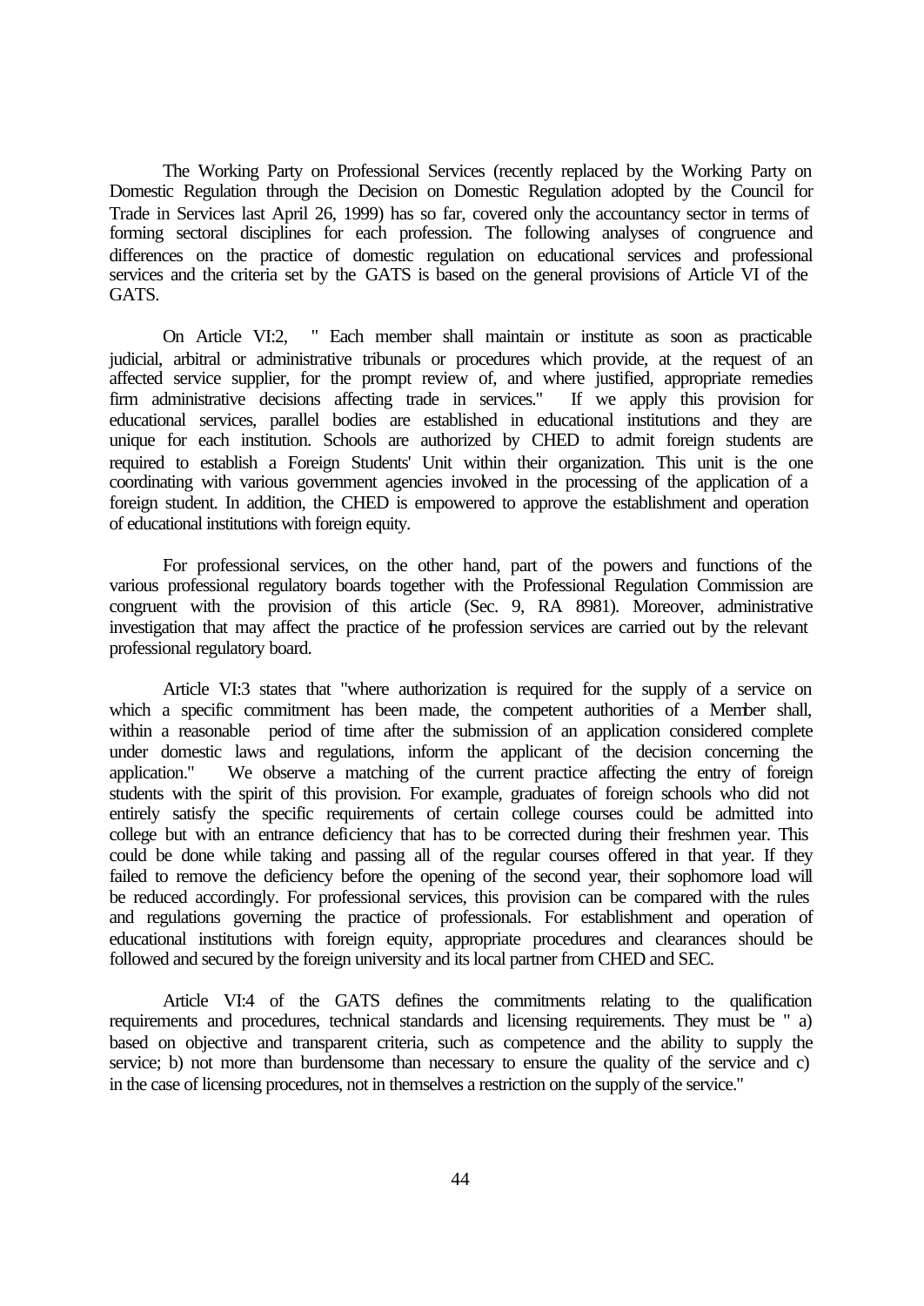The Working Party on Professional Services (recently replaced by the Working Party on Domestic Regulation through the Decision on Domestic Regulation adopted by the Council for Trade in Services last April 26, 1999) has so far, covered only the accountancy sector in terms of forming sectoral disciplines for each profession. The following analyses of congruence and differences on the practice of domestic regulation on educational services and professional services and the criteria set by the GATS is based on the general provisions of Article VI of the GATS.

On Article VI:2, " Each member shall maintain or institute as soon as practicable judicial, arbitral or administrative tribunals or procedures which provide, at the request of an affected service supplier, for the prompt review of, and where justified, appropriate remedies firm administrative decisions affecting trade in services." If we apply this provision for educational services, parallel bodies are established in educational institutions and they are unique for each institution. Schools are authorized by CHED to admit foreign students are required to establish a Foreign Students' Unit within their organization. This unit is the one coordinating with various government agencies involved in the processing of the application of a foreign student. In addition, the CHED is empowered to approve the establishment and operation of educational institutions with foreign equity.

For professional services, on the other hand, part of the powers and functions of the various professional regulatory boards together with the Professional Regulation Commission are congruent with the provision of this article (Sec. 9, RA 8981). Moreover, administrative investigation that may affect the practice of the profession services are carried out by the relevant professional regulatory board.

Article VI:3 states that "where authorization is required for the supply of a service on which a specific commitment has been made, the competent authorities of a Member shall, within a reasonable period of time after the submission of an application considered complete under domestic laws and regulations, inform the applicant of the decision concerning the application." We observe a matching of the current practice affecting the entry of foreign students with the spirit of this provision. For example, graduates of foreign schools who did not entirely satisfy the specific requirements of certain college courses could be admitted into college but with an entrance deficiency that has to be corrected during their freshmen year. This could be done while taking and passing all of the regular courses offered in that year. If they failed to remove the deficiency before the opening of the second year, their sophomore load will be reduced accordingly. For professional services, this provision can be compared with the rules and regulations governing the practice of professionals. For establishment and operation of educational institutions with foreign equity, appropriate procedures and clearances should be followed and secured by the foreign university and its local partner from CHED and SEC.

Article VI:4 of the GATS defines the commitments relating to the qualification requirements and procedures, technical standards and licensing requirements. They must be " a) based on objective and transparent criteria, such as competence and the ability to supply the service; b) not more than burdensome than necessary to ensure the quality of the service and c) in the case of licensing procedures, not in themselves a restriction on the supply of the service."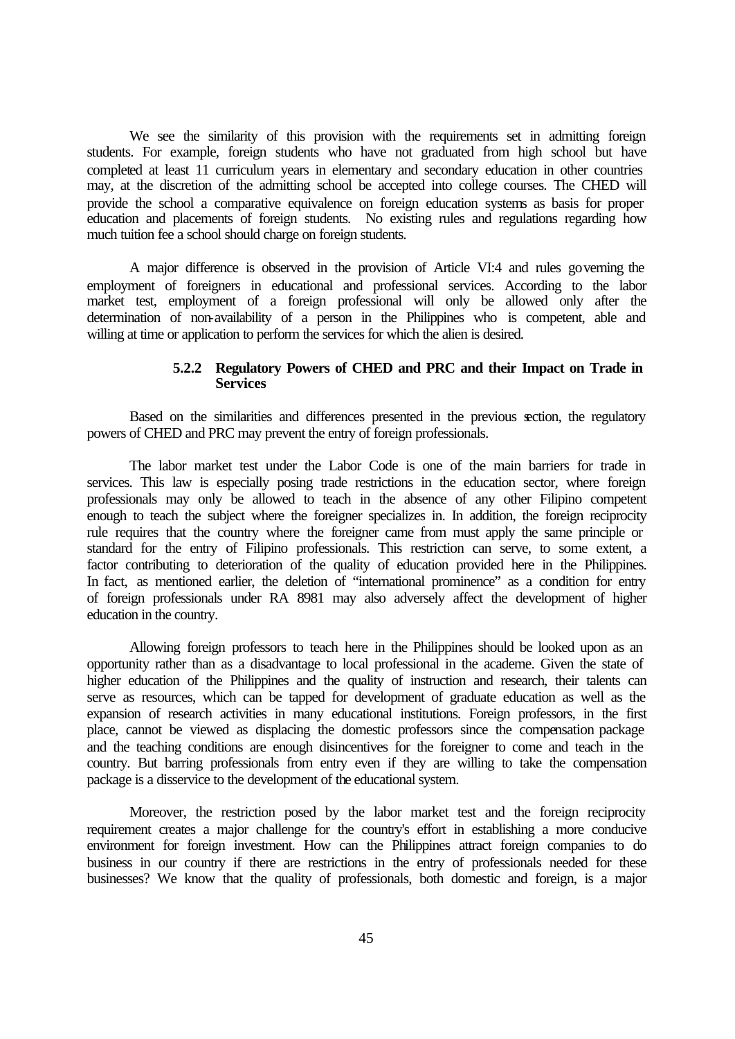We see the similarity of this provision with the requirements set in admitting foreign students. For example, foreign students who have not graduated from high school but have completed at least 11 curriculum years in elementary and secondary education in other countries may, at the discretion of the admitting school be accepted into college courses. The CHED will provide the school a comparative equivalence on foreign education systems as basis for proper education and placements of foreign students. No existing rules and regulations regarding how much tuition fee a school should charge on foreign students.

A major difference is observed in the provision of Article VI:4 and rules governing the employment of foreigners in educational and professional services. According to the labor market test, employment of a foreign professional will only be allowed only after the determination of non-availability of a person in the Philippines who is competent, able and willing at time or application to perform the services for which the alien is desired.

#### 5.2.2 Regulatory Powers of CHED and PRC and their Impact on Trade in Services

Based on the similarities and differences presented in the previous section, the regulatory powers of CHED and PRC may prevent the entry of foreign professionals.

The labor market test under the Labor Code is one of the main barriers for trade in services. This law is especially posing trade restrictions in the education sector, where foreign professionals may only be allowed to teach in the absence of any other Filipino competent enough to teach the subject where the foreigner specializes in. In addition, the foreign reciprocity rule requires that the country where the foreigner came from must apply the same principle or standard for the entry of Filipino professionals. This restriction can serve, to some extent, a factor contributing to deterioration of the quality of education provided here in the Philippines. In fact, as mentioned earlier, the deletion of "international prominence" as a condition for entry of foreign professionals under RA 8981 may also adversely affect the development of higher education in the country.

Allowing foreign professors to teach here in the Philippines should be looked upon as an opportunity rather than as a disadvantage to local professional in the academe. Given the state of higher education of the Philippines and the quality of instruction and research, their talents can serve as resources, which can be tapped for development of graduate education as well as the expansion of research activities in many educational institutions. Foreign professors, in the first place, cannot be viewed as displacing the domestic professors since the compensation package and the teaching conditions are enough disincentives for the foreigner to come and teach in the country. But barring professionals from entry even if they are willing to take the compensation package is a disservice to the development of the educational system.

Moreover, the restriction posed by the labor market test and the foreign reciprocity requirement creates a major challenge for the country's effort in establishing a more conducive environment for foreign investment. How can the Philippines attract foreign companies to do business in our country if there are restrictions in the entry of professionals needed for these businesses? We know that the quality of professionals, both domestic and foreign, is a major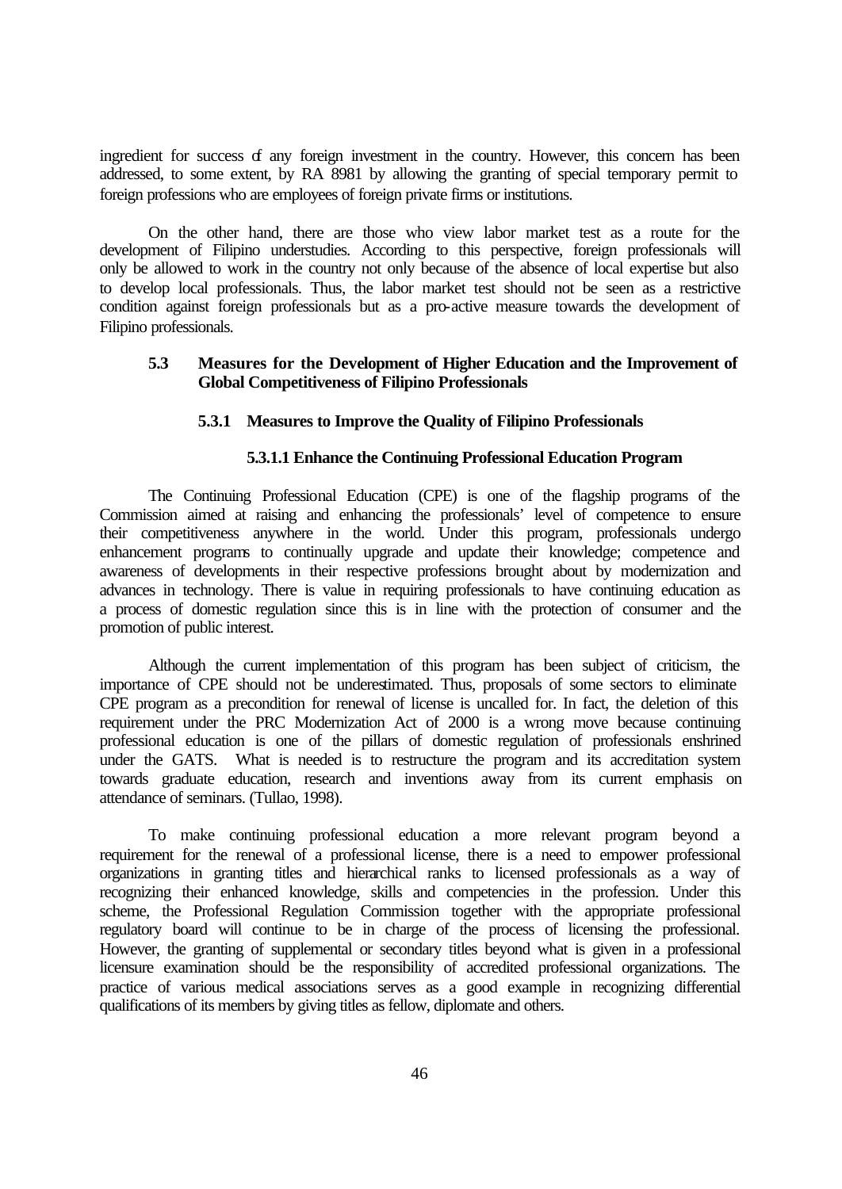ingredient for success of any foreign investment in the country. However, this concern has been addressed, to some extent, by RA 8981 by allowing the granting of special temporary permit to foreign professions who are employees of foreign private firms or institutions.

On the other hand, there are those who view labor market test as a route for the development of Filipino understudies. According to this perspective, foreign professionals will only be allowed to work in the country not only because of the absence of local expertise but also to develop local professionals. Thus, the labor market test should not be seen as a restrictive condition against foreign professionals but as a pro-active measure towards the development of Filipino professionals.

## 5.3 Measures for the Development of Higher Education and the Improvement of Global Competitiveness of Filipino Professionals

### 5.3.1 Measures to Improve the Quality of Filipino Professionals

#### 5.3.1.1 Enhance the Continuing Professional Education Program

The Continuing Professional Education (CPE) is one of the flagship programs of the Commission aimed at raising and enhancing the professionals' level of competence to ensure their competitiveness anywhere in the world. Under this program, professionals undergo enhancement programs to continually upgrade and update their knowledge; competence and awareness of developments in their respective professions brought about by modernization and advances in technology. There is value in requiring professionals to have continuing education as a process of domestic regulation since this is in line with the protection of consumer and the promotion of public interest.

Although the current implementation of this program has been subject of criticism, the importance of CPE should not be underestimated. Thus, proposals of some sectors to eliminate CPE program as a precondition for renewal of license is uncalled for. In fact, the deletion of this requirement under the PRC Modernization Act of 2000 is a wrong move because continuing professional education is one of the pillars of domestic regulation of professionals enshrined under the GATS. What is needed is to restructure the program and its accreditation system towards graduate education, research and inventions away from its current emphasis on attendance of seminars. (Tullao, 1998).

To make continuing professional education a more relevant program beyond a requirement for the renewal of a professional license, there is a need to empower professional organizations in granting titles and hierarchical ranks to licensed professionals as a way of recognizing their enhanced knowledge, skills and competencies in the profession. Under this scheme, the Professional Regulation Commission together with the appropriate professional regulatory board will continue to be in charge of the process of licensing the professional. However, the granting of supplemental or secondary titles beyond what is given in a professional licensure examination should be the responsibility of accredited professional organizations. The practice of various medical associations serves as a good example in recognizing differential qualifications of its members by giving titles as fellow, diplomate and others.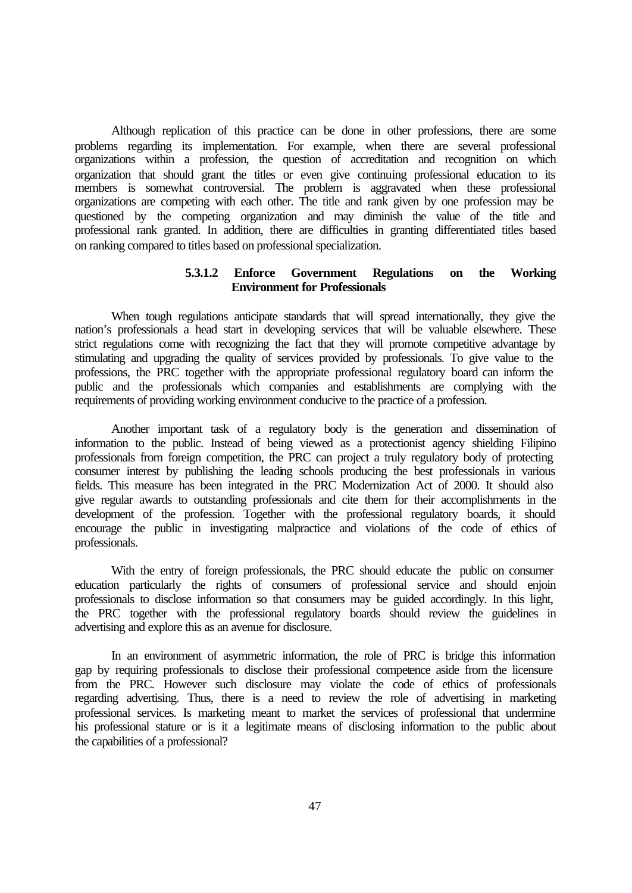Although replication of this practice can be done in other professions, there are some problems regarding its implementation. For example, when there are several professional organizations within a profession, the question of accreditation and recognition on which organization that should grant the titles or even give continuing professional education to its members is somewhat controversial. The problem is aggravated when these professional organizations are competing with each other. The title and rank given by one profession may be questioned by the competing organization and may diminish the value of the title and professional rank granted. In addition, there are difficulties in granting differentiated titles based on ranking compared to titles based on professional specialization.

#### 5.3.1.2 Enforce Government Regulations on the Working Environment for Professionals

When tough regulations anticipate standards that will spread internationally, they give the nation's professionals a head start in developing services that will be valuable elsewhere. These strict regulations come with recognizing the fact that they will promote competitive advantage by stimulating and upgrading the quality of services provided by professionals. To give value to the professions, the PRC together with the appropriate professional regulatory board can inform the public and the professionals which companies and establishments are complying with the requirements of providing working environment conducive to the practice of a profession.

Another important task of a regulatory body is the generation and dissemination of information to the public. Instead of being viewed as a protectionist agency shielding Filipino professionals from foreign competition, the PRC can project a truly regulatory body of protecting consumer interest by publishing the leading schools producing the best professionals in various fields. This measure has been integrated in the PRC Modernization Act of 2000. It should also give regular awards to outstanding professionals and cite them for their accomplishments in the development of the profession. Together with the professional regulatory boards, it should encourage the public in investigating malpractice and violations of the code of ethics of professionals.

With the entry of foreign professionals, the PRC should educate the public on consumer education particularly the rights of consumers of professional service and should enjoin professionals to disclose information so that consumers may be guided accordingly. In this light, the PRC together with the professional regulatory boards should review the guidelines in advertising and explore this as an avenue for disclosure.

In an environment of asymmetric information, the role of PRC is bridge this information gap by requiring professionals to disclose their professional competence aside from the licensure from the PRC. However such disclosure may violate the code of ethics of professionals regarding advertising. Thus, there is a need to review the role of advertising in marketing professional services. Is marketing meant to market the services of professional that undermine his professional stature or is it a legitimate means of disclosing information to the public about the capabilities of a professional?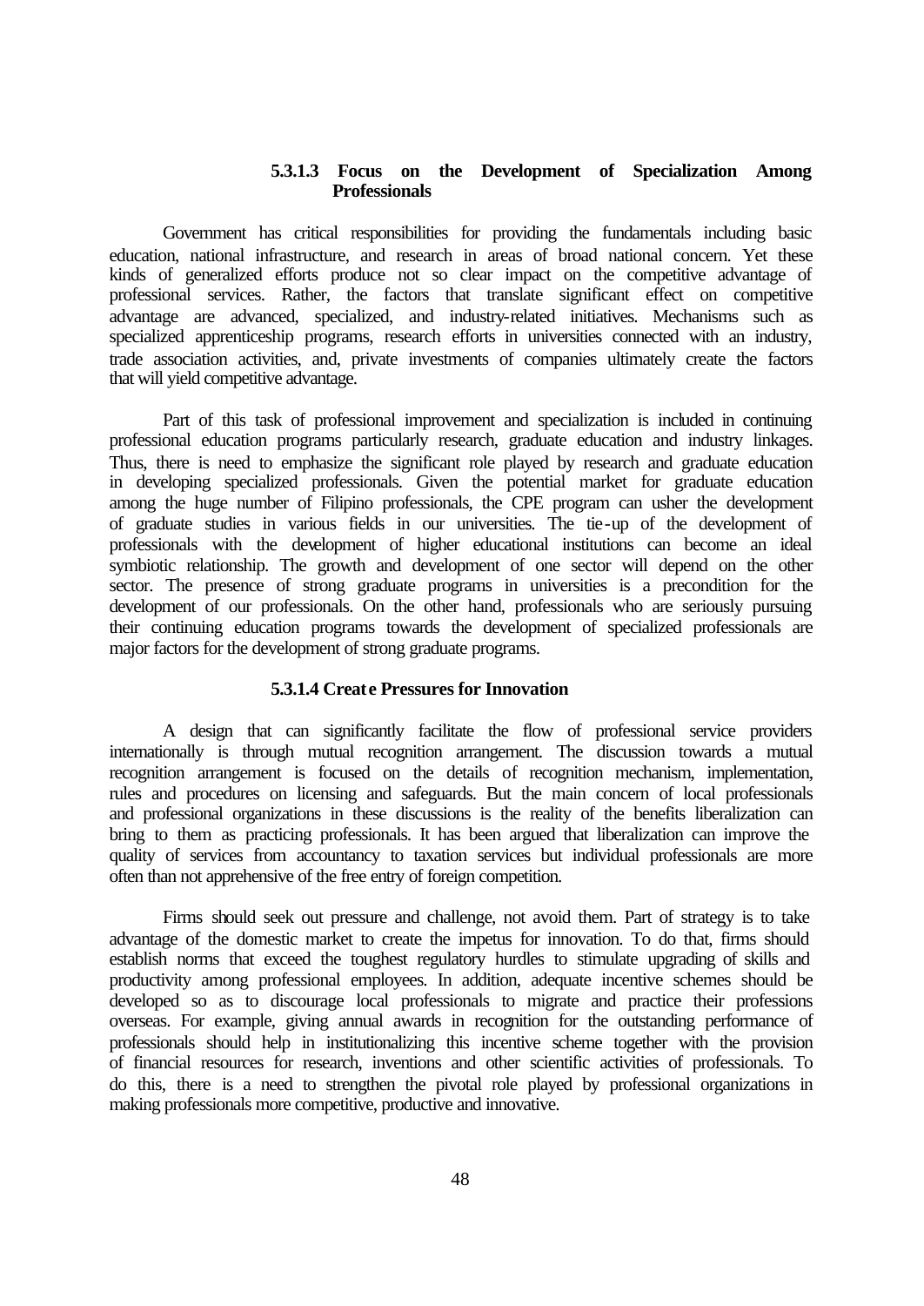#### 5.3.1.3 Focus on the Development of Specialization Among Professionals

Government has critical responsibilities for providing the fundamentals including basic education, national infrastructure, and research in areas of broad national concern. Yet these kinds of generalized efforts produce not so clear impact on the competitive advantage of professional services. Rather, the factors that translate significant effect on competitive advantage are advanced, specialized, and industry-related initiatives. Mechanisms such as specialized apprenticeship programs, research efforts in universities connected with an industry, trade association activities, and, private investments of companies ultimately create the factors that will yield competitive advantage.

Part of this task of professional improvement and specialization is included in continuing professional education programs particularly research, graduate education and industry linkages. Thus, there is need to emphasize the significant role played by research and graduate education in developing specialized professionals. Given the potential market for graduate education among the huge number of Filipino professionals, the CPE program can usher the development of graduate studies in various fields in our universities. The tie-up of the development of professionals with the development of higher educational institutions can become an ideal symbiotic relationship. The growth and development of one sector will depend on the other sector. The presence of strong graduate programs in universities is a precondition for the development of our professionals. On the other hand, professionals who are seriously pursuing their continuing education programs towards the development of specialized professionals are major factors for the development of strong graduate programs.

#### 5.3.1.4 Create Pressures for Innovation

A design that can significantly facilitate the flow of professional service providers internationally is through mutual recognition arrangement. The discussion towards a mutual recognition arrangement is focused on the details of recognition mechanism, implementation, rules and procedures on licensing and safeguards. But the main concern of local professionals and professional organizations in these discussions is the reality of the benefits liberalization can bring to them as practicing professionals. It has been argued that liberalization can improve the quality of services from accountancy to taxation services but individual professionals are more often than not apprehensive of the free entry of foreign competition.

Firms should seek out pressure and challenge, not avoid them. Part of strategy is to take advantage of the domestic market to create the impetus for innovation. To do that, firms should establish norms that exceed the toughest regulatory hurdles to stimulate upgrading of skills and productivity among professional employees. In addition, adequate incentive schemes should be developed so as to discourage local professionals to migrate and practice their professions overseas. For example, giving annual awards in recognition for the outstanding performance of professionals should help in institutionalizing this incentive scheme together with the provision of financial resources for research, inventions and other scientific activities of professionals. To do this, there is a need to strengthen the pivotal role played by professional organizations in making professionals more competitive, productive and innovative.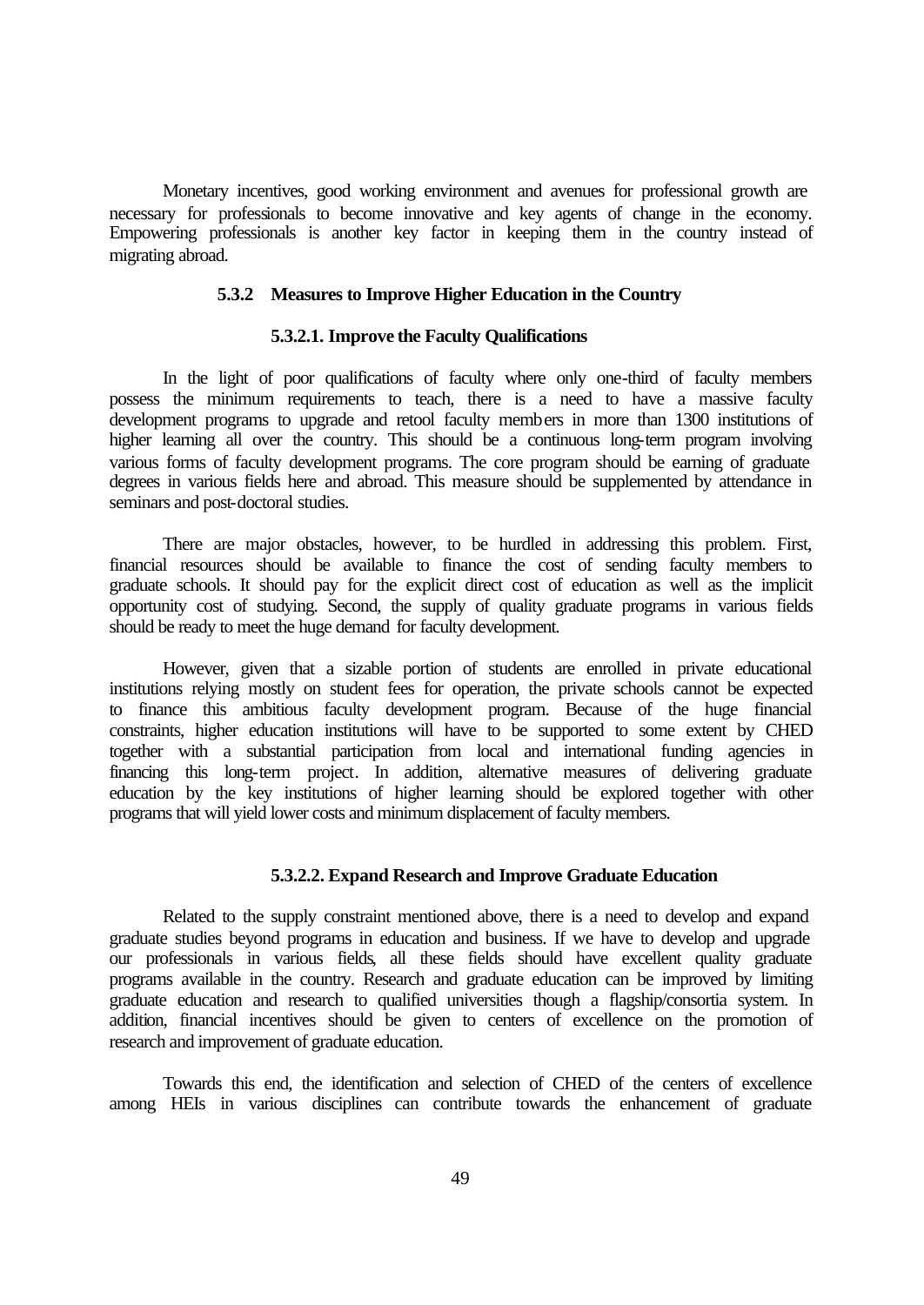Monetary incentives, good working environment and avenues for professional growth are necessary for professionals to become innovative and key agents of change in the economy. Empowering professionals is another key factor in keeping them in the country instead of migrating abroad.

### 5.3.2 Measures to Improve Higher Education in the Country

#### 5.3.2.1. Improve the Faculty Qualifications

In the light of poor qualifications of faculty where only one-third of faculty members possess the minimum requirements to teach, there is a need to have a massive faculty development programs to upgrade and retool faculty members in more than 1300 institutions of higher learning all over the country. This should be a continuous long-term program involving various forms of faculty development programs. The core program should be earning of graduate degrees in various fields here and abroad. This measure should be supplemented by attendance in seminars and post-doctoral studies.

There are major obstacles, however, to be hurdled in addressing this problem. First, financial resources should be available to finance the cost of sending faculty members to graduate schools. It should pay for the explicit direct cost of education as well as the implicit opportunity cost of studying. Second, the supply of quality graduate programs in various fields should be ready to meet the huge demand for faculty development.

However, given that a sizable portion of students are enrolled in private educational institutions relying mostly on student fees for operation, the private schools cannot be expected to finance this ambitious faculty development program. Because of the huge financial constraints, higher education institutions will have to be supported to some extent by CHED together with a substantial participation from local and international funding agencies in financing this long-term project. In addition, alternative measures of delivering graduate education by the key institutions of higher learning should be explored together with other programs that will yield lower costs and minimum displacement of faculty members.

#### 5.3.2.2. Expand Research and Improve Graduate Education

Related to the supply constraint mentioned above, there is a need to develop and expand graduate studies beyond programs in education and business. If we have to develop and upgrade our professionals in various fields, all these fields should have excellent quality graduate programs available in the country. Research and graduate education can be improved by limiting graduate education and research to qualified universities though a flagship/consortia system. In addition, financial incentives should be given to centers of excellence on the promotion of research and improvement of graduate education.

Towards this end, the identification and selection of CHED of the centers of excellence among HEIs in various disciplines can contribute towards the enhancement of graduate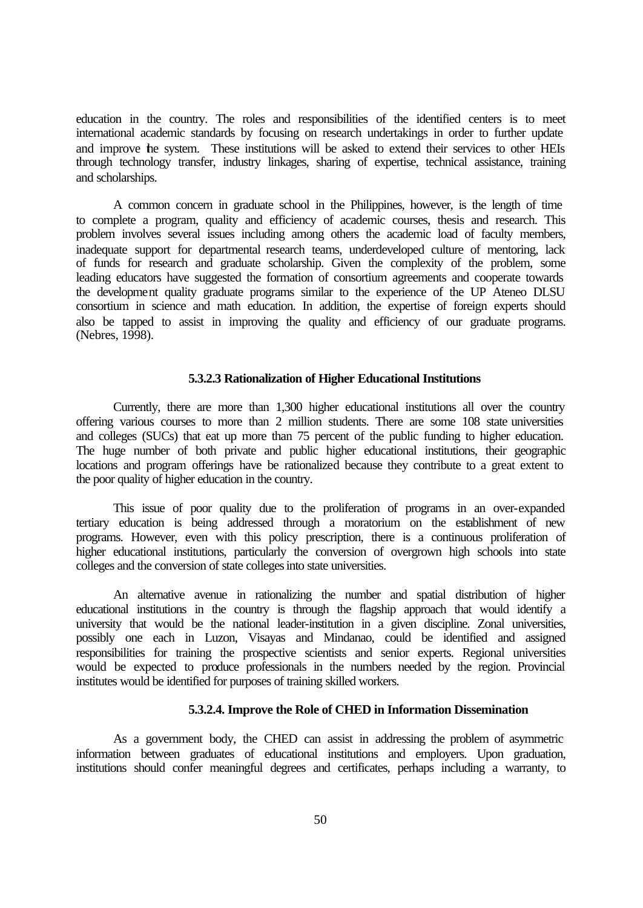education in the country. The roles and responsibilities of the identified centers is to meet international academic standards by focusing on research undertakings in order to further update and improve the system. These institutions will be asked to extend their services to other HEIs through technology transfer, industry linkages, sharing of expertise, technical assistance, training and scholarships.

A common concern in graduate school in the Philippines, however, is the length of time to complete a program, quality and efficiency of academic courses, thesis and research. This problem involves several issues including among others the academic load of faculty members, inadequate support for departmental research teams, underdeveloped culture of mentoring, lack of funds for research and graduate scholarship. Given the complexity of the problem, some leading educators have suggested the formation of consortium agreements and cooperate towards the development quality graduate programs similar to the experience of the UP Ateneo DLSU consortium in science and math education. In addition, the expertise of foreign experts should also be tapped to assist in improving the quality and efficiency of our graduate programs. (Nebres, 1998).

#### 5.3.2.3 Rationalization of Higher Educational Institutions

Currently, there are more than 1,300 higher educational institutions all over the country offering various courses to more than 2 million students. There are some 108 state universities and colleges (SUCs) that eat up more than 75 percent of the public funding to higher education. The huge number of both private and public higher educational institutions, their geographic locations and program offerings have be rationalized because they contribute to a great extent to the poor quality of higher education in the country.

This issue of poor quality due to the proliferation of programs in an over-expanded tertiary education is being addressed through a moratorium on the establishment of new programs. However, even with this policy prescription, there is a continuous proliferation of higher educational institutions, particularly the conversion of overgrown high schools into state colleges and the conversion of state colleges into state universities.

An alternative avenue in rationalizing the number and spatial distribution of higher educational institutions in the country is through the flagship approach that would identify a university that would be the national leader-institution in a given discipline. Zonal universities, possibly one each in Luzon, Visayas and Mindanao, could be identified and assigned responsibilities for training the prospective scientists and senior experts. Regional universities would be expected to produce professionals in the numbers needed by the region. Provincial institutes would be identified for purposes of training skilled workers.

#### 5.3.2.4. Improve the Role of CHED in Information Dissemination

As a government body, the CHED can assist in addressing the problem of asymmetric information between graduates of educational institutions and employers. Upon graduation, institutions should confer meaningful degrees and certificates, perhaps including a warranty, to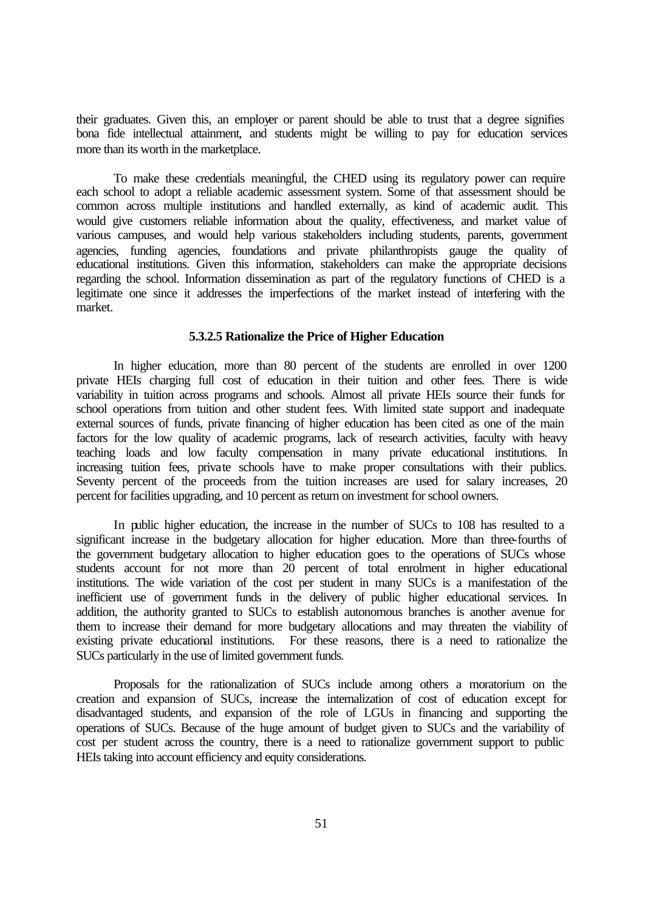their graduates. Given this, an employer or parent should be able to trust that a degree signifies bona fide intellectual attainment, and students might be willing to pay for education services more than its worth in the marketplace.

To make these credentials meaningful, the CHED using its regulatory power can require each school to adopt a reliable academic assessment system. Some of that assessment should be common across multiple institutions and handled externally, as kind of academic audit. This would give customers reliable information about the quality, effectiveness, and market value of various campuses, and would help various stakeholders including students, parents, government agencies, funding agencies, foundations and private philanthropists gauge the quality of educational institutions. Given this information, stakeholders can make the appropriate decisions regarding the school. Information dissemination as part of the regulatory functions of CHED is a legitimate one since it addresses the imperfections of the market instead of interfering with the market.

#### 5.3.2.5 Rationalize the Price of Higher Education

In higher education, more than 80 percent of the students are enrolled in over 1200 private HEIs charging full cost of education in their tuition and other fees. There is wide variability in tuition across programs and schools. Almost all private HEIs source their funds for school operations from tuition and other student fees. With limited state support and inadequate external sources of funds, private financing of higher education has been cited as one of the main factors for the low quality of academic programs, lack of research activities, faculty with heavy teaching loads and low faculty compensation in many private educational institutions. In increasing tuition fees, private schools have to make proper consultations with their publics. Seventy percent of the proceeds from the tuition increases are used for salary increases, 20 percent for facilities upgrading, and 10 percent as return on investment for school owners.

In public higher education, the increase in the number of SUCs to 108 has resulted to a significant increase in the budgetary allocation for higher education. More than three-fourths of the government budgetary allocation to higher education goes to the operations of SUCs whose students account for not more than 20 percent of total enrolment in higher educational institutions. The wide variation of the cost per student in many SUCs is a manifestation of the inefficient use of government funds in the delivery of public higher educational services. In addition, the authority granted to SUCs to establish autonomous branches is another avenue for them to increase their demand for more budgetary allocations and may threaten the viability of existing private educational institutions. For these reasons, there is a need to rationalize the SUCs particularly in the use of limited government funds.

Proposals for the rationalization of SUCs include among others a moratorium on the creation and expansion of SUCs, increase the internalization of cost of education except for disadvantaged students, and expansion of the role of LGUs in financing and supporting the operations of SUCs. Because of the huge amount of budget given to SUCs and the variability of cost per student across the country, there is a need to rationalize government support to public HEIs taking into account efficiency and equity considerations.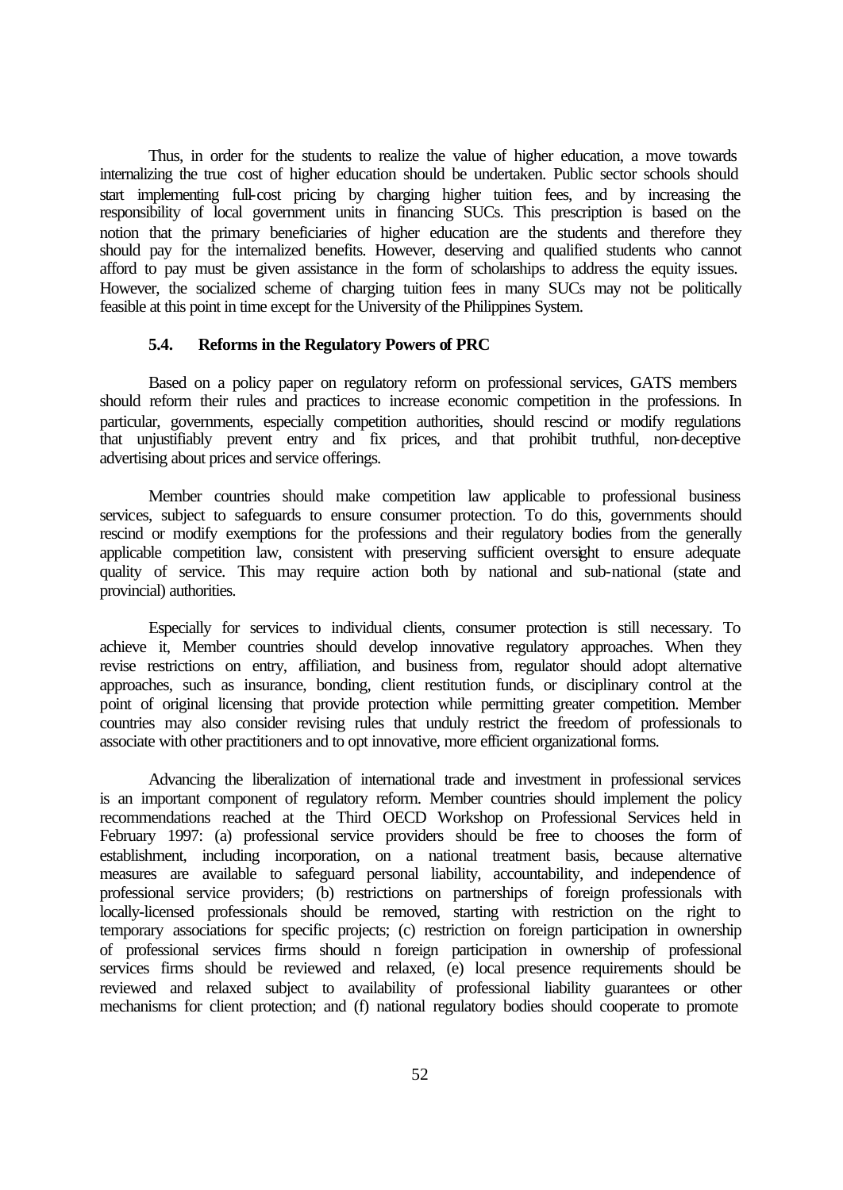Thus, in order for the students to realize the value of higher education, a move towards internalizing the true cost of higher education should be undertaken. Public sector schools should start implementing full-cost pricing by charging higher tuition fees, and by increasing the responsibility of local government units in financing SUCs. This prescription is based on the notion that the primary beneficiaries of higher education are the students and therefore they should pay for the internalized benefits. However, deserving and qualified students who cannot afford to pay must be given assistance in the form of scholarships to address the equity issues. However, the socialized scheme of charging tuition fees in many SUCs may not be politically feasible at this point in time except for the University of the Philippines System.

### 5.4. Reforms in the Regulatory Powers of PRC

Based on a policy paper on regulatory reform on professional services, GATS members should reform their rules and practices to increase economic competition in the professions. In particular, governments, especially competition authorities, should rescind or modify regulations that unjustifiably prevent entry and fix prices, and that prohibit truthful, non-deceptive advertising about prices and service offerings.

Member countries should make competition law applicable to professional business services, subject to safeguards to ensure consumer protection. To do this, governments should rescind or modify exemptions for the professions and their regulatory bodies from the generally applicable competition law, consistent with preserving sufficient oversight to ensure adequate quality of service. This may require action both by national and sub-national (state and provincial) authorities.

Especially for services to individual clients, consumer protection is still necessary. To achieve it, Member countries should develop innovative regulatory approaches. When they revise restrictions on entry, affiliation, and business from, regulator should adopt alternative approaches, such as insurance, bonding, client restitution funds, or disciplinary control at the point of original licensing that provide protection while permitting greater competition. Member countries may also consider revising rules that unduly restrict the freedom of professionals to associate with other practitioners and to opt innovative, more efficient organizational forms.

Advancing the liberalization of international trade and investment in professional services is an important component of regulatory reform. Member countries should implement the policy recommendations reached at the Third OECD Workshop on Professional Services held in February 1997: (a) professional service providers should be free to chooses the form of establishment, including incorporation, on a national treatment basis, because alternative measures are available to safeguard personal liability, accountability, and independence of professional service providers; (b) restrictions on partnerships of foreign professionals with locally-licensed professionals should be removed, starting with restriction on the right to temporary associations for specific projects; (c) restriction on foreign participation in ownership of professional services firms should n foreign participation in ownership of professional services firms should be reviewed and relaxed, (e) local presence requirements should be reviewed and relaxed subject to availability of professional liability guarantees or other mechanisms for client protection; and (f) national regulatory bodies should cooperate to promote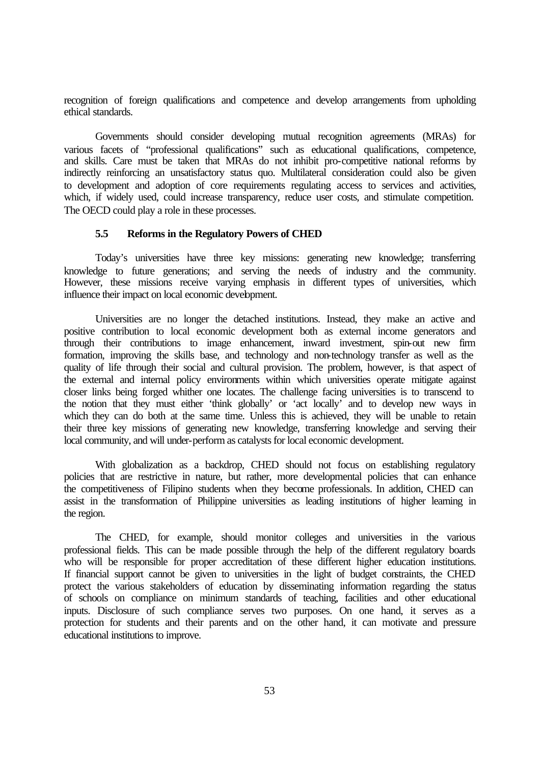recognition of foreign qualifications and competence and develop arrangements from upholding ethical standards.

Governments should consider developing mutual recognition agreements (MRAs) for various facets of "professional qualifications" such as educational qualifications, competence, and skills. Care must be taken that MRAs do not inhibit pro-competitive national reforms by indirectly reinforcing an unsatisfactory status quo. Multilateral consideration could also be given to development and adoption of core requirements regulating access to services and activities, which, if widely used, could increase transparency, reduce user costs, and stimulate competition. The OECD could play a role in these processes.

### 5.5 Reforms in the Regulatory Powers of CHED

Today's universities have three key missions: generating new knowledge; transferring knowledge to future generations; and serving the needs of industry and the community. However, these missions receive varying emphasis in different types of universities, which influence their impact on local economic development.

Universities are no longer the detached institutions. Instead, they make an active and positive contribution to local economic development both as external income generators and through their contributions to image enhancement, inward investment, spin-out new firm formation, improving the skills base, and technology and non-technology transfer as well as the quality of life through their social and cultural provision. The problem, however, is that aspect of the external and internal policy environments within which universities operate mitigate against closer links being forged whither one locates. The challenge facing universities is to transcend to the notion that they must either 'think globally' or 'act locally' and to develop new ways in which they can do both at the same time. Unless this is achieved, they will be unable to retain their three key missions of generating new knowledge, transferring knowledge and serving their local community, and will under-perform as catalysts for local economic development.

With globalization as a backdrop, CHED should not focus on establishing regulatory policies that are restrictive in nature, but rather, more developmental policies that can enhance the competitiveness of Filipino students when they become professionals. In addition, CHED can assist in the transformation of Philippine universities as leading institutions of higher learning in the region.

The CHED, for example, should monitor colleges and universities in the various professional fields. This can be made possible through the help of the different regulatory boards who will be responsible for proper accreditation of these different higher education institutions. If financial support cannot be given to universities in the light of budget constraints, the CHED protect the various stakeholders of education by disseminating information regarding the status of schools on compliance on minimum standards of teaching, facilities and other educational inputs. Disclosure of such compliance serves two purposes. On one hand, it serves as a protection for students and their parents and on the other hand, it can motivate and pressure educational institutions to improve.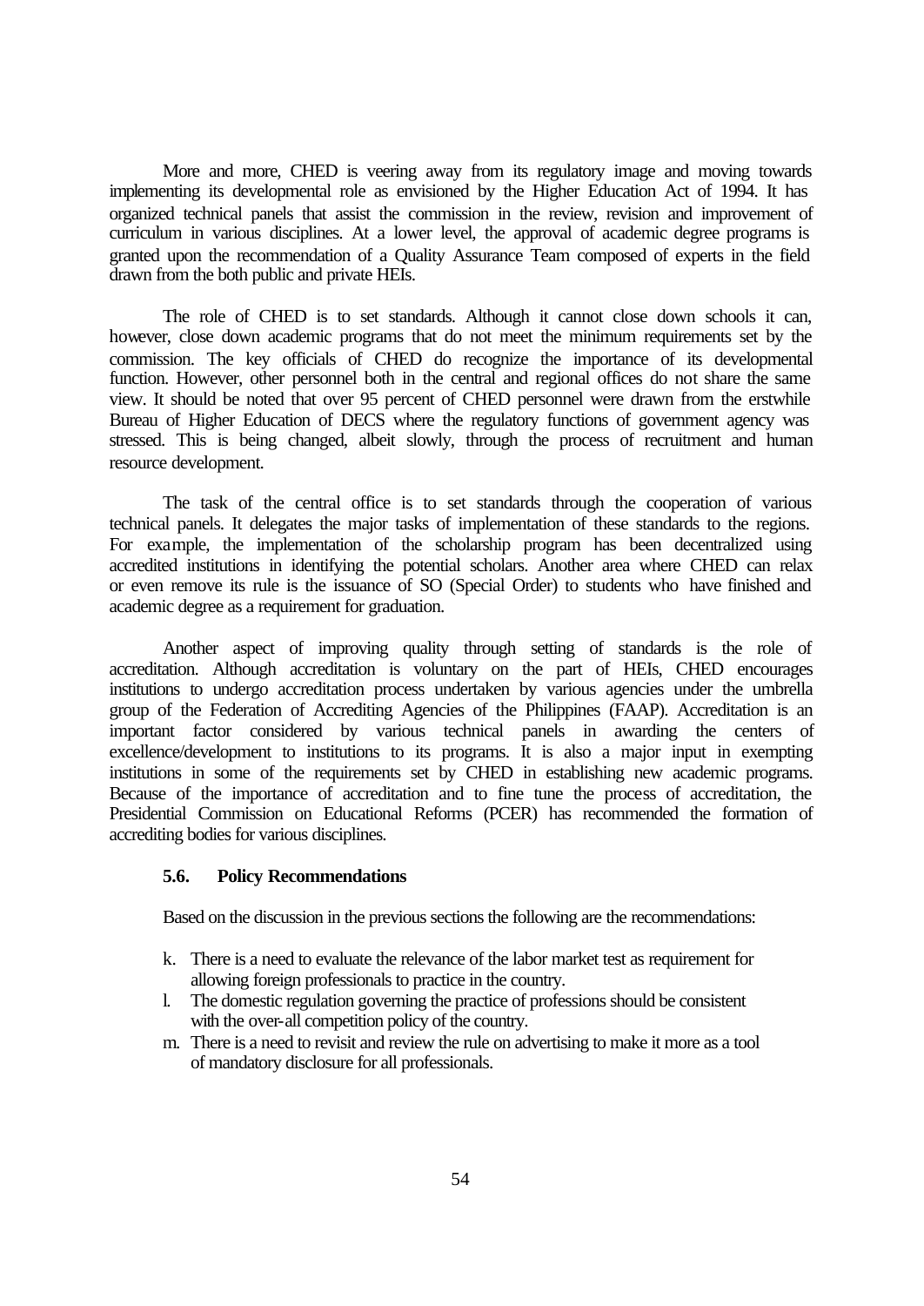More and more, CHED is veering away from its regulatory image and moving towards implementing its developmental role as envisioned by the Higher Education Act of 1994. It has organized technical panels that assist the commission in the review, revision and improvement of curriculum in various disciplines. At a lower level, the approval of academic degree programs is granted upon the recommendation of a Quality Assurance Team composed of experts in the field drawn from the both public and private HEIs.

The role of CHED is to set standards. Although it cannot close down schools it can, however, close down academic programs that do not meet the minimum requirements set by the commission. The key officials of CHED do recognize the importance of its developmental function. However, other personnel both in the central and regional offices do not share the same view. It should be noted that over 95 percent of CHED personnel were drawn from the erstwhile Bureau of Higher Education of DECS where the regulatory functions of government agency was stressed. This is being changed, albeit slowly, through the process of recruitment and human resource development.

The task of the central office is to set standards through the cooperation of various technical panels. It delegates the major tasks of implementation of these standards to the regions. For example, the implementation of the scholarship program has been decentralized using accredited institutions in identifying the potential scholars. Another area where CHED can relax or even remove its rule is the issuance of SO (Special Order) to students who have finished and academic degree as a requirement for graduation.

Another aspect of improving quality through setting of standards is the role of accreditation. Although accreditation is voluntary on the part of HEIs, CHED encourages institutions to undergo accreditation process undertaken by various agencies under the umbrella group of the Federation of Accrediting Agencies of the Philippines (FAAP). Accreditation is an important factor considered by various technical panels in awarding the centers of excellence/development to institutions to its programs. It is also a major input in exempting institutions in some of the requirements set by CHED in establishing new academic programs. Because of the importance of accreditation and to fine tune the process of accreditation, the Presidential Commission on Educational Reforms (PCER) has recommended the formation of accrediting bodies for various disciplines.

### 5.6. Policy Recommendations

Based on the discussion in the previous sections the following are the recommendations:

k. There is a need to evaluate the relevance of the labor market test as requirement for allowing foreign professionals to practice in the country.
l. The domestic regulation governing the practice of professions should be consistent with the over-all competition policy of the country.
m. There is a need to revisit and review the rule on advertising to make it more as a tool of mandatory disclosure for all professionals.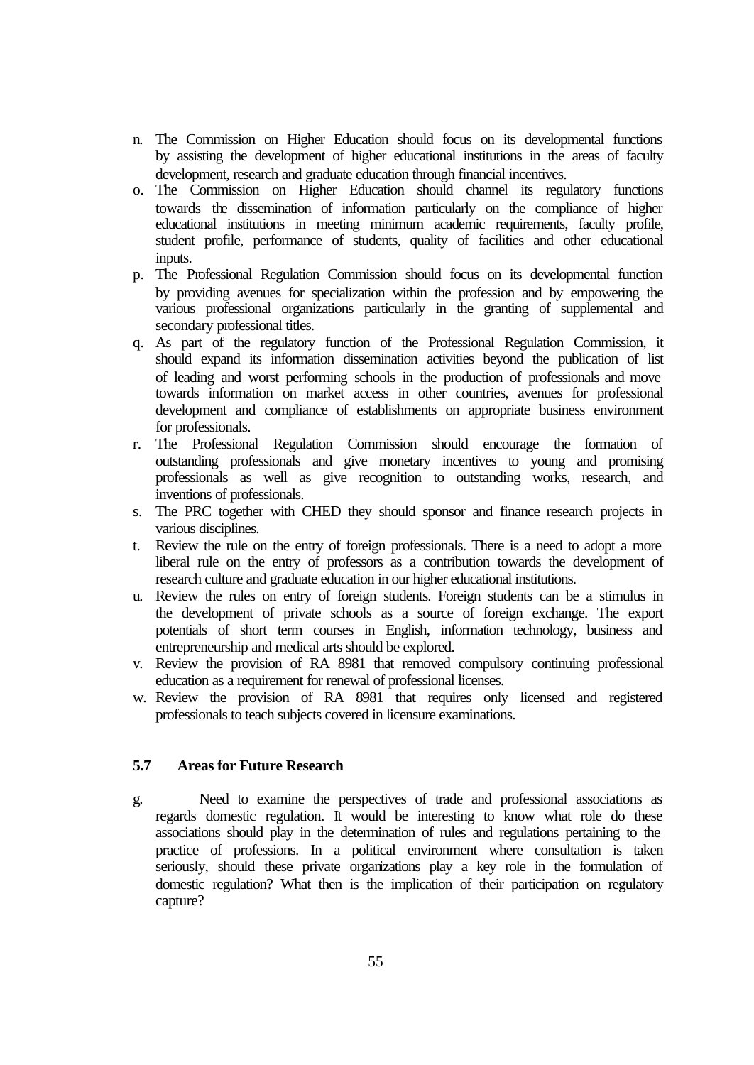n. The Commission on Higher Education should focus on its developmental functions by assisting the development of higher educational institutions in the areas of faculty development, research and graduate education through financial incentives.
o. The Commission on Higher Education should channel its regulatory functions towards the dissemination of information particularly on the compliance of higher educational institutions in meeting minimum academic requirements, faculty profile, student profile, performance of students, quality of facilities and other educational inputs.
p. The Professional Regulation Commission should focus on its developmental function by providing avenues for specialization within the profession and by empowering the various professional organizations particularly in the granting of supplemental and secondary professional titles.
q. As part of the regulatory function of the Professional Regulation Commission, it should expand its information dissemination activities beyond the publication of list of leading and worst performing schools in the production of professionals and move towards information on market access in other countries, avenues for professional development and compliance of establishments on appropriate business environment for professionals.
r. The Professional Regulation Commission should encourage the formation of outstanding professionals and give monetary incentives to young and promising professionals as well as give recognition to outstanding works, research, and inventions of professionals.
s. The PRC together with CHED they should sponsor and finance research projects in various disciplines.
t. Review the rule on the entry of foreign professionals. There is a need to adopt a more liberal rule on the entry of professors as a contribution towards the development of research culture and graduate education in our higher educational institutions.
u. Review the rules on entry of foreign students. Foreign students can be a stimulus in the development of private schools as a source of foreign exchange. The export potentials of short term courses in English, information technology, business and entrepreneurship and medical arts should be explored.
v. Review the provision of RA 8981 that removed compulsory continuing professional education as a requirement for renewal of professional licenses.
w. Review the provision of RA 8981 that requires only licensed and registered professionals to teach subjects covered in licensure examinations.

### 5.7 Areas for Future Research

g. Need to examine the perspectives of trade and professional associations as regards domestic regulation. It would be interesting to know what role do these associations should play in the determination of rules and regulations pertaining to the practice of professions. In a political environment where consultation is taken seriously, should these private organizations play a key role in the formulation of domestic regulation? What then is the implication of their participation on regulatory capture?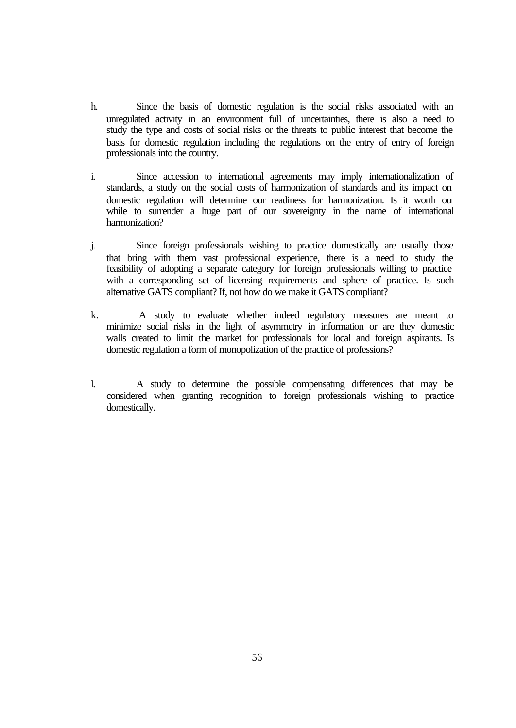h. Since the basis of domestic regulation is the social risks associated with an unregulated activity in an environment full of uncertainties, there is also a need to study the type and costs of social risks or the threats to public interest that become the basis for domestic regulation including the regulations on the entry of entry of foreign professionals into the country.

i. Since accession to international agreements may imply internationalization of standards, a study on the social costs of harmonization of standards and its impact on domestic regulation will determine our readiness for harmonization. Is it worth our while to surrender a huge part of our sovereignty in the name of international harmonization?

j. Since foreign professionals wishing to practice domestically are usually those that bring with them vast professional experience, there is a need to study the feasibility of adopting a separate category for foreign professionals willing to practice with a corresponding set of licensing requirements and sphere of practice. Is such alternative GATS compliant? If, not how do we make it GATS compliant?

k. A study to evaluate whether indeed regulatory measures are meant to minimize social risks in the light of asymmetry in information or are they domestic walls created to limit the market for professionals for local and foreign aspirants. Is domestic regulation a form of monopolization of the practice of professions?

l. A study to determine the possible compensating differences that may be considered when granting recognition to foreign professionals wishing to practice domestically.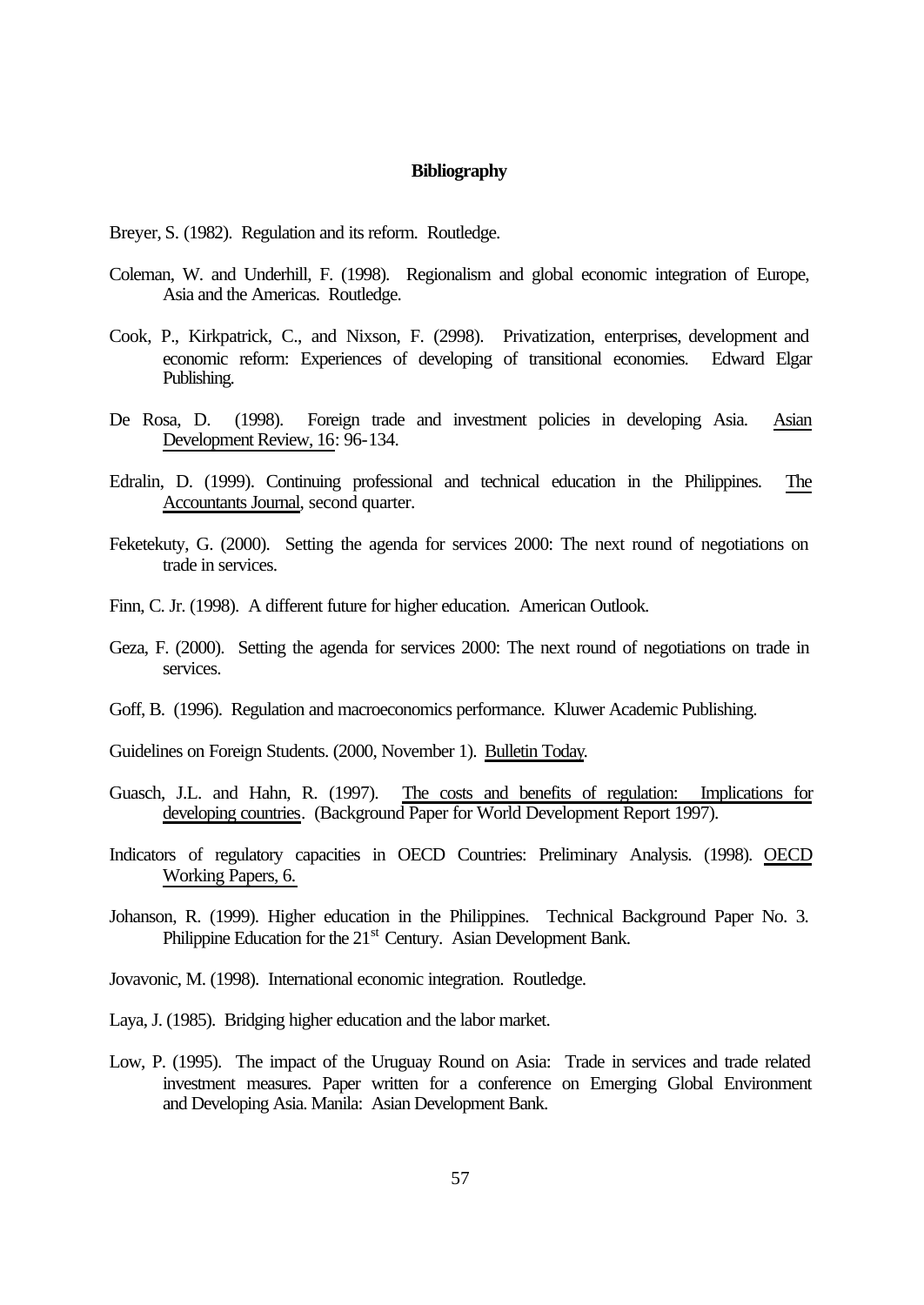**Bibliography**

Breyer, S. (1982). Regulation and its reform. Routledge.

Coleman, W. and Underhill, F. (1998). Regionalism and global economic integration of Europe, Asia and the Americas. Routledge.

Cook, P., Kirkpatrick, C., and Nixson, F. (2998). Privatization, enterprises, development and economic reform: Experiences of developing of transitional economies. Edward Elgar Publishing.

De Rosa, D. (1998). Foreign trade and investment policies in developing Asia. Asian Development Review, 16: 96-134.

Edralin, D. (1999). Continuing professional and technical education in the Philippines. The Accountants Journal, second quarter.

Feketekuty, G. (2000). Setting the agenda for services 2000: The next round of negotiations on trade in services.

Finn, C. Jr. (1998). A different future for higher education. American Outlook.

Geza, F. (2000). Setting the agenda for services 2000: The next round of negotiations on trade in services.

Goff, B. (1996). Regulation and macroeconomics performance. Kluwer Academic Publishing.

Guidelines on Foreign Students. (2000, November 1). Bulletin Today.

Guasch, J.L. and Hahn, R. (1997). The costs and benefits of regulation: Implications for developing countries. (Background Paper for World Development Report 1997).

Indicators of regulatory capacities in OECD Countries: Preliminary Analysis. (1998). OECD Working Papers, 6.

Johanson, R. (1999). Higher education in the Philippines. Technical Background Paper No. 3. Philippine Education for the 21st Century. Asian Development Bank.

Jovavonic, M. (1998). International economic integration. Routledge.

Laya, J. (1985). Bridging higher education and the labor market.

Low, P. (1995). The impact of the Uruguay Round on Asia: Trade in services and trade related investment measures. Paper written for a conference on Emerging Global Environment and Developing Asia. Manila: Asian Development Bank.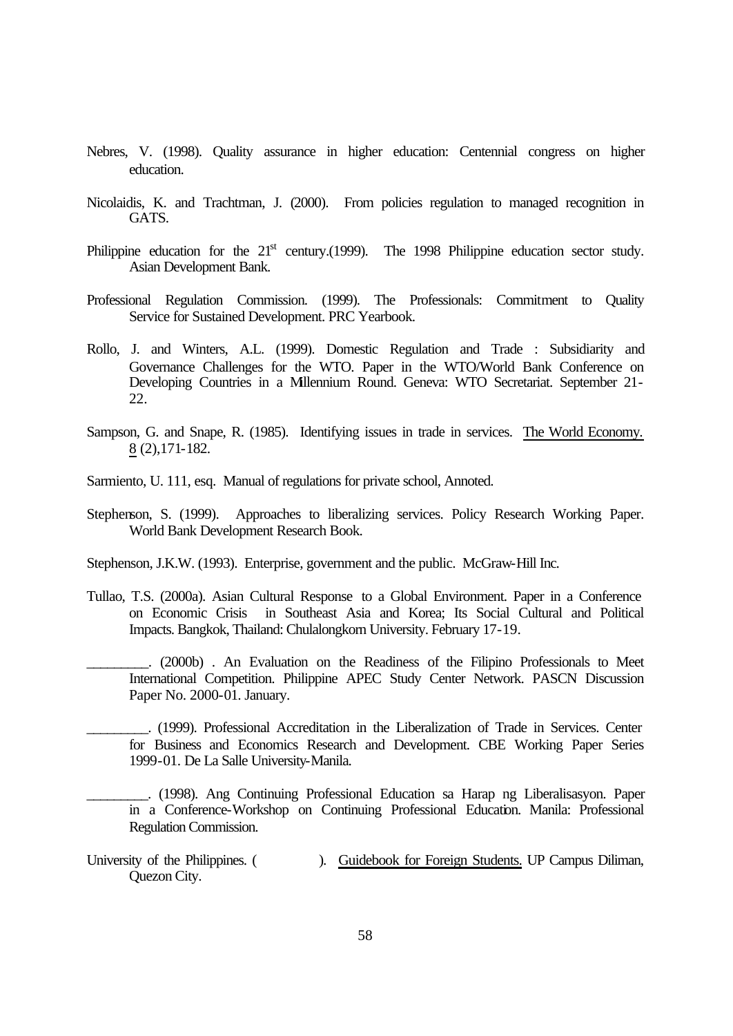Nebres, V. (1998). Quality assurance in higher education: Centennial congress on higher education.

Nicolaidis, K. and Trachtman, J. (2000). From policies regulation to managed recognition in GATS.

Philippine education for the 21st century.(1999). The 1998 Philippine education sector study. Asian Development Bank.

Professional Regulation Commission. (1999). The Professionals: Commitment to Quality Service for Sustained Development. PRC Yearbook.

Rollo, J. and Winters, A.L. (1999). Domestic Regulation and Trade : Subsidiarity and Governance Challenges for the WTO. Paper in the WTO/World Bank Conference on Developing Countries in a Millennium Round. Geneva: WTO Secretariat. September 21-22.

Sampson, G. and Snape, R. (1985). Identifying issues in trade in services. The World Economy. 8 (2),171-182.

Sarmiento, U. 111, esq. Manual of regulations for private school, Annoted.

Stephenson, S. (1999). Approaches to liberalizing services. Policy Research Working Paper. World Bank Development Research Book.

Stephenson, J.K.W. (1993). Enterprise, government and the public. McGraw-Hill Inc.

Tullao, T.S. (2000a). Asian Cultural Response to a Global Environment. Paper in a Conference on Economic Crisis in Southeast Asia and Korea; Its Social Cultural and Political Impacts. Bangkok, Thailand: Chulalongkorn University. February 17-19.

________. (2000b) . An Evaluation on the Readiness of the Filipino Professionals to Meet International Competition. Philippine APEC Study Center Network. PASCN Discussion Paper No. 2000-01. January.

________. (1999). Professional Accreditation in the Liberalization of Trade in Services. Center for Business and Economics Research and Development. CBE Working Paper Series 1999-01. De La Salle University-Manila.

________. (1998). Ang Continuing Professional Education sa Harap ng Liberalisasyon. Paper in a Conference-Workshop on Continuing Professional Education. Manila: Professional Regulation Commission.

University of the Philippines. ( ). Guidebook for Foreign Students. UP Campus Diliman, Quezon City.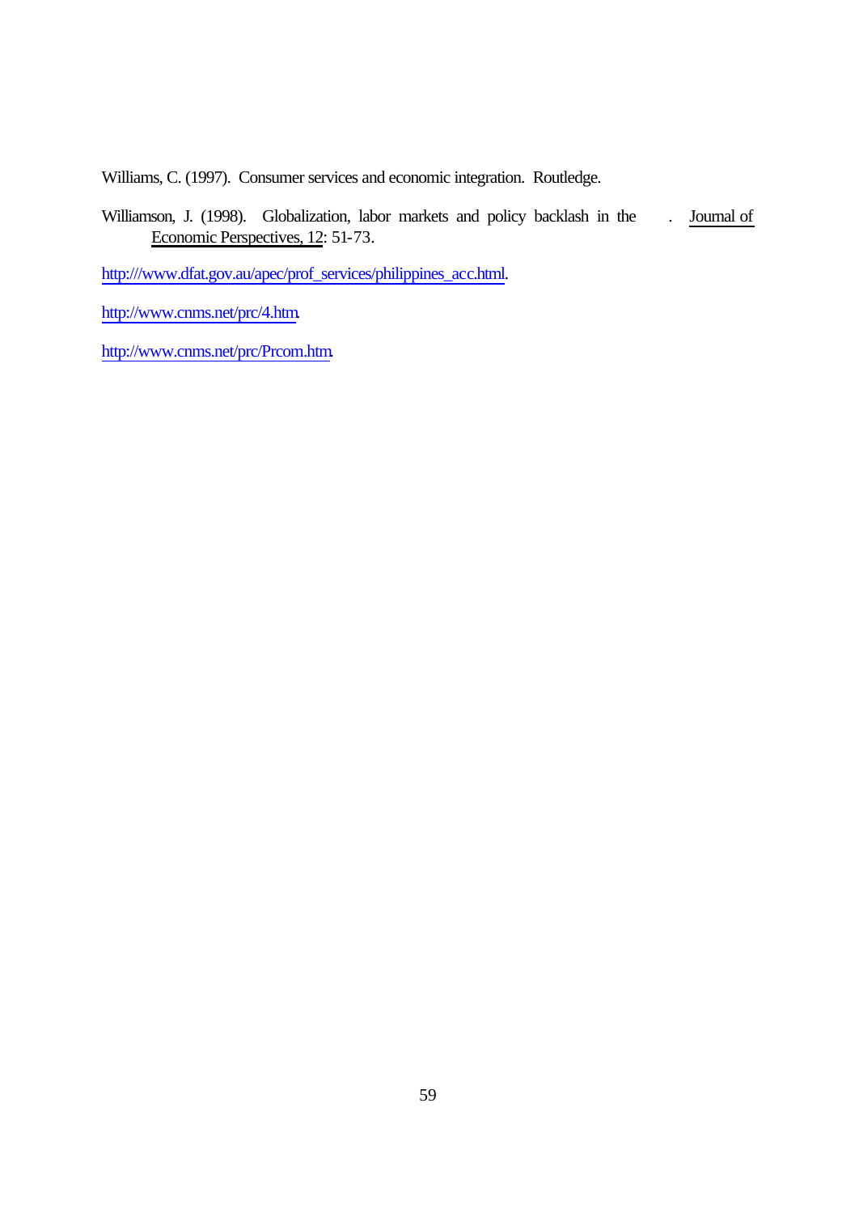Williams, C. (1997). Consumer services and economic integration. Routledge.

Williamson, J. (1998). Globalization, labor markets and policy backlash in the . Journal of Economic Perspectives, 12: 51-73.

http:///www.dfat.gov.au/apec/prof_services/philippines_acc.html.

http://www.cnms.net/prc/4.htm.

http://www.cnms.net/prc/Prcom.htm.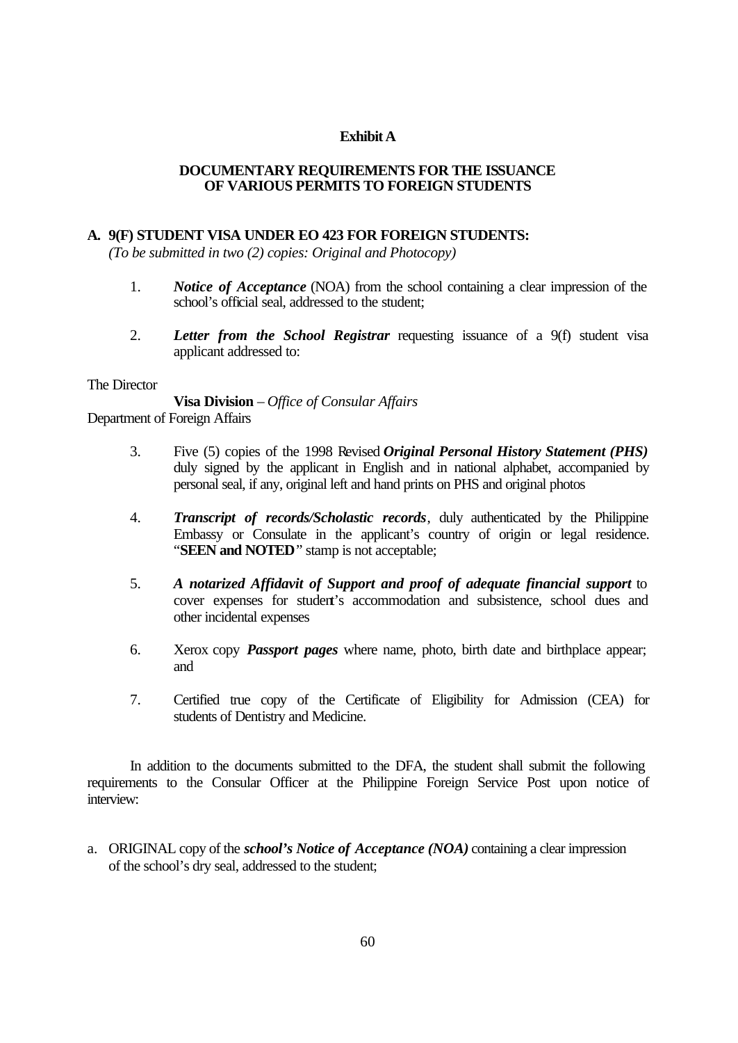**Exhibit A**

**DOCUMENTARY REQUIREMENTS FOR THE ISSUANCE OF VARIOUS PERMITS TO FOREIGN STUDENTS**

**A. 9(F) STUDENT VISA UNDER EO 423 FOR FOREIGN STUDENTS:**
*(To be submitted in two (2) copies: Original and Photocopy)*

1. ***Notice of Acceptance*** (NOA) from the school containing a clear impression of the school's official seal, addressed to the student;

2. ***Letter from the School Registrar*** requesting issuance of a 9(f) student visa applicant addressed to:

The Director
**Visa Division** – *Office of Consular Affairs*
Department of Foreign Affairs

3. Five (5) copies of the 1998 Revised ***Original Personal History Statement (PHS)*** duly signed by the applicant in English and in national alphabet, accompanied by personal seal, if any, original left and hand prints on PHS and original photos

4. ***Transcript of records/Scholastic records***, duly authenticated by the Philippine Embassy or Consulate in the applicant's country of origin or legal residence. "**SEEN and NOTED**" stamp is not acceptable;

5. ***A notarized Affidavit of Support and proof of adequate financial support*** to cover expenses for student's accommodation and subsistence, school dues and other incidental expenses

6. Xerox copy ***Passport pages*** where name, photo, birth date and birthplace appear; and

7. Certified true copy of the Certificate of Eligibility for Admission (CEA) for students of Dentistry and Medicine.

In addition to the documents submitted to the DFA, the student shall submit the following requirements to the Consular Officer at the Philippine Foreign Service Post upon notice of interview:

a. ORIGINAL copy of the ***school's Notice of Acceptance (NOA)*** containing a clear impression of the school's dry seal, addressed to the student;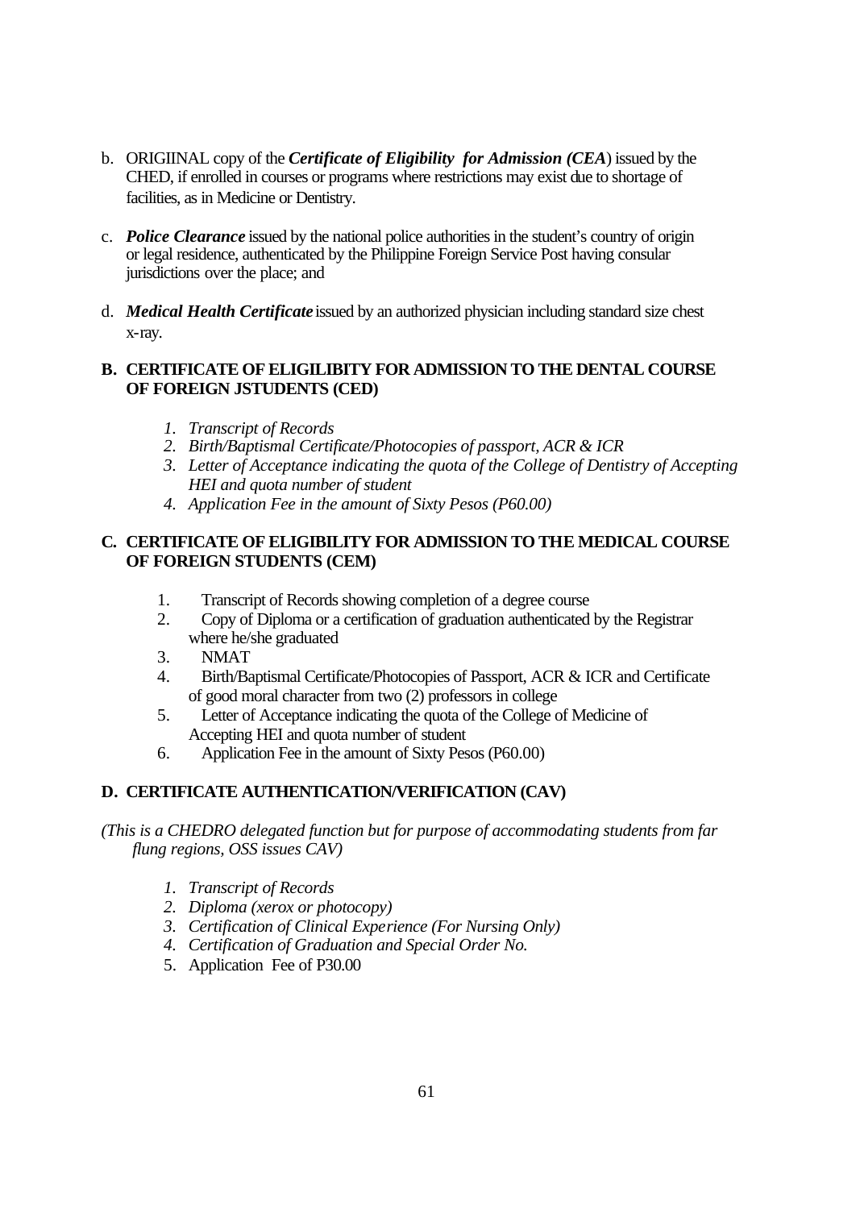b. ORIGIINAL copy of the ***Certificate of Eligibility for Admission (CEA***) issued by the CHED, if enrolled in courses or programs where restrictions may exist due to shortage of facilities, as in Medicine or Dentistry.

c. ***Police Clearance*** issued by the national police authorities in the student's country of origin or legal residence, authenticated by the Philippine Foreign Service Post having consular jurisdictions over the place; and

d. ***Medical Health Certificate*** issued by an authorized physician including standard size chest x-ray.

**B. CERTIFICATE OF ELIGILIBITY FOR ADMISSION TO THE DENTAL COURSE OF FOREIGN JSTUDENTS (CED)**

1. *Transcript of Records*
2. *Birth/Baptismal Certificate/Photocopies of passport, ACR & ICR*
3. *Letter of Acceptance indicating the quota of the College of Dentistry of Accepting HEI and quota number of student*
4. *Application Fee in the amount of Sixty Pesos (P60.00)*

**C. CERTIFICATE OF ELIGIBILITY FOR ADMISSION TO THE MEDICAL COURSE OF FOREIGN STUDENTS (CEM)**

1. Transcript of Records showing completion of a degree course
2. Copy of Diploma or a certification of graduation authenticated by the Registrar where he/she graduated
3. NMAT
4. Birth/Baptismal Certificate/Photocopies of Passport, ACR & ICR and Certificate of good moral character from two (2) professors in college
5. Letter of Acceptance indicating the quota of the College of Medicine of Accepting HEI and quota number of student
6. Application Fee in the amount of Sixty Pesos (P60.00)

**D. CERTIFICATE AUTHENTICATION/VERIFICATION (CAV)**

*(This is a CHEDRO delegated function but for purpose of accommodating students from far flung regions, OSS issues CAV)*

1. *Transcript of Records*
2. *Diploma (xerox or photocopy)*
3. *Certification of Clinical Experience (For Nursing Only)*
4. *Certification of Graduation and Special Order No.*
5. Application Fee of P30.00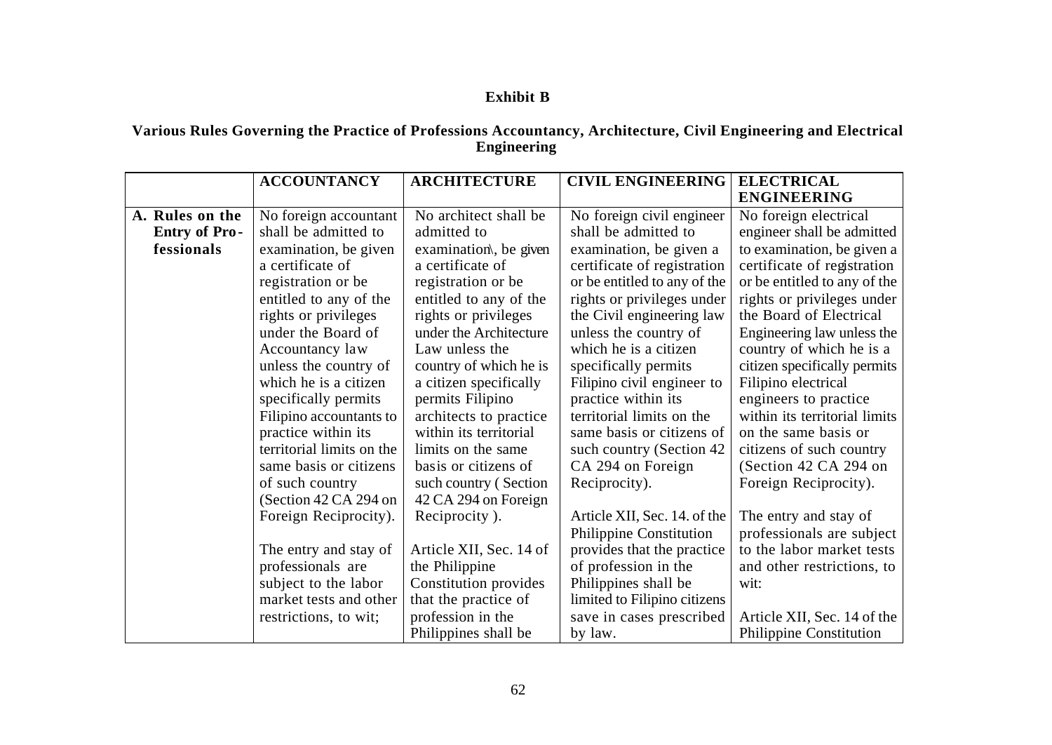**Exhibit B**

**Various Rules Governing the Practice of Professions Accountancy, Architecture, Civil Engineering and Electrical Engineering**

| | ACCOUNTANCY | ARCHITECTURE | CIVIL ENGINEERING | ELECTRICAL ENGINEERING |
|---|---|---|---|---|
| **A. Rules on the Entry of Professionals** | No foreign accountant shall be admitted to examination, be given a certificate of registration or be entitled to any of the rights or privileges under the Board of Accountancy law unless the country of which he is a citizen specifically permits Filipino accountants to practice within its territorial limits on the same basis or citizens of such country (Section 42 CA 294 on Foreign Reciprocity).<br><br>The entry and stay of professionals are subject to the labor market tests and other restrictions, to wit; | No architect shall be admitted to examination\, be given a certificate of registration or be entitled to any of the rights or privileges under the Architecture Law unless the country of which he is a citizen specifically permits Filipino architects to practice within its territorial limits on the same basis or citizens of such country ( Section 42 CA 294 on Foreign Reciprocity ).<br><br>Article XII, Sec. 14 of the Philippine Constitution provides that the practice of profession in the Philippines shall be | No foreign civil engineer shall be admitted to examination, be given a certificate of registration or be entitled to any of the rights or privileges under the Civil engineering law unless the country of which he is a citizen specifically permits Filipino civil engineer to practice within its territorial limits on the same basis or citizens of such country (Section 42 CA 294 on Foreign Reciprocity).<br><br>Article XII, Sec. 14. of the Philippine Constitution provides that the practice of profession in the Philippines shall be limited to Filipino citizens save in cases prescribed by law. | No foreign electrical engineer shall be admitted to examination, be given a certificate of registration or be entitled to any of the rights or privileges under the Board of Electrical Engineering law unless the country of which he is a citizen specifically permits Filipino electrical engineers to practice within its territorial limits on the same basis or citizens of such country (Section 42 CA 294 on Foreign Reciprocity).<br><br>The entry and stay of professionals are subject to the labor market tests and other restrictions, to wit:<br><br>Article XII, Sec. 14 of the Philippine Constitution |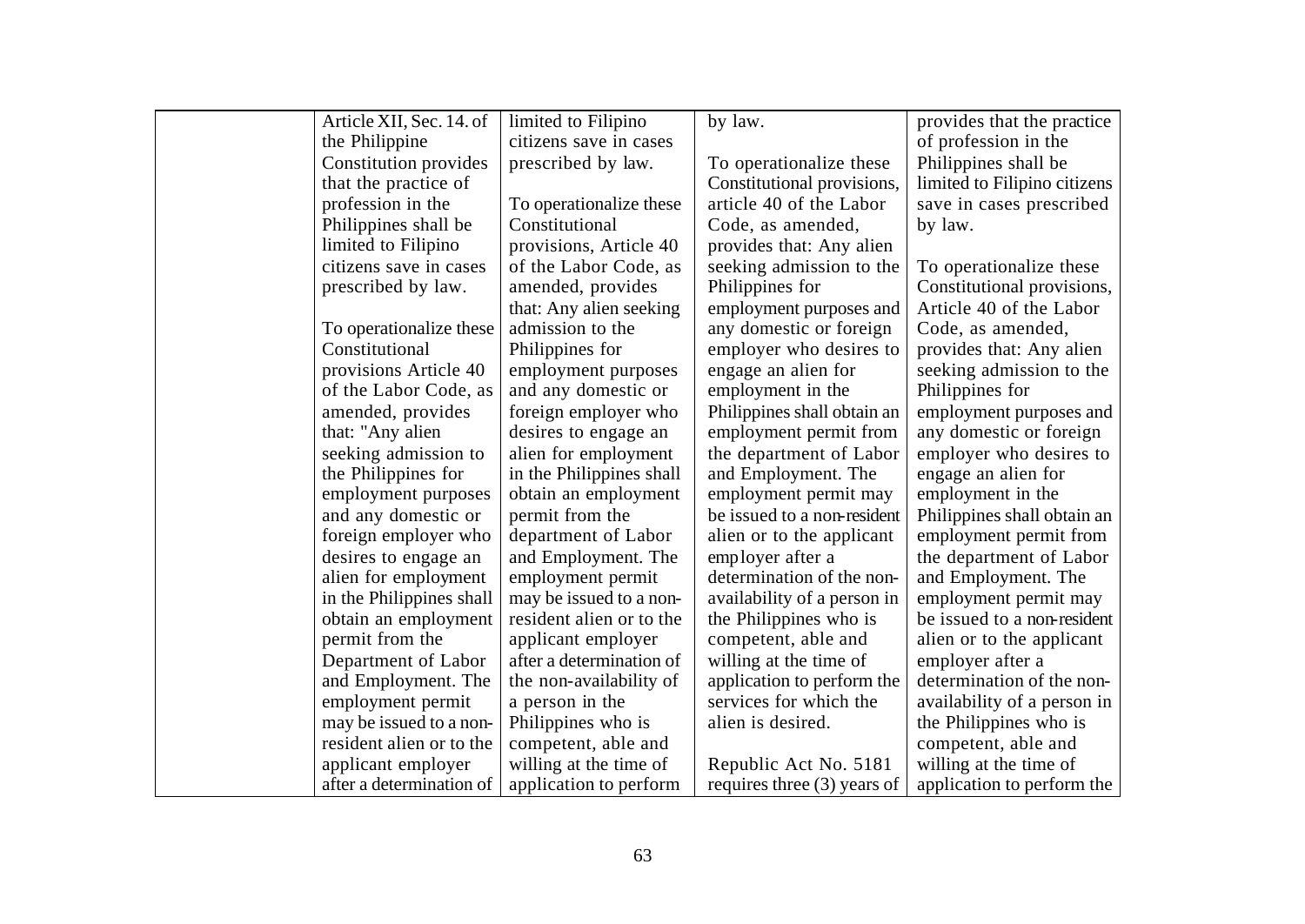| | Article XII, Sec. 14. of the Philippine Constitution provides that the practice of profession in the Philippines shall be limited to Filipino citizens save in cases prescribed by law.<br><br>To operationalize these Constitutional provisions Article 40 of the Labor Code, as amended, provides that: "Any alien seeking admission to the Philippines for employment purposes and any domestic or foreign employer who desires to engage an alien for employment in the Philippines shall obtain an employment permit from the Department of Labor and Employment. The employment permit may be issued to a non-resident alien or to the applicant employer after a determination of | limited to Filipino citizens save in cases prescribed by law.<br><br>To operationalize these Constitutional provisions, Article 40 of the Labor Code, as amended, provides that: Any alien seeking admission to the Philippines for employment purposes and any domestic or foreign employer who desires to engage an alien for employment in the Philippines shall obtain an employment permit from the department of Labor and Employment. The employment permit may be issued to a non-resident alien or to the applicant employer after a determination of the non-availability of a person in the Philippines who is competent, able and willing at the time of application to perform | by law.<br><br>To operationalize these Constitutional provisions, article 40 of the Labor Code, as amended, provides that: Any alien seeking admission to the Philippines for employment purposes and any domestic or foreign employer who desires to engage an alien for employment in the Philippines shall obtain an employment permit from the department of Labor and Employment. The employment permit may be issued to a non-resident alien or to the applicant employer after a determination of the non-availability of a person in the Philippines who is competent, able and willing at the time of application to perform the services for which the alien is desired.<br><br>Republic Act No. 5181 requires three (3) years of | provides that the practice of profession in the Philippines shall be limited to Filipino citizens save in cases prescribed by law.<br><br>To operationalize these Constitutional provisions, Article 40 of the Labor Code, as amended, provides that: Any alien seeking admission to the Philippines for employment purposes and any domestic or foreign employer who desires to engage an alien for employment in the Philippines shall obtain an employment permit from the department of Labor and Employment. The employment permit may be issued to a non-resident alien or to the applicant employer after a determination of the non-availability of a person in the Philippines who is competent, able and willing at the time of application to perform the |
|---|---|---|---|---|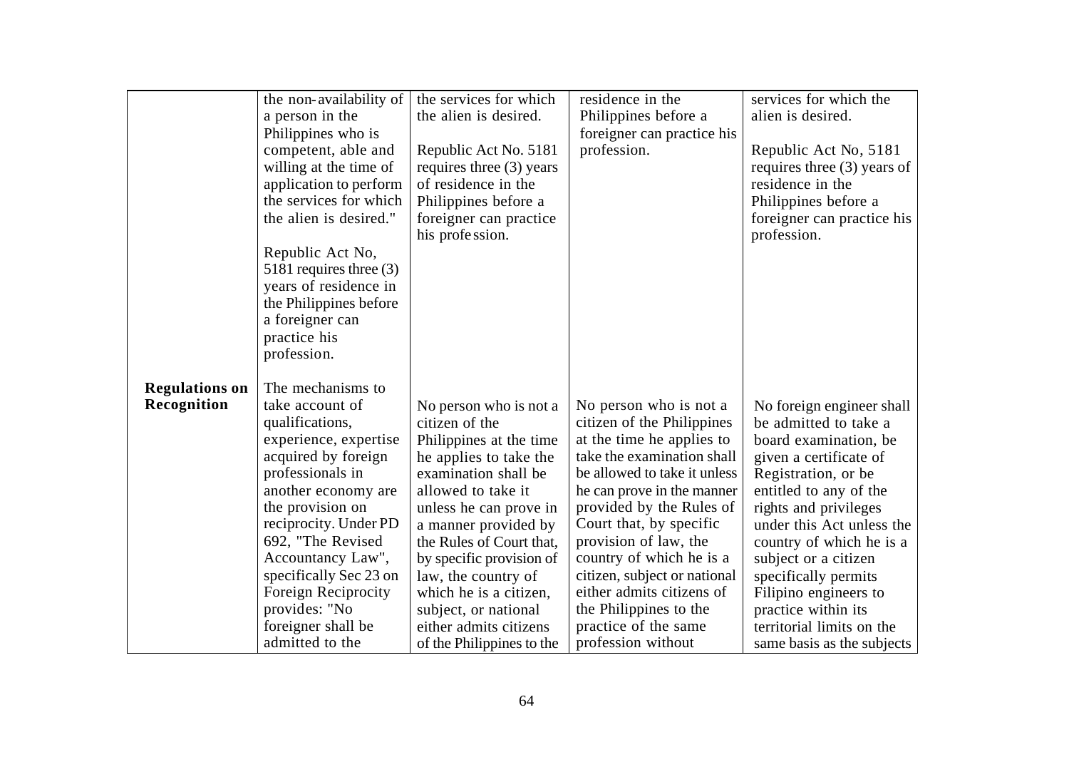| | | | | |
|---|---|---|---|---|
| | the non-availability of a person in the Philippines who is competent, able and willing at the time of application to perform the services for which the alien is desired."<br><br>Republic Act No, 5181 requires three (3) years of residence in the Philippines before a foreigner can practice his profession. | the services for which the alien is desired.<br><br>Republic Act No. 5181 requires three (3) years of residence in the Philippines before a foreigner can practice his profe ssion. | residence in the Philippines before a foreigner can practice his profession. | services for which the alien is desired.<br><br>Republic Act No, 5181 requires three (3) years of residence in the Philippines before a foreigner can practice his profession. |
| **Regulations on Recognition** | The mechanisms to take account of qualifications, experience, expertise acquired by foreign professionals in another economy are the provision on reciprocity. Under PD 692, "The Revised Accountancy Law", specifically Sec 23 on Foreign Reciprocity provides: "No foreigner shall be admitted to the | No person who is not a citizen of the Philippines at the time he applies to take the examination shall be allowed to take it unless he can prove in a manner provided by the Rules of Court that, by specific provision of law, the country of which he is a citizen, subject, or national either admits citizens of the Philippines to the | No person who is not a citizen of the Philippines at the time he applies to take the examination shall be allowed to take it unless he can prove in the manner provided by the Rules of Court that, by specific provision of law, the country of which he is a citizen, subject or national either admits citizens of the Philippines to the practice of the same profession without | No foreign engineer shall be admitted to take a board examination, be given a certificate of Registration, or be entitled to any of the rights and privileges under this Act unless the country of which he is a subject or a citizen specifically permits Filipino engineers to practice within its territorial limits on the same basis as the subjects |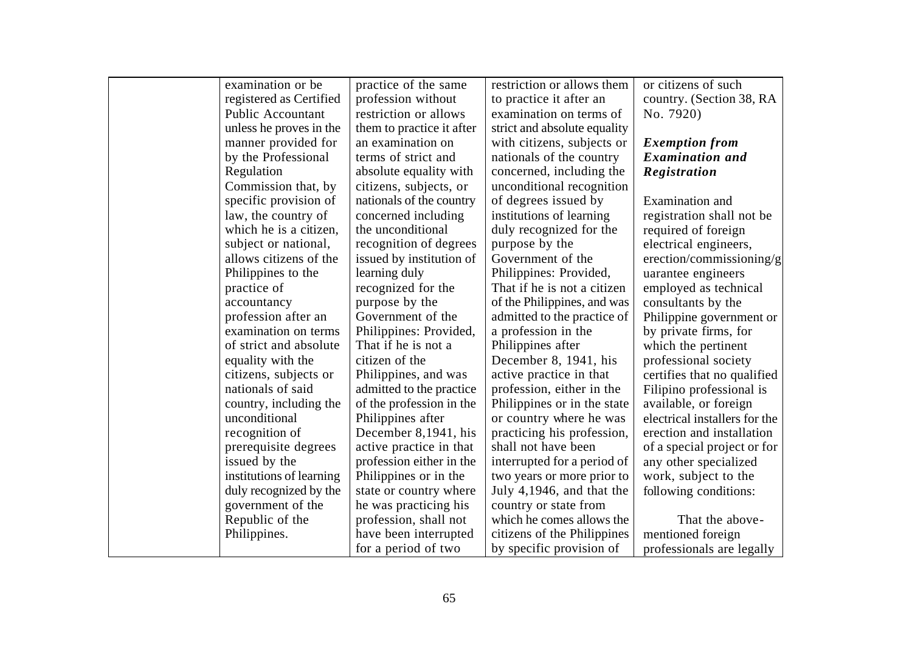| | | | | |
|---|---|---|---|---|
| | examination or be registered as Certified Public Accountant unless he proves in the manner provided for by the Professional Regulation Commission that, by specific provision of law, the country of which he is a citizen, subject or national, allows citizens of the Philippines to the practice of accountancy profession after an examination on terms of strict and absolute equality with the citizens, subjects or nationals of said country, including the unconditional recognition of prerequisite degrees issued by the institutions of learning duly recognized by the government of the Republic of the Philippines. | practice of the same profession without restriction or allows them to practice it after an examination on terms of strict and absolute equality with citizens, subjects, or nationals of the country concerned including the unconditional recognition of degrees issued by institution of learning duly recognized for the purpose by the Government of the Philippines: Provided, That if he is not a citizen of the Philippines, and was admitted to the practice of the profession in the Philippines after December 8,1941, his active practice in that profession either in the Philippines or in the state or country where he was practicing his profession, shall not have been interrupted for a period of two | restriction or allows them to practice it after an examination on terms of strict and absolute equality with citizens, subjects or nationals of the country concerned, including the unconditional recognition of degrees issued by institutions of learning duly recognized for the purpose by the Government of the Philippines: Provided, That if he is not a citizen of the Philippines, and was admitted to the practice of a profession in the Philippines after December 8, 1941, his active practice in that profession, either in the Philippines or in the state or country where he was practicing his profession, shall not have been interrupted for a period of two years or more prior to July 4,1946, and that the country or state from which he comes allows the citizens of the Philippines by specific provision of | or citizens of such country. (Section 38, RA No. 7920)<br><br>***Exemption from Examination and Registration***<br><br>Examination and registration shall not be required of foreign electrical engineers, erection/commissioning/guarantee engineers employed as technical consultants by the Philippine government or by private firms, for which the pertinent professional society certifies that no qualified Filipino professional is available, or foreign electrical installers for the erection and installation of a special project or for any other specialized work, subject to the following conditions:<br><br>That the above-mentioned foreign professionals are legally |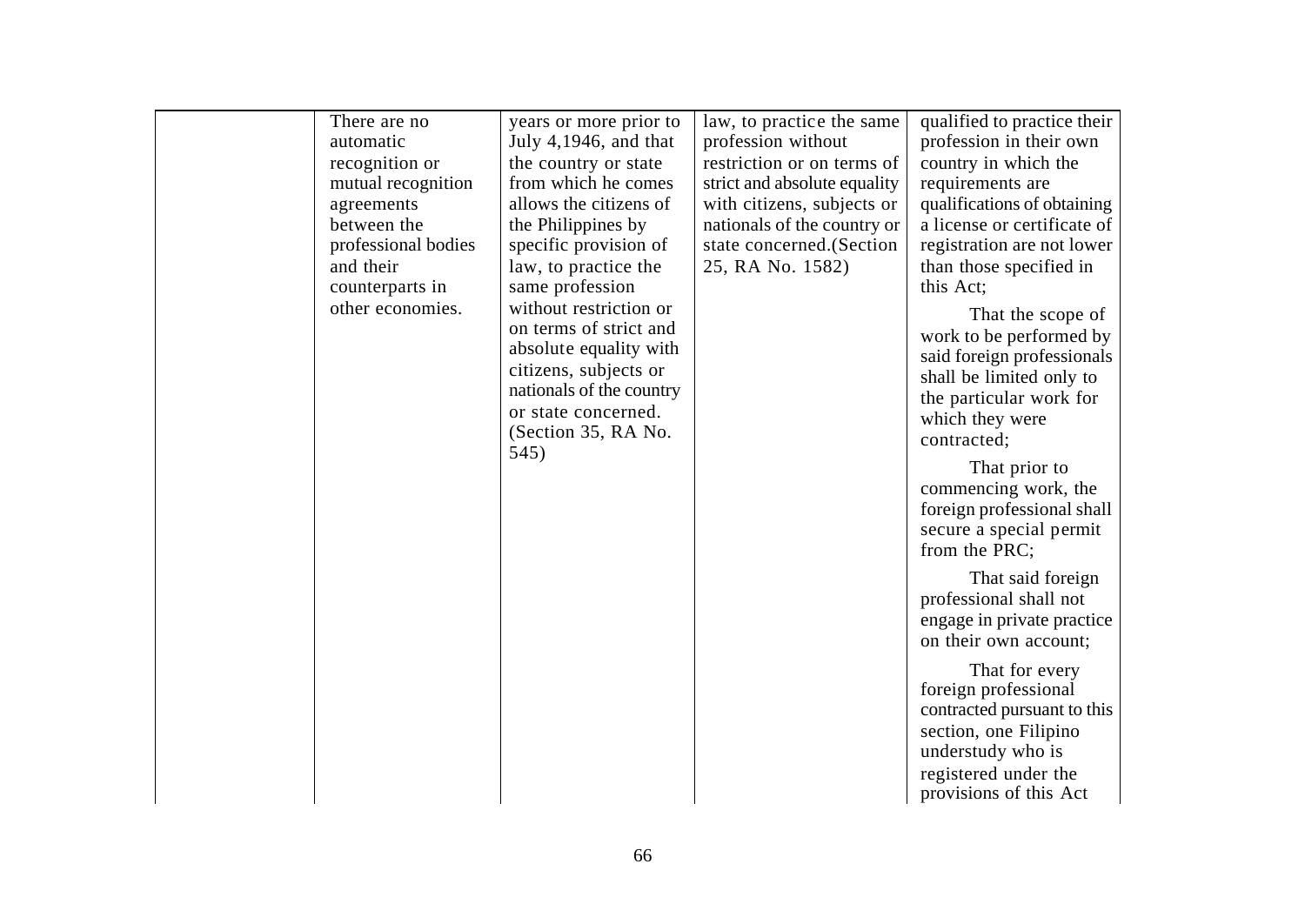|  | There are no automatic recognition or mutual recognition agreements between the professional bodies and their counterparts in other economies. | years or more prior to July 4,1946, and that the country or state from which he comes allows the citizens of the Philippines by specific provision of law, to practice the same profession without restriction or on terms of strict and absolute equality with citizens, subjects or nationals of the country or state concerned. (Section 35, RA No. 545) | law, to practice the same profession without restriction or on terms of strict and absolute equality with citizens, subjects or nationals of the country or state concerned.(Section 25, RA No. 1582) | qualified to practice their profession in their own country in which the requirements are qualifications of obtaining a license or certificate of registration are not lower than those specified in this Act;<br><br>That the scope of work to be performed by said foreign professionals shall be limited only to the particular work for which they were contracted;<br><br>That prior to commencing work, the foreign professional shall secure a special permit from the PRC;<br><br>That said foreign professional shall not engage in private practice on their own account;<br><br>That for every foreign professional contracted pursuant to this section, one Filipino understudy who is registered under the provisions of this Act |
|---|---|---|---|---|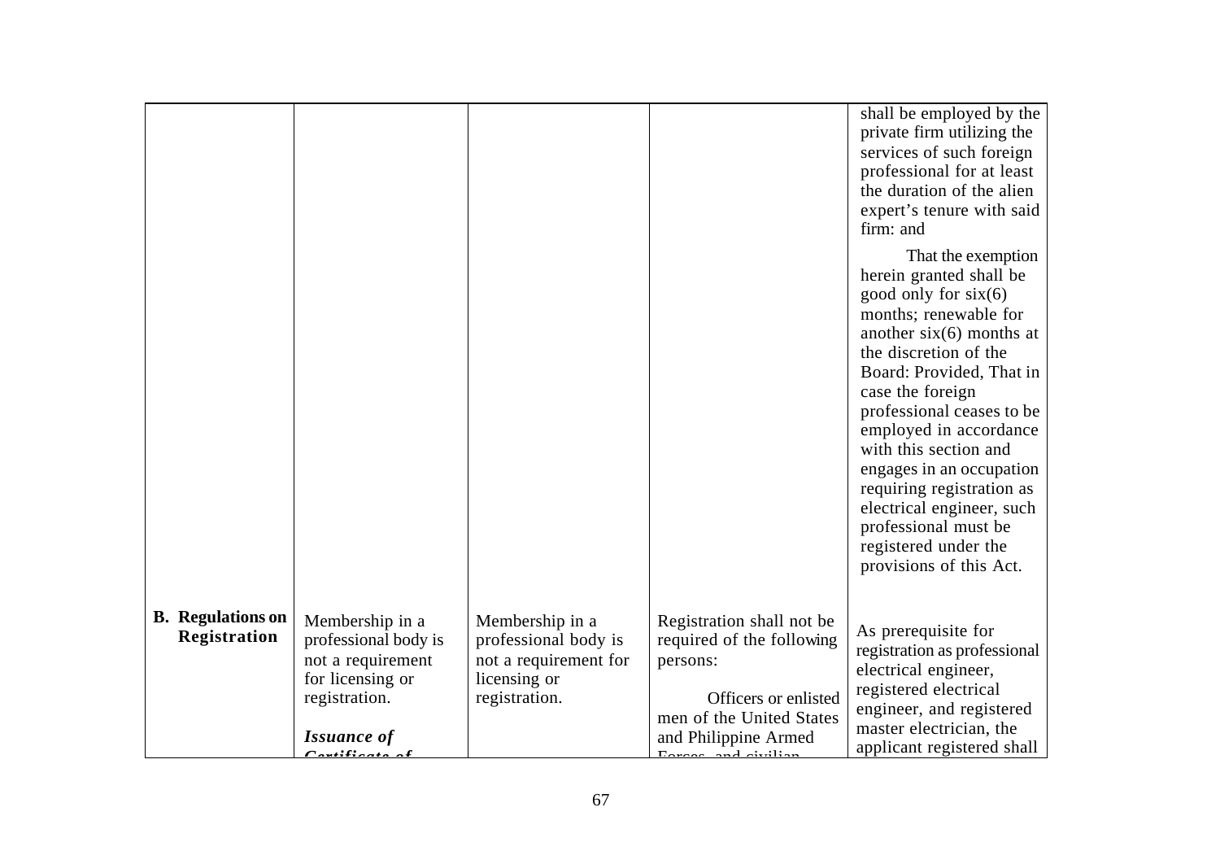| | | | | |
|---|---|---|---|---|
| | | | | shall be employed by the private firm utilizing the services of such foreign professional for at least the duration of the alien expert's tenure with said firm: and<br><br>That the exemption herein granted shall be good only for six(6) months; renewable for another six(6) months at the discretion of the Board: Provided, That in case the foreign professional ceases to be employed in accordance with this section and engages in an occupation requiring registration as electrical engineer, such professional must be registered under the provisions of this Act. |
| **B. Regulations on Registration** | Membership in a professional body is not a requirement for licensing or registration.<br><br>***Issuance of Certificate of*** | Membership in a professional body is not a requirement for licensing or registration. | Registration shall not be required of the following persons:<br><br>Officers or enlisted men of the United States and Philippine Armed Forces, and civilian | As prerequisite for registration as professional electrical engineer, registered electrical engineer, and registered master electrician, the applicant registered shall |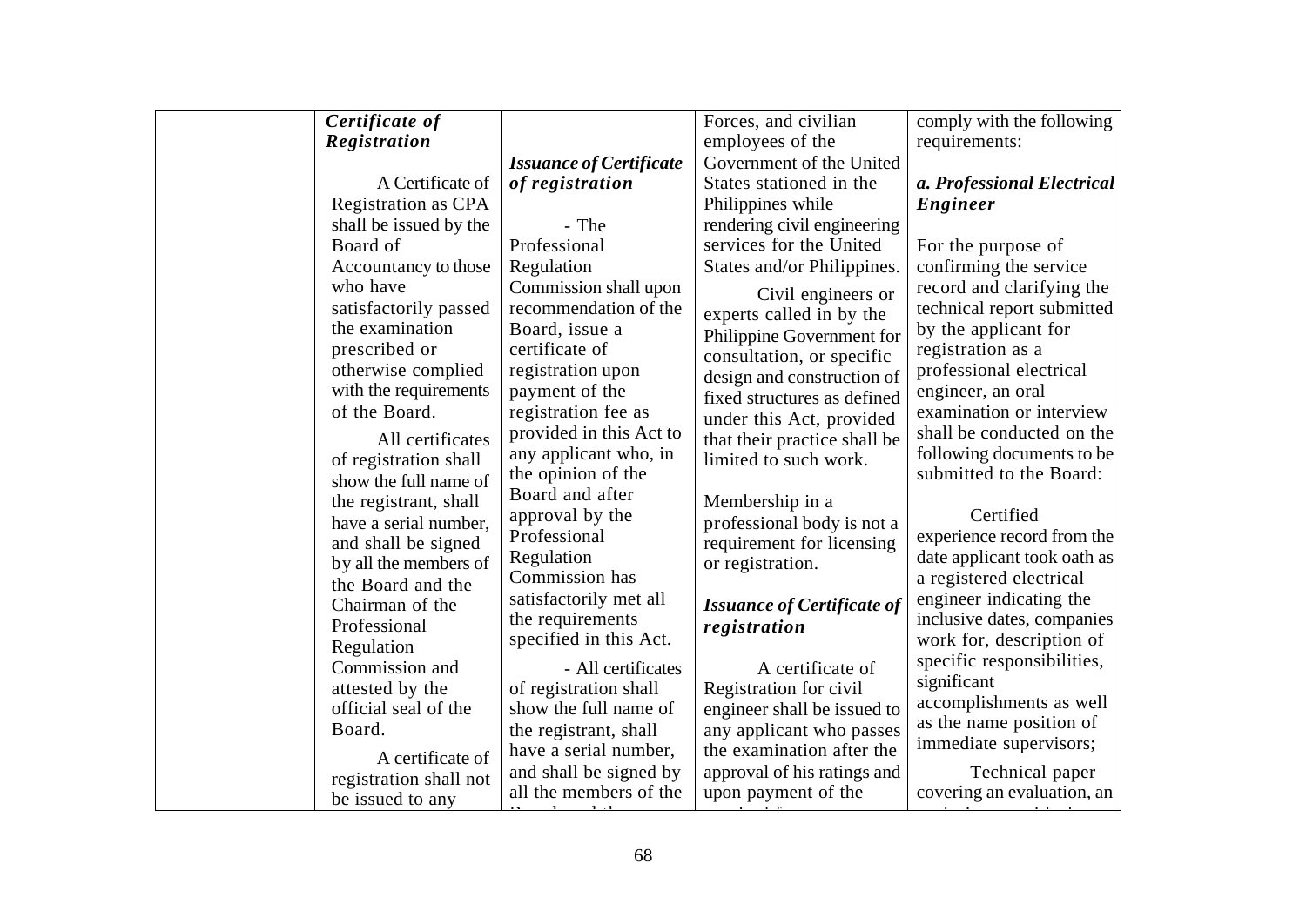| | | | | |
|---|---|---|---|---|
| | ***Certificate of Registration***<br><br>A Certificate of Registration as CPA shall be issued by the Board of Accountancy to those who have satisfactorily passed the examination prescribed or otherwise complied with the requirements of the Board.<br><br>All certificates of registration shall show the full name of the registrant, shall have a serial number, and shall be signed by all the members of the Board and the Chairman of the Professional Regulation Commission and attested by the official seal of the Board.<br><br>A certificate of registration shall not be issued to any | ***Issuance of Certificate of registration***<br><br>- The Professional Regulation Commission shall upon recommendation of the Board, issue a certificate of registration upon payment of the registration fee as provided in this Act to any applicant who, in the opinion of the Board and after approval by the Professional Regulation Commission has satisfactorily met all the requirements specified in this Act.<br><br>- All certificates of registration shall show the full name of the registrant, shall have a serial number, and shall be signed by all the members of the | Forces, and civilian employees of the Government of the United States stationed in the Philippines while rendering civil engineering services for the United States and/or Philippines.<br><br>Civil engineers or experts called in by the Philippine Government for consultation, or specific design and construction of fixed structures as defined under this Act, provided that their practice shall be limited to such work.<br><br>Membership in a professional body is not a requirement for licensing or registration.<br><br>***Issuance of Certificate of registration***<br><br>A certificate of Registration for civil engineer shall be issued to any applicant who passes the examination after the approval of his ratings and upon payment of the | comply with the following requirements:<br><br>***a. Professional Electrical Engineer***<br><br>For the purpose of confirming the service record and clarifying the technical report submitted by the applicant for registration as a professional electrical engineer, an oral examination or interview shall be conducted on the following documents to be submitted to the Board:<br><br>Certified experience record from the date applicant took oath as a registered electrical engineer indicating the inclusive dates, companies work for, description of specific responsibilities, significant accomplishments as well as the name position of immediate supervisors;<br><br>Technical paper covering an evaluation, an |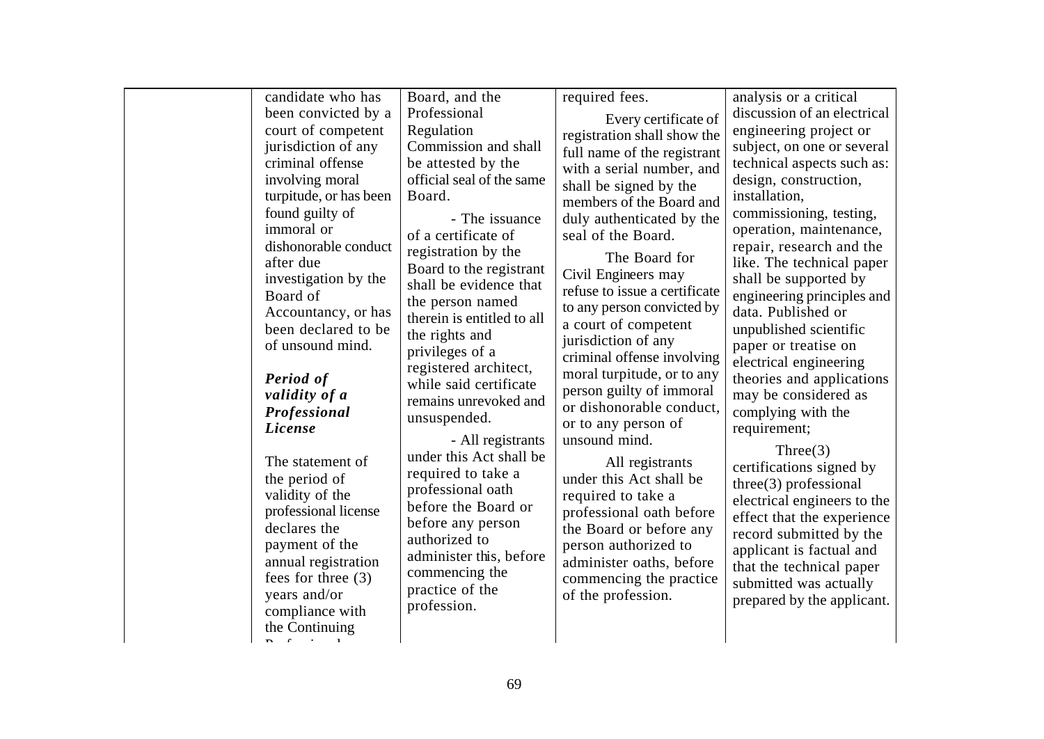| | | | | |
|---|---|---|---|---|
| | candidate who has been convicted by a court of competent jurisdiction of any criminal offense involving moral turpitude, or has been found guilty of immoral or dishonorable conduct after due investigation by the Board of Accountancy, or has been declared to be of unsound mind.<br><br>***Period of validity of a Professional License***<br><br>The statement of the period of validity of the professional license declares the payment of the annual registration fees for three (3) years and/or compliance with the Continuing Professional | Board, and the Professional Regulation Commission and shall be attested by the official seal of the same Board.<br><br>- The issuance of a certificate of registration by the Board to the registrant shall be evidence that the person named therein is entitled to all the rights and privileges of a registered architect, while said certificate remains unrevoked and unsuspended.<br><br>- All registrants under this Act shall be required to take a professional oath before the Board or before any person authorized to administer this, before commencing the practice of the profession. | required fees.<br><br>Every certificate of registration shall show the full name of the registrant with a serial number, and shall be signed by the members of the Board and duly authenticated by the seal of the Board.<br><br>The Board for Civil Engineers may refuse to issue a certificate to any person convicted by a court of competent jurisdiction of any criminal offense involving moral turpitude, or to any person guilty of immoral or dishonorable conduct, or to any person of unsound mind.<br><br>All registrants under this Act shall be required to take a professional oath before the Board or before any person authorized to administer oaths, before commencing the practice of the profession. | analysis or a critical discussion of an electrical engineering project or subject, on one or several technical aspects such as: design, construction, installation, commissioning, testing, operation, maintenance, repair, research and the like. The technical paper shall be supported by engineering principles and data. Published or unpublished scientific paper or treatise on electrical engineering theories and applications may be considered as complying with the requirement;<br><br>Three(3) certifications signed by three(3) professional electrical engineers to the effect that the experience record submitted by the applicant is factual and that the technical paper submitted was actually prepared by the applicant. |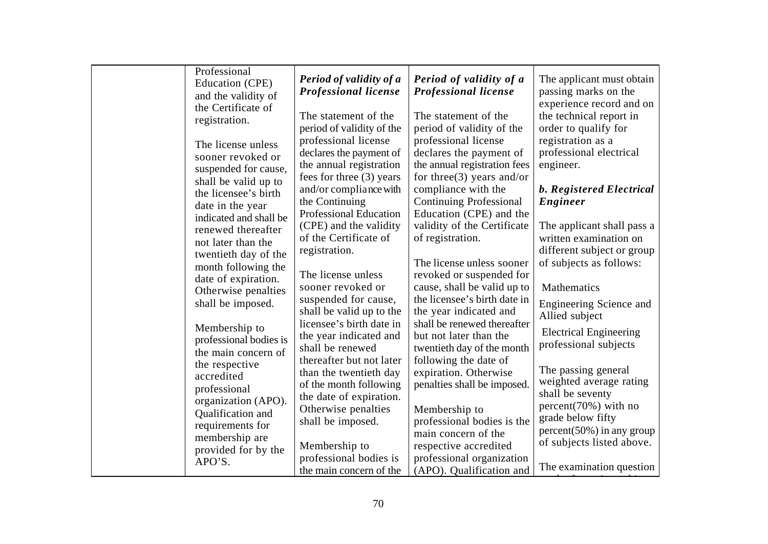| | Professional Education (CPE) and the validity of the Certificate of registration.<br><br>The license unless sooner revoked or suspended for cause, shall be valid up to the licensee's birth date in the year indicated and shall be renewed thereafter not later than the twentieth day of the month following the date of expiration. Otherwise penalties shall be imposed.<br><br>Membership to professional bodies is the main concern of the respective accredited professional organization (APO). Qualification and requirements for membership are provided for by the APO'S. | ***Period of validity of a Professional license***<br><br>The statement of the period of validity of the professional license declares the payment of the annual registration fees for three (3) years and/or compliance with the Continuing Professional Education (CPE) and the validity of the Certificate of registration.<br><br>The license unless sooner revoked or suspended for cause, shall be valid up to the licensee's birth date in the year indicated and shall be renewed thereafter but not later than the twentieth day of the month following the date of expiration. Otherwise penalties shall be imposed.<br><br>Membership to professional bodies is the main concern of the | ***Period of validity of a Professional license***<br><br>The statement of the period of validity of the professional license declares the payment of the annual registration fees for three(3) years and/or compliance with the Continuing Professional Education (CPE) and the validity of the Certificate of registration.<br><br>The license unless sooner revoked or suspended for cause, shall be valid up to the licensee's birth date in the year indicated and shall be renewed thereafter but not later than the twentieth day of the month following the date of expiration. Otherwise penalties shall be imposed.<br><br>Membership to professional bodies is the main concern of the respective accredited professional organization (APO). Qualification and | The applicant must obtain passing marks on the experience record and on the technical report in order to qualify for registration as a professional electrical engineer.<br><br>***b. Registered Electrical Engineer***<br><br>The applicant shall pass a written examination on different subject or group of subjects as follows:<br><br>Mathematics<br><br>Engineering Science and Allied subject<br><br>Electrical Engineering professional subjects<br><br>The passing general weighted average rating shall be seventy percent(70%) with no grade below fifty percent(50%) in any group of subjects listed above.<br><br>The examination question |
|---|---|---|---|---|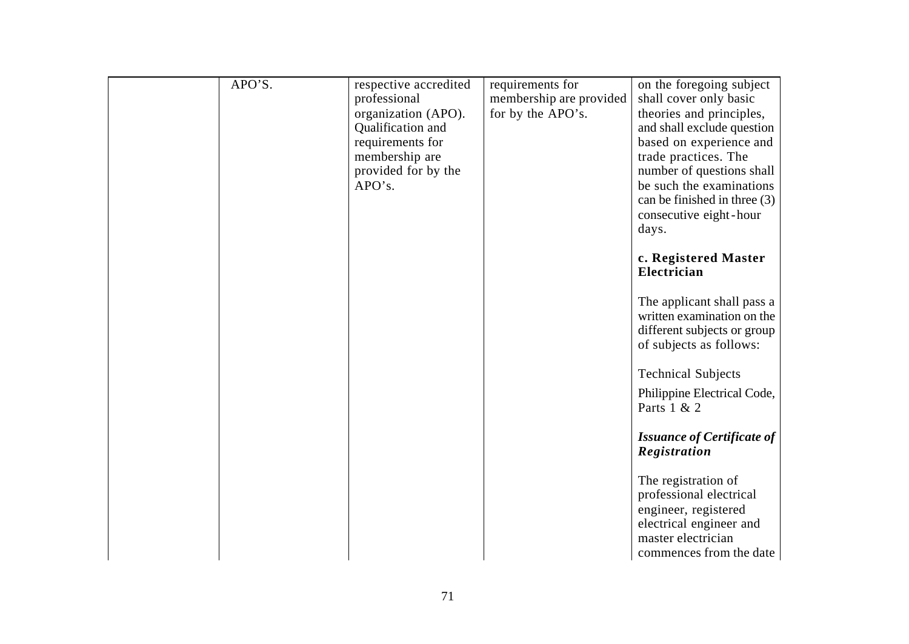| | | | | |
|---|---|---|---|---|
| | APO'S. | respective accredited professional organization (APO). Qualification and requirements for membership are provided for by the APO's. | requirements for membership are provided for by the APO's. | on the foregoing subject shall cover only basic theories and principles, and shall exclude question based on experience and trade practices. The number of questions shall be such the examinations can be finished in three (3) consecutive eight-hour days.<br><br>**c. Registered Master Electrician**<br><br>The applicant shall pass a written examination on the different subjects or group of subjects as follows:<br><br>Technical Subjects<br><br>Philippine Electrical Code, Parts 1 & 2<br><br>***Issuance of Certificate of Registration***<br><br>The registration of professional electrical engineer, registered electrical engineer and master electrician commences from the date |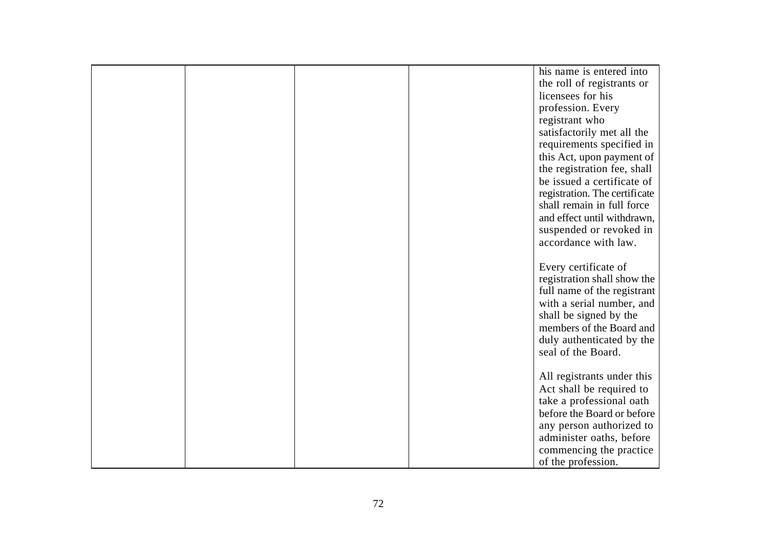| | | | | |
|---|---|---|---|---|
| | | | | his name is entered into the roll of registrants or licensees for his profession. Every registrant who satisfactorily met all the requirements specified in this Act, upon payment of the registration fee, shall be issued a certificate of registration. The certificate shall remain in full force and effect until withdrawn, suspended or revoked in accordance with law.<br><br>Every certificate of registration shall show the full name of the registrant with a serial number, and shall be signed by the members of the Board and duly authenticated by the seal of the Board.<br><br>All registrants under this Act shall be required to take a professional oath before the Board or before any person authorized to administer oaths, before commencing the practice of the profession. |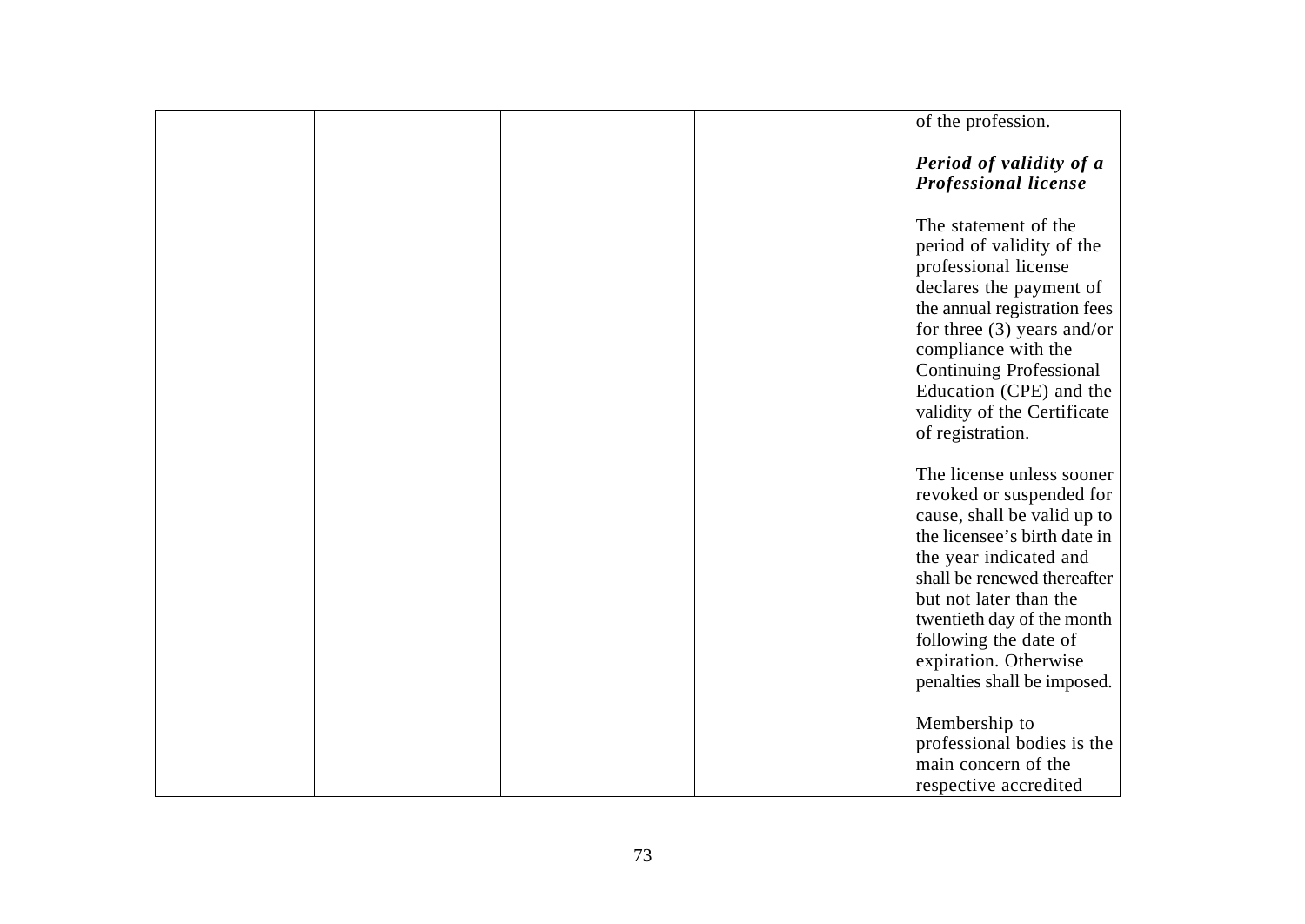| | | | | |
|---|---|---|---|---|
| | | | | of the profession.<br><br>***Period of validity of a Professional license***<br><br>The statement of the period of validity of the professional license declares the payment of the annual registration fees for three (3) years and/or compliance with the Continuing Professional Education (CPE) and the validity of the Certificate of registration.<br><br>The license unless sooner revoked or suspended for cause, shall be valid up to the licensee's birth date in the year indicated and shall be renewed thereafter but not later than the twentieth day of the month following the date of expiration. Otherwise penalties shall be imposed.<br><br>Membership to professional bodies is the main concern of the respective accredited |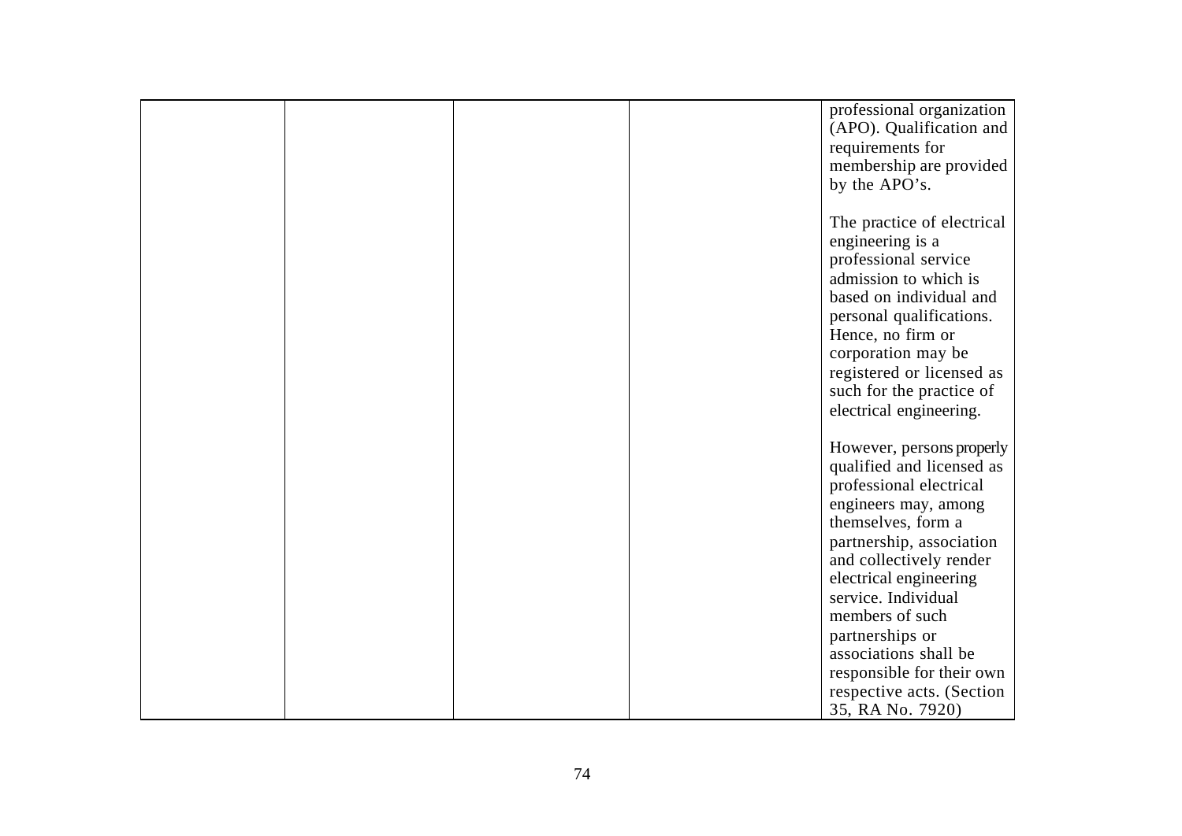| | | | | |
|---|---|---|---|---|
| | | | | professional organization (APO). Qualification and requirements for membership are provided by the APO's.<br><br>The practice of electrical engineering is a professional service admission to which is based on individual and personal qualifications. Hence, no firm or corporation may be registered or licensed as such for the practice of electrical engineering.<br><br>However, persons properly qualified and licensed as professional electrical engineers may, among themselves, form a partnership, association and collectively render electrical engineering service. Individual members of such partnerships or associations shall be responsible for their own respective acts. (Section 35, RA No. 7920) |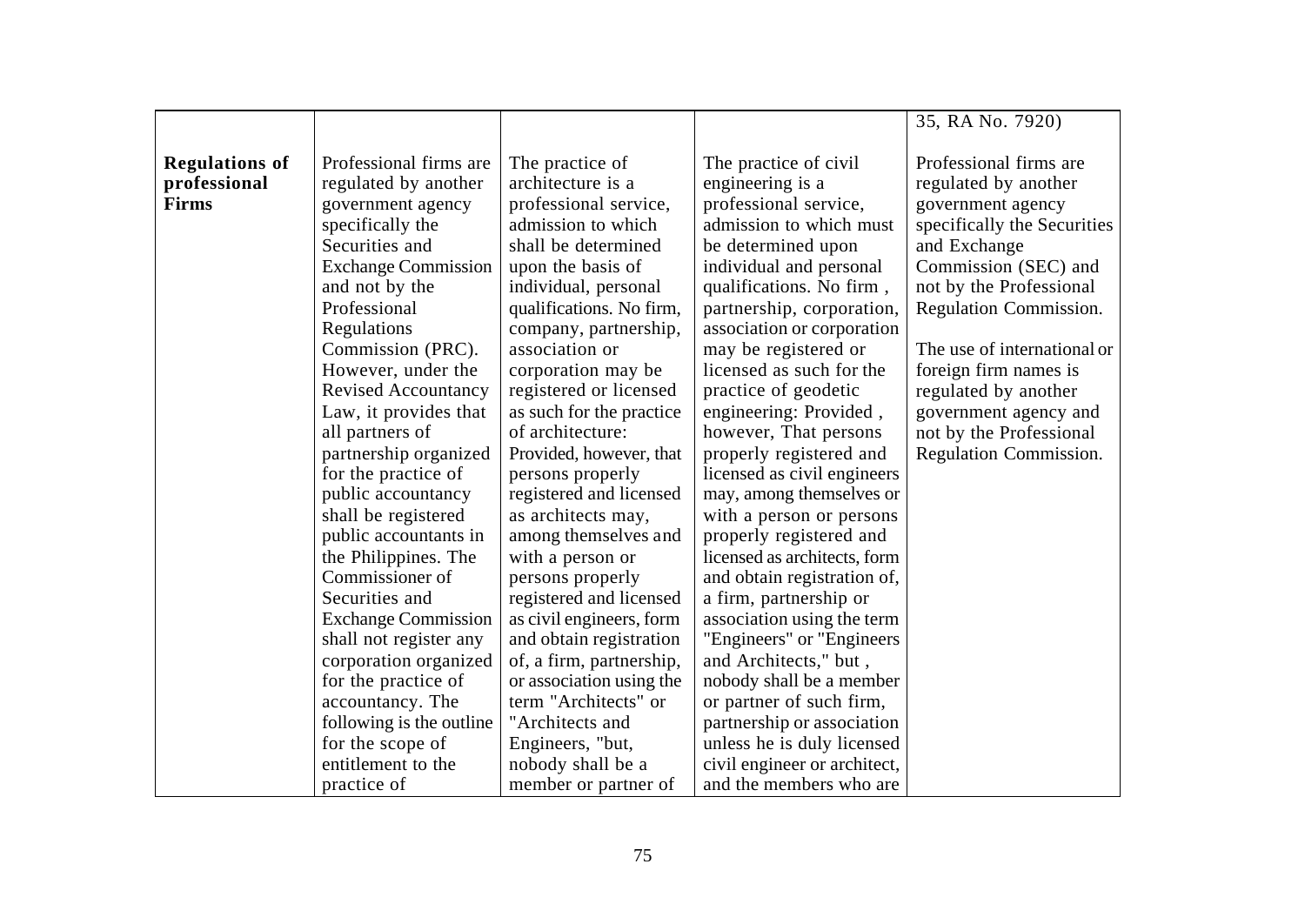| | | | | |
|---|---|---|---|---|
| | | | | 35, RA No. 7920) |
| **Regulations of professional Firms** | Professional firms are regulated by another government agency specifically the Securities and Exchange Commission and not by the Professional Regulations Commission (PRC). However, under the Revised Accountancy Law, it provides that all partners of partnership organized for the practice of public accountancy shall be registered public accountants in the Philippines. The Commissioner of Securities and Exchange Commission shall not register any corporation organized for the practice of accountancy. The following is the outline for the scope of entitlement to the practice of | The practice of architecture is a professional service, admission to which shall be determined upon the basis of individual, personal qualifications. No firm, company, partnership, association or corporation may be registered or licensed as such for the practice of architecture: Provided, however, that persons properly registered and licensed as architects may, among themselves and with a person or persons properly registered and licensed as civil engineers, form and obtain registration of, a firm, partnership, or association using the term "Architects" or "Architects and Engineers, "but, nobody shall be a member or partner of | The practice of civil engineering is a professional service, admission to which must be determined upon individual and personal qualifications. No firm , partnership, corporation, association or corporation may be registered or licensed as such for the practice of geodetic engineering: Provided , however, That persons properly registered and licensed as civil engineers may, among themselves or with a person or persons properly registered and licensed as architects, form and obtain registration of, a firm, partnership or association using the term "Engineers" or "Engineers and Architects," but , nobody shall be a member or partner of such firm, partnership or association unless he is duly licensed civil engineer or architect, and the members who are | Professional firms are regulated by another government agency specifically the Securities and Exchange Commission (SEC) and not by the Professional Regulation Commission.<br><br>The use of international or foreign firm names is regulated by another government agency and not by the Professional Regulation Commission. |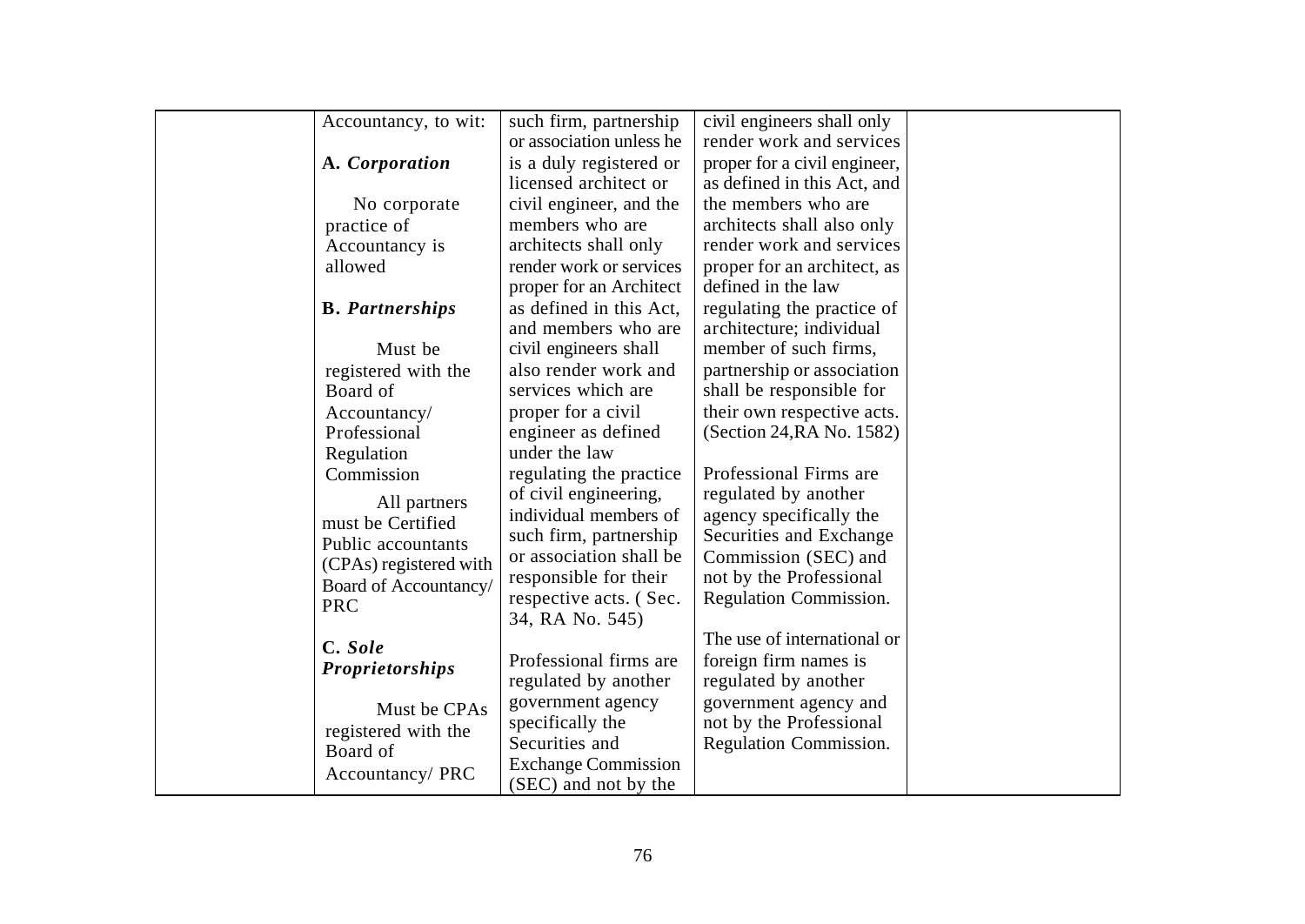|  | Accountancy, to wit:<br><br>**A.** ***Corporation***<br><br>No corporate practice of Accountancy is allowed<br><br>**B.** ***Partnerships***<br><br>Must be registered with the Board of Accountancy/ Professional Regulation Commission<br><br>All partners must be Certified Public accountants (CPAs) registered with Board of Accountancy/ PRC<br><br>**C.** ***Sole Proprietorships***<br><br>Must be CPAs registered with the Board of Accountancy/ PRC | such firm, partnership or association unless he is a duly registered or licensed architect or civil engineer, and the members who are architects shall only render work or services proper for an Architect as defined in this Act, and members who are civil engineers shall also render work and services which are proper for a civil engineer as defined under the law regulating the practice of civil engineering, individual members of such firm, partnership or association shall be responsible for their respective acts. ( Sec. 34, RA No. 545)<br><br>Professional firms are regulated by another government agency specifically the Securities and Exchange Commission (SEC) and not by the | civil engineers shall only render work and services proper for a civil engineer, as defined in this Act, and the members who are architects shall also only render work and services proper for an architect, as defined in the law regulating the practice of architecture; individual member of such firms, partnership or association shall be responsible for their own respective acts. (Section 24,RA No. 1582)<br><br>Professional Firms are regulated by another agency specifically the Securities and Exchange Commission (SEC) and not by the Professional Regulation Commission.<br><br>The use of international or foreign firm names is regulated by another government agency and not by the Professional Regulation Commission. |  |
|---|---|---|---|---|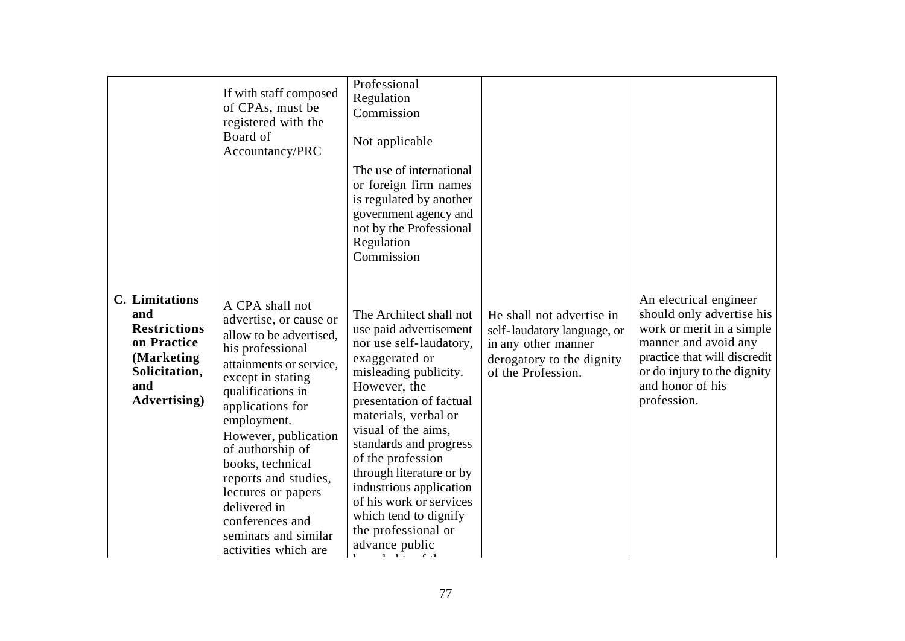|  |  |  |  |  |
|---|---|---|---|---|
|  | If with staff composed of CPAs, must be registered with the Board of Accountancy/PRC | Professional Regulation Commission<br><br>Not applicable<br><br>The use of international or foreign firm names is regulated by another government agency and not by the Professional Regulation Commission |  |  |
| **C. Limitations and Restrictions on Practice (Marketing Solicitation, and Advertising)** | A CPA shall not advertise, or cause or allow to be advertised, his professional attainments or service, except in stating qualifications in applications for employment. However, publication of authorship of books, technical reports and studies, lectures or papers delivered in conferences and seminars and similar activities which are | The Architect shall not use paid advertisement nor use self-laudatory, exaggerated or misleading publicity. However, the presentation of factual materials, verbal or visual of the aims, standards and progress of the profession through literature or by industrious application of his work or services which tend to dignify the professional or advance public | He shall not advertise in self-laudatory language, or in any other manner derogatory to the dignity of the Profession. | An electrical engineer should only advertise his work or merit in a simple manner and avoid any practice that will discredit or do injury to the dignity and honor of his profession. |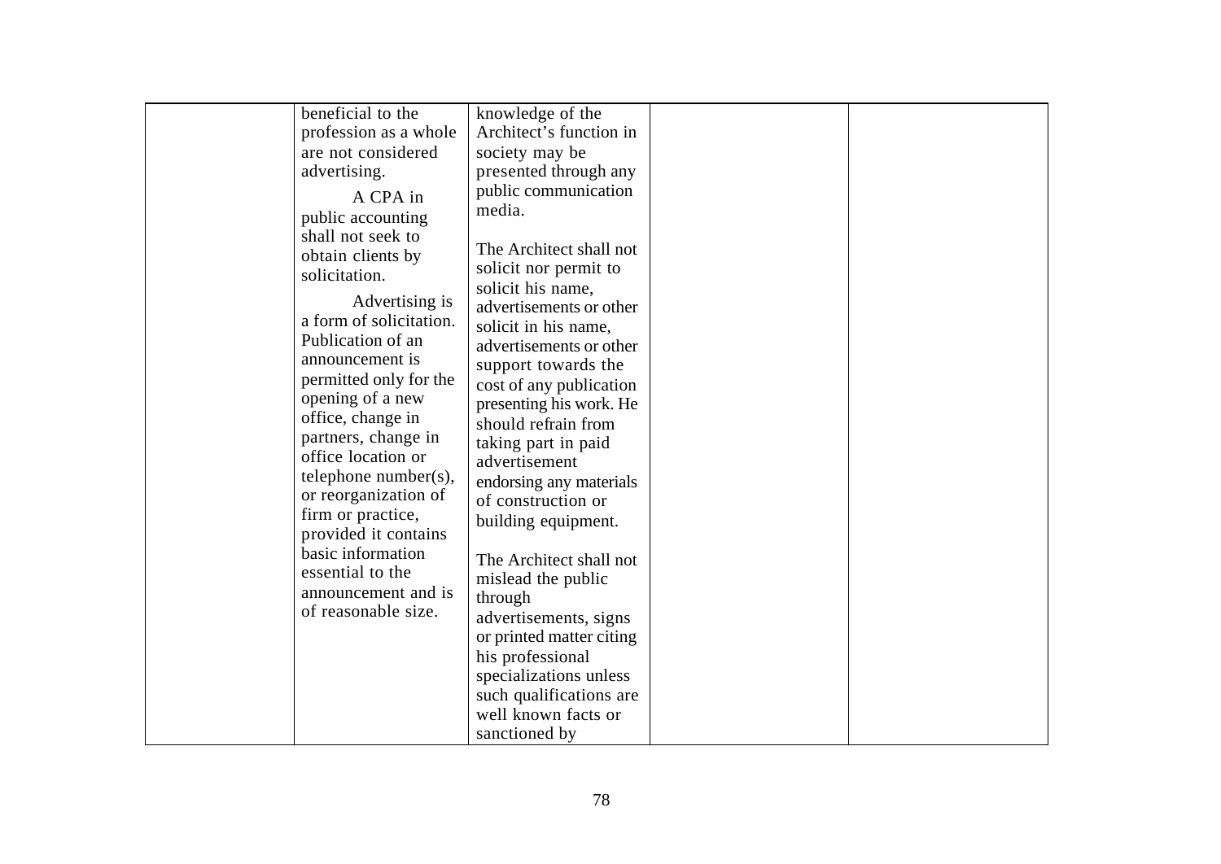| | | | | |
|---|---|---|---|---|
| | beneficial to the profession as a whole are not considered advertising.<br><br>A CPA in public accounting shall not seek to obtain clients by solicitation.<br><br>Advertising is a form of solicitation. Publication of an announcement is permitted only for the opening of a new office, change in partners, change in office location or telephone number(s), or reorganization of firm or practice, provided it contains basic information essential to the announcement and is of reasonable size. | knowledge of the Architect's function in society may be presented through any public communication media.<br><br>The Architect shall not solicit nor permit to solicit his name, advertisements or other solicit in his name, advertisements or other support towards the cost of any publication presenting his work. He should refrain from taking part in paid advertisement endorsing any materials of construction or building equipment.<br><br>The Architect shall not mislead the public through advertisements, signs or printed matter citing his professional specializations unless such qualifications are well known facts or sanctioned by | | |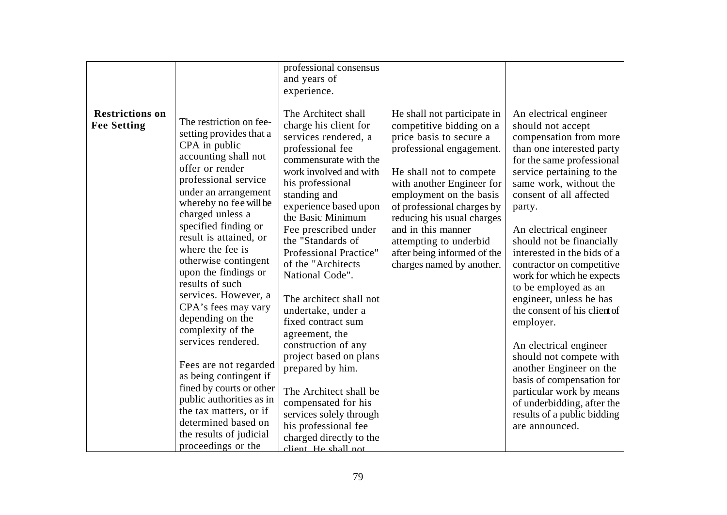| | | | | |
|---|---|---|---|---|
| | | professional consensus and years of experience. | | |
| **Restrictions on Fee Setting** | The restriction on fee-setting provides that a CPA in public accounting shall not offer or render professional service under an arrangement whereby no fee will be charged unless a specified finding or result is attained, or where the fee is otherwise contingent upon the findings or results of such services. However, a CPA's fees may vary depending on the complexity of the services rendered.<br><br>Fees are not regarded as being contingent if fined by courts or other public authorities as in the tax matters, or if determined based on the results of judicial proceedings or the | The Architect shall charge his client for services rendered, a professional fee commensurate with the work involved and with his professional standing and experience based upon the Basic Minimum Fee prescribed under the "Standards of Professional Practice" of the "Architects National Code".<br><br>The architect shall not undertake, under a fixed contract sum agreement, the construction of any project based on plans prepared by him.<br><br>The Architect shall be compensated for his services solely through his professional fee charged directly to the client. He shall not | He shall not participate in competitive bidding on a price basis to secure a professional engagement.<br><br>He shall not to compete with another Engineer for employment on the basis of professional charges by reducing his usual charges and in this manner attempting to underbid after being informed of the charges named by another. | An electrical engineer should not accept compensation from more than one interested party for the same professional service pertaining to the same work, without the consent of all affected party.<br><br>An electrical engineer should not be financially interested in the bids of a contractor on competitive work for which he expects to be employed as an engineer, unless he has the consent of his client of employer.<br><br>An electrical engineer should not compete with another Engineer on the basis of compensation for particular work by means of underbidding, after the results of a public bidding are announced. |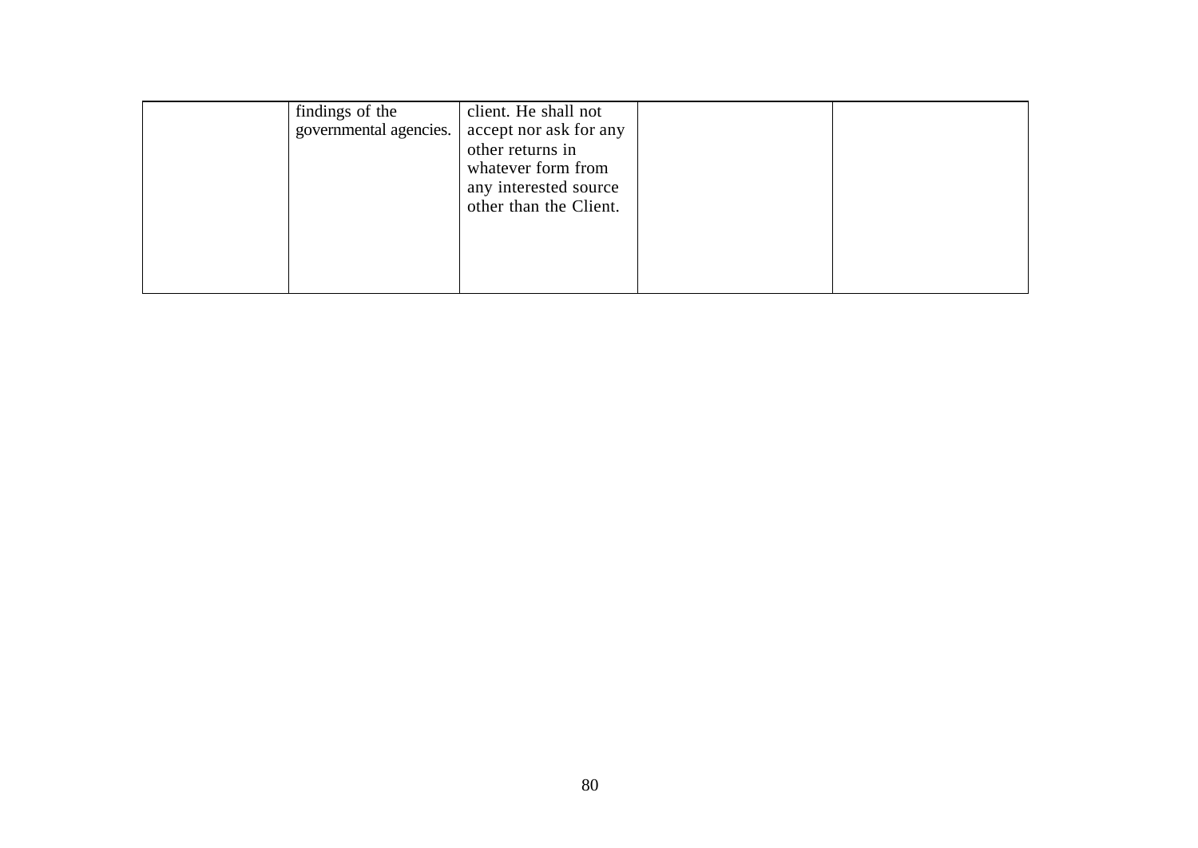| | | | | |
|---|---|---|---|---|
| | findings of the governmental agencies. | client. He shall not accept nor ask for any other returns in whatever form from any interested source other than the Client. | | |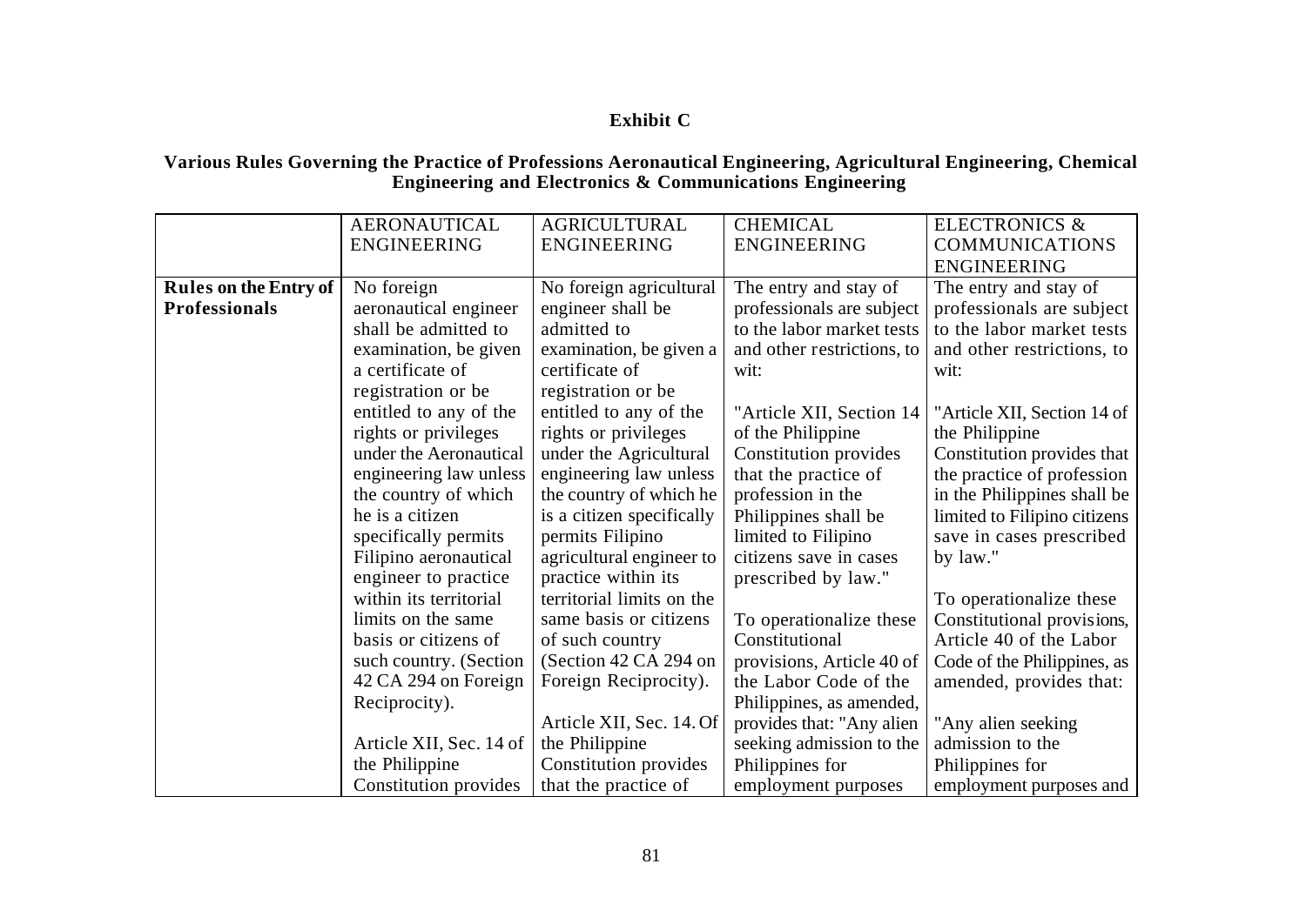**Exhibit C**

**Various Rules Governing the Practice of Professions Aeronautical Engineering, Agricultural Engineering, Chemical Engineering and Electronics & Communications Engineering**

| | AERONAUTICAL ENGINEERING | AGRICULTURAL ENGINEERING | CHEMICAL ENGINEERING | ELECTRONICS & COMMUNICATIONS ENGINEERING |
|---|---|---|---|---|
| **Rules on the Entry of Professionals** | No foreign aeronautical engineer shall be admitted to examination, be given a certificate of registration or be entitled to any of the rights or privileges under the Aeronautical engineering law unless the country of which he is a citizen specifically permits Filipino aeronautical engineer to practice within its territorial limits on the same basis or citizens of such country. (Section 42 CA 294 on Foreign Reciprocity).<br><br>Article XII, Sec. 14 of the Philippine Constitution provides | No foreign agricultural engineer shall be admitted to examination, be given a certificate of registration or be entitled to any of the rights or privileges under the Agricultural engineering law unless the country of which he is a citizen specifically permits Filipino agricultural engineer to practice within its territorial limits on the same basis or citizens of such country (Section 42 CA 294 on Foreign Reciprocity).<br><br>Article XII, Sec. 14. Of the Philippine Constitution provides that the practice of | The entry and stay of professionals are subject to the labor market tests and other restrictions, to wit:<br><br>"Article XII, Section 14 of the Philippine Constitution provides that the practice of profession in the Philippines shall be limited to Filipino citizens save in cases prescribed by law."<br><br>To operationalize these Constitutional provisions, Article 40 of the Labor Code of the Philippines, as amended, provides that: "Any alien seeking admission to the Philippines for employment purposes | The entry and stay of professionals are subject to the labor market tests and other restrictions, to wit:<br><br>"Article XII, Section 14 of the Philippine Constitution provides that the practice of profession in the Philippines shall be limited to Filipino citizens save in cases prescribed by law."<br><br>To operationalize these Constitutional provisions, Article 40 of the Labor Code of the Philippines, as amended, provides that:<br><br>"Any alien seeking admission to the Philippines for employment purposes and |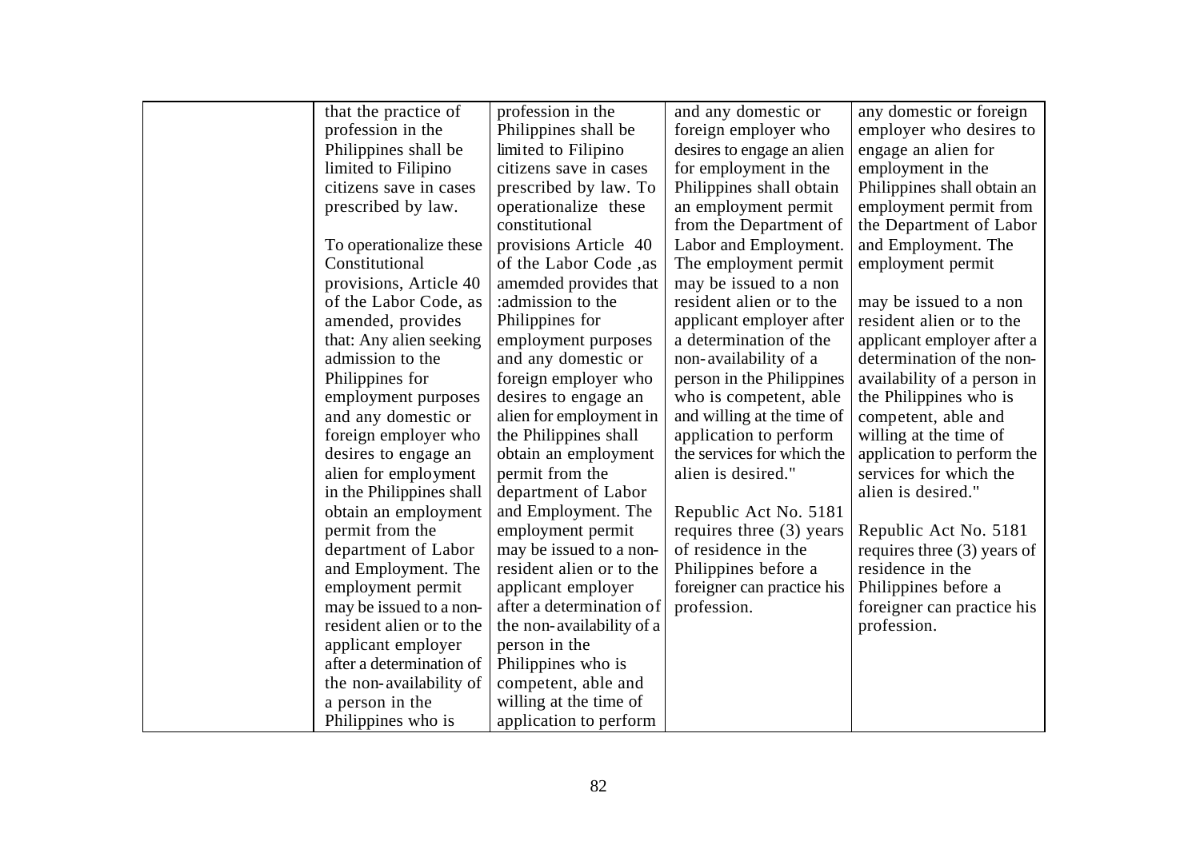| | | | | |
|---|---|---|---|---|
| | that the practice of profession in the Philippines shall be limited to Filipino citizens save in cases prescribed by law.<br><br>To operationalize these Constitutional provisions, Article 40 of the Labor Code, as amended, provides that: Any alien seeking admission to the Philippines for employment purposes and any domestic or foreign employer who desires to engage an alien for employment in the Philippines shall obtain an employment permit from the department of Labor and Employment. The employment permit may be issued to a non-resident alien or to the applicant employer after a determination of the non-availability of a person in the Philippines who is | profession in the Philippines shall be limited to Filipino citizens save in cases prescribed by law. To operationalize these constitutional provisions Article 40 of the Labor Code ,as amemded provides that :admission to the Philippines for employment purposes and any domestic or foreign employer who desires to engage an alien for employment in the Philippines shall obtain an employment permit from the department of Labor and Employment. The employment permit may be issued to a non-resident alien or to the applicant employer after a determination of the non-availability of a person in the Philippines who is competent, able and willing at the time of application to perform | and any domestic or foreign employer who desires to engage an alien for employment in the Philippines shall obtain an employment permit from the Department of Labor and Employment. The employment permit may be issued to a non resident alien or to the applicant employer after a determination of the non-availability of a person in the Philippines who is competent, able and willing at the time of application to perform the services for which the alien is desired."<br><br>Republic Act No. 5181 requires three (3) years of residence in the Philippines before a foreigner can practice his profession. | any domestic or foreign employer who desires to engage an alien for employment in the Philippines shall obtain an employment permit from the Department of Labor and Employment. The employment permit<br><br>may be issued to a non resident alien or to the applicant employer after a determination of the non-availability of a person in the Philippines who is competent, able and willing at the time of application to perform the services for which the alien is desired."<br><br>Republic Act No. 5181 requires three (3) years of residence in the Philippines before a foreigner can practice his profession. |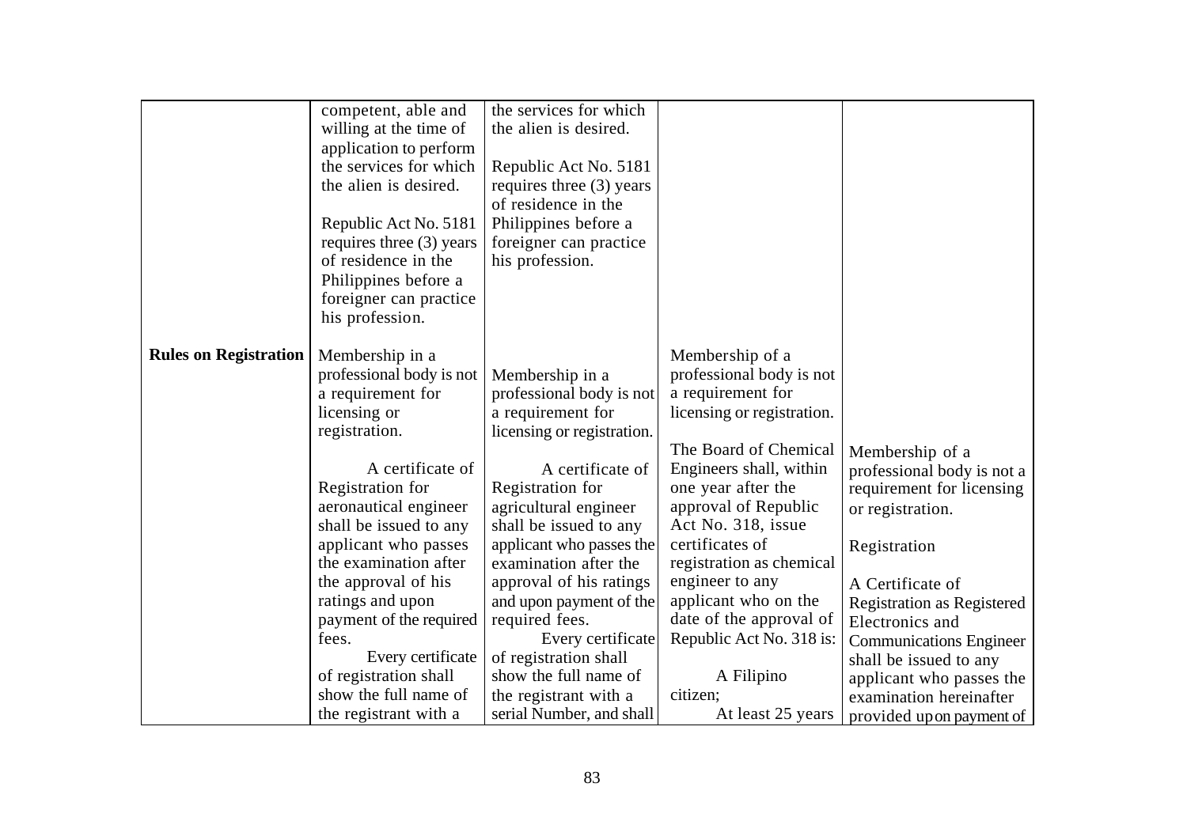| | | | | |
|---|---|---|---|---|
| | competent, able and willing at the time of application to perform the services for which the alien is desired.<br><br>Republic Act No. 5181 requires three (3) years of residence in the Philippines before a foreigner can practice his profession. | the services for which the alien is desired.<br><br>Republic Act No. 5181 requires three (3) years of residence in the Philippines before a foreigner can practice his profession. | | |
| **Rules on Registration** | Membership in a professional body is not a requirement for licensing or registration.<br><br>A certificate of Registration for aeronautical engineer shall be issued to any applicant who passes the examination after the approval of his ratings and upon payment of the required fees.<br>Every certificate of registration shall show the full name of the registrant with a | Membership in a professional body is not a requirement for licensing or registration.<br><br>A certificate of Registration for agricultural engineer shall be issued to any applicant who passes the examination after the approval of his ratings and upon payment of the required fees.<br>Every certificate of registration shall show the full name of the registrant with a serial Number, and shall | Membership of a professional body is not a requirement for licensing or registration.<br><br>The Board of Chemical Engineers shall, within one year after the approval of Republic Act No. 318, issue certificates of registration as chemical engineer to any applicant who on the date of the approval of Republic Act No. 318 is:<br><br>A Filipino citizen;<br>At least 25 years | Membership of a professional body is not a requirement for licensing or registration.<br><br>Registration<br><br>A Certificate of Registration as Registered Electronics and Communications Engineer shall be issued to any applicant who passes the examination hereinafter provided upon payment of |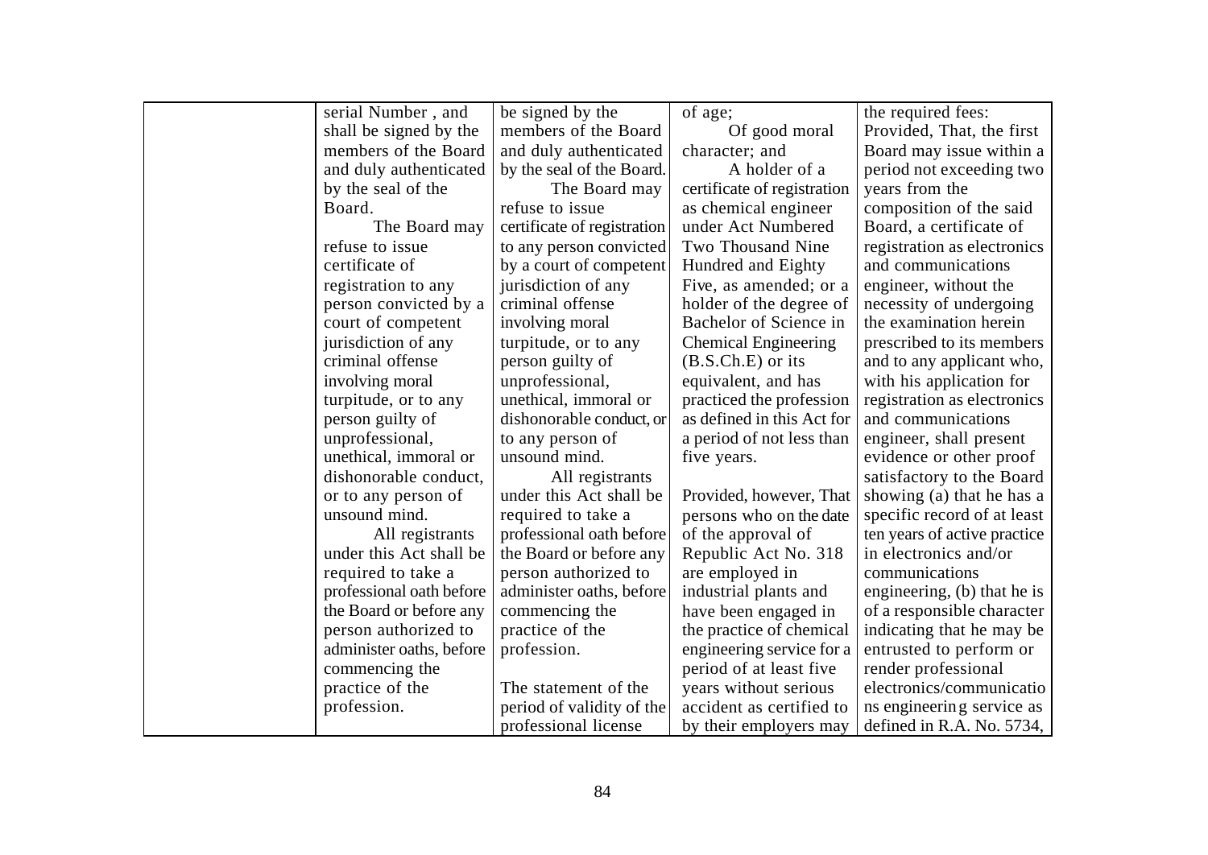| | | | | |
|---|---|---|---|---|
| | serial Number , and shall be signed by the members of the Board and duly authenticated by the seal of the Board.<br><br>The Board may refuse to issue certificate of registration to any person convicted by a court of competent jurisdiction of any criminal offense involving moral turpitude, or to any person guilty of unprofessional, unethical, immoral or dishonorable conduct, or to any person of unsound mind.<br><br>All registrants under this Act shall be required to take a professional oath before the Board or before any person authorized to administer oaths, before commencing the practice of the profession. | be signed by the members of the Board and duly authenticated by the seal of the Board.<br><br>The Board may refuse to issue certificate of registration to any person convicted by a court of competent jurisdiction of any criminal offense involving moral turpitude, or to any person guilty of unprofessional, unethical, immoral or dishonorable conduct, or to any person of unsound mind.<br><br>All registrants under this Act shall be required to take a professional oath before the Board or before any person authorized to administer oaths, before commencing the practice of the profession.<br><br>The statement of the period of validity of the professional license | of age;<br><br>Of good moral character; and<br><br>A holder of a certificate of registration as chemical engineer under Act Numbered Two Thousand Nine Hundred and Eighty Five, as amended; or a holder of the degree of Bachelor of Science in Chemical Engineering (B.S.Ch.E) or its equivalent, and has practiced the profession as defined in this Act for a period of not less than five years.<br><br>Provided, however, That persons who on the date of the approval of Republic Act No. 318 are employed in industrial plants and have been engaged in the practice of chemical engineering service for a period of at least five years without serious accident as certified to by their employers may | the required fees: Provided, That, the first Board may issue within a period not exceeding two years from the composition of the said Board, a certificate of registration as electronics and communications engineer, without the necessity of undergoing the examination herein prescribed to its members and to any applicant who, with his application for registration as electronics and communications engineer, shall present evidence or other proof satisfactory to the Board showing (a) that he has a specific record of at least ten years of active practice in electronics and/or communications engineering, (b) that he is of a responsible character indicating that he may be entrusted to perform or render professional electronics/communications engineering service as defined in R.A. No. 5734, |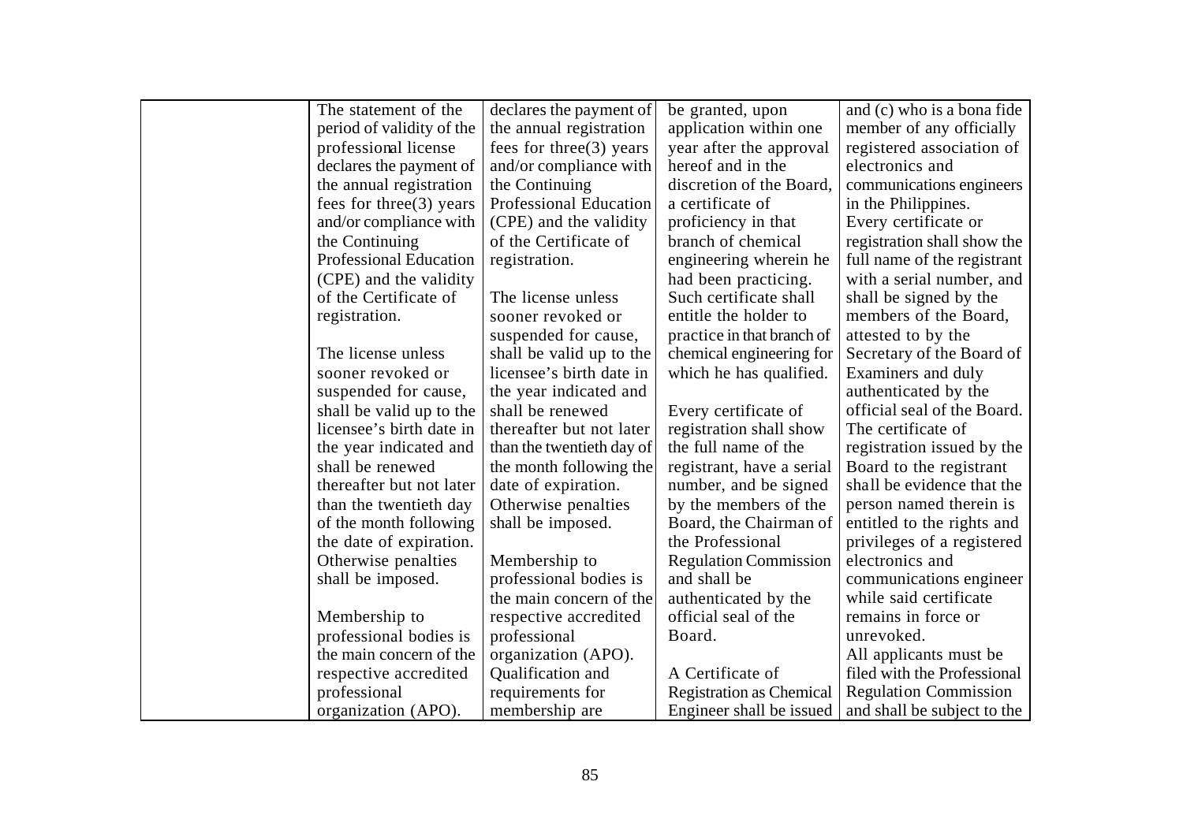| | | | | |
|---|---|---|---|---|
| | The statement of the period of validity of the professional license declares the payment of the annual registration fees for three(3) years and/or compliance with the Continuing Professional Education (CPE) and the validity of the Certificate of registration.<br><br>The license unless sooner revoked or suspended for cause, shall be valid up to the licensee's birth date in the year indicated and shall be renewed thereafter but not later than the twentieth day of the month following the date of expiration. Otherwise penalties shall be imposed.<br><br>Membership to professional bodies is the main concern of the respective accredited professional organization (APO). | declares the payment of the annual registration fees for three(3) years and/or compliance with the Continuing Professional Education (CPE) and the validity of the Certificate of registration.<br><br>The license unless sooner revoked or suspended for cause, shall be valid up to the licensee's birth date in the year indicated and shall be renewed thereafter but not later than the twentieth day of the month following the date of expiration. Otherwise penalties shall be imposed.<br><br>Membership to professional bodies is the main concern of the respective accredited professional organization (APO). Qualification and requirements for membership are | be granted, upon application within one year after the approval hereof and in the discretion of the Board, a certificate of proficiency in that branch of chemical engineering wherein he had been practicing. Such certificate shall entitle the holder to practice in that branch of chemical engineering for which he has qualified.<br><br>Every certificate of registration shall show the full name of the registrant, have a serial number, and be signed by the members of the Board, the Chairman of the Professional Regulation Commission and shall be authenticated by the official seal of the Board.<br><br>A Certificate of Registration as Chemical Engineer shall be issued | and (c) who is a bona fide member of any officially registered association of electronics and communications engineers in the Philippines.<br>Every certificate or registration shall show the full name of the registrant with a serial number, and shall be signed by the members of the Board, attested to by the Secretary of the Board of Examiners and duly authenticated by the official seal of the Board.<br>The certificate of registration issued by the Board to the registrant shall be evidence that the person named therein is entitled to the rights and privileges of a registered electronics and communications engineer while said certificate remains in force or unrevoked.<br>All applicants must be filed with the Professional Regulation Commission and shall be subject to the |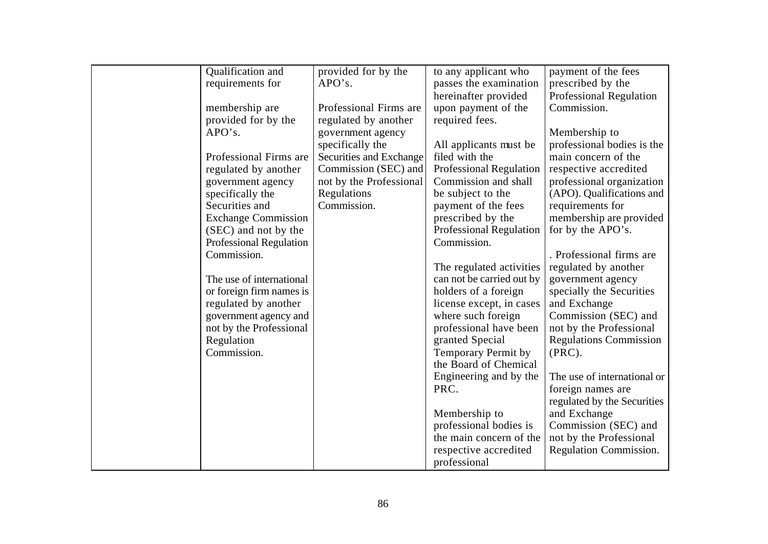| | | | | |
|---|---|---|---|---|
| | Qualification and requirements for<br><br>membership are provided for by the APO's.<br><br>Professional Firms are regulated by another government agency specifically the Securities and Exchange Commission (SEC) and not by the Professional Regulation Commission.<br><br>The use of international or foreign firm names is regulated by another government agency and not by the Professional Regulation Commission. | provided for by the APO's.<br><br>Professional Firms are regulated by another government agency specifically the Securities and Exchange Commission (SEC) and not by the Professional Regulations Commission. | to any applicant who passes the examination hereinafter provided upon payment of the required fees.<br><br>All applicants must be filed with the Professional Regulation Commission and shall be subject to the payment of the fees prescribed by the Professional Regulation Commission.<br><br>The regulated activities can not be carried out by holders of a foreign license except, in cases where such foreign professional have been granted Special Temporary Permit by the Board of Chemical Engineering and by the PRC.<br><br>Membership to professional bodies is the main concern of the respective accredited professional | payment of the fees prescribed by the Professional Regulation Commission.<br><br>Membership to professional bodies is the main concern of the respective accredited professional organization (APO). Qualifications and requirements for membership are provided for by the APO's.<br><br>. Professional firms are regulated by another government agency specially the Securities and Exchange Commission (SEC) and not by the Professional Regulations Commission (PRC).<br><br>The use of international or foreign names are regulated by the Securities and Exchange Commission (SEC) and not by the Professional Regulation Commission. |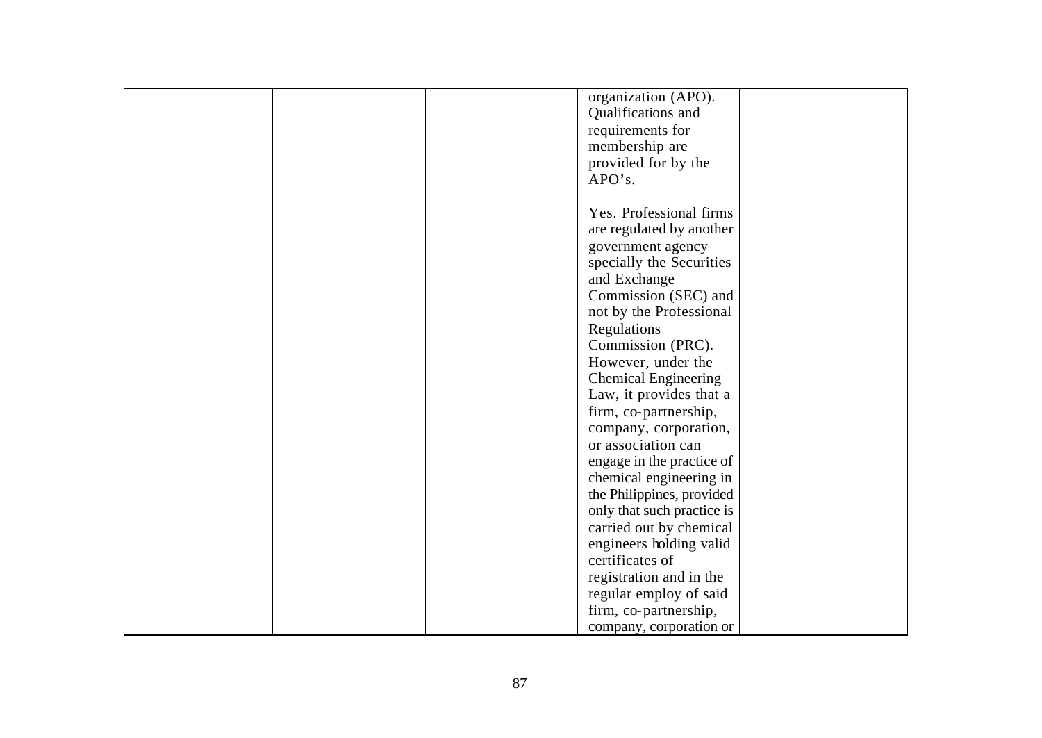| | | | organization (APO). Qualifications and requirements for membership are provided for by the APO's.<br><br>Yes. Professional firms are regulated by another government agency specially the Securities and Exchange Commission (SEC) and not by the Professional Regulations Commission (PRC). However, under the Chemical Engineering Law, it provides that a firm, co-partnership, company, corporation, or association can engage in the practice of chemical engineering in the Philippines, provided only that such practice is carried out by chemical engineers holding valid certificates of registration and in the regular employ of said firm, co-partnership, company, corporation or | |
|---|---|---|---|---|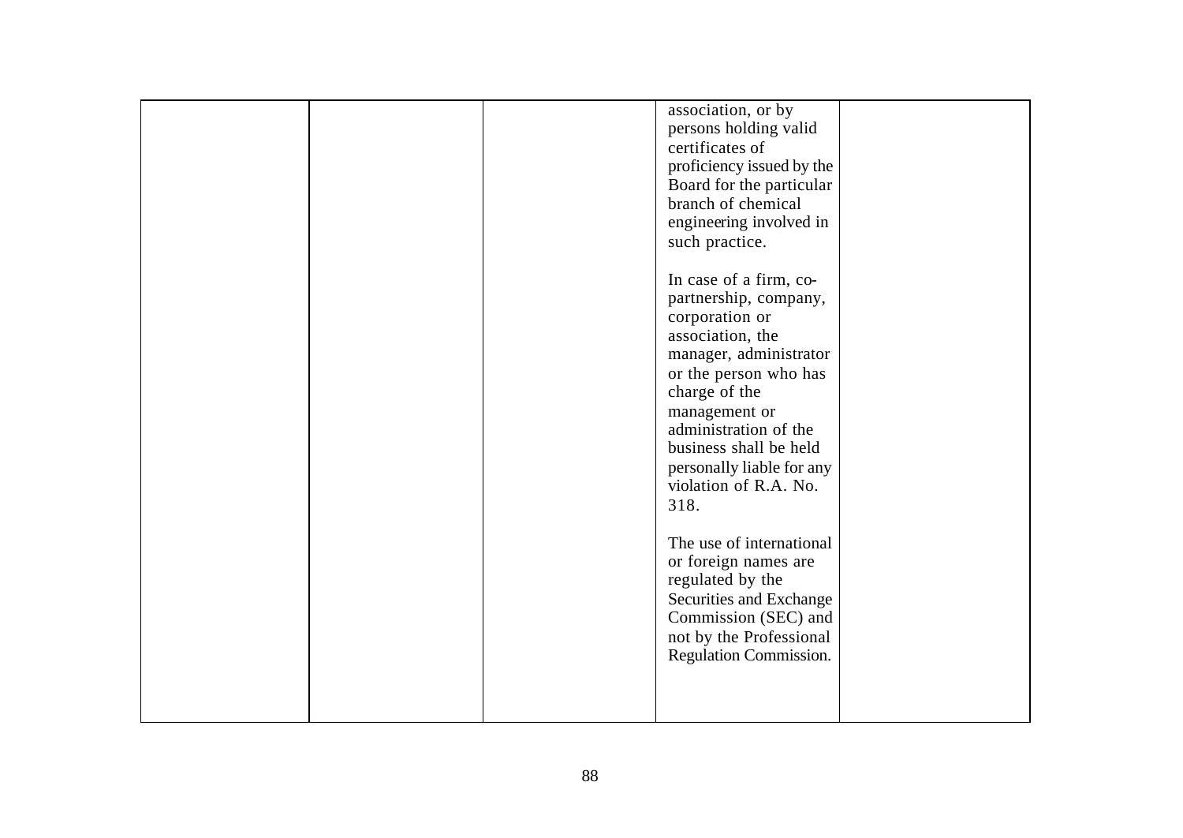|  |  |  | association, or by persons holding valid certificates of proficiency issued by the Board for the particular branch of chemical engineering involved in such practice.<br><br>In case of a firm, co-partnership, company, corporation or association, the manager, administrator or the person who has charge of the management or administration of the business shall be held personally liable for any violation of R.A. No. 318.<br><br>The use of international or foreign names are regulated by the Securities and Exchange Commission (SEC) and not by the Professional Regulation Commission. |  |
|---|---|---|---|---|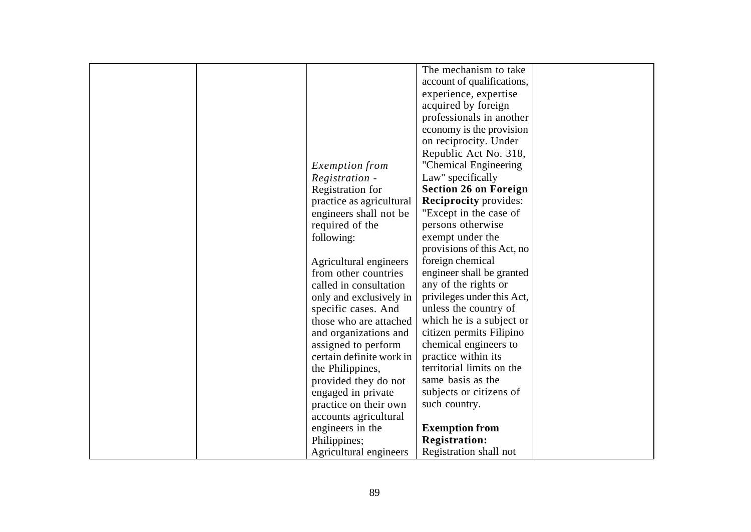| | | | | |
|---|---|---|---|---|
| | | *Exemption from Registration* - Registration for practice as agricultural engineers shall not be required of the following:<br><br>Agricultural engineers from other countries called in consultation only and exclusively in specific cases. And those who are attached and organizations and assigned to perform certain definite work in the Philippines, provided they do not engaged in private practice on their own accounts agricultural engineers in the Philippines;<br>Agricultural engineers | The mechanism to take account of qualifications, experience, expertise acquired by foreign professionals in another economy is the provision on reciprocity. Under Republic Act No. 318, "Chemical Engineering Law" specifically **Section 26 on Foreign Reciprocity** provides: "Except in the case of persons otherwise exempt under the provisions of this Act, no foreign chemical engineer shall be granted any of the rights or privileges under this Act, unless the country of which he is a subject or citizen permits Filipino chemical engineers to practice within its territorial limits on the same basis as the subjects or citizens of such country.<br><br>**Exemption from Registration:**<br>Registration shall not | |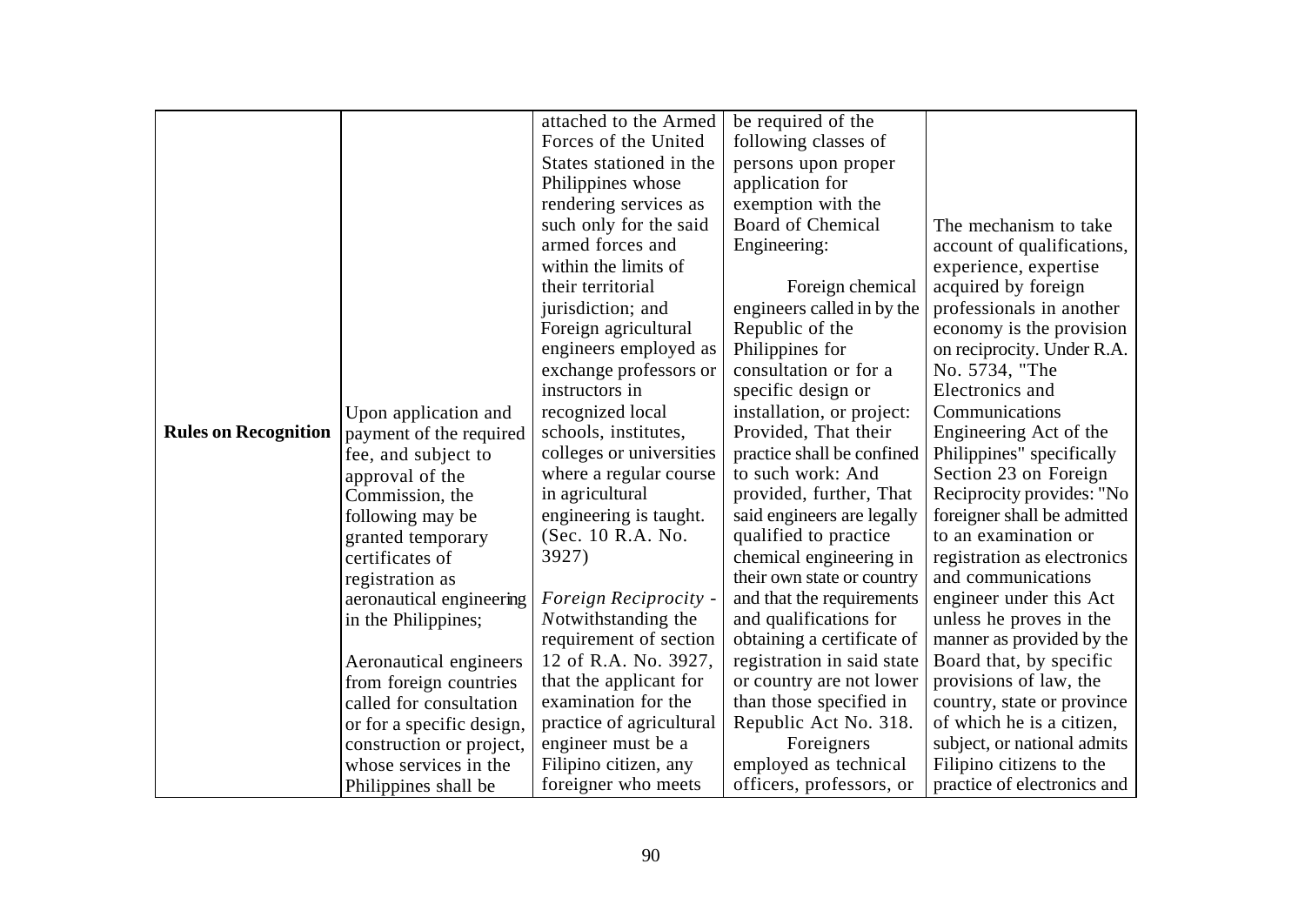| | | | | |
|---|---|---|---|---|
| **Rules on Recognition** | Upon application and payment of the required fee, and subject to approval of the Commission, the following may be granted temporary certificates of registration as aeronautical engineering in the Philippines;<br><br>Aeronautical engineers from foreign countries called for consultation or for a specific design, construction or project, whose services in the Philippines shall be | attached to the Armed Forces of the United States stationed in the Philippines whose rendering services as such only for the said armed forces and within the limits of their territorial jurisdiction; and<br>Foreign agricultural engineers employed as exchange professors or instructors in recognized local schools, institutes, colleges or universities where a regular course in agricultural engineering is taught. (Sec. 10 R.A. No. 3927)<br><br>*Foreign Reciprocity* - *N*otwithstanding the requirement of section 12 of R.A. No. 3927, that the applicant for examination for the practice of agricultural engineer must be a Filipino citizen, any foreigner who meets | be required of the following classes of persons upon proper application for exemption with the Board of Chemical Engineering:<br><br>Foreign chemical engineers called in by the Republic of the Philippines for consultation or for a specific design or installation, or project: Provided, That their practice shall be confined to such work: And provided, further, That said engineers are legally qualified to practice chemical engineering in their own state or country and that the requirements and qualifications for obtaining a certificate of registration in said state or country are not lower than those specified in Republic Act No. 318.<br>Foreigners employed as technical officers, professors, or | The mechanism to take account of qualifications, experience, expertise acquired by foreign professionals in another economy is the provision on reciprocity. Under R.A. No. 5734, "The Electronics and Communications Engineering Act of the Philippines" specifically Section 23 on Foreign Reciprocity provides: "No foreigner shall be admitted to an examination or registration as electronics and communications engineer under this Act unless he proves in the manner as provided by the Board that, by specific provisions of law, the country, state or province of which he is a citizen, subject, or national admits Filipino citizens to the practice of electronics and |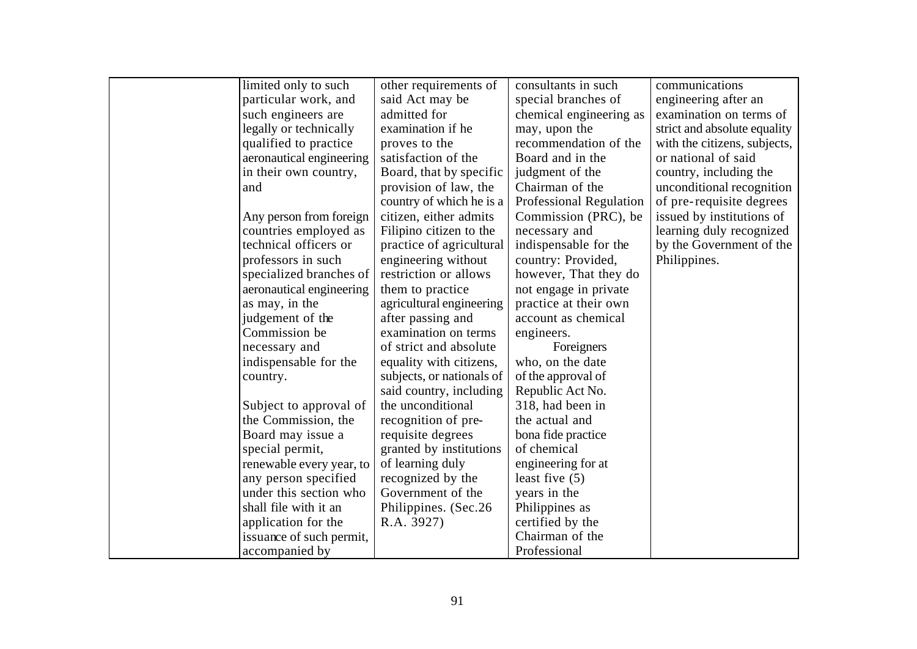| | | | | |
|---|---|---|---|---|
| | limited only to such particular work, and such engineers are legally or technically qualified to practice aeronautical engineering in their own country, and<br><br>Any person from foreign countries employed as technical officers or professors in such specialized branches of aeronautical engineering as may, in the judgement of the Commission be necessary and indispensable for the country.<br><br>Subject to approval of the Commission, the Board may issue a special permit, renewable every year, to any person specified under this section who shall file with it an application for the issuance of such permit, accompanied by | other requirements of said Act may be admitted for examination if he proves to the satisfaction of the Board, that by specific provision of law, the country of which he is a citizen, either admits Filipino citizen to the practice of agricultural engineering without restriction or allows them to practice agricultural engineering after passing and examination on terms of strict and absolute equality with citizens, subjects, or nationals of said country, including the unconditional recognition of pre-requisite degrees granted by institutions of learning duly recognized by the Government of the Philippines. (Sec.26 R.A. 3927) | consultants in such special branches of chemical engineering as may, upon the recommendation of the Board and in the judgment of the Chairman of the Professional Regulation Commission (PRC), be necessary and indispensable for the country: Provided, however, That they do not engage in private practice at their own account as chemical engineers.<br>Foreigners who, on the date of the approval of Republic Act No. 318, had been in the actual and bona fide practice of chemical engineering for at least five (5) years in the Philippines as certified by the Chairman of the Professional | communications engineering after an examination on terms of strict and absolute equality with the citizens, subjects, or national of said country, including the unconditional recognition of pre-requisite degrees issued by institutions of learning duly recognized by the Government of the Philippines. |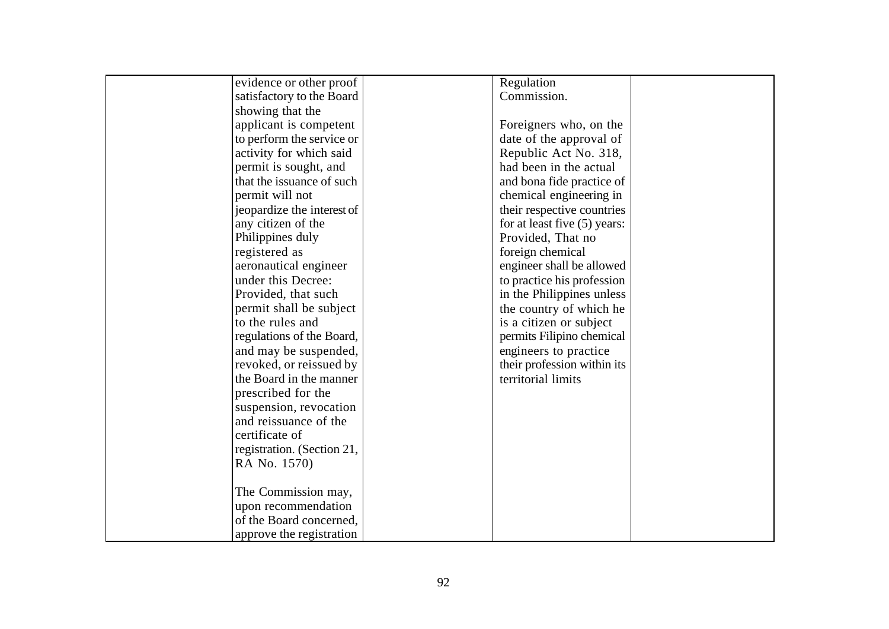| | | | | |
|---|---|---|---|---|
| | evidence or other proof satisfactory to the Board showing that the applicant is competent to perform the service or activity for which said permit is sought, and that the issuance of such permit will not jeopardize the interest of any citizen of the Philippines duly registered as aeronautical engineer under this Decree: Provided, that such permit shall be subject to the rules and regulations of the Board, and may be suspended, revoked, or reissued by the Board in the manner prescribed for the suspension, revocation and reissuance of the certificate of registration. (Section 21, RA No. 1570)<br><br>The Commission may, upon recommendation of the Board concerned, approve the registration | | Regulation Commission.<br><br>Foreigners who, on the date of the approval of Republic Act No. 318, had been in the actual and bona fide practice of chemical engineering in their respective countries for at least five (5) years: Provided, That no foreign chemical engineer shall be allowed to practice his profession in the Philippines unless the country of which he is a citizen or subject permits Filipino chemical engineers to practice their profession within its territorial limits | |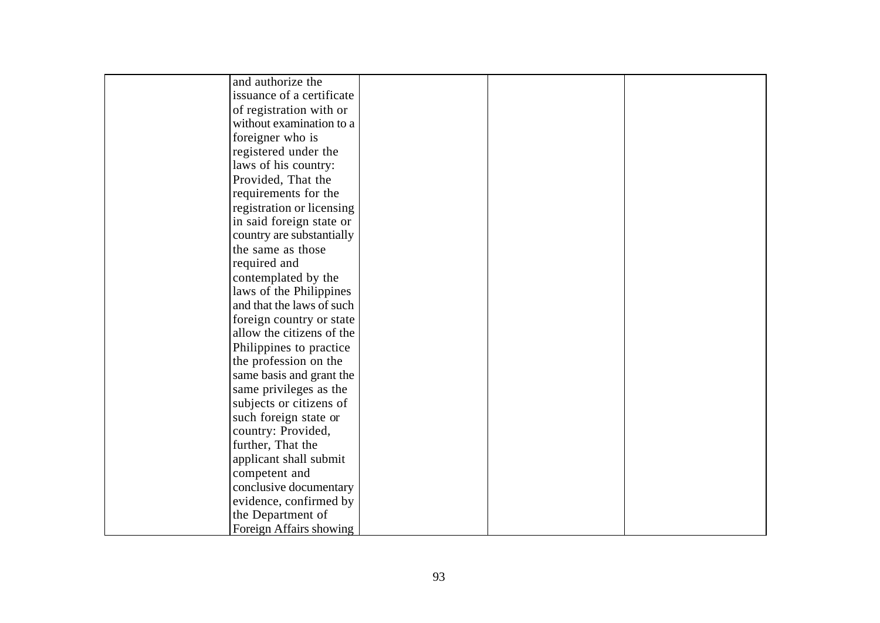|  |  |  |  |  |
|---|---|---|---|---|
|  | and authorize the issuance of a certificate of registration with or without examination to a foreigner who is registered under the laws of his country: Provided, That the requirements for the registration or licensing in said foreign state or country are substantially the same as those required and contemplated by the laws of the Philippines and that the laws of such foreign country or state allow the citizens of the Philippines to practice the profession on the same basis and grant the same privileges as the subjects or citizens of such foreign state or country: Provided, further, That the applicant shall submit competent and conclusive documentary evidence, confirmed by the Department of Foreign Affairs showing |  |  |  |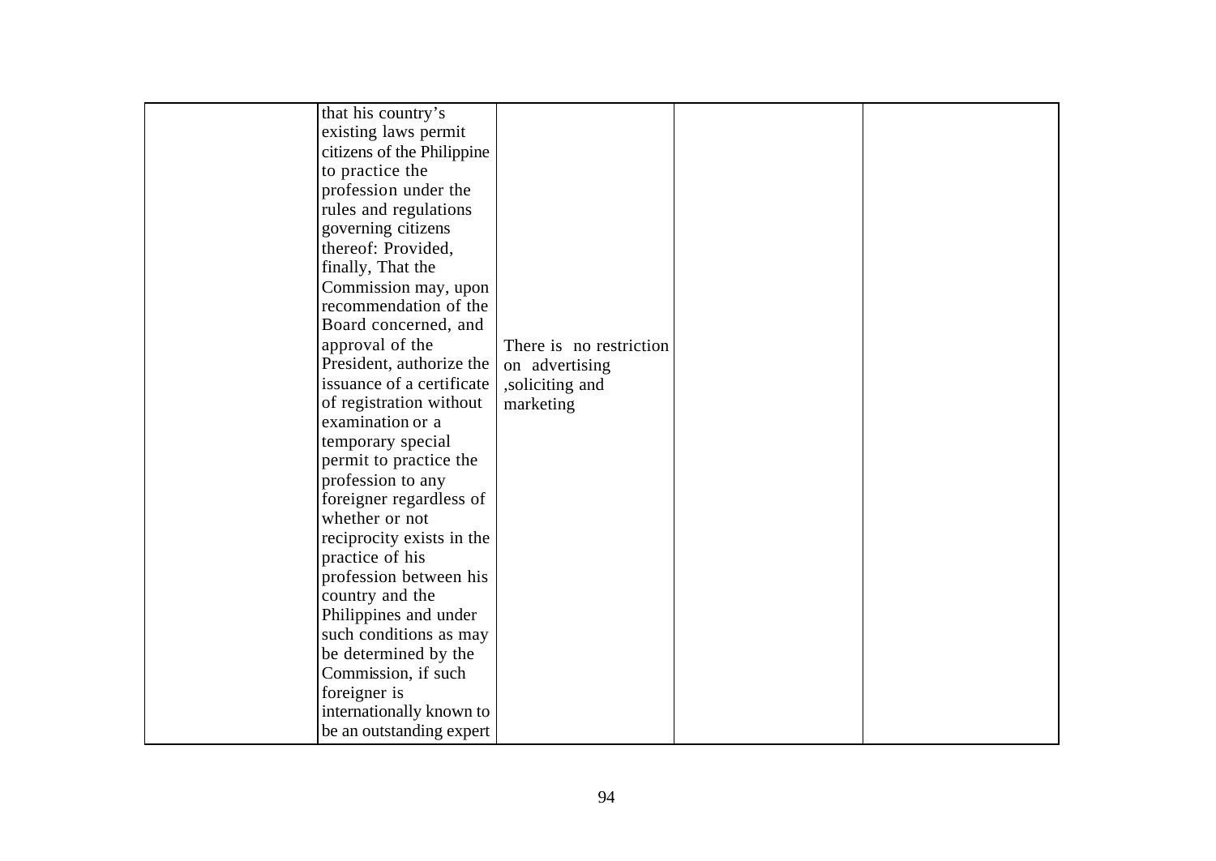| | | | | |
|---|---|---|---|---|
| | that his country's existing laws permit citizens of the Philippine to practice the profession under the rules and regulations governing citizens thereof: Provided, finally, That the Commission may, upon recommendation of the Board concerned, and approval of the President, authorize the issuance of a certificate of registration without examination or a temporary special permit to practice the profession to any foreigner regardless of whether or not reciprocity exists in the practice of his profession between his country and the Philippines and under such conditions as may be determined by the Commission, if such foreigner is internationally known to be an outstanding expert | There is no restriction on advertising ,soliciting and marketing | | |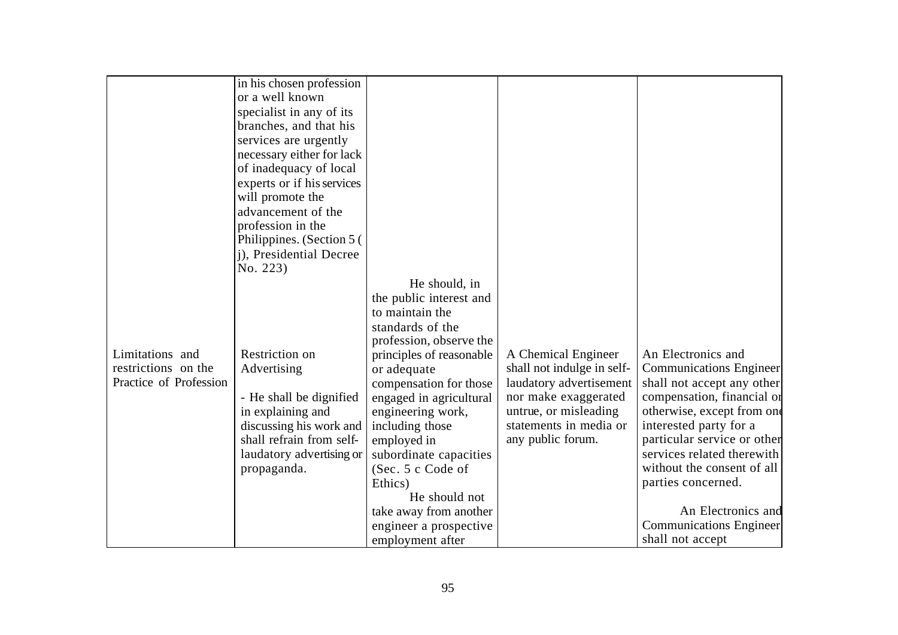| | in his chosen profession or a well known specialist in any of its branches, and that his services are urgently necessary either for lack of inadequacy of local experts or if his services will promote the advancement of the profession in the Philippines. (Section 5 ( j), Presidential Decree No. 223) | | | |
|---|---|---|---|---|
| Limitations and restrictions on the Practice of Profession | Restriction on Advertising<br><br>- He shall be dignified in explaining and discussing his work and shall refrain from self-laudatory advertising or propaganda. | He should, in the public interest and to maintain the standards of the profession, observe the principles of reasonable or adequate compensation for those engaged in agricultural engineering work, including those employed in subordinate capacities (Sec. 5 c Code of Ethics)<br>He should not take away from another engineer a prospective employment after | A Chemical Engineer shall not indulge in self-laudatory advertisement nor make exaggerated untrue, or misleading statements in media or any public forum. | An Electronics and Communications Engineer shall not accept any other compensation, financial or otherwise, except from one interested party for a particular service or other services related therewith without the consent of all parties concerned.<br><br>An Electronics and Communications Engineer shall not accept |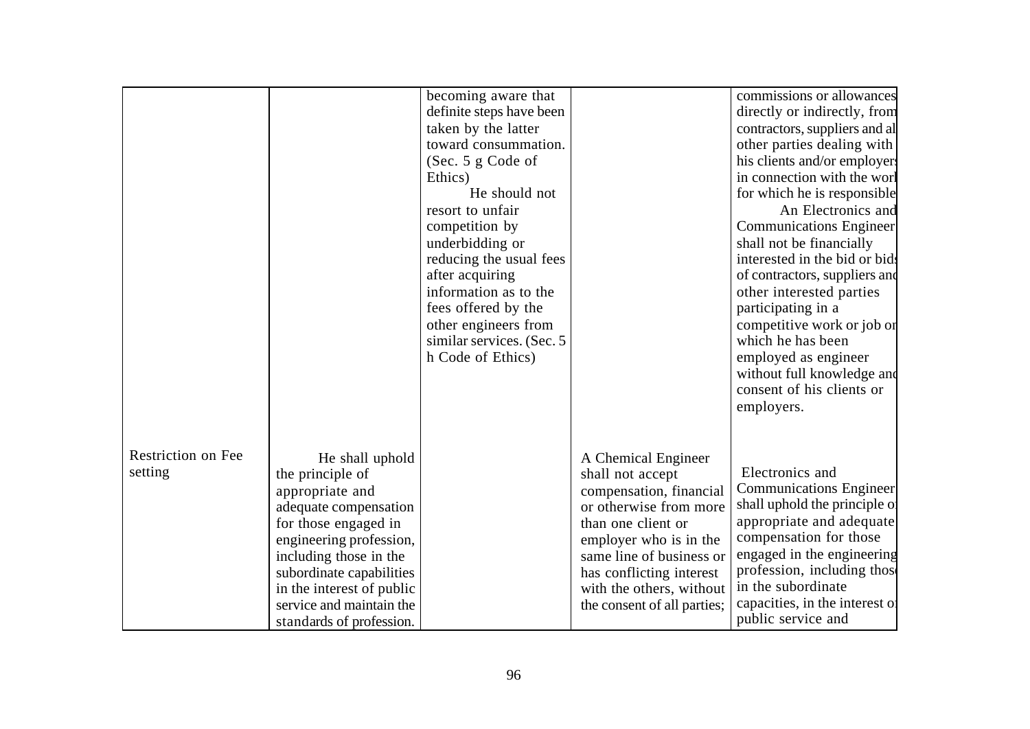| | | | | |
|---|---|---|---|---|
| | | becoming aware that definite steps have been taken by the latter toward consummation. (Sec. 5 g Code of Ethics) He should not resort to unfair competition by underbidding or reducing the usual fees after acquiring information as to the fees offered by the other engineers from similar services. (Sec. 5 h Code of Ethics) | | commissions or allowances directly or indirectly, from contractors, suppliers and al other parties dealing with his clients and/or employers in connection with the worl for which he is responsible An Electronics and Communications Engineer shall not be financially interested in the bid or bids of contractors, suppliers and other interested parties participating in a competitive work or job or which he has been employed as engineer without full knowledge and consent of his clients or employers. |
| Restriction on Fee setting | He shall uphold the principle of appropriate and adequate compensation for those engaged in engineering profession, including those in the subordinate capabilities in the interest of public service and maintain the standards of profession. | | A Chemical Engineer shall not accept compensation, financial or otherwise from more than one client or employer who is in the same line of business or has conflicting interest with the others, without the consent of all parties; | Electronics and Communications Engineer shall uphold the principle of appropriate and adequate compensation for those engaged in the engineering profession, including those in the subordinate capacities, in the interest of public service and |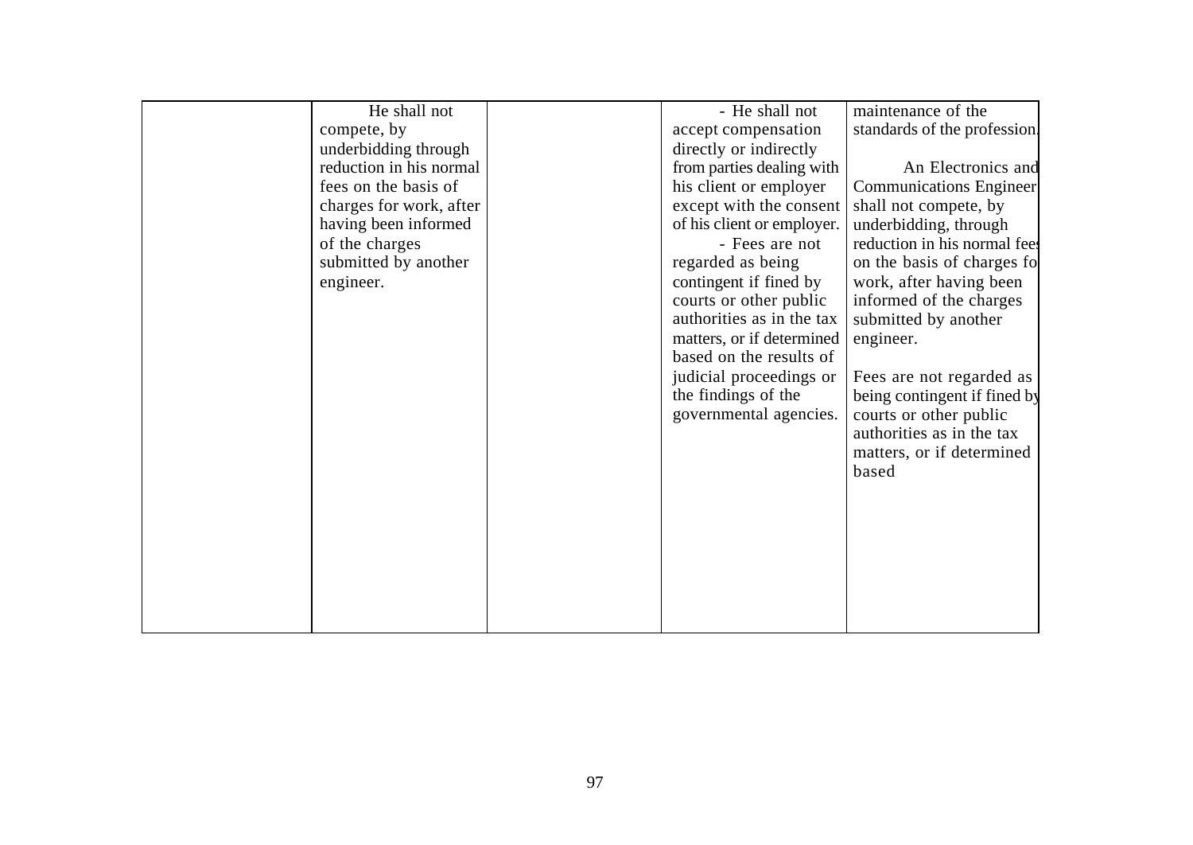| | | | | |
|---|---|---|---|---|
| | He shall not compete, by underbidding through reduction in his normal fees on the basis of charges for work, after having been informed of the charges submitted by another engineer. | | - He shall not accept compensation directly or indirectly from parties dealing with his client or employer except with the consent of his client or employer.<br>- Fees are not regarded as being contingent if fined by courts or other public authorities as in the tax matters, or if determined based on the results of judicial proceedings or the findings of the governmental agencies. | maintenance of the standards of the profession.<br><br>An Electronics and Communications Engineer shall not compete, by underbidding, through reduction in his normal fees on the basis of charges fo work, after having been informed of the charges submitted by another engineer.<br><br>Fees are not regarded as being contingent if fined by courts or other public authorities as in the tax matters, or if determined based |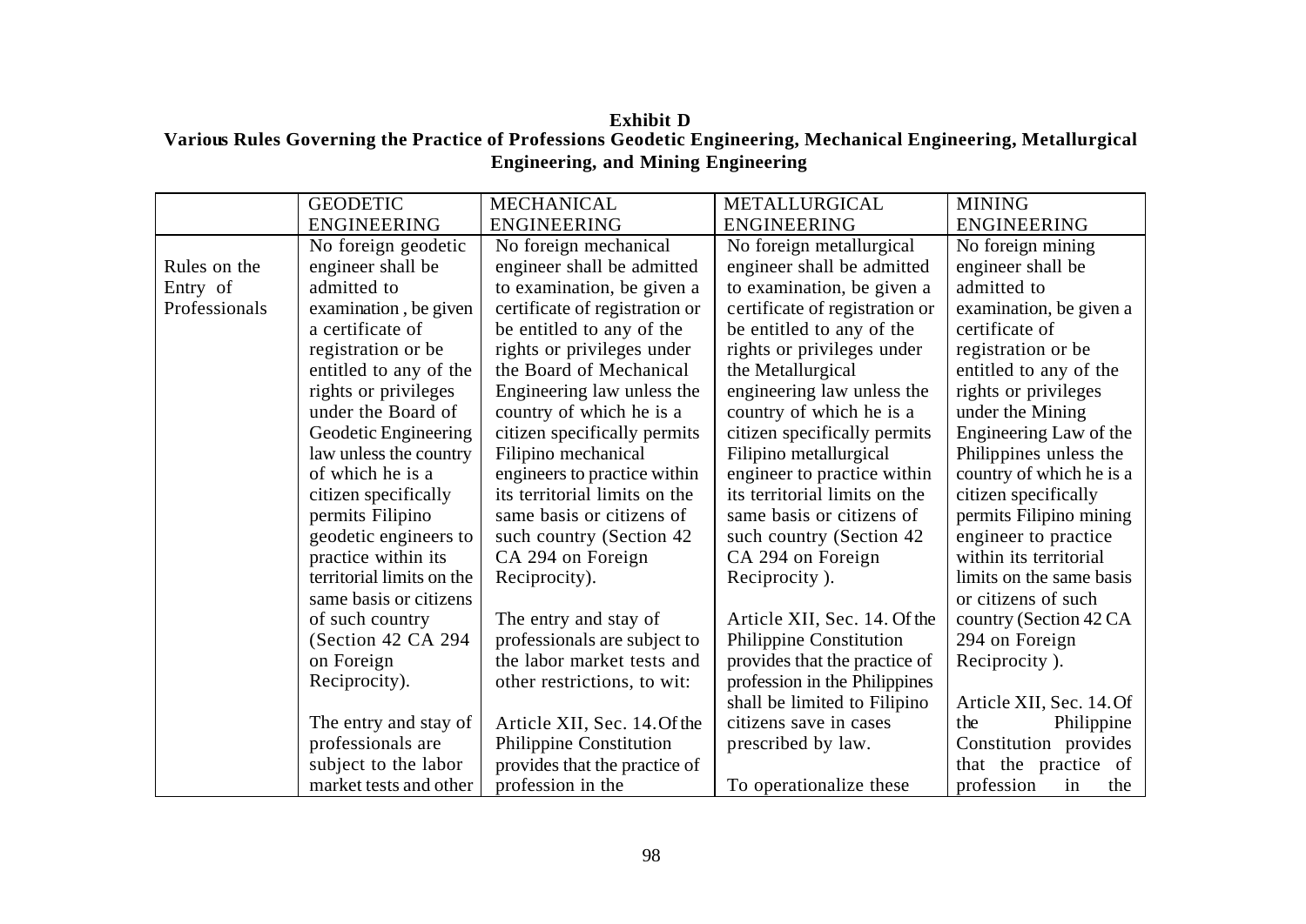**Exhibit D**
**Various Rules Governing the Practice of Professions Geodetic Engineering, Mechanical Engineering, Metallurgical Engineering, and Mining Engineering**

| | GEODETIC ENGINEERING | MECHANICAL ENGINEERING | METALLURGICAL ENGINEERING | MINING ENGINEERING |
|---|---|---|---|---|
| Rules on the Entry of Professionals | No foreign geodetic engineer shall be admitted to examination , be given a certificate of registration or be entitled to any of the rights or privileges under the Board of Geodetic Engineering law unless the country of which he is a citizen specifically permits Filipino geodetic engineers to practice within its territorial limits on the same basis or citizens of such country (Section 42 CA 294 on Foreign Reciprocity).<br><br>The entry and stay of professionals are subject to the labor market tests and other | No foreign mechanical engineer shall be admitted to examination, be given a certificate of registration or be entitled to any of the rights or privileges under the Board of Mechanical Engineering law unless the country of which he is a citizen specifically permits Filipino mechanical engineers to practice within its territorial limits on the same basis or citizens of such country (Section 42 CA 294 on Foreign Reciprocity).<br><br>The entry and stay of professionals are subject to the labor market tests and other restrictions, to wit:<br><br>Article XII, Sec. 14. Of the Philippine Constitution provides that the practice of profession in the | No foreign metallurgical engineer shall be admitted to examination, be given a certificate of registration or be entitled to any of the rights or privileges under the Metallurgical engineering law unless the country of which he is a citizen specifically permits Filipino metallurgical engineer to practice within its territorial limits on the same basis or citizens of such country (Section 42 CA 294 on Foreign Reciprocity ).<br><br>Article XII, Sec. 14. Of the Philippine Constitution provides that the practice of profession in the Philippines shall be limited to Filipino citizens save in cases prescribed by law.<br><br>To operationalize these | No foreign mining engineer shall be admitted to examination, be given a certificate of registration or be entitled to any of the rights or privileges under the Mining Engineering Law of the Philippines unless the country of which he is a citizen specifically permits Filipino mining engineer to practice within its territorial limits on the same basis or citizens of such country (Section 42 CA 294 on Foreign Reciprocity ).<br><br>Article XII, Sec. 14. Of the Philippine Constitution provides that the practice of profession in the |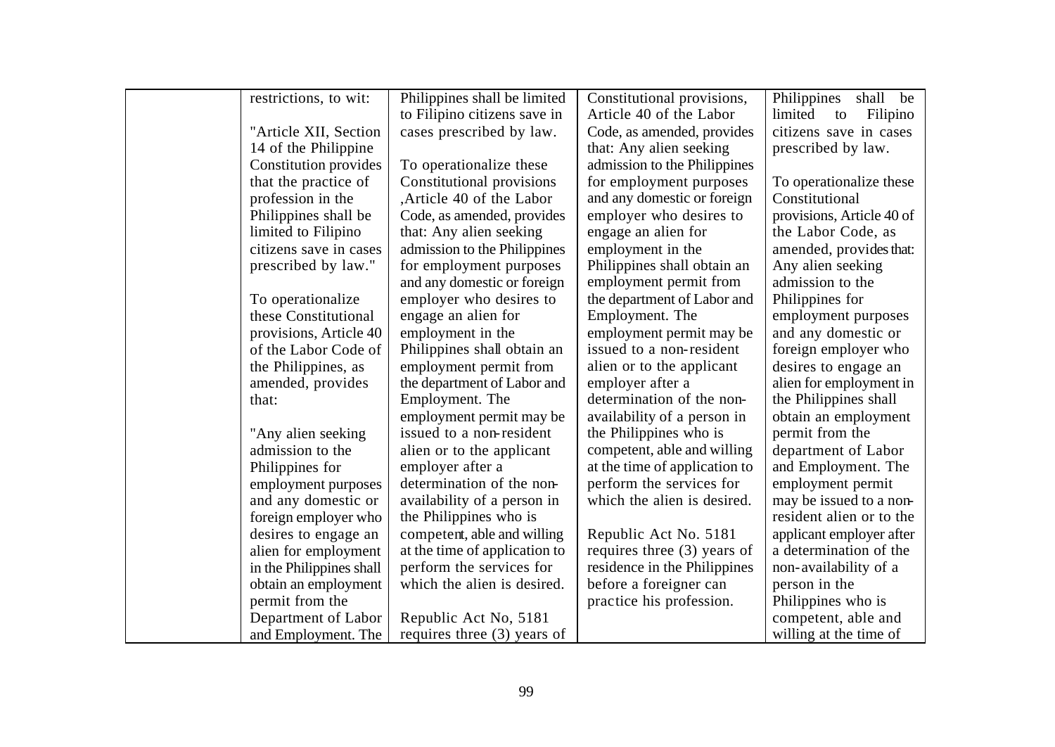| | | | | |
|---|---|---|---|---|
| | restrictions, to wit: "Article XII, Section 14 of the Philippine Constitution provides that the practice of profession in the Philippines shall be limited to Filipino citizens save in cases prescribed by law." To operationalize these Constitutional provisions, Article 40 of the Labor Code of the Philippines, as amended, provides that: "Any alien seeking admission to the Philippines for employment purposes and any domestic or foreign employer who desires to engage an alien for employment in the Philippines shall obtain an employment permit from the Department of Labor and Employment. The | Philippines shall be limited to Filipino citizens save in cases prescribed by law. To operationalize these Constitutional provisions ,Article 40 of the Labor Code, as amended, provides that: Any alien seeking admission to the Philippines for employment purposes and any domestic or foreign employer who desires to engage an alien for employment in the Philippines shall obtain an employment permit from the department of Labor and Employment. The employment permit may be issued to a non-resident alien or to the applicant employer after a determination of the non-availability of a person in the Philippines who is competent, able and willing at the time of application to perform the services for which the alien is desired. Republic Act No, 5181 requires three (3) years of | Constitutional provisions, Article 40 of the Labor Code, as amended, provides that: Any alien seeking admission to the Philippines for employment purposes and any domestic or foreign employer who desires to engage an alien for employment in the Philippines shall obtain an employment permit from the department of Labor and Employment. The employment permit may be issued to a non-resident alien or to the applicant employer after a determination of the non-availability of a person in the Philippines who is competent, able and willing at the time of application to perform the services for which the alien is desired. Republic Act No. 5181 requires three (3) years of residence in the Philippines before a foreigner can practice his profession. | Philippines shall be limited to Filipino citizens save in cases prescribed by law. To operationalize these Constitutional provisions, Article 40 of the Labor Code, as amended, provides that: Any alien seeking admission to the Philippines for employment purposes and any domestic or foreign employer who desires to engage an alien for employment in the Philippines shall obtain an employment permit from the department of Labor and Employment. The employment permit may be issued to a non-resident alien or to the applicant employer after a determination of the non-availability of a person in the Philippines who is competent, able and willing at the time of |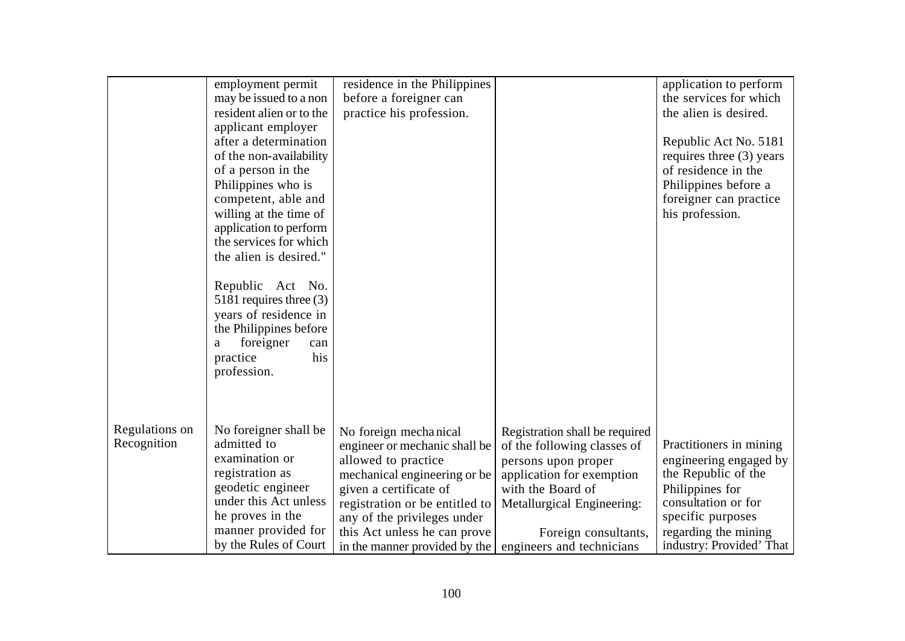| | | | | |
|---|---|---|---|---|
| | employment permit may be issued to a non resident alien or to the applicant employer after a determination of the non-availability of a person in the Philippines who is competent, able and willing at the time of application to perform the services for which the alien is desired."<br><br>Republic Act No. 5181 requires three (3) years of residence in the Philippines before a foreigner can practice his profession. | residence in the Philippines before a foreigner can practice his profession. | | application to perform the services for which the alien is desired.<br><br>Republic Act No. 5181 requires three (3) years of residence in the Philippines before a foreigner can practice his profession. |
| Regulations on Recognition | No foreigner shall be admitted to examination or registration as geodetic engineer under this Act unless he proves in the manner provided for by the Rules of Court | No foreign mechanical engineer or mechanic shall be allowed to practice mechanical engineering or be given a certificate of registration or be entitled to any of the privileges under this Act unless he can prove in the manner provided by the | Registration shall be required of the following classes of persons upon proper application for exemption with the Board of Metallurgical Engineering:<br><br>Foreign consultants, engineers and technicians | Practitioners in mining engineering engaged by the Republic of the Philippines for consultation or for specific purposes regarding the mining industry: Provided' That |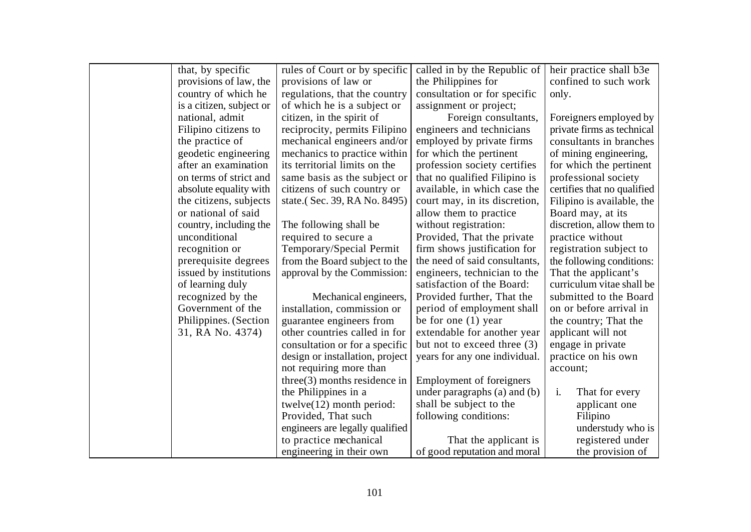| | | | | |
|---|---|---|---|---|
| | that, by specific provisions of law, the country of which he is a citizen, subject or national, admit Filipino citizens to the practice of geodetic engineering after an examination on terms of strict and absolute equality with the citizens, subjects or national of said country, including the unconditional recognition or prerequisite degrees issued by institutions of learning duly recognized by the Government of the Philippines. (Section 31, RA No. 4374) | rules of Court or by specific provisions of law or regulations, that the country of which he is a subject or citizen, in the spirit of reciprocity, permits Filipino mechanical engineers and/or mechanics to practice within its territorial limits on the same basis as the subject or citizens of such country or state.( Sec. 39, RA No. 8495)<br><br>The following shall be required to secure a Temporary/Special Permit from the Board subject to the approval by the Commission:<br><br>Mechanical engineers, installation, commission or guarantee engineers from other countries called in for consultation or for a specific design or installation, project not requiring more than three(3) months residence in the Philippines in a twelve(12) month period: Provided, That such engineers are legally qualified to practice mechanical engineering in their own | called in by the Republic of the Philippines for consultation or for specific assignment or project;<br><br>Foreign consultants, engineers and technicians employed by private firms for which the pertinent profession society certifies that no qualified Filipino is available, in which case the court may, in its discretion, allow them to practice without registration: Provided, That the private firm shows justification for the need of said consultants, engineers, technician to the satisfaction of the Board: Provided further, That the period of employment shall be for one (1) year extendable for another year but not to exceed three (3) years for any one individual.<br><br>Employment of foreigners under paragraphs (a) and (b) shall be subject to the following conditions:<br><br>That the applicant is of good reputation and moral | heir practice shall b3e confined to such work only.<br><br>Foreigners employed by private firms as technical consultants in branches of mining engineering, for which the pertinent professional society certifies that no qualified Filipino is available, the Board may, at its discretion, allow them to practice without registration subject to the following conditions: That the applicant's curriculum vitae shall be submitted to the Board on or before arrival in the country; That the applicant will not engage in private practice on his own account;<br><br>i. That for every applicant one Filipino understudy who is registered under the provision of |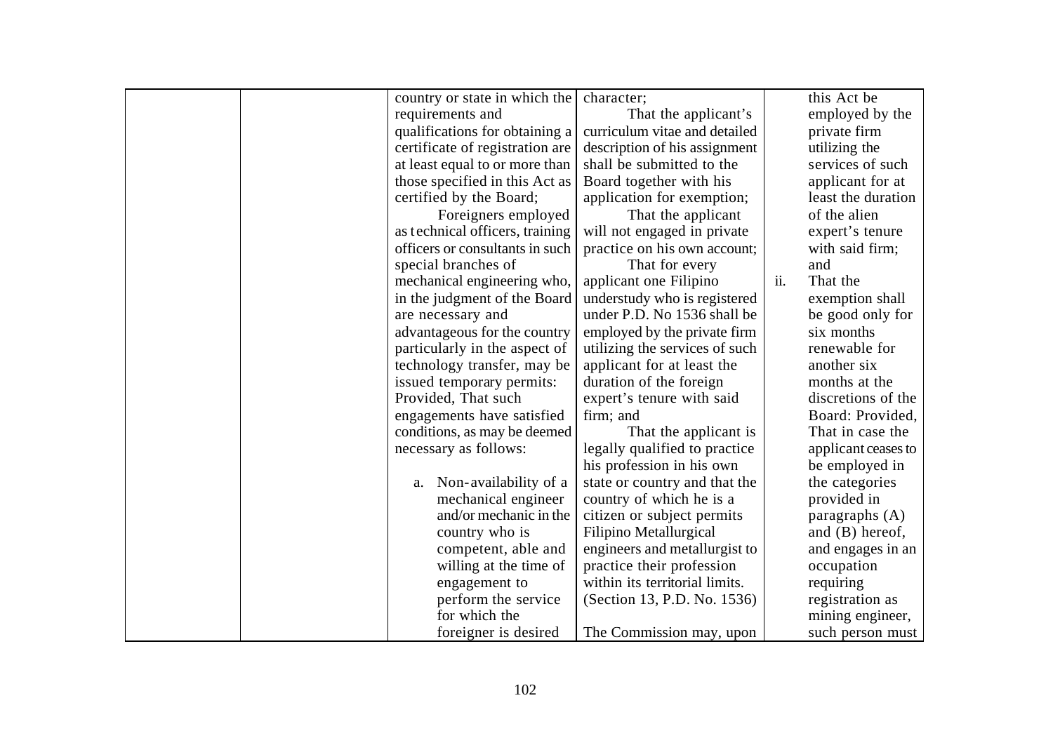| | | | | |
|---|---|---|---|---|
| | | country or state in which the requirements and qualifications for obtaining a certificate of registration are at least equal to or more than those specified in this Act as certified by the Board;<br><br>Foreigners employed as technical officers, training officers or consultants in such special branches of mechanical engineering who, in the judgment of the Board are necessary and advantageous for the country particularly in the aspect of technology transfer, may be issued temporary permits: Provided, That such engagements have satisfied conditions, as may be deemed necessary as follows:<br><br>a. Non-availability of a mechanical engineer and/or mechanic in the country who is competent, able and willing at the time of engagement to perform the service for which the foreigner is desired | character;<br><br>That the applicant's curriculum vitae and detailed description of his assignment shall be submitted to the Board together with his application for exemption;<br><br>That the applicant will not engaged in private practice on his own account;<br><br>That for every applicant one Filipino understudy who is registered under P.D. No 1536 shall be employed by the private firm utilizing the services of such applicant for at least the duration of the foreign expert's tenure with said firm; and<br><br>That the applicant is legally qualified to practice his profession in his own state or country and that the country of which he is a citizen or subject permits Filipino Metallurgical engineers and metallurgist to practice their profession within its territorial limits. (Section 13, P.D. No. 1536)<br><br>The Commission may, upon | this Act be employed by the private firm utilizing the services of such applicant for at least the duration of the alien expert's tenure with said firm; and<br><br>ii. That the exemption shall be good only for six months renewable for another six months at the discretions of the Board: Provided, That in case the applicant ceases to be employed in the categories provided in paragraphs (A) and (B) hereof, and engages in an occupation requiring registration as mining engineer, such person must |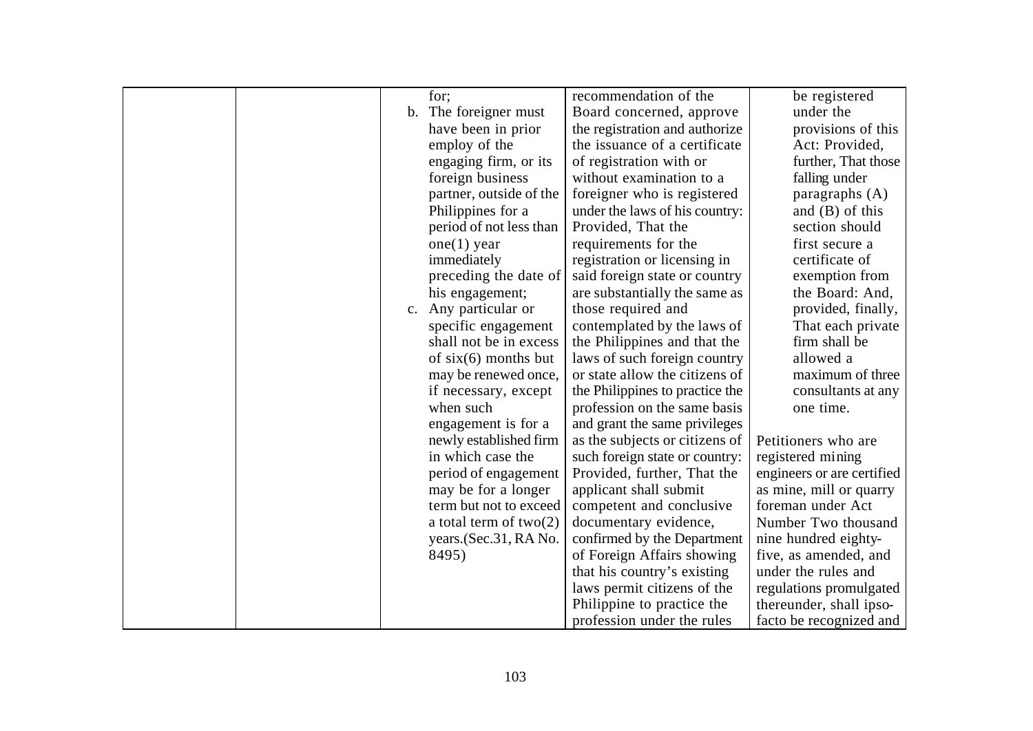|  |  | for;<br>b. The foreigner must have been in prior employ of the engaging firm, or its foreign business partner, outside of the Philippines for a period of not less than one(1) year immediately preceding the date of his engagement;<br>c. Any particular or specific engagement shall not be in excess of six(6) months but may be renewed once, if necessary, except when such engagement is for a newly established firm in which the case the period of engagement may be for a longer term but not to exceed a total term of two(2) years.(Sec.31, RA No. 8495) | recommendation of the Board concerned, approve the registration and authorize the issuance of a certificate of registration with or without examination to a foreigner who is registered under the laws of his country: Provided, That the requirements for the registration or licensing in said foreign state or country are substantially the same as those required and contemplated by the laws of the Philippines and that the laws of such foreign country or state allow the citizens of the Philippines to practice the profession on the same basis and grant the same privileges as the subjects or citizens of such foreign state or country: Provided, further, That the applicant shall submit competent and conclusive documentary evidence, confirmed by the Department of Foreign Affairs showing that his country's existing laws permit citizens of the Philippine to practice the profession under the rules | be registered under the provisions of this Act: Provided, further, That those falling under paragraphs (A) and (B) of this section should first secure a certificate of exemption from the Board: And, provided, finally, That each private firm shall be allowed a maximum of three consultants at any one time.<br><br>Petitioners who are registered mining engineers or are certified as mine, mill or quarry foreman under Act Number Two thousand nine hundred eighty-five, as amended, and under the rules and regulations promulgated thereunder, shall ipso-facto be recognized and |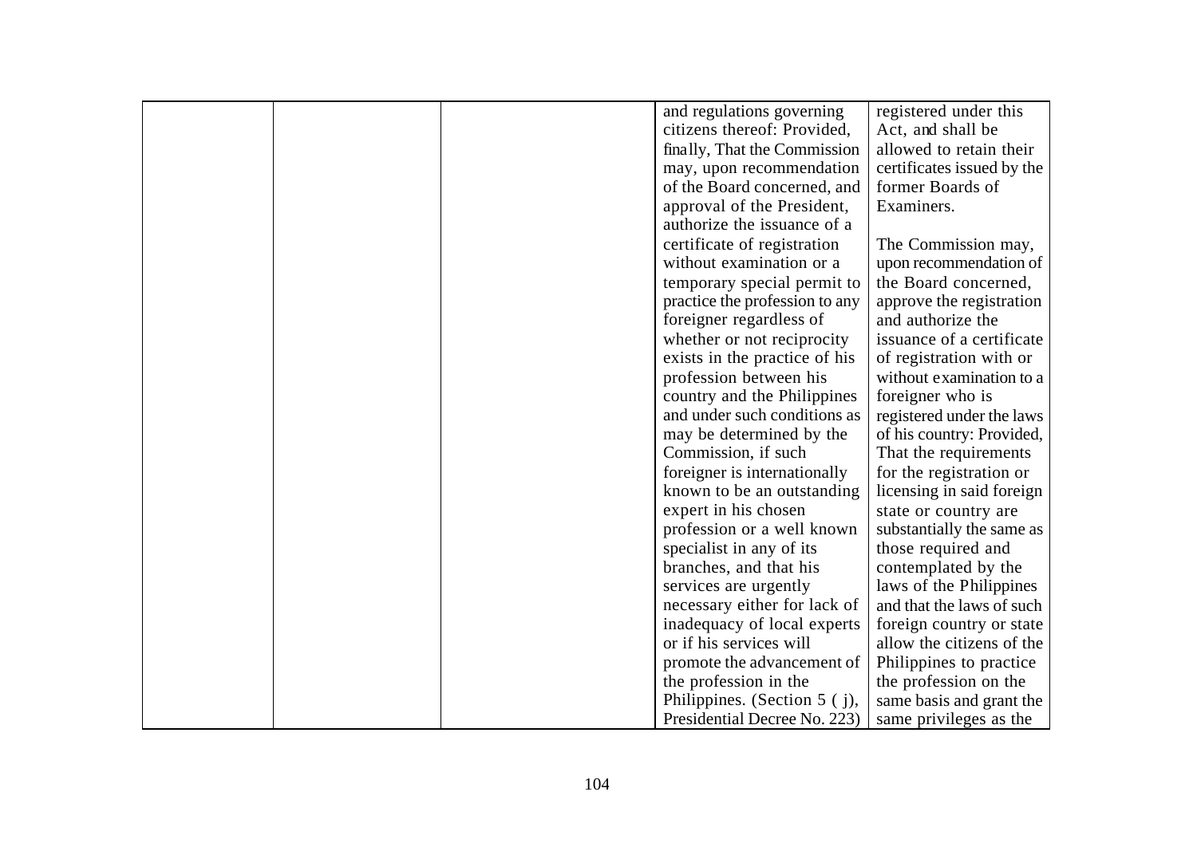| | | | | |
|---|---|---|---|---|
| | | | and regulations governing citizens thereof: Provided, finally, That the Commission may, upon recommendation of the Board concerned, and approval of the President, authorize the issuance of a certificate of registration without examination or a temporary special permit to practice the profession to any foreigner regardless of whether or not reciprocity exists in the practice of his profession between his country and the Philippines and under such conditions as may be determined by the Commission, if such foreigner is internationally known to be an outstanding expert in his chosen profession or a well known specialist in any of its branches, and that his services are urgently necessary either for lack of inadequacy of local experts or if his services will promote the advancement of the profession in the Philippines. (Section 5 ( j), Presidential Decree No. 223) | registered under this Act, and shall be allowed to retain their certificates issued by the former Boards of Examiners.<br><br>The Commission may, upon recommendation of the Board concerned, approve the registration and authorize the issuance of a certificate of registration with or without examination to a foreigner who is registered under the laws of his country: Provided, That the requirements for the registration or licensing in said foreign state or country are substantially the same as those required and contemplated by the laws of the Philippines and that the laws of such foreign country or state allow the citizens of the Philippines to practice the profession on the same basis and grant the same privileges as the |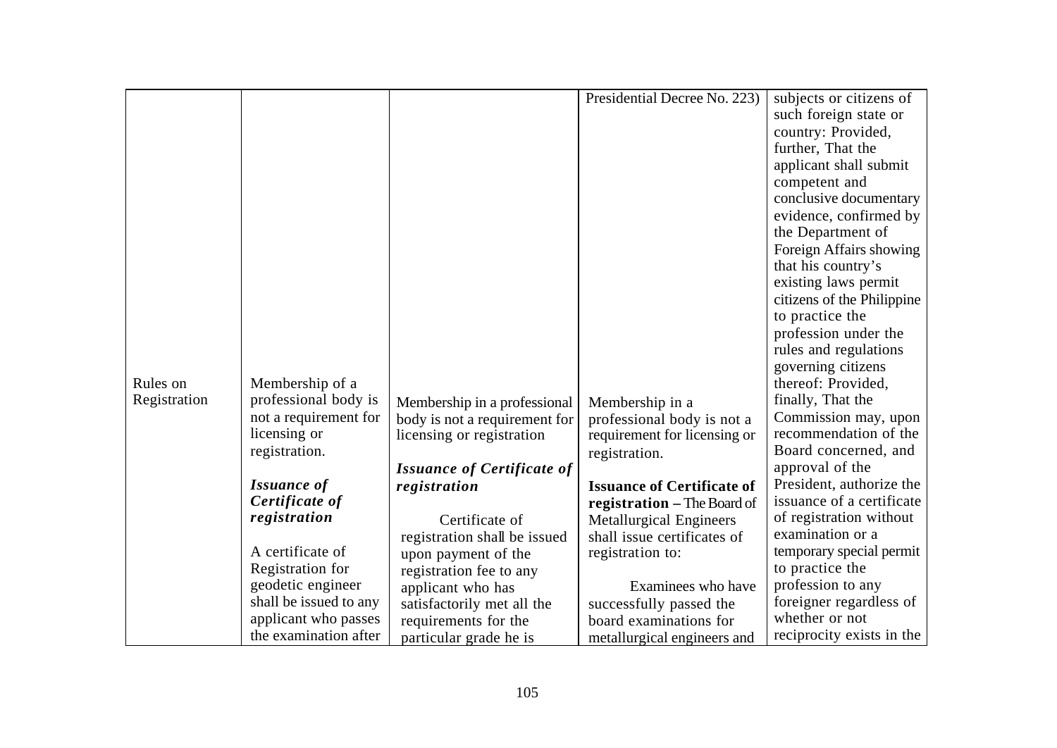| | | | | |
|---|---|---|---|---|
| | | | Presidential Decree No. 223) | subjects or citizens of such foreign state or country: Provided, further, That the applicant shall submit competent and conclusive documentary evidence, confirmed by the Department of Foreign Affairs showing that his country's existing laws permit citizens of the Philippine to practice the profession under the rules and regulations governing citizens thereof: Provided, finally, That the Commission may, upon recommendation of the Board concerned, and approval of the President, authorize the issuance of a certificate of registration without examination or a temporary special permit to practice the profession to any foreigner regardless of whether or not reciprocity exists in the |
| Rules on Registration | Membership of a professional body is not a requirement for licensing or registration.<br><br>***Issuance of Certificate of registration***<br><br>A certificate of Registration for geodetic engineer shall be issued to any applicant who passes the examination after | Membership in a professional body is not a requirement for licensing or registration<br><br>***Issuance of Certificate of registration***<br><br>Certificate of registration shall be issued upon payment of the registration fee to any applicant who has satisfactorily met all the requirements for the particular grade he is | Membership in a professional body is not a requirement for licensing or registration.<br><br>**Issuance of Certificate of registration –** The Board of Metallurgical Engineers shall issue certificates of registration to:<br><br>Examinees who have successfully passed the board examinations for metallurgical engineers and | |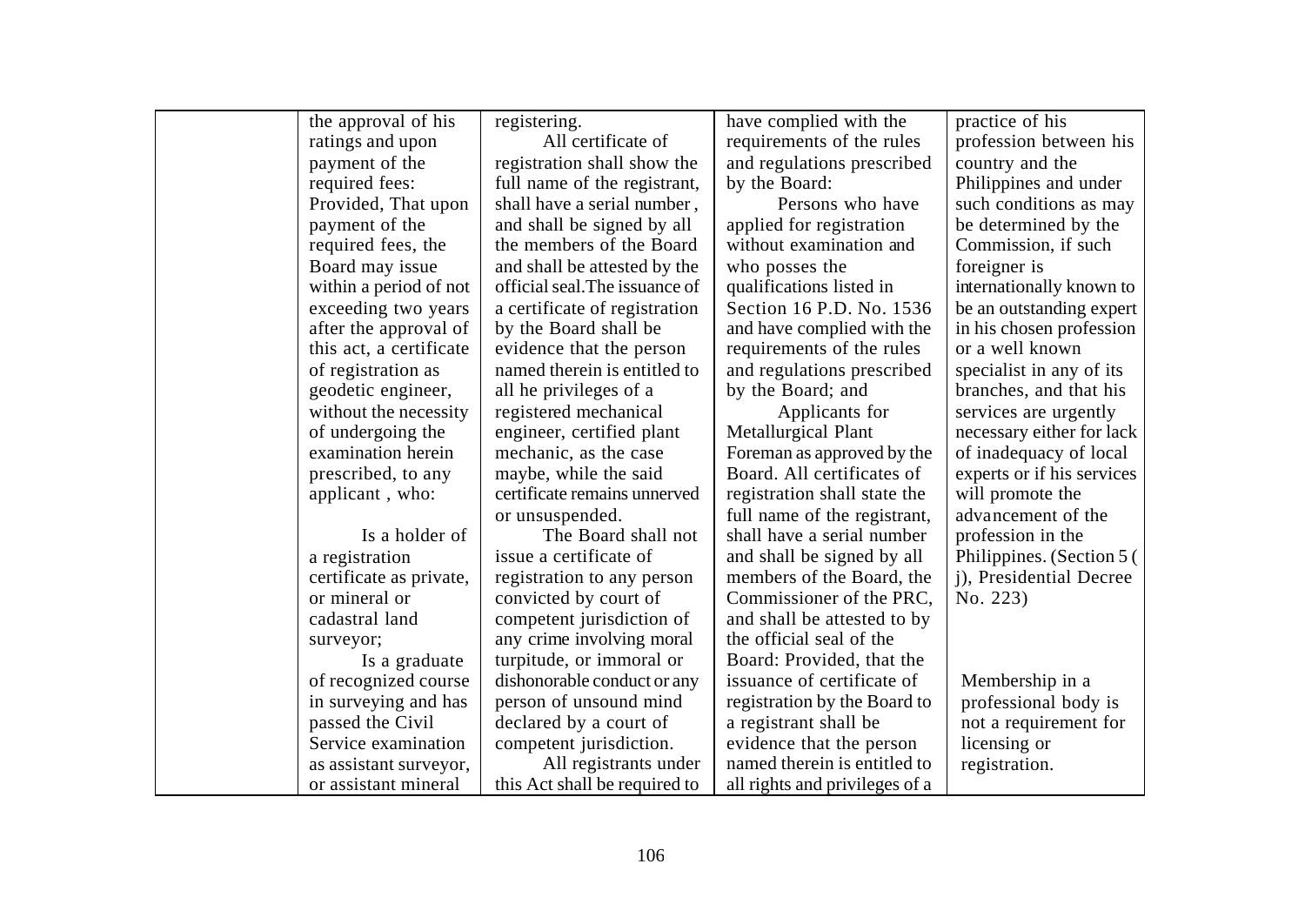| | | | | |
|---|---|---|---|---|
| | the approval of his ratings and upon payment of the required fees: Provided, That upon payment of the required fees, the Board may issue within a period of not exceeding two years after the approval of this act, a certificate of registration as geodetic engineer, without the necessity of undergoing the examination herein prescribed, to any applicant , who:<br><br>Is a holder of a registration certificate as private, or mineral or cadastral land surveyor;<br>Is a graduate of recognized course in surveying and has passed the Civil Service examination as assistant surveyor, or assistant mineral | registering.<br>All certificate of registration shall show the full name of the registrant, shall have a serial number , and shall be signed by all the members of the Board and shall be attested by the official seal.The issuance of a certificate of registration by the Board shall be evidence that the person named therein is entitled to all he privileges of a registered mechanical engineer, certified plant mechanic, as the case maybe, while the said certificate remains unnerved or unsuspended.<br>The Board shall not issue a certificate of registration to any person convicted by court of competent jurisdiction of any crime involving moral turpitude, or immoral or dishonorable conduct or any person of unsound mind declared by a court of competent jurisdiction.<br>All registrants under this Act shall be required to | have complied with the requirements of the rules and regulations prescribed by the Board:<br>Persons who have applied for registration without examination and who posses the qualifications listed in Section 16 P.D. No. 1536 and have complied with the requirements of the rules and regulations prescribed by the Board; and<br>Applicants for Metallurgical Plant Foreman as approved by the Board. All certificates of registration shall state the full name of the registrant, shall have a serial number and shall be signed by all members of the Board, the Commissioner of the PRC, and shall be attested to by the official seal of the Board: Provided, that the issuance of certificate of registration by the Board to a registrant shall be evidence that the person named therein is entitled to all rights and privileges of a | practice of his profession between his country and the Philippines and under such conditions as may be determined by the Commission, if such foreigner is internationally known to be an outstanding expert in his chosen profession or a well known specialist in any of its branches, and that his services are urgently necessary either for lack of inadequacy of local experts or if his services will promote the advancement of the profession in the Philippines. (Section 5 ( j), Presidential Decree No. 223)<br><br>Membership in a professional body is not a requirement for licensing or registration. |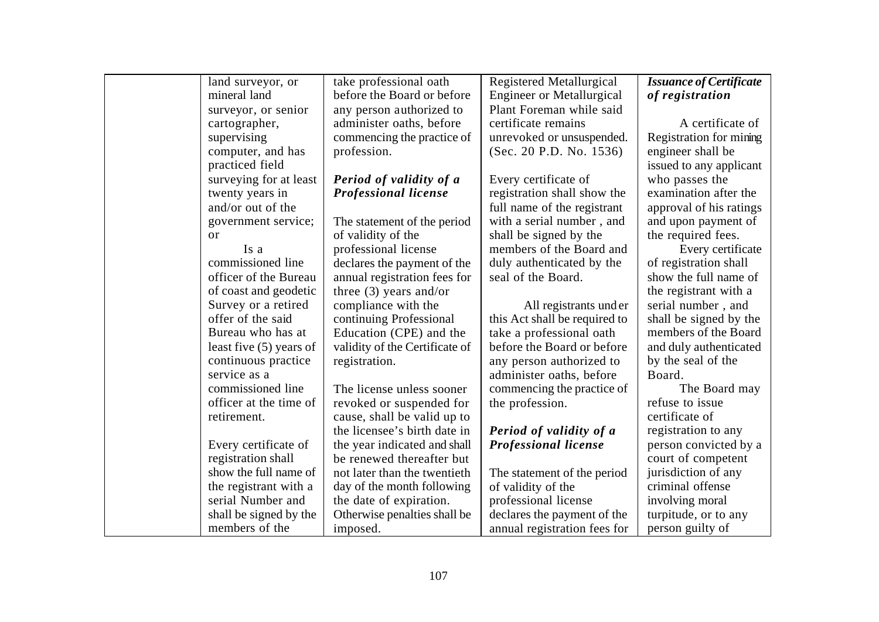| | | | | |
|---|---|---|---|---|
| | land surveyor, or mineral land surveyor, or senior cartographer, supervising computer, and has practiced field surveying for at least twenty years in and/or out of the government service; or<br><br>Is a commissioned line officer of the Bureau of coast and geodetic Survey or a retired offer of the said Bureau who has at least five (5) years of continuous practice service as a commissioned line officer at the time of retirement.<br><br>Every certificate of registration shall show the full name of the registrant with a serial Number and shall be signed by the members of the | take professional oath before the Board or before any person authorized to administer oaths, before commencing the practice of profession.<br><br>***Period of validity of a Professional license***<br><br>The statement of the period of validity of the professional license declares the payment of the annual registration fees for three (3) years and/or compliance with the continuing Professional Education (CPE) and the validity of the Certificate of registration.<br><br>The license unless sooner revoked or suspended for cause, shall be valid up to the licensee's birth date in the year indicated and shall be renewed thereafter but not later than the twentieth day of the month following the date of expiration. Otherwise penalties shall be imposed. | Registered Metallurgical Engineer or Metallurgical Plant Foreman while said certificate remains unrevoked or unsuspended. (Sec. 20 P.D. No. 1536)<br><br>Every certificate of registration shall show the full name of the registrant with a serial number , and shall be signed by the members of the Board and duly authenticated by the seal of the Board.<br><br>All registrants under this Act shall be required to take a professional oath before the Board or before any person authorized to administer oaths, before commencing the practice of the profession.<br><br>***Period of validity of a Professional license***<br><br>The statement of the period of validity of the professional license declares the payment of the annual registration fees for | ***Issuance of Certificate of registration***<br><br>A certificate of Registration for mining engineer shall be issued to any applicant who passes the examination after the approval of his ratings and upon payment of the required fees.<br><br>Every certificate of registration shall show the full name of the registrant with a serial number , and shall be signed by the members of the Board and duly authenticated by the seal of the Board.<br><br>The Board may refuse to issue certificate of registration to any person convicted by a court of competent jurisdiction of any criminal offense involving moral turpitude, or to any person guilty of |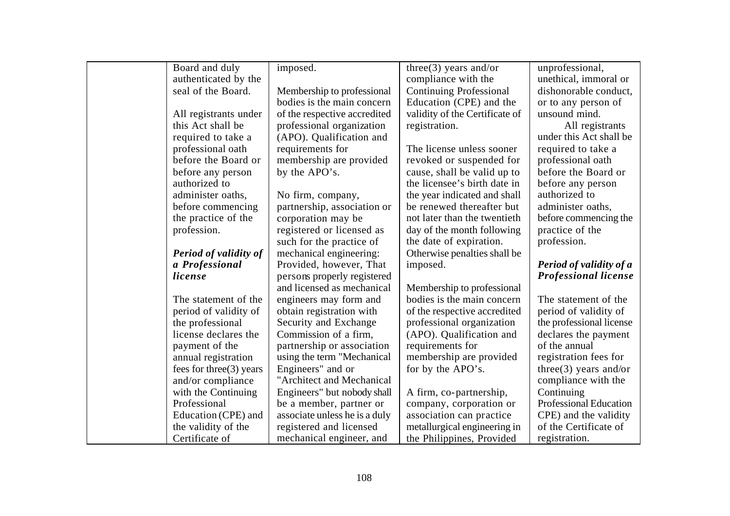| | | | | |
|---|---|---|---|---|
| | Board and duly authenticated by the seal of the Board.<br><br>All registrants under this Act shall be required to take a professional oath before the Board or before any person authorized to administer oaths, before commencing the practice of the profession.<br><br>***Period of validity of a Professional license***<br><br>The statement of the period of validity of the professional license declares the payment of the annual registration fees for three(3) years and/or compliance with the Continuing Professional Education (CPE) and the validity of the Certificate of | imposed.<br><br>Membership to professional bodies is the main concern of the respective accredited professional organization (APO). Qualification and requirements for membership are provided by the APO's.<br><br>No firm, company, partnership, association or corporation may be registered or licensed as such for the practice of mechanical engineering: Provided, however, That persons properly registered and licensed as mechanical engineers may form and obtain registration with Security and Exchange Commission of a firm, partnership or association using the term "Mechanical Engineers" and or "Architect and Mechanical Engineers" but nobody shall be a member, partner or associate unless he is a duly registered and licensed mechanical engineer, and | three(3) years and/or compliance with the Continuing Professional Education (CPE) and the validity of the Certificate of registration.<br><br>The license unless sooner revoked or suspended for cause, shall be valid up to the licensee's birth date in the year indicated and shall be renewed thereafter but not later than the twentieth day of the month following the date of expiration. Otherwise penalties shall be imposed.<br><br>Membership to professional bodies is the main concern of the respective accredited professional organization (APO). Qualification and requirements for membership are provided for by the APO's.<br><br>A firm, co-partnership, company, corporation or association can practice metallurgical engineering in the Philippines, Provided | unprofessional, unethical, immoral or dishonorable conduct, or to any person of unsound mind.<br><br>All registrants under this Act shall be required to take a professional oath before the Board or before any person authorized to administer oaths, before commencing the practice of the profession.<br><br>***Period of validity of a Professional license***<br><br>The statement of the period of validity of the professional license declares the payment of the annual registration fees for three(3) years and/or compliance with the Continuing Professional Education CPE) and the validity of the Certificate of registration. |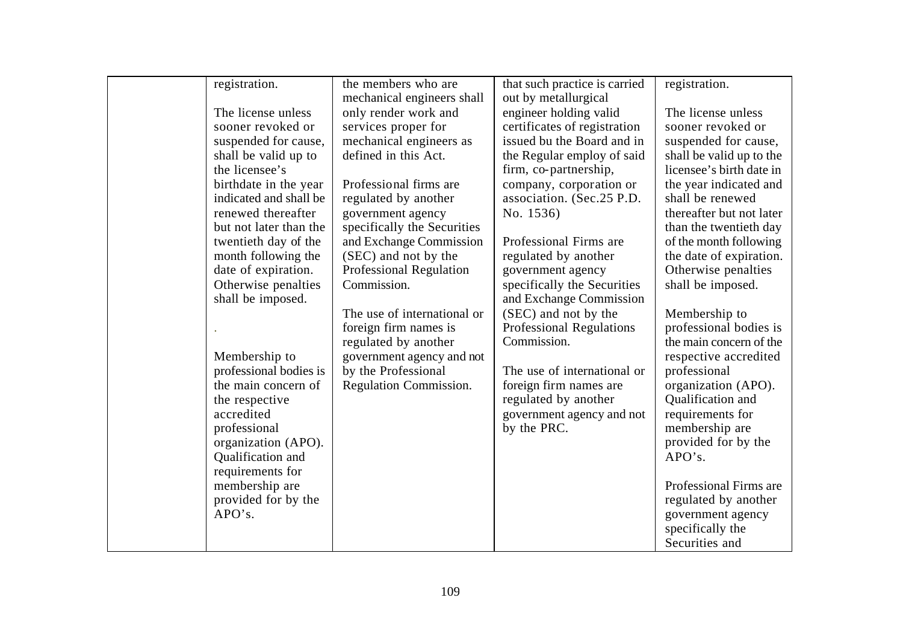| | | | | |
|---|---|---|---|---|
| | registration.<br><br>The license unless sooner revoked or suspended for cause, shall be valid up to the licensee's birthdate in the year indicated and shall be renewed thereafter but not later than the twentieth day of the month following the date of expiration. Otherwise penalties shall be imposed.<br><br>.<br><br>Membership to professional bodies is the main concern of the respective accredited professional organization (APO). Qualification and requirements for membership are provided for by the APO's. | the members who are mechanical engineers shall only render work and services proper for mechanical engineers as defined in this Act.<br><br>Professional firms are regulated by another government agency specifically the Securities and Exchange Commission (SEC) and not by the Professional Regulation Commission.<br><br>The use of international or foreign firm names is regulated by another government agency and not by the Professional Regulation Commission. | that such practice is carried out by metallurgical engineer holding valid certificates of registration issued bu the Board and in the Regular employ of said firm, co-partnership, company, corporation or association. (Sec.25 P.D. No. 1536)<br><br>Professional Firms are regulated by another government agency specifically the Securities and Exchange Commission (SEC) and not by the Professional Regulations Commission.<br><br>The use of international or foreign firm names are regulated by another government agency and not by the PRC. | registration.<br><br>The license unless sooner revoked or suspended for cause, shall be valid up to the licensee's birth date in the year indicated and shall be renewed thereafter but not later than the twentieth day of the month following the date of expiration. Otherwise penalties shall be imposed.<br><br>Membership to professional bodies is the main concern of the respective accredited professional organization (APO). Qualification and requirements for membership are provided for by the APO's.<br><br>Professional Firms are regulated by another government agency specifically the Securities and |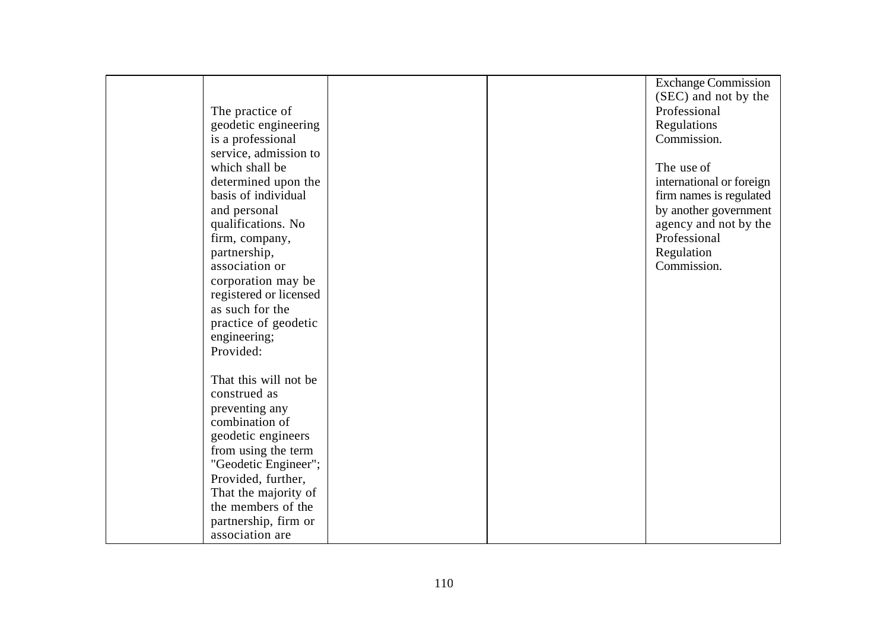|  |  |  |  |  |
|---|---|---|---|---|
|  | The practice of geodetic engineering is a professional service, admission to which shall be determined upon the basis of individual and personal qualifications. No firm, company, partnership, association or corporation may be registered or licensed as such for the practice of geodetic engineering; Provided:<br><br>That this will not be construed as preventing any combination of geodetic engineers from using the term "Geodetic Engineer"; Provided, further, That the majority of the members of the partnership, firm or association are |  |  | Exchange Commission (SEC) and not by the Professional Regulations Commission.<br><br>The use of international or foreign firm names is regulated by another government agency and not by the Professional Regulation Commission. |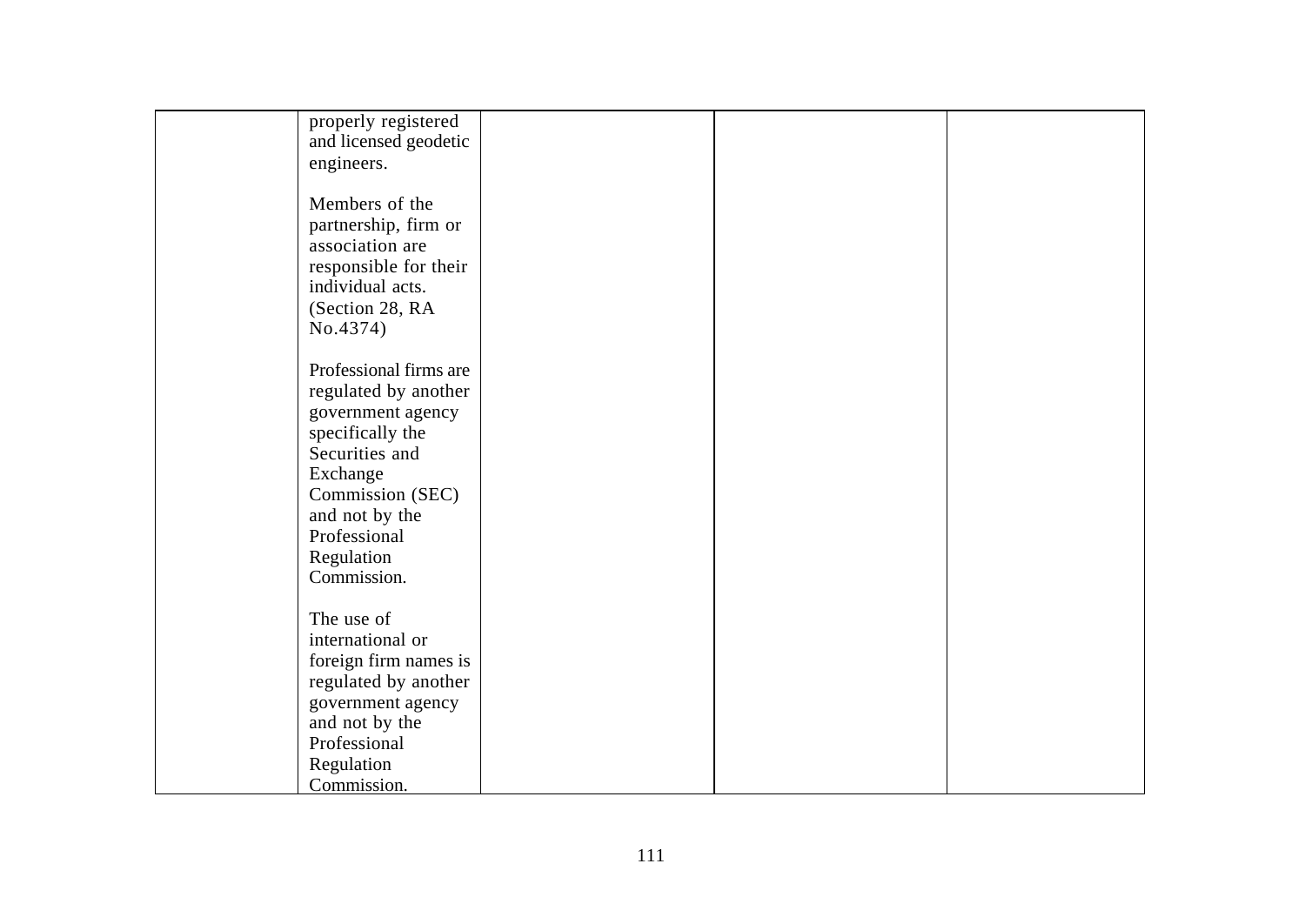| | | | | |
|---|---|---|---|---|
| | properly registered and licensed geodetic engineers.<br><br>Members of the partnership, firm or association are responsible for their individual acts. (Section 28, RA No.4374)<br><br>Professional firms are regulated by another government agency specifically the Securities and Exchange Commission (SEC) and not by the Professional Regulation Commission.<br><br>The use of international or foreign firm names is regulated by another government agency and not by the Professional Regulation Commission. | | | |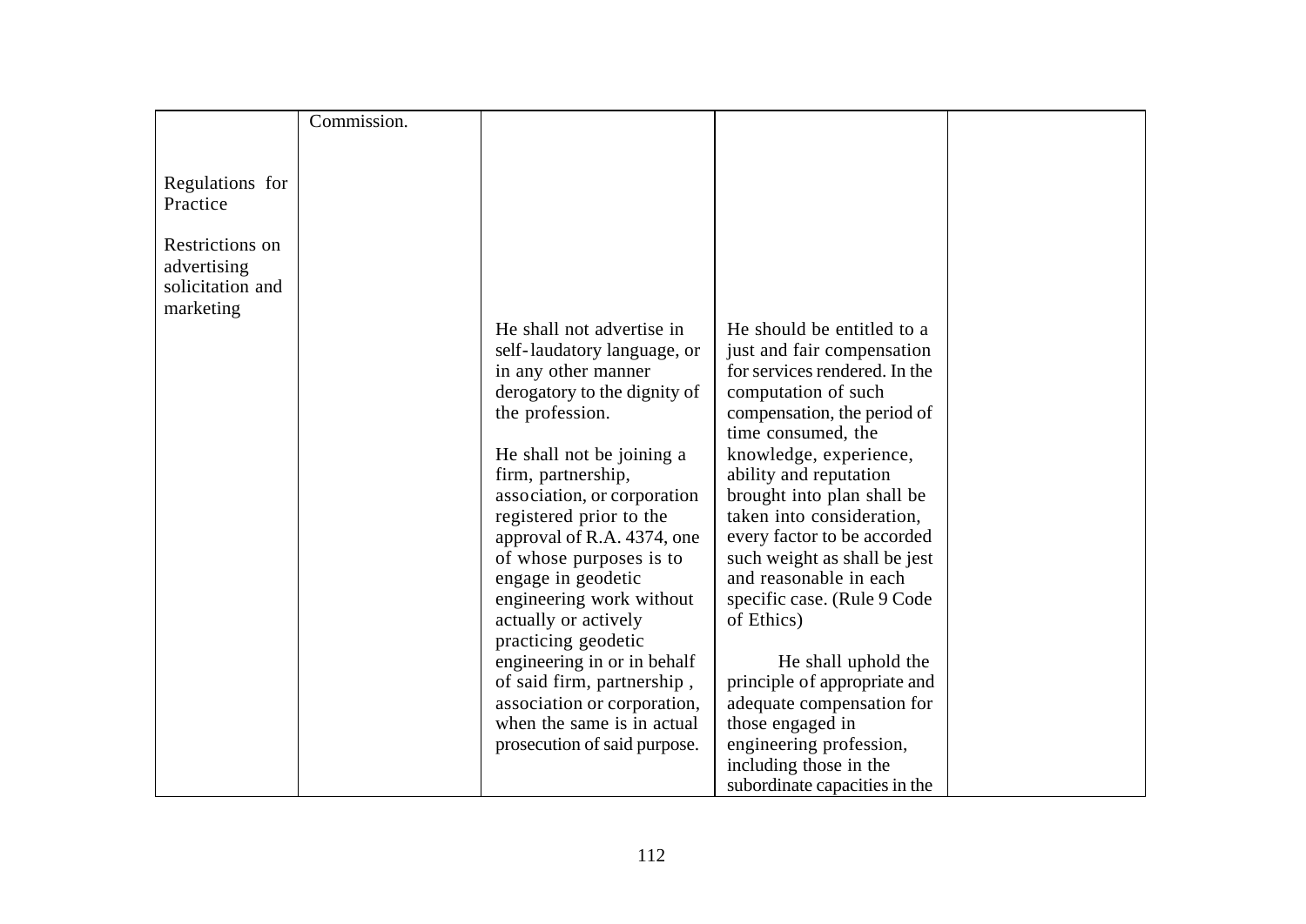| | | | | |
|---|---|---|---|---|
| | Commission. | | | |
| Regulations for Practice<br><br>Restrictions on advertising solicitation and marketing | | He shall not advertise in self-laudatory language, or in any other manner derogatory to the dignity of the profession.<br><br>He shall not be joining a firm, partnership, association, or corporation registered prior to the approval of R.A. 4374, one of whose purposes is to engage in geodetic engineering work without actually or actively practicing geodetic engineering in or in behalf of said firm, partnership , association or corporation, when the same is in actual prosecution of said purpose. | He should be entitled to a just and fair compensation for services rendered. In the computation of such compensation, the period of time consumed, the knowledge, experience, ability and reputation brought into plan shall be taken into consideration, every factor to be accorded such weight as shall be jest and reasonable in each specific case. (Rule 9 Code of Ethics)<br><br>He shall uphold the principle of appropriate and adequate compensation for those engaged in engineering profession, including those in the subordinate capacities in the | |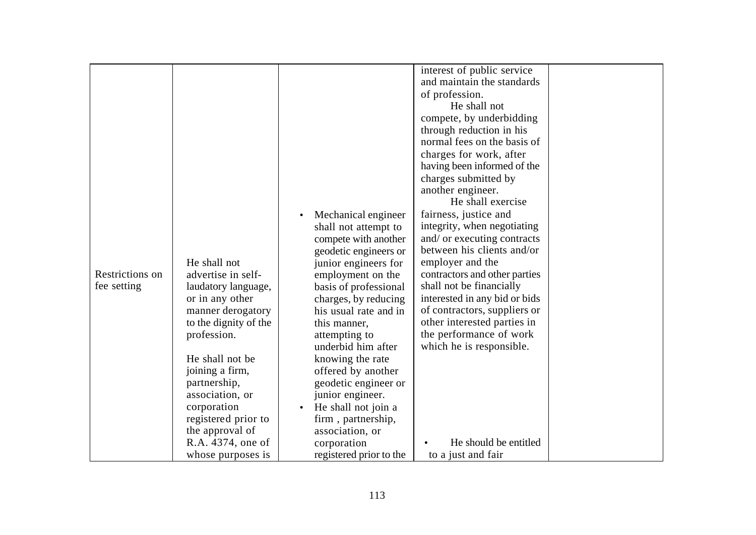| | | | | |
|---|---|---|---|---|
| Restrictions on fee setting | He shall not advertise in self-laudatory language, or in any other manner derogatory to the dignity of the profession.<br><br>He shall not be joining a firm, partnership, association, or corporation registered prior to the approval of R.A. 4374, one of whose purposes is | • Mechanical engineer shall not attempt to compete with another geodetic engineers or junior engineers for employment on the basis of professional charges, by reducing his usual rate and in this manner, attempting to underbid him after knowing the rate offered by another geodetic engineer or junior engineer.<br>• He shall not join a firm , partnership, association, or corporation registered prior to the | interest of public service and maintain the standards of profession.<br>He shall not compete, by underbidding through reduction in his normal fees on the basis of charges for work, after having been informed of the charges submitted by another engineer.<br>He shall exercise fairness, justice and integrity, when negotiating and/ or executing contracts between his clients and/or employer and the contractors and other parties shall not be financially interested in any bid or bids of contractors, suppliers or other interested parties in the performance of work which he is responsible.<br><br>• He should be entitled to a just and fair | |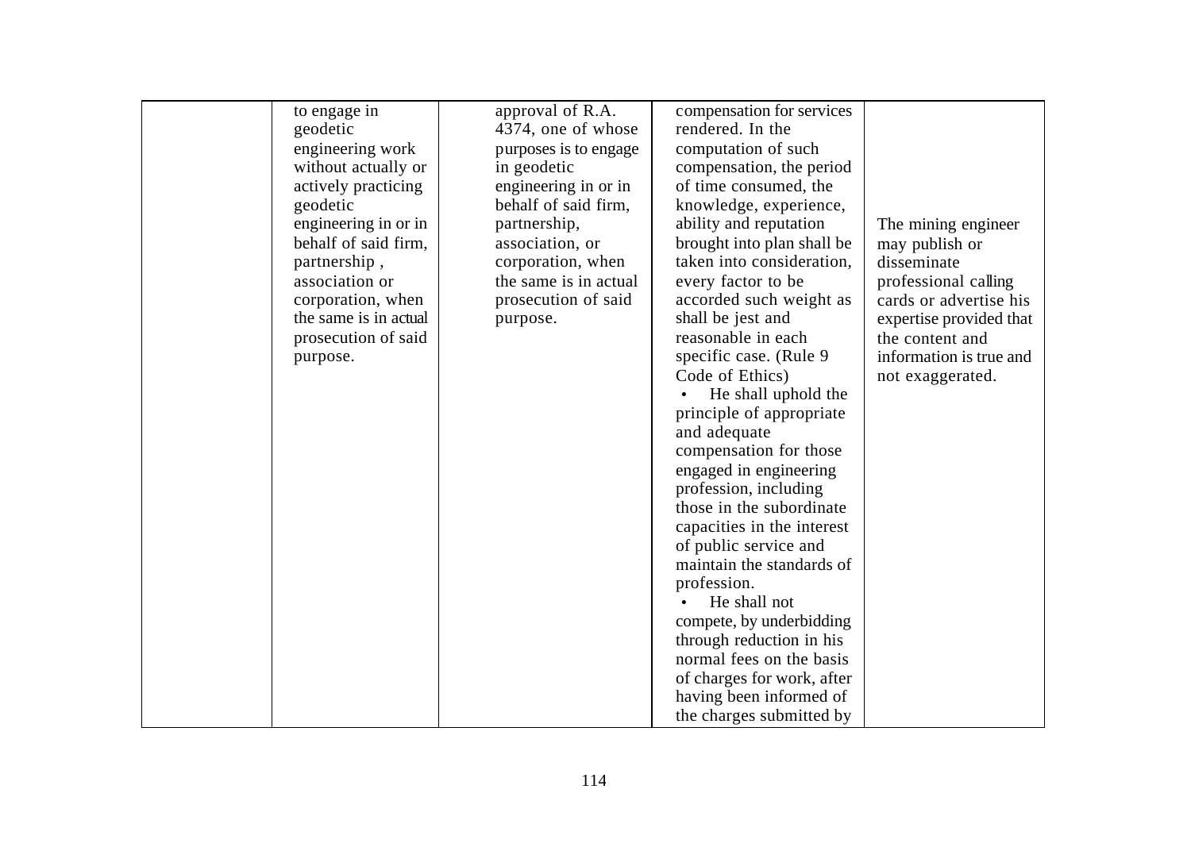|  | to engage in geodetic engineering work without actually or actively practicing geodetic engineering in or in behalf of said firm, partnership , association or corporation, when the same is in actual prosecution of said purpose. | approval of R.A. 4374, one of whose purposes is to engage in geodetic engineering in or in behalf of said firm, partnership, association, or corporation, when the same is in actual prosecution of said purpose. | compensation for services rendered. In the computation of such compensation, the period of time consumed, the knowledge, experience, ability and reputation brought into plan shall be taken into consideration, every factor to be accorded such weight as shall be jest and reasonable in each specific case. (Rule 9 Code of Ethics)<br>• He shall uphold the principle of appropriate and adequate compensation for those engaged in engineering profession, including those in the subordinate capacities in the interest of public service and maintain the standards of profession.<br>• He shall not compete, by underbidding through reduction in his normal fees on the basis of charges for work, after having been informed of the charges submitted by | The mining engineer may publish or disseminate professional calling cards or advertise his expertise provided that the content and information is true and not exaggerated. |
|---|---|---|---|---|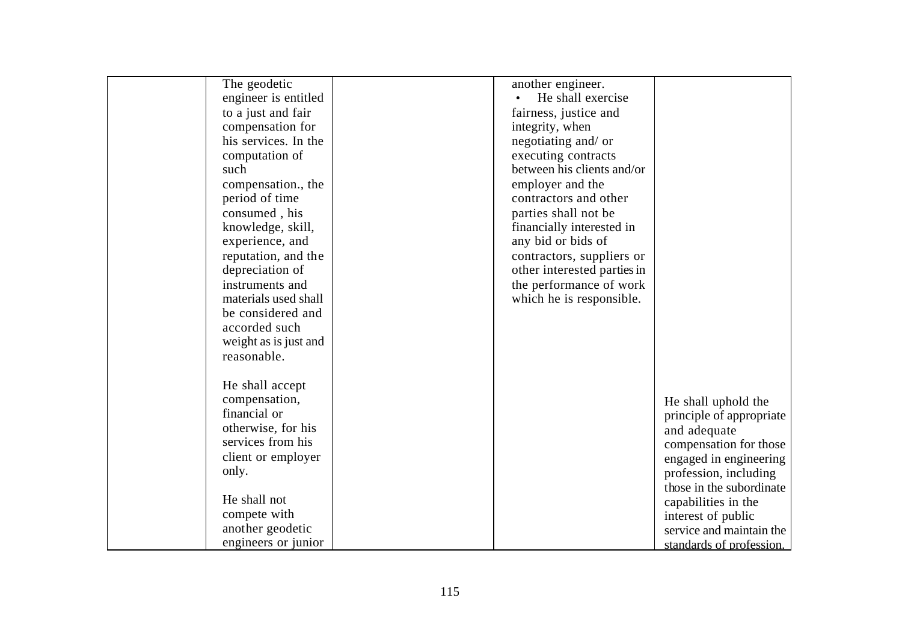| | | | | |
|---|---|---|---|---|
| | The geodetic engineer is entitled to a just and fair compensation for his services. In the computation of such compensation., the period of time consumed , his knowledge, skill, experience, and reputation, and the depreciation of instruments and materials used shall be considered and accorded such weight as is just and reasonable.<br><br>He shall accept compensation, financial or otherwise, for his services from his client or employer only.<br><br>He shall not compete with another geodetic engineers or junior | | another engineer.<br>• He shall exercise fairness, justice and integrity, when negotiating and/ or executing contracts between his clients and/or employer and the contractors and other parties shall not be financially interested in any bid or bids of contractors, suppliers or other interested parties in the performance of work which he is responsible. | He shall uphold the principle of appropriate and adequate compensation for those engaged in engineering profession, including those in the subordinate capabilities in the interest of public service and maintain the standards of profession. |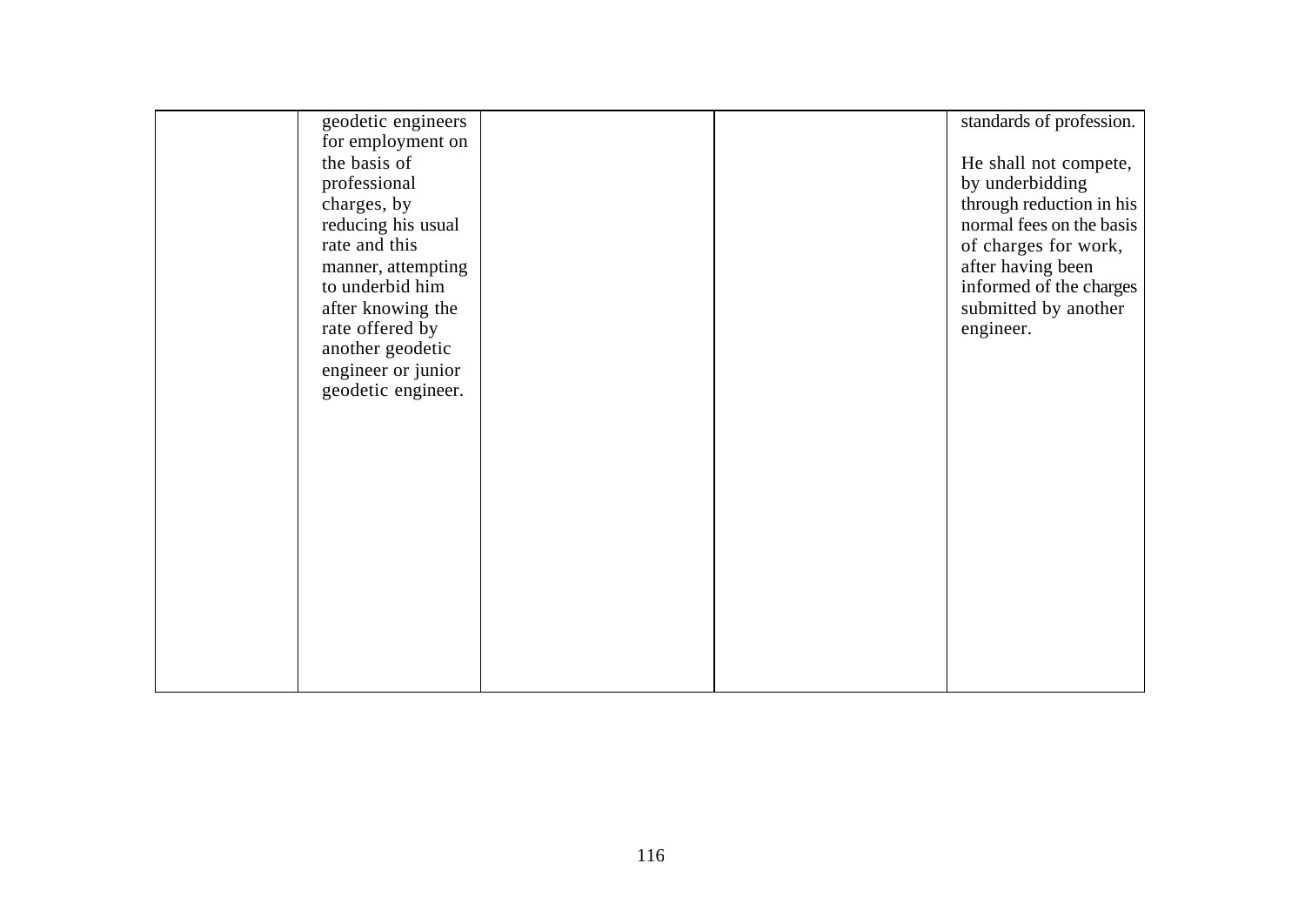| | | | | |
|---|---|---|---|---|
| | geodetic engineers for employment on the basis of professional charges, by reducing his usual rate and this manner, attempting to underbid him after knowing the rate offered by another geodetic engineer or junior geodetic engineer. | | | standards of profession.<br><br>He shall not compete, by underbidding through reduction in his normal fees on the basis of charges for work, after having been informed of the charges submitted by another engineer. |